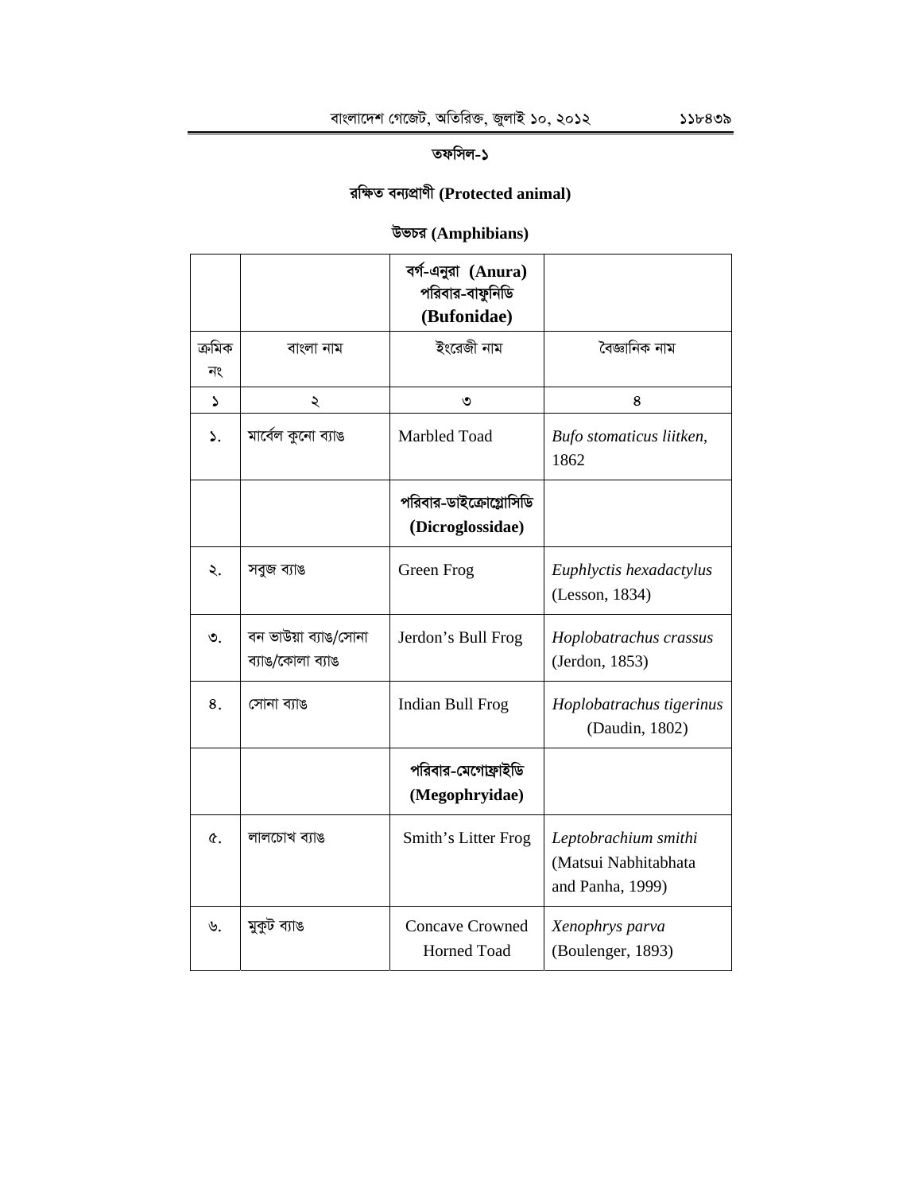## তফসিল-১

## রক্ষিত বন্যপ্রাণী (Protected animal)

### উভচর (Amphibians)

| | | বর্গ-এনুরা (Anura) পরিবার-বাফুনিডি (Bufonidae) | |
|---|---|---|---|
| ক্রমিক নং | বাংলা নাম | ইংরেজী নাম | বৈজ্ঞানিক নাম |
| ১ | ২ | ৩ | ৪ |
| ১. | মার্বেল কুনো ব্যাঙ | Marbled Toad | *Bufo stomaticus liitken*, 1862 |
| | | **পরিবার-ডাইক্রোগ্লোসিডি (Dicroglossidae)** | |
| ২. | সবুজ ব্যাঙ | Green Frog | *Euphlyctis hexadactylus* (Lesson, 1834) |
| ৩. | বন ভাউয়া ব্যাঙ/সোনা ব্যাঙ/কোলা ব্যাঙ | Jerdon's Bull Frog | *Hoplobatrachus crassus* (Jerdon, 1853) |
| ৪. | সোনা ব্যাঙ | Indian Bull Frog | *Hoplobatrachus tigerinus* (Daudin, 1802) |
| | | **পরিবার-মেগোফ্রাইডি (Megophryidae)** | |
| ৫. | লালচোখ ব্যাঙ | Smith's Litter Frog | *Leptobrachium smithi* (Matsui Nabhitabhata and Panha, 1999) |
| ৬. | মুকুট ব্যাঙ | Concave Crowned Horned Toad | *Xenophrys parva* (Boulenger, 1893) |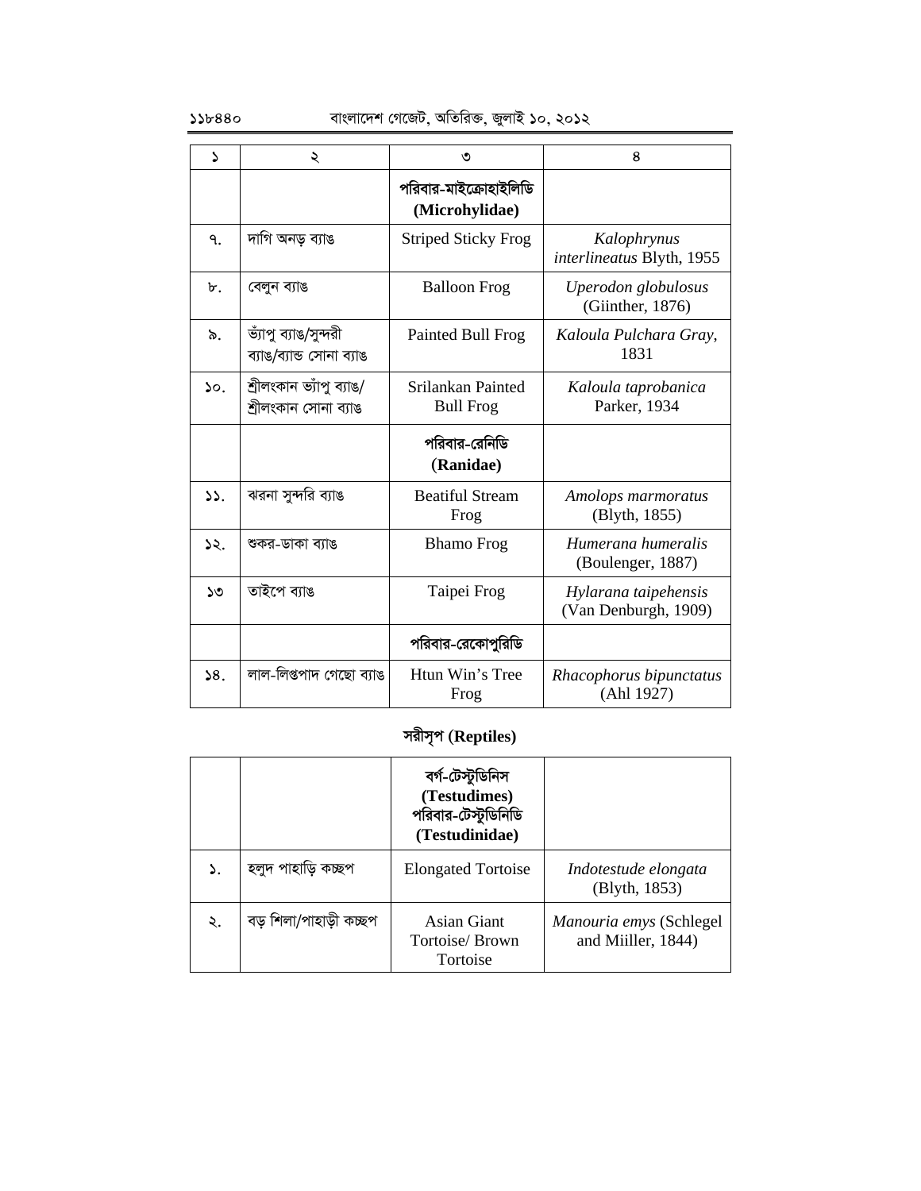| ১ | ২ | ৩ | ৪ |
|---|---|---|---|
| | | **পরিবার-মাইক্রোহাইলিডি (Microhylidae)** | |
| ৭. | দাগি অনড় ব্যাঙ | Striped Sticky Frog | *Kalophrynus interlineatus* Blyth, 1955 |
| ৮. | বেলুন ব্যাঙ | Balloon Frog | *Uperodon globulosus* (Giinther, 1876) |
| ৯. | ভ্যাঁপু ব্যাঙ/সুন্দরী ব্যাঙ/ব্যান্ড সোনা ব্যাঙ | Painted Bull Frog | *Kaloula Pulchara Gray*, 1831 |
| ১০. | শ্রীলংকান ভ্যাঁপু ব্যাঙ/ শ্রীলংকান সোনা ব্যাঙ | Srilankan Painted Bull Frog | *Kaloula taprobanica* Parker, 1934 |
| | | **পরিবার-রেনিডি (Ranidae)** | |
| ১১. | ঝরনা সুন্দরি ব্যাঙ | Beatiful Stream Frog | *Amolops marmoratus* (Blyth, 1855) |
| ১২. | শুকর-ডাকা ব্যাঙ | Bhamo Frog | *Humerana humeralis* (Boulenger, 1887) |
| ১৩ | তাইপে ব্যাঙ | Taipei Frog | *Hylarana taipehensis* (Van Denburgh, 1909) |
| | | **পরিবার-রেকোপুরিডি** | |
| ১৪. | লাল-লিপ্তপাদ গেছো ব্যাঙ | Htun Win's Tree Frog | *Rhacophorus bipunctatus* (Ahl 1927) |

## সরীসৃপ (Reptiles)

| | | | |
|---|---|---|---|
| | | **বর্গ-টেস্টুডিনিস (Testudimes) পরিবার-টেস্টুডিনিডি (Testudinidae)** | |
| ১. | হলুদ পাহাড়ি কচ্ছপ | Elongated Tortoise | *Indotestude elongata* (Blyth, 1853) |
| ২. | বড় শিলা/পাহাড়ী কচ্ছপ | Asian Giant Tortoise/ Brown Tortoise | *Manouria emys* (Schlegel and Miiller, 1844) |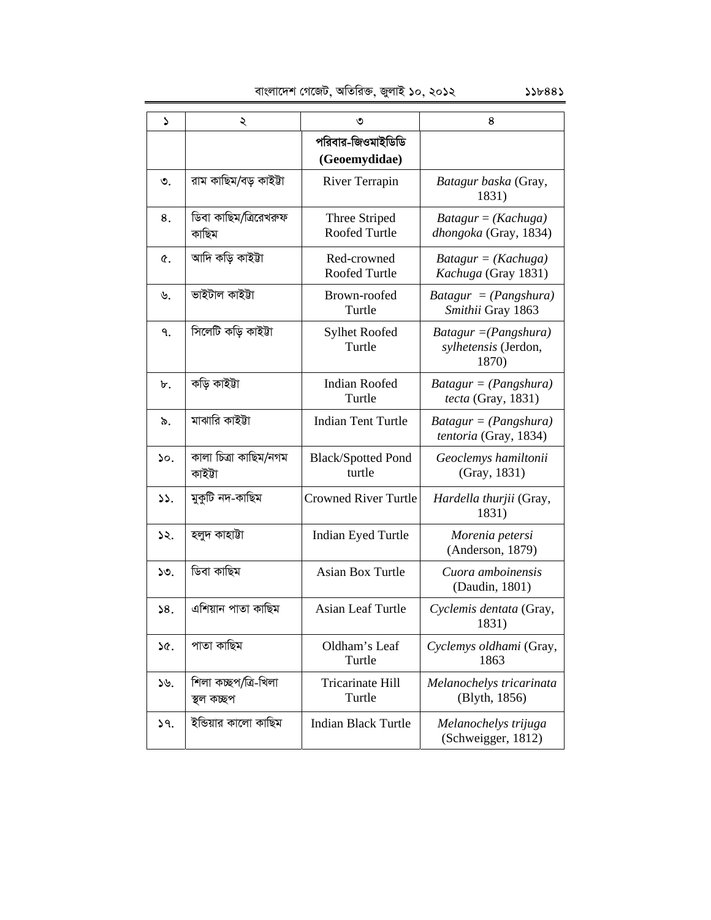| ১ | ২ | ৩ | ৪ |
|---|---|---|---|
| | | **পরিবার-জিওমাইডিডি (Geoemydidae)** | |
| ৩. | রাম কাছিম/বড় কাইট্টা | River Terrapin | *Batagur baska* (Gray, 1831) |
| ৪. | ডিবা কাছিম/ত্রিরেখরুফ কাছিম | Three Striped Roofed Turtle | *Batagur = (Kachuga) dhongoka* (Gray, 1834) |
| ৫. | আদি কড়ি কাইটা | Red-crowned Roofed Turtle | *Batagur = (Kachuga) Kachuga* (Gray 1831) |
| ৬. | ভাইটাল কাইট্টা | Brown-roofed Turtle | *Batagur = (Pangshura) Smithii* Gray 1863 |
| ৭. | সিলেটি কড়ি কাইট্টা | Sylhet Roofed Turtle | *Batagur =(Pangshura) sylhetensis* (Jerdon, 1870) |
| ৮. | কড়ি কাইট্টা | Indian Roofed Turtle | *Batagur = (Pangshura) tecta* (Gray, 1831) |
| ৯. | মাঝারি কাইট্টা | Indian Tent Turtle | *Batagur = (Pangshura) tentoria* (Gray, 1834) |
| ১০. | কালা চিত্রা কাছিম/নগম কাইট্টা | Black/Spotted Pond turtle | *Geoclemys hamiltonii* (Gray, 1831) |
| ১১. | মুকুটি নদ-কাছিম | Crowned River Turtle | *Hardella thurjii* (Gray, 1831) |
| ১২. | হলুদ কাহাট্টা | Indian Eyed Turtle | *Morenia petersi* (Anderson, 1879) |
| ১৩. | ডিবা কাছিম | Asian Box Turtle | *Cuora amboinensis* (Daudin, 1801) |
| ১৪. | এশিয়ান পাতা কাছিম | Asian Leaf Turtle | *Cyclemis dentata* (Gray, 1831) |
| ১৫. | পাতা কাছিম | Oldham's Leaf Turtle | *Cyclemys oldhami* (Gray, 1863 |
| ১৬. | শিলা কচ্ছপ/ত্রি-খিলা স্থল কচ্ছপ | Tricarinate Hill Turtle | *Melanochelys tricarinata* (Blyth, 1856) |
| ১৭. | ইন্ডিয়ার কালো কাছিম | Indian Black Turtle | *Melanochelys trijuga* (Schweigger, 1812) |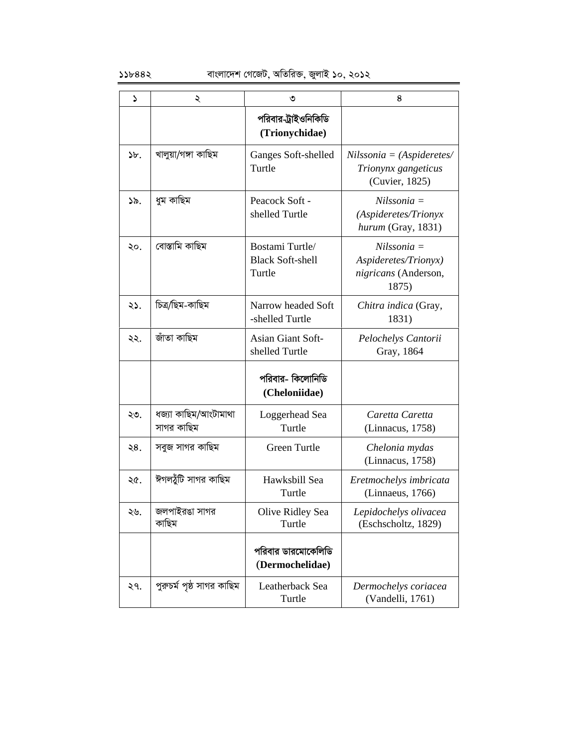| ১ | ২ | ৩ | ৪ |
|---|---|---|---|
| | | **পরিবার-ট্রাইওনিকিডি (Trionychidae)** | |
| ১৮. | খালুয়া/গঙ্গা কাছিম | Ganges Soft-shelled Turtle | *Nilssonia = (Aspideretes/ Trionynx gangeticus* (Cuvier, 1825) |
| ১৯. | ধুম কাছিম | Peacock Soft - shelled Turtle | *Nilssonia = (Aspideretes/Trionyx hurum* (Gray, 1831) |
| ২০. | বোস্তামি কাছিম | Bostami Turtle/ Black Soft-shell Turtle | *Nilssonia = Aspideretes/Trionyx) nigricans* (Anderson, 1875) |
| ২১. | চিত্র/ছিম-কাছিম | Narrow headed Soft -shelled Turtle | *Chitra indica* (Gray, 1831) |
| ২২. | জাঁতা কাছিম | Asian Giant Soft-shelled Turtle | *Pelochelys Cantorii* Gray, 1864 |
| | | **পরিবার- কিলোনিডি (Cheloniidae)** | |
| ২৩. | ধজ্যা কাছিম/আংটামাথা সাগর কাছিম | Loggerhead Sea Turtle | *Caretta Caretta* (Linnacus, 1758) |
| ২৪. | সবুজ সাগর কাছিম | Green Turtle | *Chelonia mydas* (Linnacus, 1758) |
| ২৫. | ঈগলঠুঁটি সাগর কাছিম | Hawksbill Sea Turtle | *Eretmochelys imbricata* (Linnaeus, 1766) |
| ২৬. | জলপাইরঙা সাগর কাছিম | Olive Ridley Sea Turtle | *Lepidochelys olivacea* (Eschscholtz, 1829) |
| | | **পরিবার ডারমোকেলিডি (Dermochelidae)** | |
| ২৭. | পুরুচর্ম পৃষ্ঠ সাগর কাছিম | Leatherback Sea Turtle | *Dermochelys coriacea* (Vandelli, 1761) |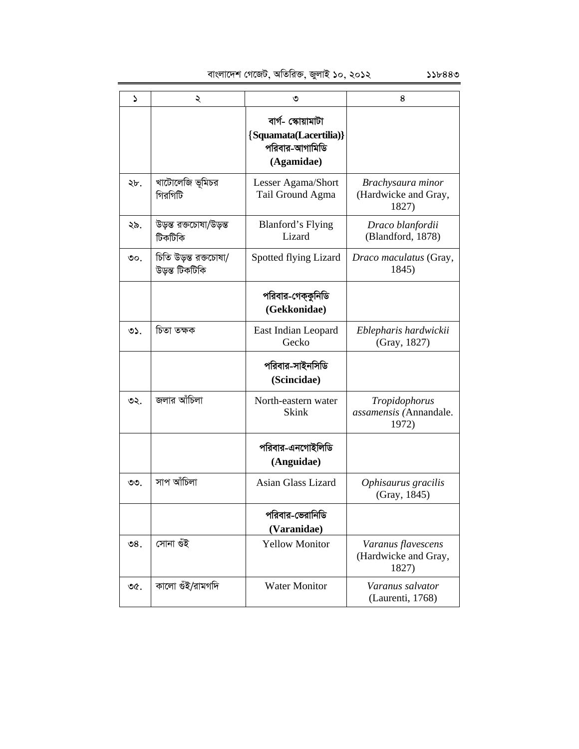| ১ | ২ | ৩ | ৪ |
|---|---|---|---|
| | | বার্গ- স্কোয়ামাটা {**Squamata(Lacertilia)**} পরিবার-আগামিডি **(Agamidae)** | |
| ২৮. | খাটোলেজি ভূমিচর গিরগিটি | Lesser Agama/Short Tail Ground Agma | *Brachysaura minor* (Hardwicke and Gray, 1827) |
| ২৯. | উড়ন্ত রক্তচোষা/উড়ন্ত টিকটিকি | Blanford's Flying Lizard | *Draco blanfordii* (Blandford, 1878) |
| ৩০. | চিতি উড়ন্ত রক্তচোষা/ উড়ন্ত টিকটিকি | Spotted flying Lizard | *Draco maculatus* (Gray, 1845) |
| | | পরিবার-গেক্কুনিডি **(Gekkonidae)** | |
| ৩১. | চিতা তক্ষক | East Indian Leopard Gecko | *Eblepharis hardwickii* (Gray, 1827) |
| | | পরিবার-সাইনসিডি **(Scincidae)** | |
| ৩২. | জলার আঁচিলা | North-eastern water Skink | *Tropidophorus assamensis (*Annandale. 1972) |
| | | পরিবার-এনগোইলিডি **(Anguidae)** | |
| ৩৩. | সাপ আঁচিলা | Asian Glass Lizard | *Ophisaurus gracilis* (Gray, 1845) |
| | | পরিবার-ভেরানিডি **(Varanidae)** | |
| ৩৪. | সোনা গুঁই | Yellow Monitor | *Varanus flavescens* (Hardwicke and Gray, 1827) |
| ৩৫. | কালো গুঁই/রামগদি | Water Monitor | *Varanus salvator* (Laurenti, 1768) |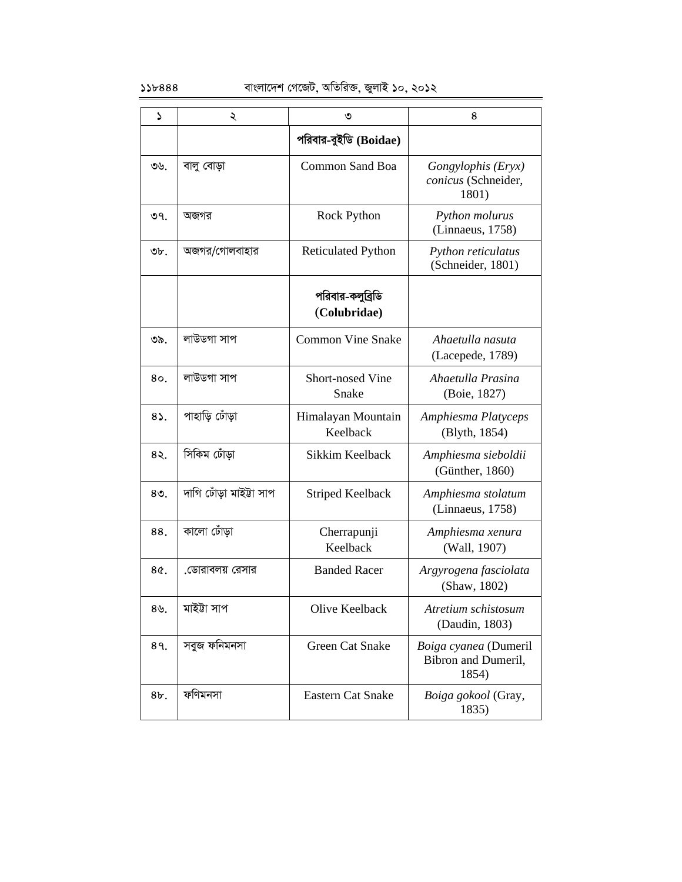| ১ | ২ | ৩ | ৪ |
|---|---|---|---|
| | | **পরিবার-বুইডি (Boidae)** | |
| ৩৬. | বালু বোড়া | Common Sand Boa | *Gongylophis (Eryx) conicus* (Schneider, 1801) |
| ৩৭. | অজগর | Rock Python | *Python molurus* (Linnaeus, 1758) |
| ৩৮. | অজগর/গোলবাহার | Reticulated Python | *Python reticulatus* (Schneider, 1801) |
| | | **পরিবার-কলুব্রিডি (Colubridae)** | |
| ৩৯. | লাউডগা সাপ | Common Vine Snake | *Ahaetulla nasuta* (Lacepede, 1789) |
| ৪০. | লাউডগা সাপ | Short-nosed Vine Snake | *Ahaetulla Prasina* (Boie, 1827) |
| ৪১. | পাহাড়ি ঢোঁড়া | Himalayan Mountain Keelback | *Amphiesma Platyceps* (Blyth, 1854) |
| ৪২. | সিকিম ঢোঁড়া | Sikkim Keelback | *Amphiesma sieboldii* (Günther, 1860) |
| ৪৩. | দাগি ঢোঁড়া মাইট্টা সাপ | Striped Keelback | *Amphiesma stolatum* (Linnaeus, 1758) |
| ৪৪. | কালো ঢোঁড়া | Cherrapunji Keelback | *Amphiesma xenura* (Wall, 1907) |
| ৪৫. | .ডোরাবলয় রেসার | Banded Racer | *Argyrogena fasciolata* (Shaw, 1802) |
| ৪৬. | মাইট্টা সাপ | Olive Keelback | *Atretium schistosum* (Daudin, 1803) |
| ৪৭. | সবুজ ফনিমনসা | Green Cat Snake | *Boiga cyanea* (Dumeril Bibron and Dumeril, 1854) |
| ৪৮. | ফণিমনসা | Eastern Cat Snake | *Boiga gokool* (Gray, 1835) |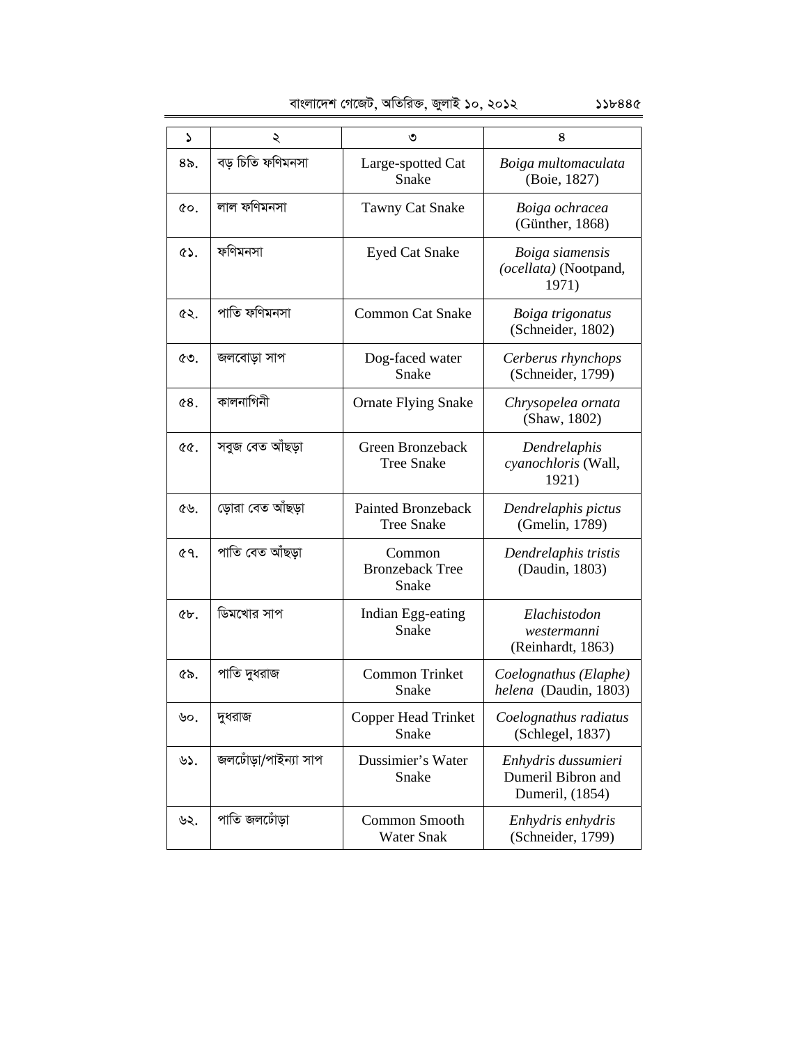| ১ | ২ | ৩ | ৪ |
|---|---|---|---|
| ৪৯. | বড় চিতি ফণিমনসা | Large-spotted Cat Snake | *Boiga multomaculata* (Boie, 1827) |
| ৫০. | লাল ফণিমনসা | Tawny Cat Snake | *Boiga ochracea* (Günther, 1868) |
| ৫১. | ফণিমনসা | Eyed Cat Snake | *Boiga siamensis (ocellata)* (Nootpand, 1971) |
| ৫২. | পাতি ফণিমনসা | Common Cat Snake | *Boiga trigonatus* (Schneider, 1802) |
| ৫৩. | জলবোড়া সাপ | Dog-faced water Snake | *Cerberus rhynchops* (Schneider, 1799) |
| ৫৪. | কালনাগিনী | Ornate Flying Snake | *Chrysopelea ornata* (Shaw, 1802) |
| ৫৫. | সবুজ বেত আঁছড়া | Green Bronzeback Tree Snake | *Dendrelaphis cyanochloris* (Wall, 1921) |
| ৫৬. | ড়োরা বেত আঁছড়া | Painted Bronzeback Tree Snake | *Dendrelaphis pictus* (Gmelin, 1789) |
| ৫৭. | পাতি বেত আঁছড়া | Common Bronzeback Tree Snake | *Dendrelaphis tristis* (Daudin, 1803) |
| ৫৮. | ডিমখোর সাপ | Indian Egg-eating Snake | *Elachistodon westermanni* (Reinhardt, 1863) |
| ৫৯. | পাতি দুধরাজ | Common Trinket Snake | *Coelognathus (Elaphe) helena* (Daudin, 1803) |
| ৬০. | দুধরাজ | Copper Head Trinket Snake | *Coelognathus radiatus* (Schlegel, 1837) |
| ৬১. | জলঢোঁড়া/পাইন্যা সাপ | Dussimier's Water Snake | *Enhydris dussumieri* Dumeril Bibron and Dumeril, (1854) |
| ৬২. | পাতি জলঢোঁড়া | Common Smooth Water Snak | *Enhydris enhydris* (Schneider, 1799) |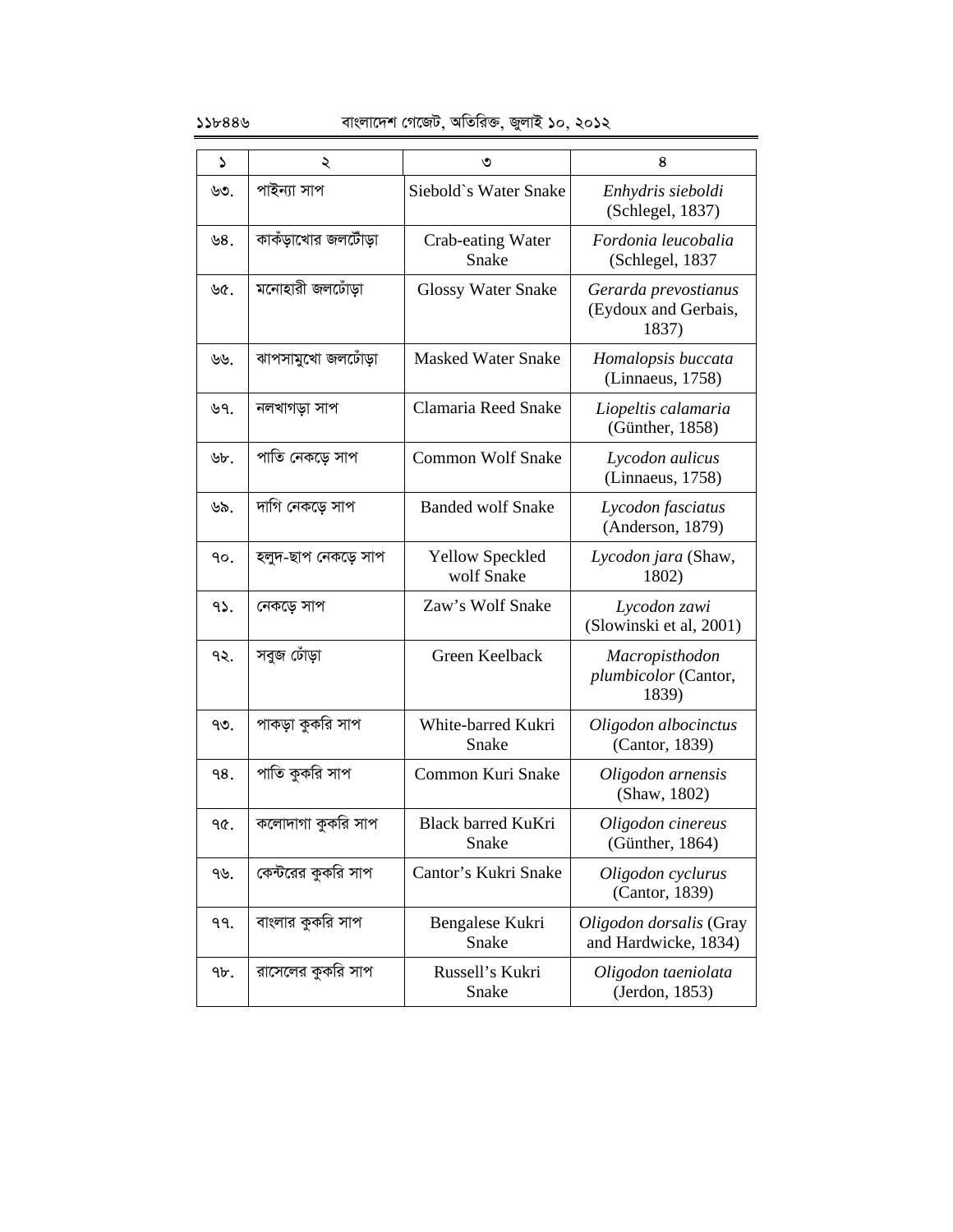| ১ | ২ | ৩ | ৪ |
|---|---|---|---|
| ৬৩. | পাইন্যা সাপ | Siebold`s Water Snake | *Enhydris sieboldi* (Schlegel, 1837) |
| ৬৪. | কাকঁড়াখোর জলঢোঁড়া | Crab-eating Water Snake | *Fordonia leucobalia* (Schlegel, 1837 |
| ৬৫. | মনোহারী জলঢোঁড়া | Glossy Water Snake | *Gerarda prevostianus* (Eydoux and Gerbais, 1837) |
| ৬৬. | ঝাপসামুখো জলঢোঁড়া | Masked Water Snake | *Homalopsis buccata* (Linnaeus, 1758) |
| ৬৭. | নলখাগড়া সাপ | Clamaria Reed Snake | *Liopeltis calamaria* (Günther, 1858) |
| ৬৮. | পাতি নেকড়ে সাপ | Common Wolf Snake | *Lycodon aulicus* (Linnaeus, 1758) |
| ৬৯. | দাগি নেকড়ে সাপ | Banded wolf Snake | *Lycodon fasciatus* (Anderson, 1879) |
| ৭০. | হলুদ-ছাপ নেকড়ে সাপ | Yellow Speckled wolf Snake | *Lycodon jara* (Shaw, 1802) |
| ৭১. | নেকড়ে সাপ | Zaw's Wolf Snake | *Lycodon zawi* (Slowinski et al, 2001) |
| ৭২. | সবুজ ঢোঁড়া | Green Keelback | *Macropisthodon plumbicolor* (Cantor, 1839) |
| ৭৩. | পাকড়া কুকরি সাপ | White-barred Kukri Snake | *Oligodon albocinctus* (Cantor, 1839) |
| ৭৪. | পাতি কুকরি সাপ | Common Kuri Snake | *Oligodon arnensis* (Shaw, 1802) |
| ৭৫. | কলোদাগা কুকরি সাপ | Black barred KuKri Snake | *Oligodon cinereus* (Günther, 1864) |
| ৭৬. | কেন্টরের কুকরি সাপ | Cantor's Kukri Snake | *Oligodon cyclurus* (Cantor, 1839) |
| ৭৭. | বাংলার কুকরি সাপ | Bengalese Kukri Snake | *Oligodon dorsalis* (Gray and Hardwicke, 1834) |
| ৭৮. | রাসেলের কুকরি সাপ | Russell's Kukri Snake | *Oligodon taeniolata* (Jerdon, 1853) |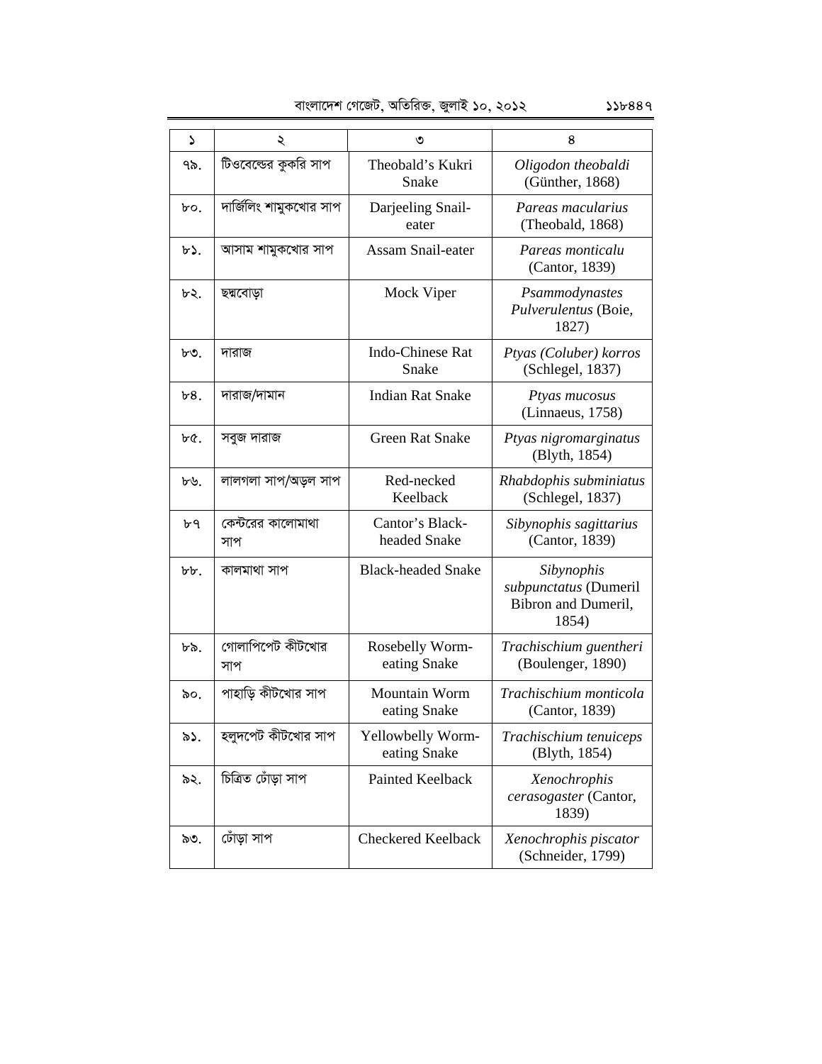| ১ | ২ | ৩ | ৪ |
|---|---|---|---|
| ৭৯. | টিওবেল্ডের কুকরি সাপ | Theobald's Kukri Snake | *Oligodon theobaldi* (Günther, 1868) |
| ৮০. | দার্জিলিং শামুকখোর সাপ | Darjeeling Snail-eater | *Pareas macularius* (Theobald, 1868) |
| ৮১. | আসাম শামুকখোর সাপ | Assam Snail-eater | *Pareas monticalu* (Cantor, 1839) |
| ৮২. | ছদ্মবোড়া | Mock Viper | *Psammodynastes Pulverulentus* (Boie, 1827) |
| ৮৩. | দারাজ | Indo-Chinese Rat Snake | *Ptyas (Coluber) korros* (Schlegel, 1837) |
| ৮৪. | দারাজ/দামান | Indian Rat Snake | *Ptyas mucosus* (Linnaeus, 1758) |
| ৮৫. | সবুজ দারাজ | Green Rat Snake | *Ptyas nigromarginatus* (Blyth, 1854) |
| ৮৬. | লালগলা সাপ/অড়ল সাপ | Red-necked Keelback | *Rhabdophis subminiatus* (Schlegel, 1837) |
| ৮৭ | কেন্টরের কালোমাথা সাপ | Cantor's Black-headed Snake | *Sibynophis sagittarius* (Cantor, 1839) |
| ৮৮. | কালমাথা সাপ | Black-headed Snake | *Sibynophis subpunctatus* (Dumeril Bibron and Dumeril, 1854) |
| ৮৯. | গোলাপিপেট কীটখোর সাপ | Rosebelly Worm-eating Snake | *Trachischium guentheri* (Boulenger, 1890) |
| ৯০. | পাহাড়ি কীটখোর সাপ | Mountain Worm eating Snake | *Trachischium monticola* (Cantor, 1839) |
| ৯১. | হলুদপেট কীটখোর সাপ | Yellowbelly Worm-eating Snake | *Trachischium tenuiceps* (Blyth, 1854) |
| ৯২. | চিত্রিত ঢোঁড়া সাপ | Painted Keelback | *Xenochrophis cerasogaster* (Cantor, 1839) |
| ৯৩. | ঢোঁড়া সাপ | Checkered Keelback | *Xenochrophis piscator* (Schneider, 1799) |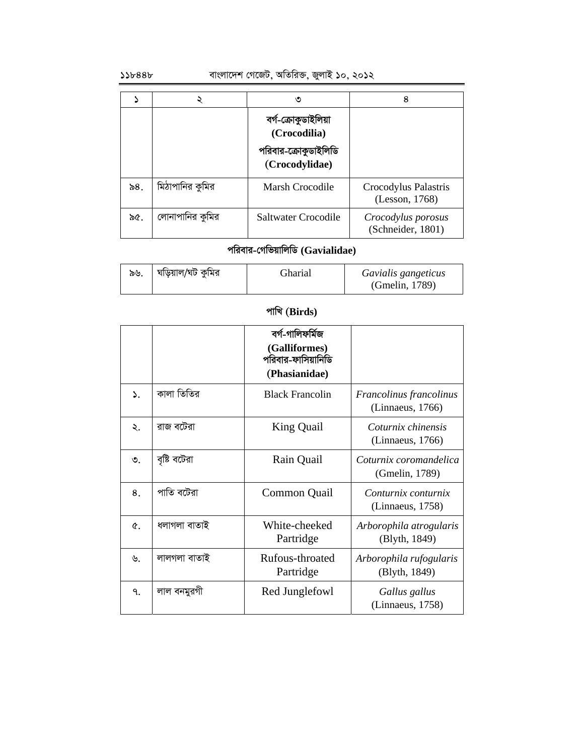| ১ | ২ | ৩ | ৪ |
|---|---|---|---|
| | | **বর্গ-ক্রোকুডাইলিয়া (Crocodilia)** **পরিবার-ক্রোকুডাইলিডি (Crocodylidae)** | |
| ৯৪. | মিঠাপানির কুমির | Marsh Crocodile | Crocodylus Palastris (Lesson, 1768) |
| ৯৫. | লোনাপানির কুমির | Saltwater Crocodile | *Crocodylus porosus* (Schneider, 1801) |

**পরিবার-গেভিয়ালিডি (Gavialidae)**

| | | | |
|---|---|---|---|
| ৯৬. | ঘড়িয়াল/ঘট কুমির | Gharial | *Gavialis gangeticus* (Gmelin, 1789) |

## পাখি (Birds)

| | | | |
|---|---|---|---|
| | | **বর্গ-গালিফর্মিজ (Galliformes)** **পরিবার-ফাসিয়ানিডি (Phasianidae)** | |
| ১. | কালা তিতির | Black Francolin | *Francolinus francolinus* (Linnaeus, 1766) |
| ২. | রাজ বটেরা | King Quail | *Coturnix chinensis* (Linnaeus, 1766) |
| ৩. | বৃষ্টি বটেরা | Rain Quail | *Coturnix coromandelica* (Gmelin, 1789) |
| ৪. | পাতি বটেরা | Common Quail | *Conturnix conturnix* (Linnaeus, 1758) |
| ৫. | ধলাগলা বাতাই | White-cheeked Partridge | *Arborophila atrogularis* (Blyth, 1849) |
| ৬. | লালগলা বাতাই | Rufous-throated Partridge | *Arborophila rufogularis* (Blyth, 1849) |
| ৭. | লাল বনমুরগী | Red Junglefowl | *Gallus gallus* (Linnaeus, 1758) |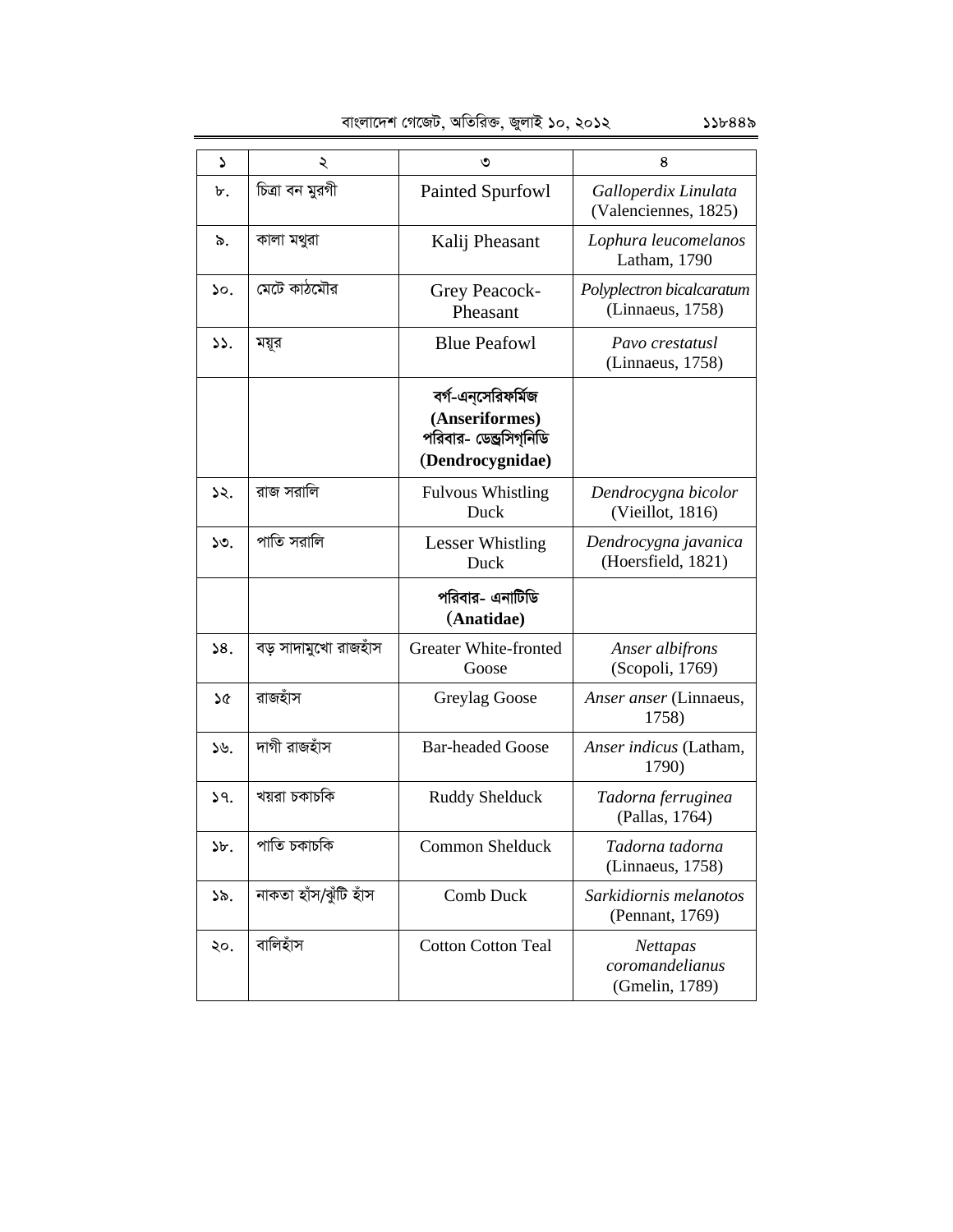| ১ | ২ | ৩ | ৪ |
|---|---|---|---|
| ৮. | চিত্রা বন মুরগী | Painted Spurfowl | *Galloperdix Linulata* (Valenciennes, 1825) |
| ৯. | কালা মথুরা | Kalij Pheasant | *Lophura leucomelanos* Latham, 1790 |
| ১০. | মেটে কাঠমৌর | Grey Peacock-Pheasant | *Polyplectron bicalcaratum* (Linnaeus, 1758) |
| ১১. | ময়ূর | Blue Peafowl | *Pavo crestatusl* (Linnaeus, 1758) |
| | | **বর্গ-এন্‌সেরিফর্মিজ (Anseriformes) পরিবার- ডেন্ড্রসিগ্‌নিডি (Dendrocygnidae)** | |
| ১২. | রাজ সরালি | Fulvous Whistling Duck | *Dendrocygna bicolor* (Vieillot, 1816) |
| ১৩. | পাতি সরালি | Lesser Whistling Duck | *Dendrocygna javanica* (Hoersfield, 1821) |
| | | **পরিবার- এনাটিডি (Anatidae)** | |
| ১৪. | বড় সাদামুখো রাজহাঁস | Greater White-fronted Goose | *Anser albifrons* (Scopoli, 1769) |
| ১৫ | রাজহাঁস | Greylag Goose | *Anser anser* (Linnaeus, 1758) |
| ১৬. | দাগী রাজহাঁস | Bar-headed Goose | *Anser indicus* (Latham, 1790) |
| ১৭. | খয়রা চকাচকি | Ruddy Shelduck | *Tadorna ferruginea* (Pallas, 1764) |
| ১৮. | পাতি চকাচকি | Common Shelduck | *Tadorna tadorna* (Linnaeus, 1758) |
| ১৯. | নাকতা হাঁস/ঝুঁটি হাঁস | Comb Duck | *Sarkidiornis melanotos* (Pennant, 1769) |
| ২০. | বালিহাঁস | Cotton Cotton Teal | *Nettapas coromandelianus* (Gmelin, 1789) |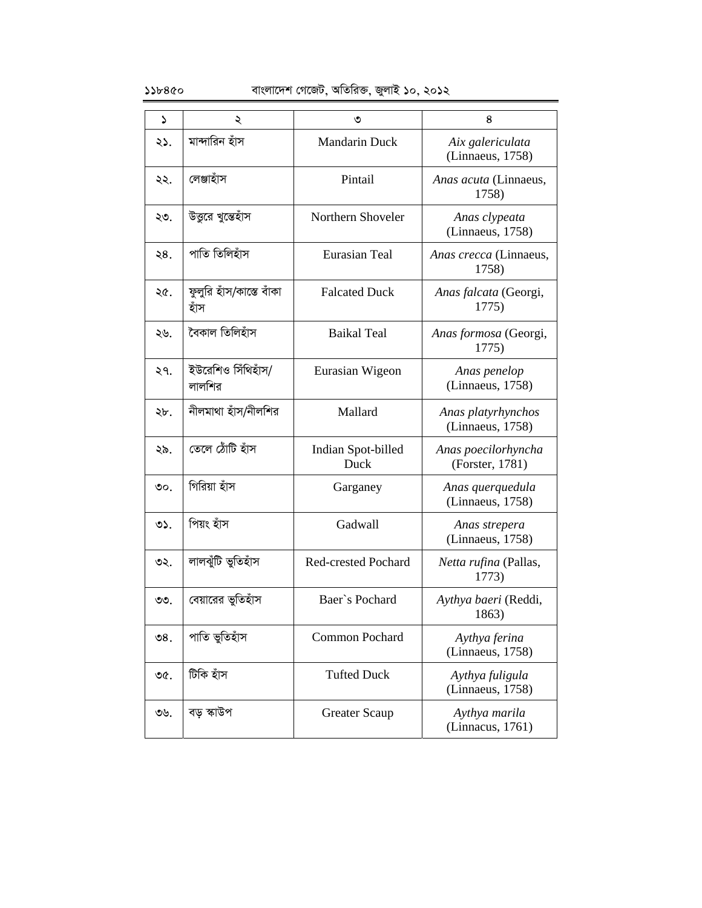| ১ | ২ | ৩ | ৪ |
|---|---|---|---|
| ২১. | মান্দারিন হাঁস | Mandarin Duck | *Aix galericulata* (Linnaeus, 1758) |
| ২২. | লেঞ্জাহাঁস | Pintail | *Anas acuta* (Linnaeus, 1758) |
| ২৩. | উত্তুরে খুন্তেহাঁস | Northern Shoveler | *Anas clypeata* (Linnaeus, 1758) |
| ২৪. | পাতি তিলিহাঁস | Eurasian Teal | *Anas crecca* (Linnaeus, 1758) |
| ২৫. | ফুলুরি হাঁস/কাস্তে বাঁকা হাঁস | Falcated Duck | *Anas falcata* (Georgi, 1775) |
| ২৬. | বৈকাল তিলিহাঁস | Baikal Teal | *Anas formosa* (Georgi, 1775) |
| ২৭. | ইউরেশিও সিঁথিহাঁস/ লালশির | Eurasian Wigeon | *Anas penelop* (Linnaeus, 1758) |
| ২৮. | নীলমাথা হাঁস/নীলশির | Mallard | *Anas platyrhynchos* (Linnaeus, 1758) |
| ২৯. | তেলে ঠোঁটি হাঁস | Indian Spot-billed Duck | *Anas poecilorhyncha* (Forster, 1781) |
| ৩০. | গিরিয়া হাঁস | Garganey | *Anas querquedula* (Linnaeus, 1758) |
| ৩১. | পিয়ং হাঁস | Gadwall | *Anas strepera* (Linnaeus, 1758) |
| ৩২. | লালঝুঁটি ভুতিহাঁস | Red-crested Pochard | *Netta rufina* (Pallas, 1773) |
| ৩৩. | বেয়ারের ভুতিহাঁস | Baer`s Pochard | *Aythya baeri* (Reddi, 1863) |
| ৩৪. | পাতি ভুতিহাঁস | Common Pochard | *Aythya ferina* (Linnaeus, 1758) |
| ৩৫. | টিকি হাঁস | Tufted Duck | *Aythya fuligula* (Linnaeus, 1758) |
| ৩৬. | বড় স্কাউপ | Greater Scaup | *Aythya marila* (Linnacus, 1761) |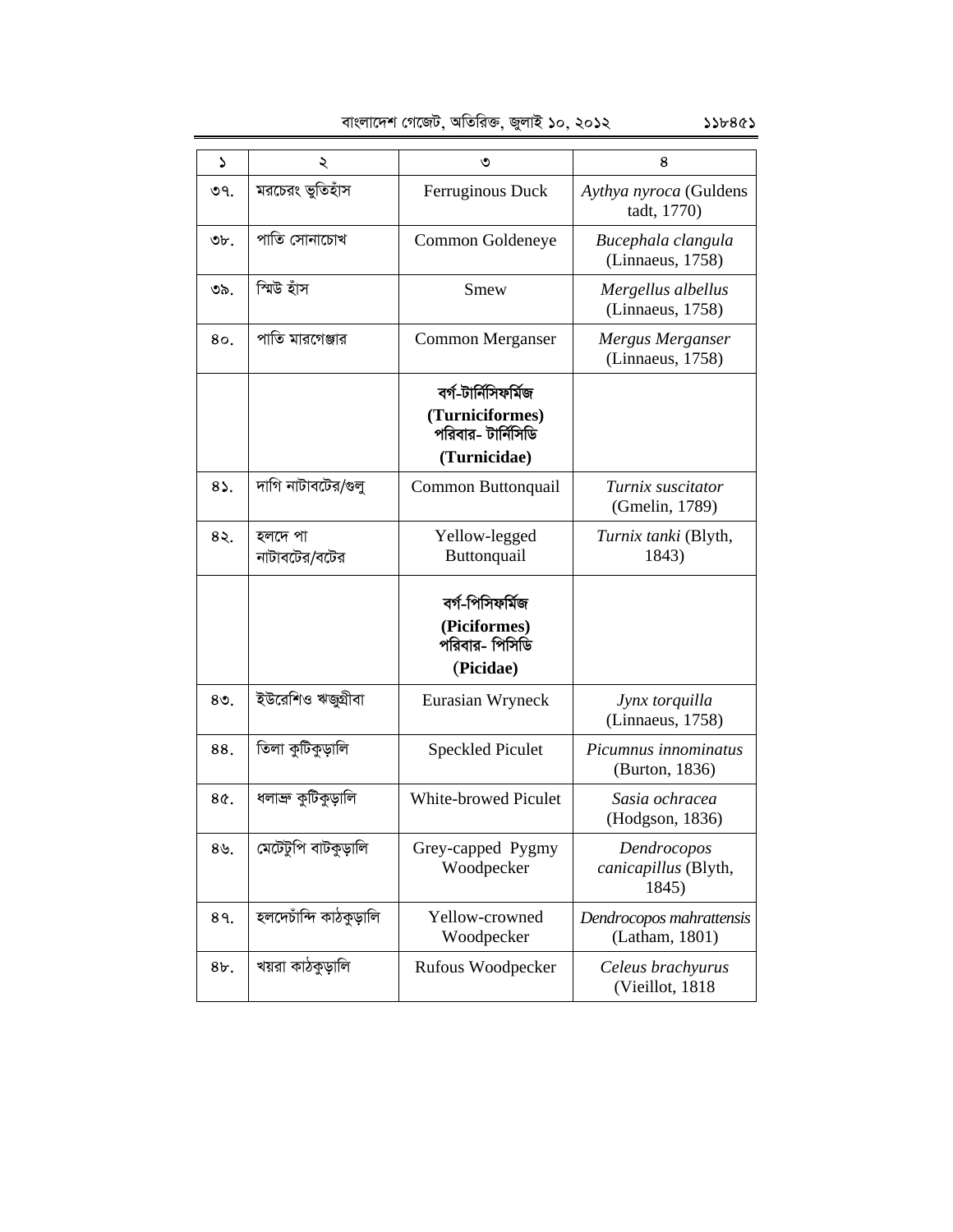| ১ | ২ | ৩ | ৪ |
|---|---|---|---|
| ৩৭. | মরচেরং ভুতিহাঁস | Ferruginous Duck | *Aythya nyroca* (Guldens tadt, 1770) |
| ৩৮. | পাতি সোনাচোখ | Common Goldeneye | *Bucephala clangula* (Linnaeus, 1758) |
| ৩৯. | স্মিউ হাঁস | Smew | *Mergellus albellus* (Linnaeus, 1758) |
| ৪০. | পাতি মারগেঞ্জার | Common Merganser | *Mergus Merganser* (Linnaeus, 1758) |
| | | **বর্গ-টার্নিসিফর্মিজ (Turniciformes) পরিবার- টার্নিসিডি (Turnicidae)** | |
| ৪১. | দাগি নাটাবটের/গুলু | Common Buttonquail | *Turnix suscitator* (Gmelin, 1789) |
| ৪২. | হলদে পা নাটাবটের/বটের | Yellow-legged Buttonquail | *Turnix tanki* (Blyth, 1843) |
| | | **বর্গ-পিসিফর্মিজ (Piciformes) পরিবার- পিসিডি (Picidae)** | |
| ৪৩. | ইউরেশিও ঋজুগ্রীবা | Eurasian Wryneck | *Jynx torquilla* (Linnaeus, 1758) |
| ৪৪. | তিলা কুটিকুড়ালি | Speckled Piculet | *Picumnus innominatus* (Burton, 1836) |
| ৪৫. | ধলাভ্রু কুটিকুড়ালি | White-browed Piculet | *Sasia ochracea* (Hodgson, 1836) |
| ৪৬. | মেটেটুপি বাটকুড়ালি | Grey-capped Pygmy Woodpecker | *Dendrocopos canicapillus* (Blyth, 1845) |
| ৪৭. | হলদেচাঁন্দি কাঠকুড়ালি | Yellow-crowned Woodpecker | *Dendrocopos mahrattensis* (Latham, 1801) |
| ৪৮. | খয়রা কাঠকুড়ালি | Rufous Woodpecker | *Celeus brachyurus* (Vieillot, 1818 |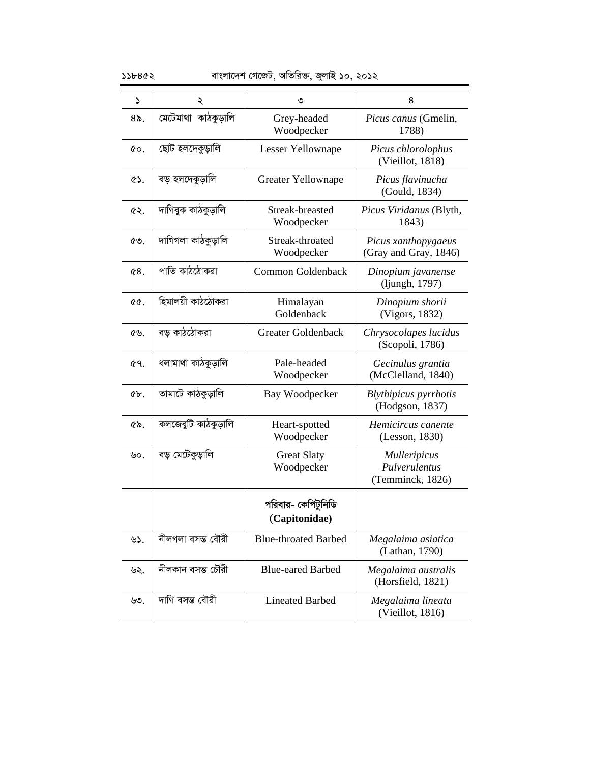| ১ | ২ | ৩ | ৪ |
|---|---|---|---|
| ৪৯. | মেটেমাথা কাঠকুড়ালি | Grey-headed Woodpecker | *Picus canus* (Gmelin, 1788) |
| ৫০. | ছোট হলদেকুড়ালি | Lesser Yellownape | *Picus chlorolophus* (Vieillot, 1818) |
| ৫১. | বড় হলদেকুড়ালি | Greater Yellownape | *Picus flavinucha* (Gould, 1834) |
| ৫২. | দাগিবুক কাঠকুড়ালি | Streak-breasted Woodpecker | *Picus Viridanus* (Blyth, 1843) |
| ৫৩. | দাগিগলা কাঠকুড়ালি | Streak-throated Woodpecker | *Picus xanthopygaeus* (Gray and Gray, 1846) |
| ৫৪. | পাতি কাঠঠোকরা | Common Goldenback | *Dinopium javanense* (ljungh, 1797) |
| ৫৫. | হিমালয়ী কাঠঠোকরা | Himalayan Goldenback | *Dinopium shorii* (Vigors, 1832) |
| ৫৬. | বড় কাঠঠোকরা | Greater Goldenback | *Chrysocolapes lucidus* (Scopoli, 1786) |
| ৫৭. | ধলামাথা কাঠকুড়ালি | Pale-headed Woodpecker | *Gecinulus grantia* (McClelland, 1840) |
| ৫৮. | তামাটে কাঠকুড়ালি | Bay Woodpecker | *Blythipicus pyrrhotis* (Hodgson, 1837) |
| ৫৯. | কলজেবুটি কাঠকুড়ালি | Heart-spotted Woodpecker | *Hemicircus canente* (Lesson, 1830) |
| ৬০. | বড় মেটেকুড়ালি | Great Slaty Woodpecker | *Mulleripicus Pulverulentus* (Temminck, 1826) |
| | | **পরিবার- কেপিটুনিডি (Capitonidae)** | |
| ৬১. | নীলগলা বসন্ত বৌরী | Blue-throated Barbed | *Megalaima asiatica* (Lathan, 1790) |
| ৬২. | নীলকান বসন্ত চৌরী | Blue-eared Barbed | *Megalaima australis* (Horsfield, 1821) |
| ৬৩. | দাগি বসন্ত বৌরী | Lineated Barbed | *Megalaima lineata* (Vieillot, 1816) |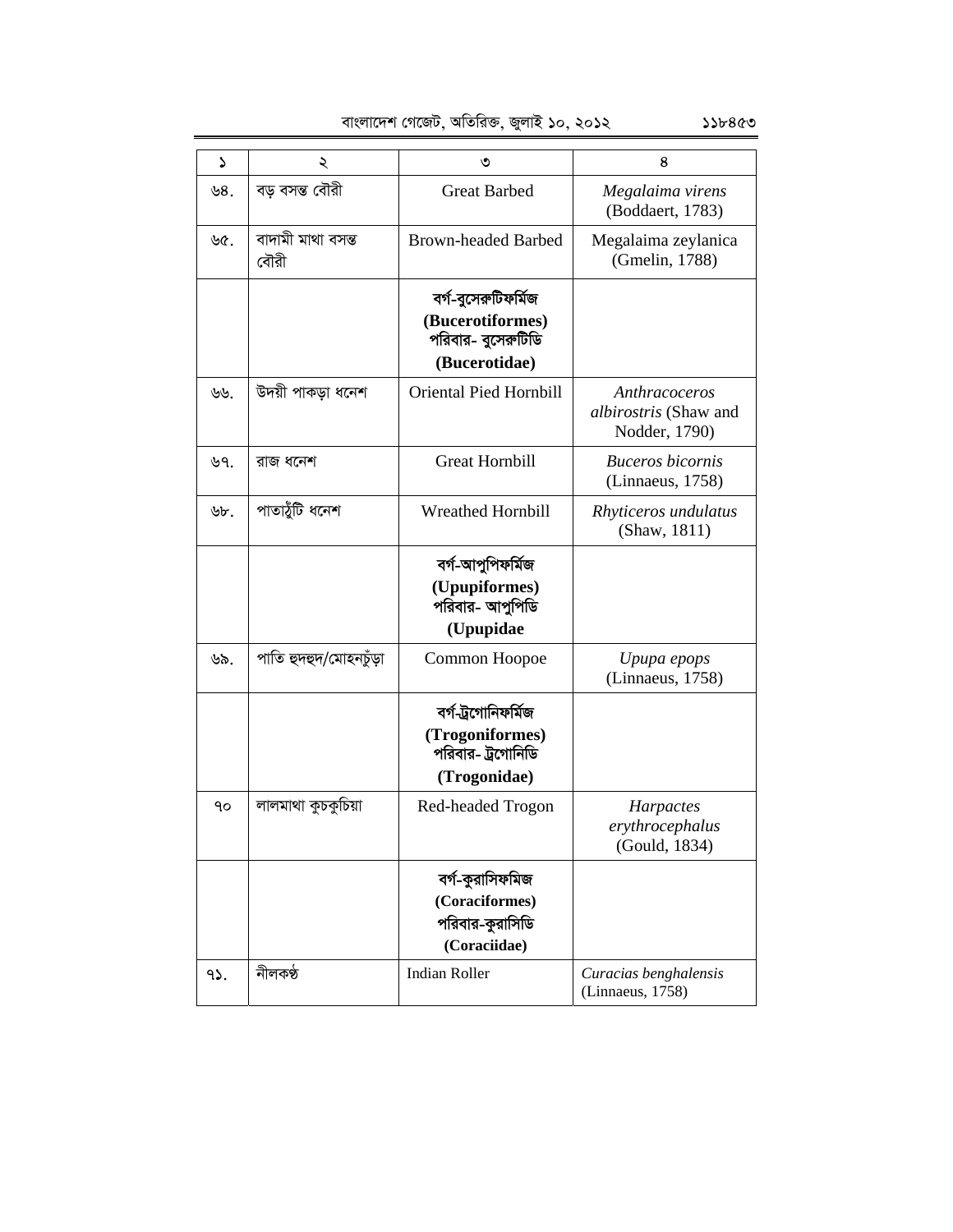| ১ | ২ | ৩ | ৪ |
|---|---|---|---|
| ৬৪. | বড় বসন্ত বৌরী | Great Barbed | *Megalaima virens* (Boddaert, 1783) |
| ৬৫. | বাদামী মাথা বসন্ত বৌরী | Brown-headed Barbed | Megalaima zeylanica (Gmelin, 1788) |
| | | **বর্গ-বুসেরুটিফর্মিজ (Bucerotiformes) পরিবার- বুসেরুটিডি (Bucerotidae)** | |
| ৬৬. | উদয়ী পাকড়া ধনেশ | Oriental Pied Hornbill | *Anthracoceros albirostris* (Shaw and Nodder, 1790) |
| ৬৭. | রাজ ধনেশ | Great Hornbill | *Buceros bicornis* (Linnaeus, 1758) |
| ৬৮. | পাতাঠুঁটি ধনেশ | Wreathed Hornbill | *Rhyticeros undulatus* (Shaw, 1811) |
| | | **বর্গ-আপুপিফর্মিজ (Upupiformes) পরিবার- আপুপিডি (Upupidae** | |
| ৬৯. | পাতি হুদহুদ/মোহনচুঁড়া | Common Hoopoe | *Upupa epops* (Linnaeus, 1758) |
| | | **বর্গ-ট্রগোনিফর্মিজ (Trogoniformes) পরিবার- ট্রগোনিডি (Trogonidae)** | |
| ৭০ | লালমাথা কুচকুচিয়া | Red-headed Trogon | *Harpactes erythrocephalus* (Gould, 1834) |
| | | **বর্গ-কুরাসিফমিজ (Coraciformes) পরিবার-কুরাসিডি (Coraciidae)** | |
| ৭১. | নীলকণ্ঠ | Indian Roller | *Curacias benghalensis* (Linnaeus, 1758) |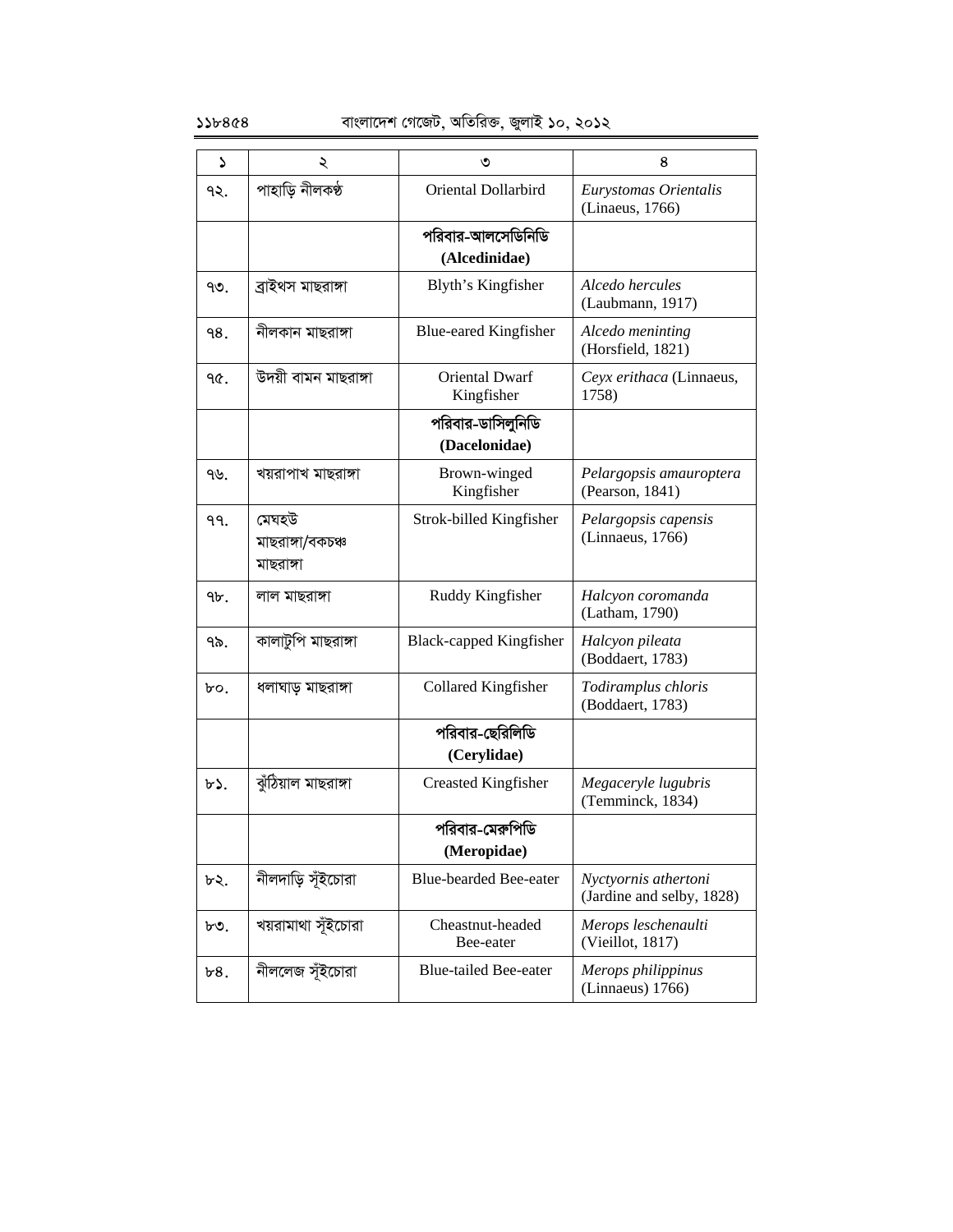| ১ | ২ | ৩ | ৪ |
|---|---|---|---|
| ৭২. | পাহাড়ি নীলকণ্ঠ | Oriental Dollarbird | *Eurystomas Orientalis* (Linaeus, 1766) |
| | | **পরিবার-আলসেডিনিডি (Alcedinidae)** | |
| ৭৩. | ব্রাইথস মাছরাঙ্গা | Blyth's Kingfisher | *Alcedo hercules* (Laubmann, 1917) |
| ৭৪. | নীলকান মাছরাঙ্গা | Blue-eared Kingfisher | *Alcedo meninting* (Horsfield, 1821) |
| ৭৫. | উদয়ী বামন মাছরাঙ্গা | Oriental Dwarf Kingfisher | *Ceyx erithaca* (Linnaeus, 1758) |
| | | **পরিবার-ডাসিলুনিডি (Dacelonidae)** | |
| ৭৬. | খয়রাপাখ মাছরাঙ্গা | Brown-winged Kingfisher | *Pelargopsis amauroptera* (Pearson, 1841) |
| ৭৭. | মেঘহউ মাছরাঙ্গা/বকচঞ্চু মাছরাঙ্গা | Strok-billed Kingfisher | *Pelargopsis capensis* (Linnaeus, 1766) |
| ৭৮. | লাল মাছরাঙ্গা | Ruddy Kingfisher | *Halcyon coromanda* (Latham, 1790) |
| ৭৯. | কালাটুপি মাছরাঙ্গা | Black-capped Kingfisher | *Halcyon pileata* (Boddaert, 1783) |
| ৮০. | ধলাঘাড় মাছরাঙ্গা | Collared Kingfisher | *Todiramplus chloris* (Boddaert, 1783) |
| | | **পরিবার-ছেরিলিডি (Cerylidae)** | |
| ৮১. | ঝুঁঠিয়াল মাছরাঙ্গা | Creasted Kingfisher | *Megaceryle lugubris* (Temminck, 1834) |
| | | **পরিবার-মেরুপিডি (Meropidae)** | |
| ৮২. | নীলদাড়ি সুঁইচোরা | Blue-bearded Bee-eater | *Nyctyornis athertoni* (Jardine and selby, 1828) |
| ৮৩. | খয়রামাথা সুঁইচোরা | Cheastnut-headed Bee-eater | *Merops leschenaulti* (Vieillot, 1817) |
| ৮৪. | নীললেজ সুঁইচোরা | Blue-tailed Bee-eater | *Merops philippinus* (Linnaeus) 1766) |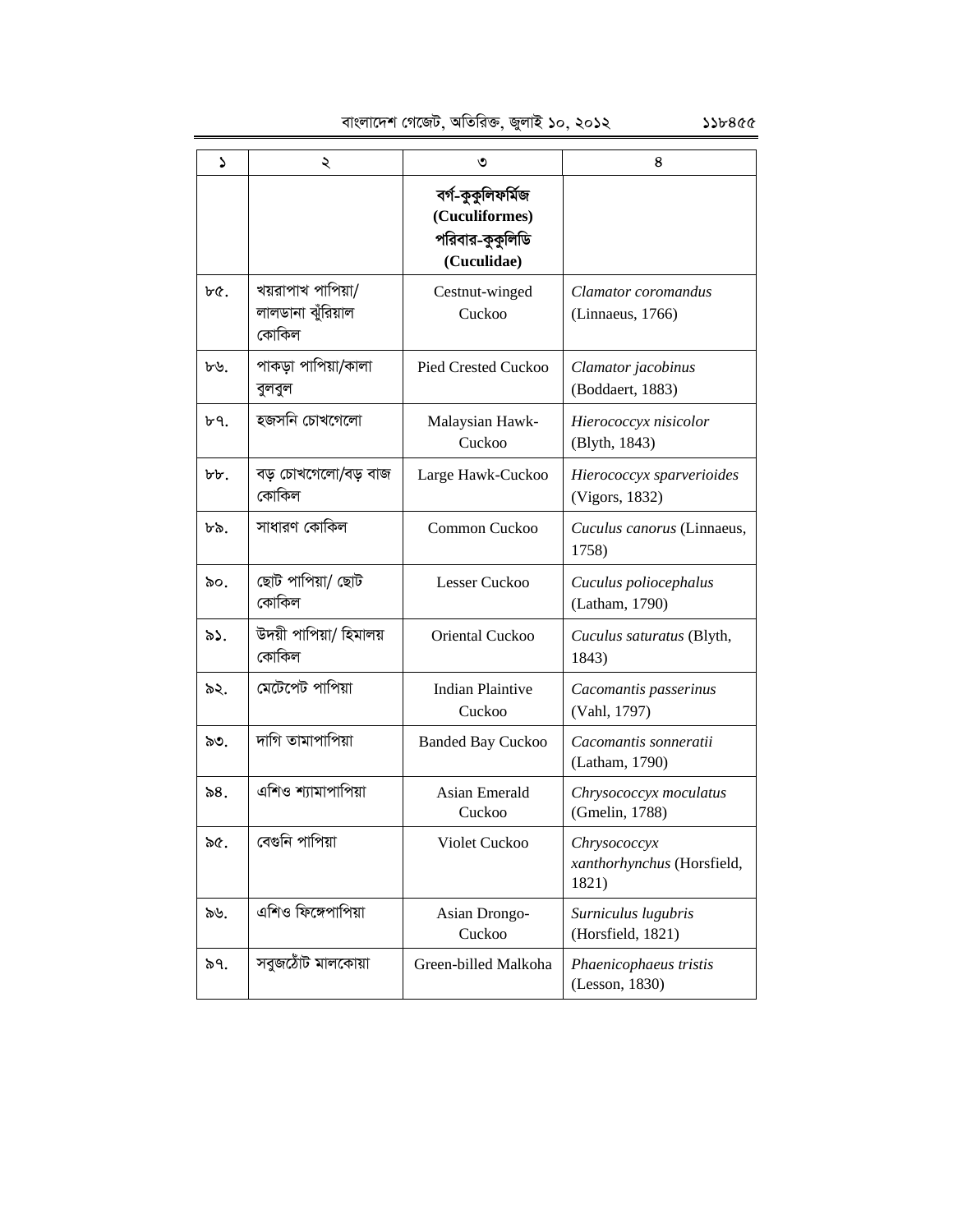| ১ | ২ | ৩ | ৪ |
|---|---|---|---|
| | | **বর্গ-কুকুলিফর্মিজ (Cuculiformes) পরিবার-কুকুলিডি (Cuculidae)** | |
| ৮৫. | খয়রাপাখ পাপিয়া/ লালডানা ঝুঁরিয়াল কোকিল | Cestnut-winged Cuckoo | *Clamator coromandus* (Linnaeus, 1766) |
| ৮৬. | পাকড়া পাপিয়া/কালা বুলবুল | Pied Crested Cuckoo | *Clamator jacobinus* (Boddaert, 1883) |
| ৮৭. | হজসনি চোখগেলো | Malaysian Hawk-Cuckoo | *Hierococcyx nisicolor* (Blyth, 1843) |
| ৮৮. | বড় চোখগেলো/বড় বাজ কোকিল | Large Hawk-Cuckoo | *Hierococcyx sparverioides* (Vigors, 1832) |
| ৮৯. | সাধারণ কোকিল | Common Cuckoo | *Cuculus canorus* (Linnaeus, 1758) |
| ৯০. | ছোট পাপিয়া/ ছোট কোকিল | Lesser Cuckoo | *Cuculus poliocephalus* (Latham, 1790) |
| ৯১. | উদয়ী পাপিয়া/ হিমালয় কোকিল | Oriental Cuckoo | *Cuculus saturatus* (Blyth, 1843) |
| ৯২. | মেটেপেট পাপিয়া | Indian Plaintive Cuckoo | *Cacomantis passerinus* (Vahl, 1797) |
| ৯৩. | দাগি তামাপাপিয়া | Banded Bay Cuckoo | *Cacomantis sonneratii* (Latham, 1790) |
| ৯৪. | এশিও শ্যামাপাপিয়া | Asian Emerald Cuckoo | *Chrysococcyx moculatus* (Gmelin, 1788) |
| ৯৫. | বেগুনি পাপিয়া | Violet Cuckoo | *Chrysococcyx xanthorhynchus* (Horsfield, 1821) |
| ৯৬. | এশিও ফিঙ্গেপাপিয়া | Asian Drongo-Cuckoo | *Surniculus lugubris* (Horsfield, 1821) |
| ৯৭. | সবুজঠোঁট মালকোয়া | Green-billed Malkoha | *Phaenicophaeus tristis* (Lesson, 1830) |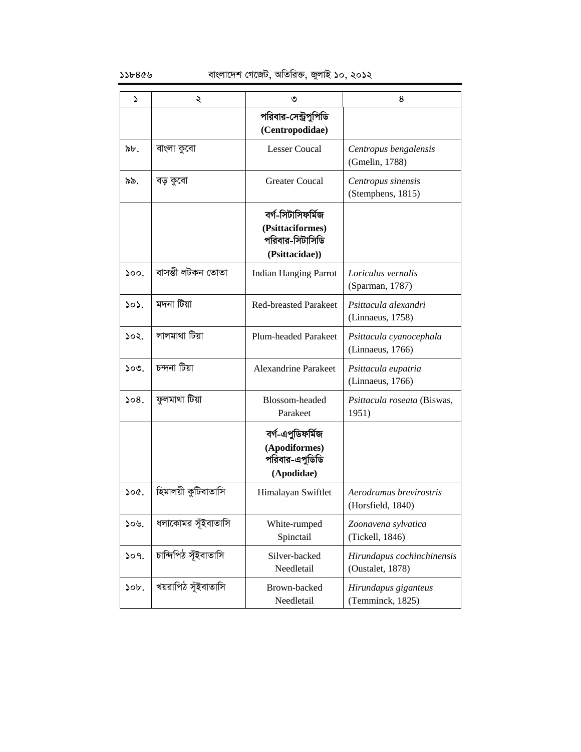| ১ | ২ | ৩ | ৪ |
|---|---|---|---|
| | | **পরিবার-সেন্ট্রপুপিডি (Centropodidae)** | |
| ৯৮. | বাংলা কুবো | Lesser Coucal | *Centropus bengalensis* (Gmelin, 1788) |
| ৯৯. | বড় কুবো | Greater Coucal | *Centropus sinensis* (Stemphens, 1815) |
| | | **বর্গ-সিটাসিফর্মিজ (Psittaciformes) পরিবার-সিটাসিডি (Psittacidae))** | |
| ১০০. | বাসন্তী লটকন তোতা | Indian Hanging Parrot | *Loriculus vernalis* (Sparman, 1787) |
| ১০১. | মদনা টিয়া | Red-breasted Parakeet | *Psittacula alexandri* (Linnaeus, 1758) |
| ১০২. | লালমাথা টিয়া | Plum-headed Parakeet | *Psittacula cyanocephala* (Linnaeus, 1766) |
| ১০৩. | চন্দনা টিয়া | Alexandrine Parakeet | *Psittacula eupatria* (Linnaeus, 1766) |
| ১০৪. | ফুলমাথা টিয়া | Blossom-headed Parakeet | *Psittacula roseata* (Biswas, 1951) |
| | | **বর্গ-এপুডিফর্মিজ (Apodiformes) পরিবার-এপুডিডি (Apodidae)** | |
| ১০৫. | হিমালয়ী কুটিবাতাসি | Himalayan Swiftlet | *Aerodramus brevirostris* (Horsfield, 1840) |
| ১০৬. | ধলাকোমর সুঁইবাতাসি | White-rumped Spinctail | *Zoonavena sylvatica* (Tickell, 1846) |
| ১০৭. | চান্দিপিঠ সুঁইবাতাসি | Silver-backed Needletail | *Hirundapus cochinchinensis* (Oustalet, 1878) |
| ১০৮. | খয়রাপিঠ সুঁইবাতাসি | Brown-backed Needletail | *Hirundapus giganteus* (Temminck, 1825) |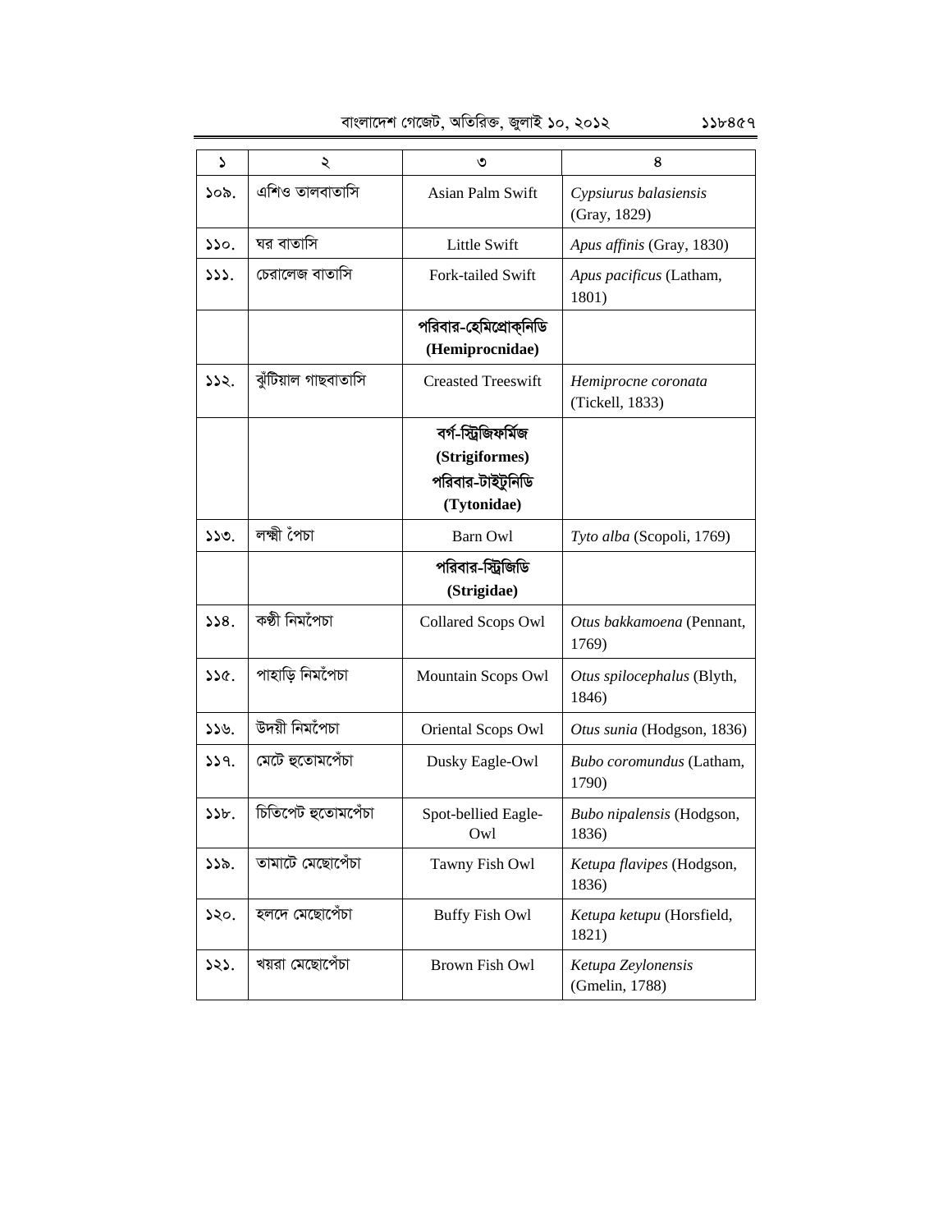| ১ | ২ | ৩ | ৪ |
|---|---|---|---|
| ১০৯. | এশিও তালবাতাসি | Asian Palm Swift | *Cypsiurus balasiensis* (Gray, 1829) |
| ১১০. | ঘর বাতাসি | Little Swift | *Apus affinis* (Gray, 1830) |
| ১১১. | চেরালেজ বাতাসি | Fork-tailed Swift | *Apus pacificus* (Latham, 1801) |
| | | **পরিবার-হেমিপ্রোক্‌নিডি (Hemiprocnidae)** | |
| ১১২. | ঝুঁটিয়াল গাছবাতাসি | Creasted Treeswift | *Hemiprocne coronata* (Tickell, 1833) |
| | | **বর্গ-স্ট্রিজিফর্মিজ (Strigiformes) পরিবার-টাইটুনিডি (Tytonidae)** | |
| ১১৩. | লক্ষী পেঁচা | Barn Owl | *Tyto alba* (Scopoli, 1769) |
| | | **পরিবার-স্ট্রিজিডি (Strigidae)** | |
| ১১৪. | কণ্ঠী নিমপেঁচা | Collared Scops Owl | *Otus bakkamoena* (Pennant, 1769) |
| ১১৫. | পাহাড়ি নিমপেঁচা | Mountain Scops Owl | *Otus spilocephalus* (Blyth, 1846) |
| ১১৬. | উদয়ী নিমপেঁচা | Oriental Scops Owl | *Otus sunia* (Hodgson, 1836) |
| ১১৭. | মেটে হুতোমপেঁচা | Dusky Eagle-Owl | *Bubo coromundus* (Latham, 1790) |
| ১১৮. | চিতিপেট হুতোমপেঁচা | Spot-bellied Eagle-Owl | *Bubo nipalensis* (Hodgson, 1836) |
| ১১৯. | তামাটে মেছোপেঁচা | Tawny Fish Owl | *Ketupa flavipes* (Hodgson, 1836) |
| ১২০. | হলদে মেছোপেঁচা | Buffy Fish Owl | *Ketupa ketupu* (Horsfield, 1821) |
| ১২১. | খয়রা মেছোপেঁচা | Brown Fish Owl | *Ketupa Zeylonensis* (Gmelin, 1788) |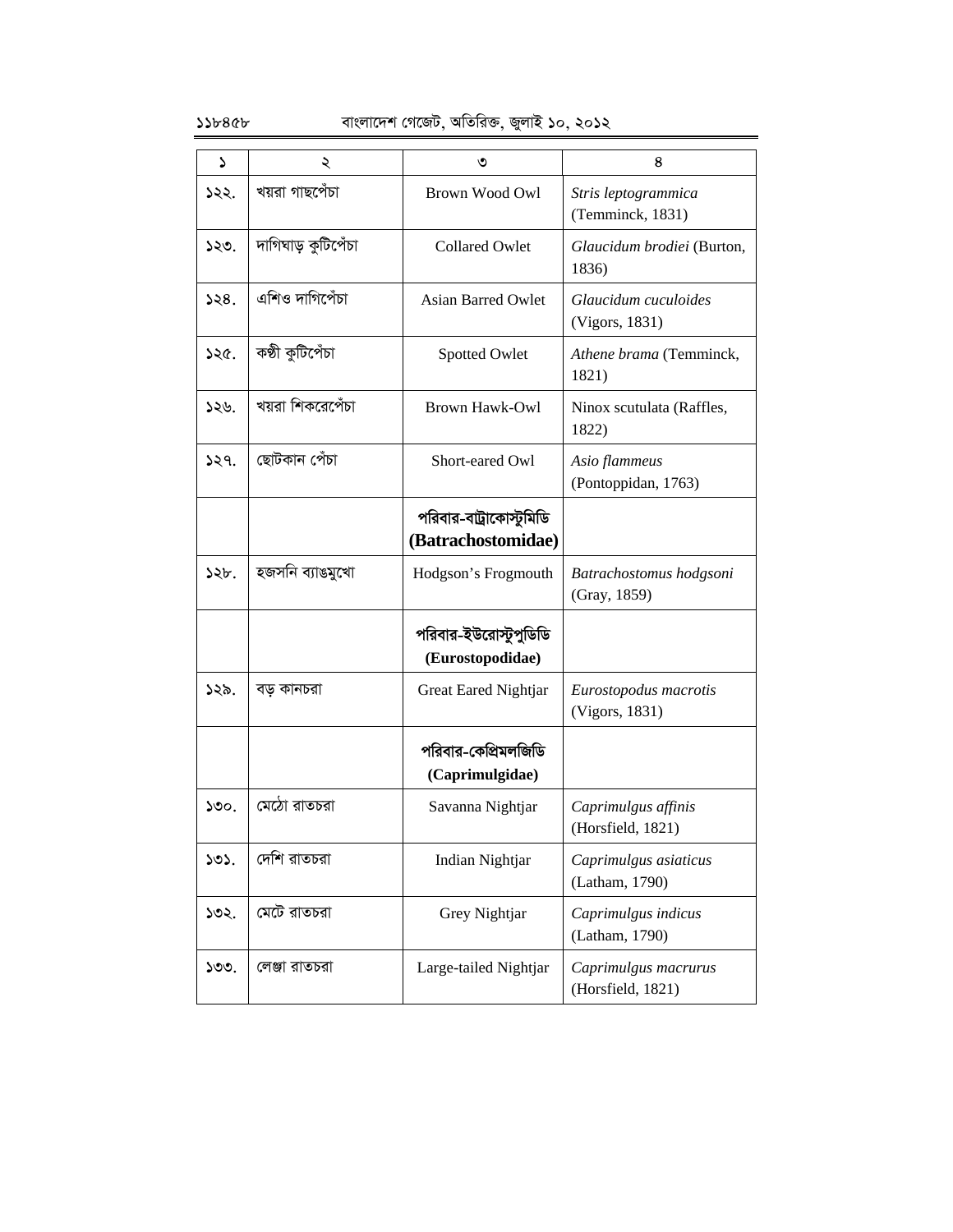| ১ | ২ | ৩ | ৪ |
|---|---|---|---|
| ১২২. | খয়রা গাছপেঁচা | Brown Wood Owl | *Stris leptogrammica* (Temminck, 1831) |
| ১২৩. | দাগিঘাড় কুটিপেঁচা | Collared Owlet | *Glaucidum brodiei* (Burton, 1836) |
| ১২৪. | এশিও দাগিপেঁচা | Asian Barred Owlet | *Glaucidum cuculoides* (Vigors, 1831) |
| ১২৫. | কণ্ঠী কুটিপেঁচা | Spotted Owlet | *Athene brama* (Temminck, 1821) |
| ১২৬. | খয়রা শিকরেপেঁচা | Brown Hawk-Owl | Ninox scutulata (Raffles, 1822) |
| ১২৭. | ছোটকান পেঁচা | Short-eared Owl | *Asio flammeus* (Pontoppidan, 1763) |
| | | **পরিবার-বাট্রাকোস্টুমিডি (Batrachostomidae)** | |
| ১২৮. | হজসনি ব্যাঙমুখো | Hodgson's Frogmouth | *Batrachostomus hodgsoni* (Gray, 1859) |
| | | **পরিবার-ইউরোস্টুপুডিডি (Eurostopodidae)** | |
| ১২৯. | বড় কানচরা | Great Eared Nightjar | *Eurostopodus macrotis* (Vigors, 1831) |
| | | **পরিবার-কেপ্রিমলজিডি (Caprimulgidae)** | |
| ১৩০. | মেঠো রাতচরা | Savanna Nightjar | *Caprimulgus affinis* (Horsfield, 1821) |
| ১৩১. | দেশি রাতচরা | Indian Nightjar | *Caprimulgus asiaticus* (Latham, 1790) |
| ১৩২. | মেটে রাতচরা | Grey Nightjar | *Caprimulgus indicus* (Latham, 1790) |
| ১৩৩. | লেঞ্জা রাতচরা | Large-tailed Nightjar | *Caprimulgus macrurus* (Horsfield, 1821) |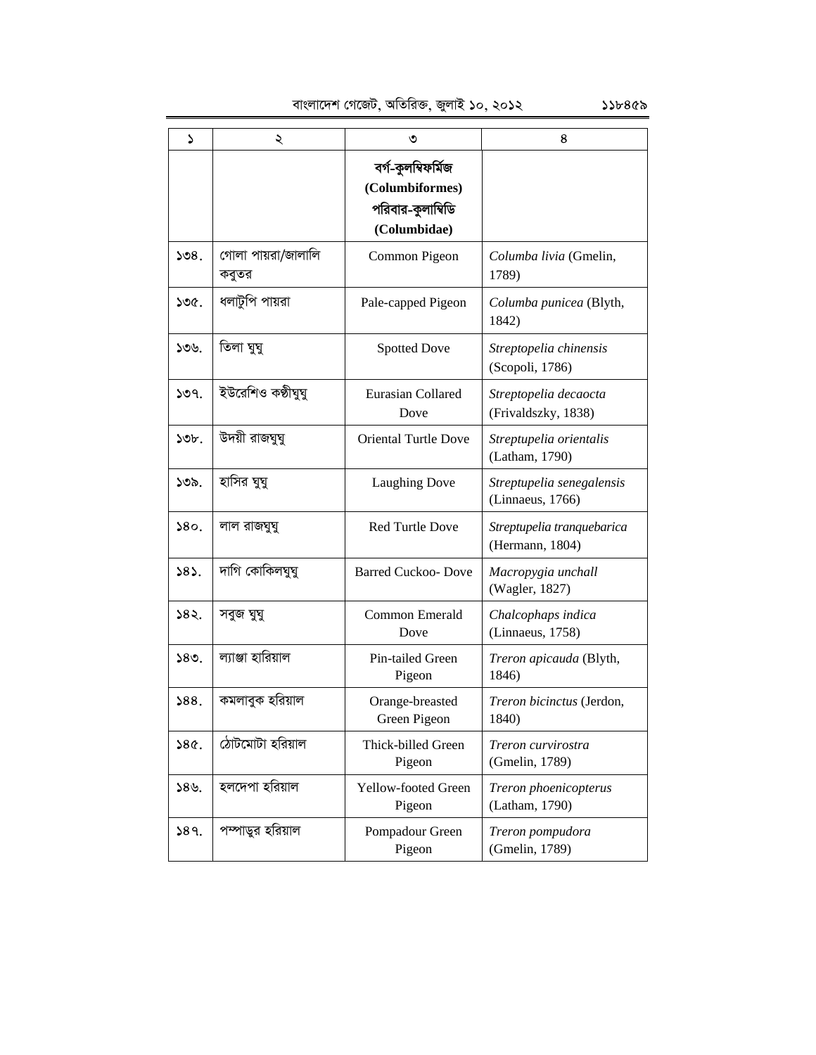| ১ | ২ | ৩ | ৪ |
|---|---|---|---|
| | | **বর্গ-কুলম্বিফর্মিজ (Columbiformes) পরিবার-কুলাম্বিডি (Columbidae)** | |
| ১৩৪. | গোলা পায়রা/জালালি কবুতর | Common Pigeon | *Columba livia* (Gmelin, 1789) |
| ১৩৫. | ধলাটুপি পায়রা | Pale-capped Pigeon | *Columba punicea* (Blyth, 1842) |
| ১৩৬. | তিলা ঘুঘু | Spotted Dove | *Streptopelia chinensis* (Scopoli, 1786) |
| ১৩৭. | ইউরেশিও কণ্ঠীঘুঘু | Eurasian Collared Dove | *Streptopelia decaocta* (Frivaldszky, 1838) |
| ১৩৮. | উদয়ী রাজঘুঘু | Oriental Turtle Dove | *Streptupelia orientalis* (Latham, 1790) |
| ১৩৯. | হাসির ঘুঘু | Laughing Dove | *Streptupelia senegalensis* (Linnaeus, 1766) |
| ১৪০. | লাল রাজঘুঘু | Red Turtle Dove | *Streptupelia tranquebarica* (Hermann, 1804) |
| ১৪১. | দাগি কোকিলঘুঘু | Barred Cuckoo- Dove | *Macropygia unchall* (Wagler, 1827) |
| ১৪২. | সবুজ ঘুঘু | Common Emerald Dove | *Chalcophaps indica* (Linnaeus, 1758) |
| ১৪৩. | ল্যাঞ্জা হারিয়াল | Pin-tailed Green Pigeon | *Treron apicauda* (Blyth, 1846) |
| ১৪৪. | কমলাবুক হরিয়াল | Orange-breasted Green Pigeon | *Treron bicinctus* (Jerdon, 1840) |
| ১৪৫. | ঠোটমোটা হরিয়াল | Thick-billed Green Pigeon | *Treron curvirostra* (Gmelin, 1789) |
| ১৪৬. | হলদেপা হরিয়াল | Yellow-footed Green Pigeon | *Treron phoenicopterus* (Latham, 1790) |
| ১৪৭. | পম্পাডুর হরিয়াল | Pompadour Green Pigeon | *Treron pompudora* (Gmelin, 1789) |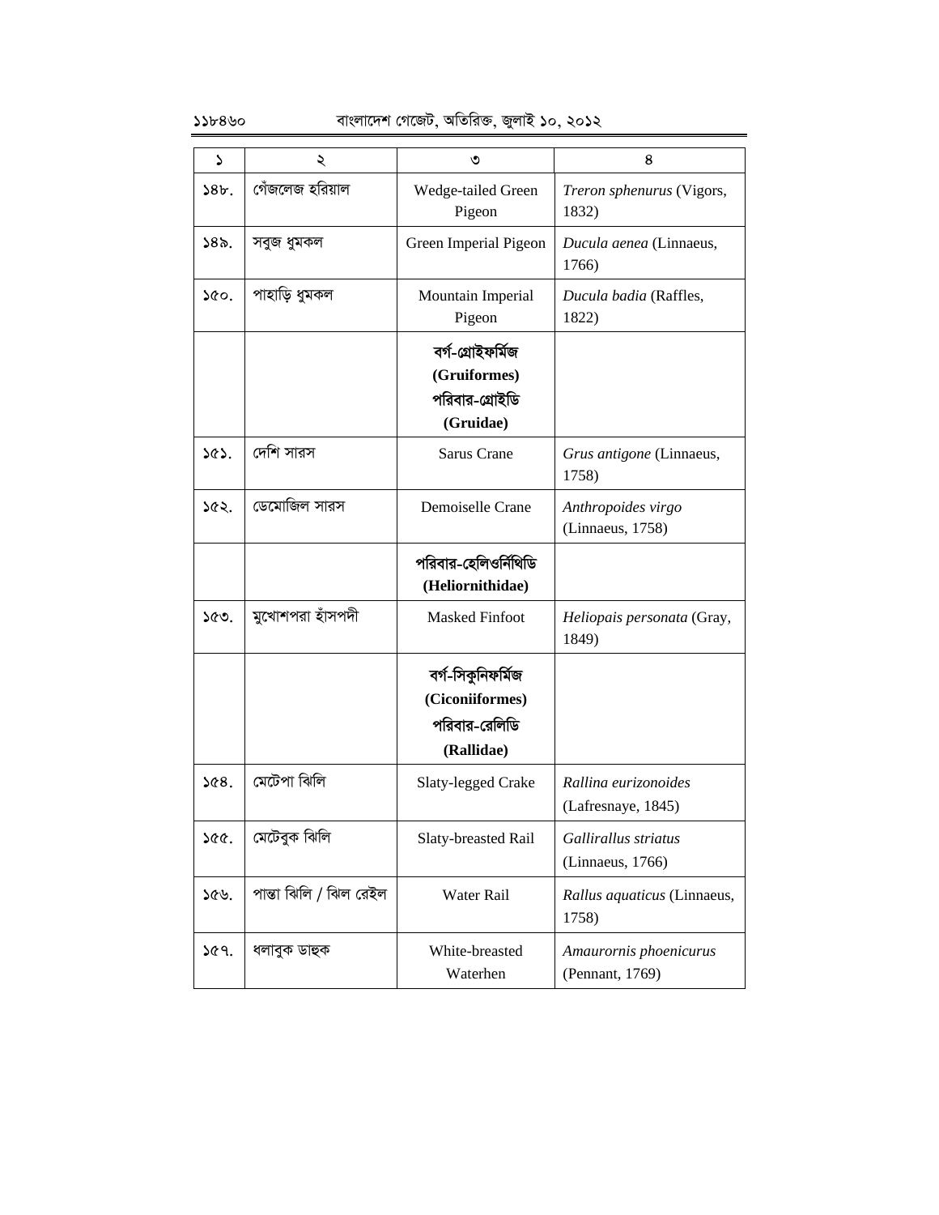| ১ | ২ | ৩ | ৪ |
|---|---|---|---|
| ১৪৮. | গেঁজলেজ হরিয়াল | Wedge-tailed Green Pigeon | *Treron sphenurus* (Vigors, 1832) |
| ১৪৯. | সবুজ ধুমকল | Green Imperial Pigeon | *Ducula aenea* (Linnaeus, 1766) |
| ১৫০. | পাহাড়ি ধুমকল | Mountain Imperial Pigeon | *Ducula badia* (Raffles, 1822) |
| | | **বর্গ-গ্রোইফর্মিজ (Gruiformes) পরিবার-গ্রোইডি (Gruidae)** | |
| ১৫১. | দেশি সারস | Sarus Crane | *Grus antigone* (Linnaeus, 1758) |
| ১৫২. | ডেমোজিল সারস | Demoiselle Crane | *Anthropoides virgo* (Linnaeus, 1758) |
| | | **পরিবার-হেলিওর্নিথিডি (Heliornithidae)** | |
| ১৫৩. | মুখোশপরা হাঁসপদী | Masked Finfoot | *Heliopais personata* (Gray, 1849) |
| | | **বর্গ-সিকুনিফর্মিজ (Ciconiiformes) পরিবার-রেলিডি (Rallidae)** | |
| ১৫৪. | মেটেপা ঝিলি | Slaty-legged Crake | *Rallina eurizonoides* (Lafresnaye, 1845) |
| ১৫৫. | মেটেবুক ঝিলি | Slaty-breasted Rail | *Gallirallus striatus* (Linnaeus, 1766) |
| ১৫৬. | পান্তা ঝিলি / ঝিল রেইল | Water Rail | *Rallus aquaticus* (Linnaeus, 1758) |
| ১৫৭. | ধলাবুক ডাহুক | White-breasted Waterhen | *Amaurornis phoenicurus* (Pennant, 1769) |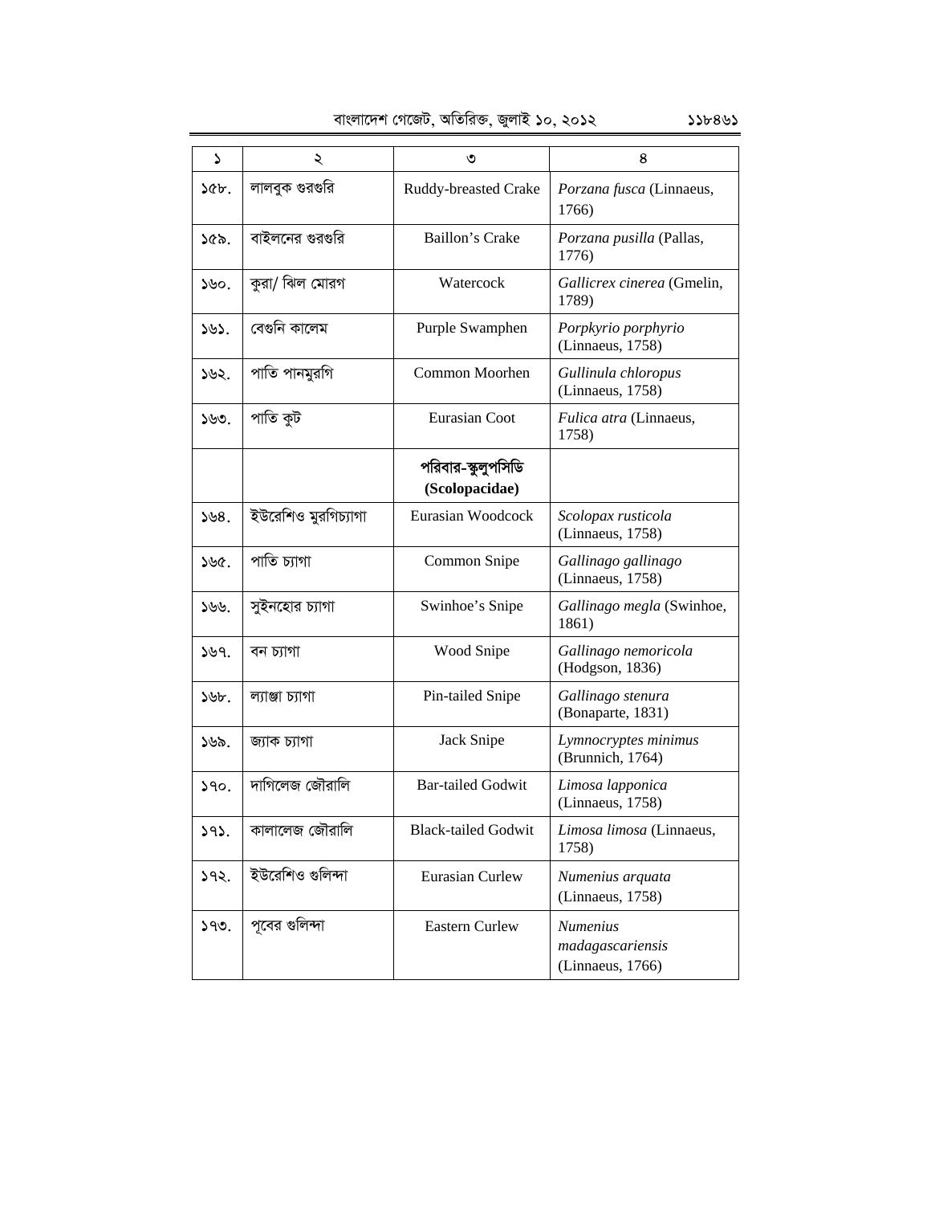| ১ | ২ | ৩ | ৪ |
|---|---|---|---|
| ১৫৮. | লালবুক গুরগুরি | Ruddy-breasted Crake | *Porzana fusca* (Linnaeus, 1766) |
| ১৫৯. | বাইলনের গুরগুরি | Baillon's Crake | *Porzana pusilla* (Pallas, 1776) |
| ১৬০. | কুরা/ ঝিল মোরগ | Watercock | *Gallicrex cinerea* (Gmelin, 1789) |
| ১৬১. | বেগুনি কালেম | Purple Swamphen | *Porpkyrio porphyrio* (Linnaeus, 1758) |
| ১৬২. | পাতি পানমুরগি | Common Moorhen | *Gullinula chloropus* (Linnaeus, 1758) |
| ১৬৩. | পাতি কুট | Eurasian Coot | *Fulica atra* (Linnaeus, 1758) |
| | | **পরিবার-স্কলুপসিডি (Scolopacidae)** | |
| ১৬৪. | ইউরেশিও মুরগিচ্যাগা | Eurasian Woodcock | *Scolopax rusticola* (Linnaeus, 1758) |
| ১৬৫. | পাতি চ্যাগা | Common Snipe | *Gallinago gallinago* (Linnaeus, 1758) |
| ১৬৬. | সুইনহোর চ্যাগা | Swinhoe's Snipe | *Gallinago megla* (Swinhoe, 1861) |
| ১৬৭. | বন চ্যাগা | Wood Snipe | *Gallinago nemoricola* (Hodgson, 1836) |
| ১৬৮. | ল্যাঞ্জা চ্যাগা | Pin-tailed Snipe | *Gallinago stenura* (Bonaparte, 1831) |
| ১৬৯. | জ্যাক চ্যাগা | Jack Snipe | *Lymnocryptes minimus* (Brunnich, 1764) |
| ১৭০. | দাগিলেজ জৌরালি | Bar-tailed Godwit | *Limosa lapponica* (Linnaeus, 1758) |
| ১৭১. | কালালেজ জৌরালি | Black-tailed Godwit | *Limosa limosa* (Linnaeus, 1758) |
| ১৭২. | ইউরেশিও গুলিন্দা | Eurasian Curlew | *Numenius arquata* (Linnaeus, 1758) |
| ১৭৩. | পূবের গুলিন্দা | Eastern Curlew | *Numenius madagascariensis* (Linnaeus, 1766) |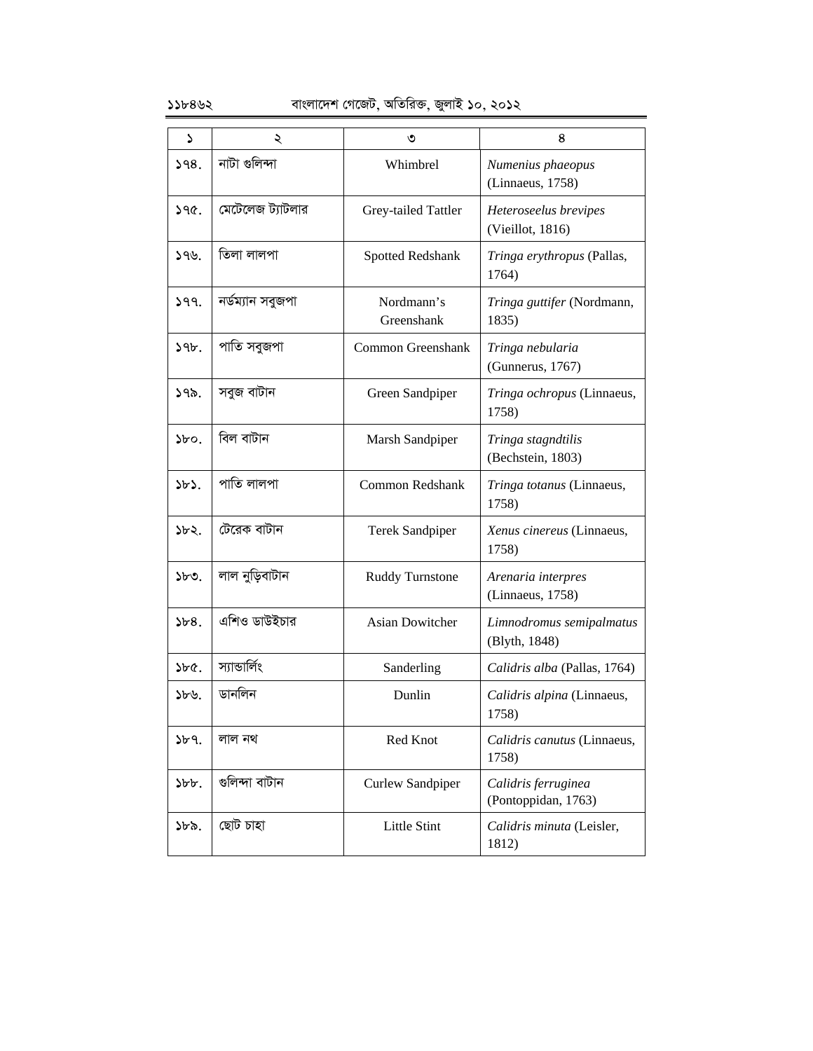| ১ | ২ | ৩ | ৪ |
|---|---|---|---|
| ১৭৪. | নাটা গুলিন্দা | Whimbrel | *Numenius phaeopus* (Linnaeus, 1758) |
| ১৭৫. | মেটেলেজ ট্যাটলার | Grey-tailed Tattler | *Heteroseelus brevipes* (Vieillot, 1816) |
| ১৭৬. | তিলা লালপা | Spotted Redshank | *Tringa erythropus* (Pallas, 1764) |
| ১৭৭. | নর্ডম্যান সবুজপা | Nordmann’s Greenshank | *Tringa guttifer* (Nordmann, 1835) |
| ১৭৮. | পাতি সবুজপা | Common Greenshank | *Tringa nebularia* (Gunnerus, 1767) |
| ১৭৯. | সবুজ বাটান | Green Sandpiper | *Tringa ochropus* (Linnaeus, 1758) |
| ১৮০. | বিল বাটান | Marsh Sandpiper | *Tringa stagndtilis* (Bechstein, 1803) |
| ১৮১. | পাতি লালপা | Common Redshank | *Tringa totanus* (Linnaeus, 1758) |
| ১৮২. | টেরেক বাটান | Terek Sandpiper | *Xenus cinereus* (Linnaeus, 1758) |
| ১৮৩. | লাল নুড়িবাটান | Ruddy Turnstone | *Arenaria interpres* (Linnaeus, 1758) |
| ১৮৪. | এশিও ডাউইচার | Asian Dowitcher | *Limnodromus semipalmatus* (Blyth, 1848) |
| ১৮৫. | স্যান্ডার্লিং | Sanderling | *Calidris alba* (Pallas, 1764) |
| ১৮৬. | ডানলিন | Dunlin | *Calidris alpina* (Linnaeus, 1758) |
| ১৮৭. | লাল নথ | Red Knot | *Calidris canutus* (Linnaeus, 1758) |
| ১৮৮. | গুলিন্দা বাটান | Curlew Sandpiper | *Calidris ferruginea* (Pontoppidan, 1763) |
| ১৮৯. | ছোট চাহা | Little Stint | *Calidris minuta* (Leisler, 1812) |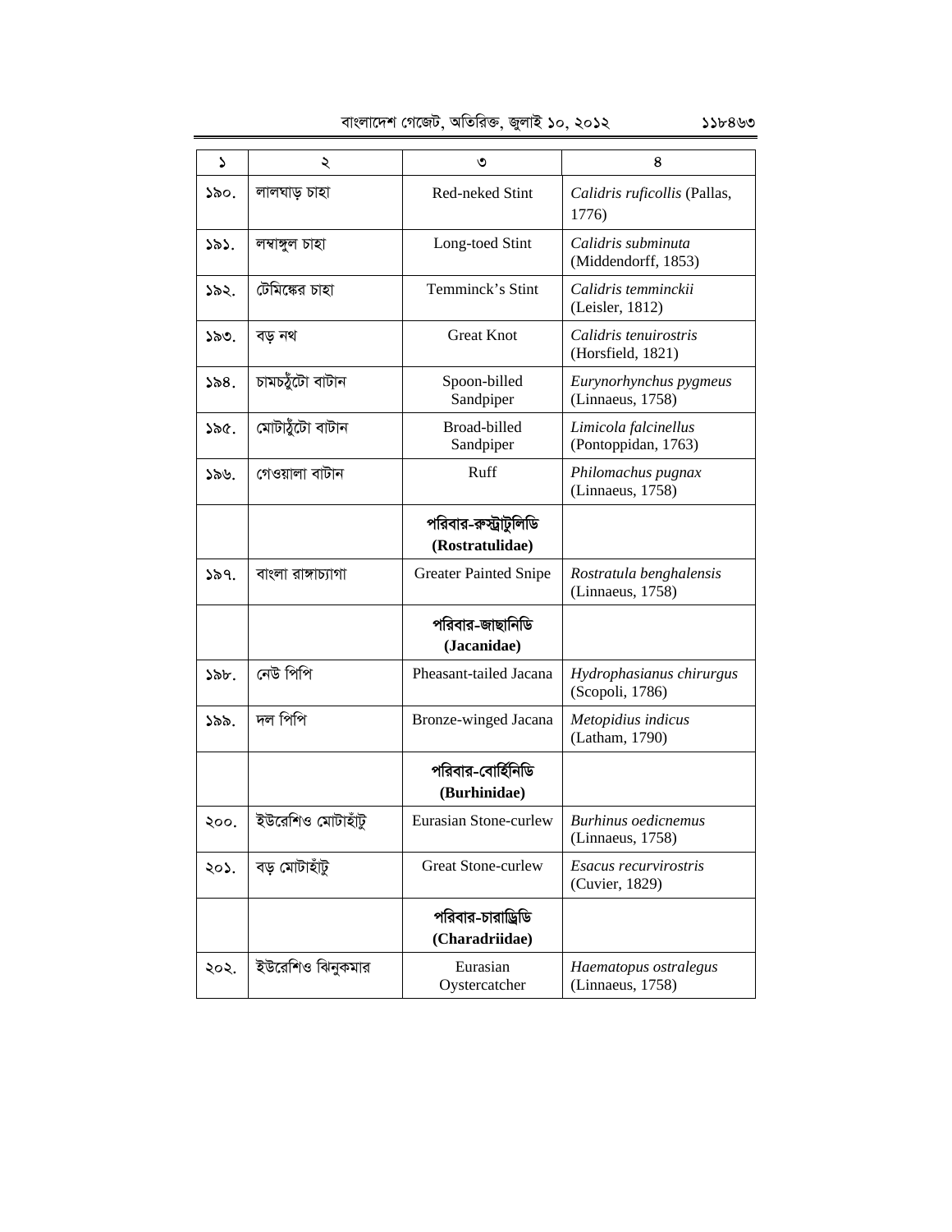| ১ | ২ | ৩ | ৪ |
|---|---|---|---|
| ১৯০. | লালঘাড় চাহা | Red-neked Stint | *Calidris ruficollis* (Pallas, 1776) |
| ১৯১. | লম্বাঙ্গুল চাহা | Long-toed Stint | *Calidris subminuta* (Middendorff, 1853) |
| ১৯২. | টেমিঙ্কের চাহা | Temminck's Stint | *Calidris temminckii* (Leisler, 1812) |
| ১৯৩. | বড় নথ | Great Knot | *Calidris tenuirostris* (Horsfield, 1821) |
| ১৯৪. | চামচঠুঁটো বাটান | Spoon-billed Sandpiper | *Eurynorhynchus pygmeus* (Linnaeus, 1758) |
| ১৯৫. | মোটাঠুঁটো বাটান | Broad-billed Sandpiper | *Limicola falcinellus* (Pontoppidan, 1763) |
| ১৯৬. | গেওয়ালা বাটান | Ruff | *Philomachus pugnax* (Linnaeus, 1758) |
| | | **পরিবার-রুস্ট্রাটুলিডি (Rostratulidae)** | |
| ১৯৭. | বাংলা রাঙ্গাচ্যাগা | Greater Painted Snipe | *Rostratula benghalensis* (Linnaeus, 1758) |
| | | **পরিবার-জাছানিডি (Jacanidae)** | |
| ১৯৮. | নেউ পিপি | Pheasant-tailed Jacana | *Hydrophasianus chirurgus* (Scopoli, 1786) |
| ১৯৯. | দল পিপি | Bronze-winged Jacana | *Metopidius indicus* (Latham, 1790) |
| | | **পরিবার-বোর্হিনিডি (Burhinidae)** | |
| ২০০. | ইউরেশিও মোটাহাঁটু | Eurasian Stone-curlew | *Burhinus oedicnemus* (Linnaeus, 1758) |
| ২০১. | বড় মোটাহাঁটু | Great Stone-curlew | *Esacus recurvirostris* (Cuvier, 1829) |
| | | **পরিবার-চারাড্রিডি (Charadriidae)** | |
| ২০২. | ইউরেশিও ঝিনুকমার | Eurasian Oystercatcher | *Haematopus ostralegus* (Linnaeus, 1758) |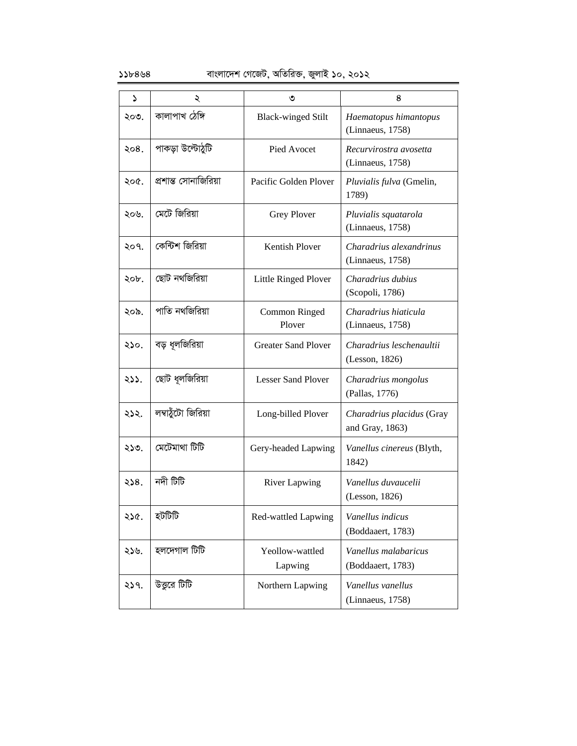| ১ | ২ | ৩ | ৪ |
|---|---|---|---|
| ২০৩. | কালাপাখ ঠেঙ্গি | Black-winged Stilt | *Haematopus himantopus* (Linnaeus, 1758) |
| ২০৪. | পাকড়া উল্টোঠুটি | Pied Avocet | *Recurvirostra avosetta* (Linnaeus, 1758) |
| ২০৫. | প্রশান্ত সোনাজিরিয়া | Pacific Golden Plover | *Pluvialis fulva* (Gmelin, 1789) |
| ২০৬. | মেটে জিরিয়া | Grey Plover | *Pluvialis squatarola* (Linnaeus, 1758) |
| ২০৭. | কেন্টিশ জিরিয়া | Kentish Plover | *Charadrius alexandrinus* (Linnaeus, 1758) |
| ২০৮. | ছোট নথজিরিয়া | Little Ringed Plover | *Charadrius dubius* (Scopoli, 1786) |
| ২০৯. | পাতি নথজিরিয়া | Common Ringed Plover | *Charadrius hiaticula* (Linnaeus, 1758) |
| ২১০. | বড় ধূলজিরিয়া | Greater Sand Plover | *Charadrius leschenaultii* (Lesson, 1826) |
| ২১১. | ছোট ধূলজিরিয়া | Lesser Sand Plover | *Charadrius mongolus* (Pallas, 1776) |
| ২১২. | লম্বাঠুঁটো জিরিয়া | Long-billed Plover | *Charadrius placidus* (Gray and Gray, 1863) |
| ২১৩. | মেটেমাথা টিটি | Gery-headed Lapwing | *Vanellus cinereus* (Blyth, 1842) |
| ২১৪. | নদী টিটি | River Lapwing | *Vanellus duvaucelii* (Lesson, 1826) |
| ২১৫. | হটটিটি | Red-wattled Lapwing | *Vanellus indicus* (Boddaaert, 1783) |
| ২১৬. | হলদেগাল টিটি | Yeollow-wattled Lapwing | *Vanellus malabaricus* (Boddaaert, 1783) |
| ২১৭. | উত্তুরে টিটি | Northern Lapwing | *Vanellus vanellus* (Linnaeus, 1758) |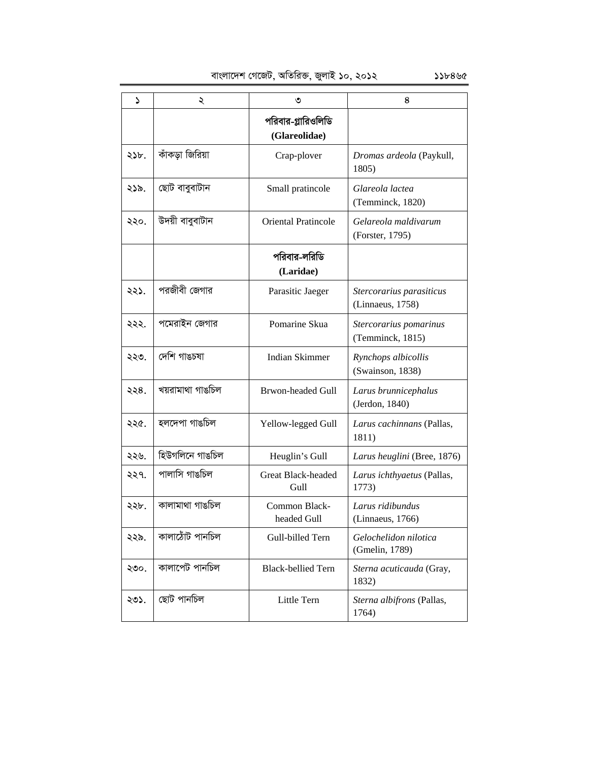| ১ | ২ | ৩ | ৪ |
|---|---|---|---|
| | | **পরিবার-গ্লারিওলিডি (Glareolidae)** | |
| ২১৮. | কাঁকড়া জিরিয়া | Crap-plover | *Dromas ardeola* (Paykull, 1805) |
| ২১৯. | ছোট বাবুবাটান | Small pratincole | *Glareola lactea* (Temminck, 1820) |
| ২২০. | উদয়ী বাবুবাটান | Oriental Pratincole | *Gelareola maldivarum* (Forster, 1795) |
| | | **পরিবার-লরিডি (Laridae)** | |
| ২২১. | পরজীবী জেগার | Parasitic Jaeger | *Stercorarius parasiticus* (Linnaeus, 1758) |
| ২২২. | পমেরাইন জেগার | Pomarine Skua | *Stercorarius pomarinus* (Temminck, 1815) |
| ২২৩. | দেশি গাঙচষা | Indian Skimmer | *Rynchops albicollis* (Swainson, 1838) |
| ২২৪. | খয়রামাথা গাঙচিল | Brwon-headed Gull | *Larus brunnicephalus* (Jerdon, 1840) |
| ২২৫. | হলদেপা গাঙচিল | Yellow-legged Gull | *Larus cachinnans* (Pallas, 1811) |
| ২২৬. | হিউগলিনে গাঙচিল | Heuglin's Gull | *Larus heuglini* (Bree, 1876) |
| ২২৭. | পালাসি গাঙচিল | Great Black-headed Gull | *Larus ichthyaetus* (Pallas, 1773) |
| ২২৮. | কালামাথা গাঙচিল | Common Black-headed Gull | *Larus ridibundus* (Linnaeus, 1766) |
| ২২৯. | কালাঠোঁট পানচিল | Gull-billed Tern | *Gelochelidon nilotica* (Gmelin, 1789) |
| ২৩০. | কালাপেট পানচিল | Black-bellied Tern | *Sterna acuticauda* (Gray, 1832) |
| ২৩১. | ছোট পানচিল | Little Tern | *Sterna albifrons* (Pallas, 1764) |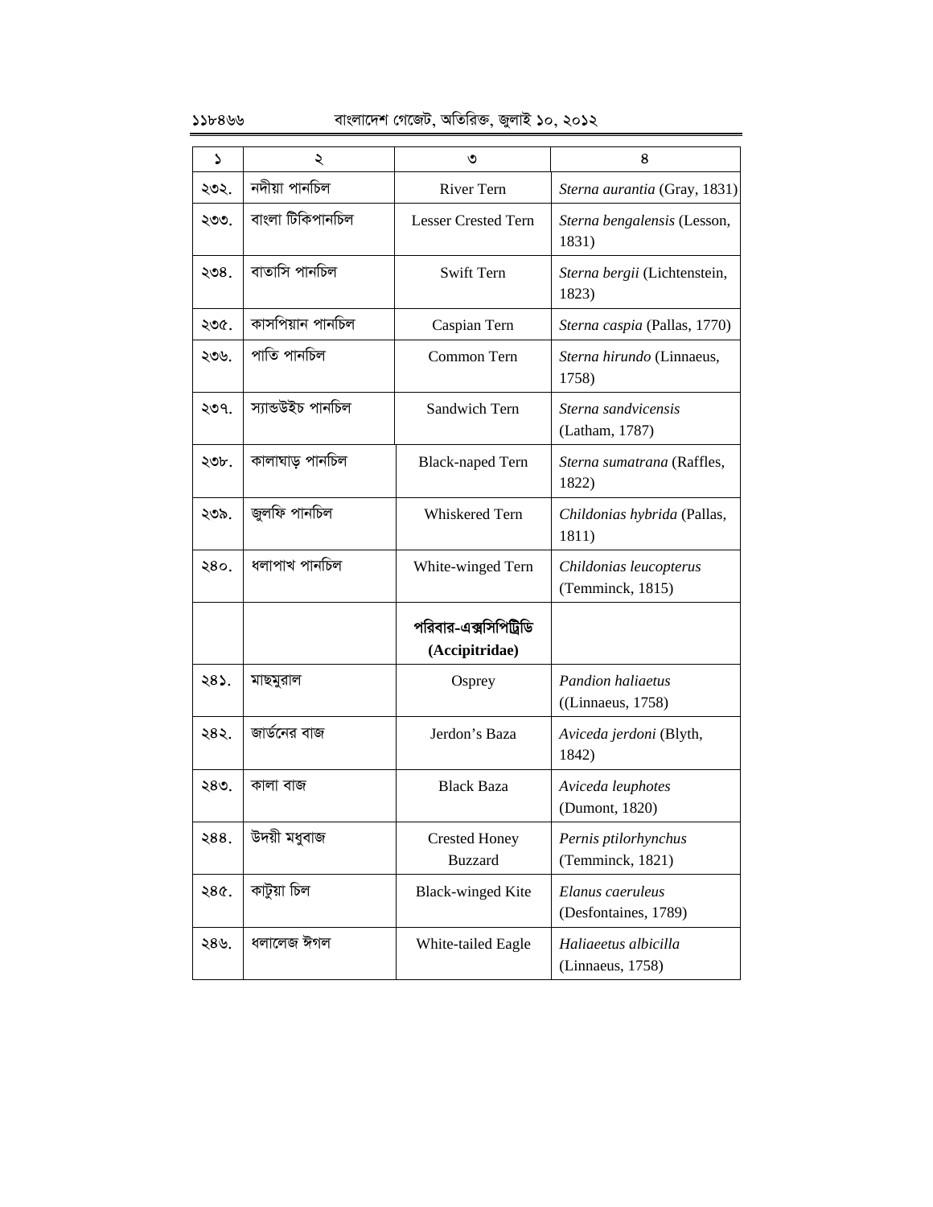| ১ | ২ | ৩ | ৪ |
|---|---|---|---|
| ২৩২. | নদীয়া পানচিল | River Tern | *Sterna aurantia* (Gray, 1831) |
| ২৩৩. | বাংলা টিকিপানচিল | Lesser Crested Tern | *Sterna bengalensis* (Lesson, 1831) |
| ২৩৪. | বাতাসি পানচিল | Swift Tern | *Sterna bergii* (Lichtenstein, 1823) |
| ২৩৫. | কাসপিয়ান পানচিল | Caspian Tern | *Sterna caspia* (Pallas, 1770) |
| ২৩৬. | পাতি পানচিল | Common Tern | *Sterna hirundo* (Linnaeus, 1758) |
| ২৩৭. | স্যান্ডউইচ পানচিল | Sandwich Tern | *Sterna sandvicensis* (Latham, 1787) |
| ২৩৮. | কালাঘাড় পানচিল | Black-naped Tern | *Sterna sumatrana* (Raffles, 1822) |
| ২৩৯. | জুলফি পানচিল | Whiskered Tern | *Childonias hybrida* (Pallas, 1811) |
| ২৪০. | ধলাপাখ পানচিল | White-winged Tern | *Childonias leucopterus* (Temminck, 1815) |
| | | **পরিবার-এক্সিপিট্রিডি (Accipitridae)** | |
| ২৪১. | মাছমুরাল | Osprey | *Pandion haliaetus* ((Linnaeus, 1758) |
| ২৪২. | জার্ডনের বাজ | Jerdon's Baza | *Aviceda jerdoni* (Blyth, 1842) |
| ২৪৩. | কালা বাজ | Black Baza | *Aviceda leuphotes* (Dumont, 1820) |
| ২৪৪. | উদয়ী মধুবাজ | Crested Honey Buzzard | *Pernis ptilorhynchus* (Temminck, 1821) |
| ২৪৫. | কাটুয়া চিল | Black-winged Kite | *Elanus caeruleus* (Desfontaines, 1789) |
| ২৪৬. | ধলালেজ ঈগল | White-tailed Eagle | *Haliaeetus albicilla* (Linnaeus, 1758) |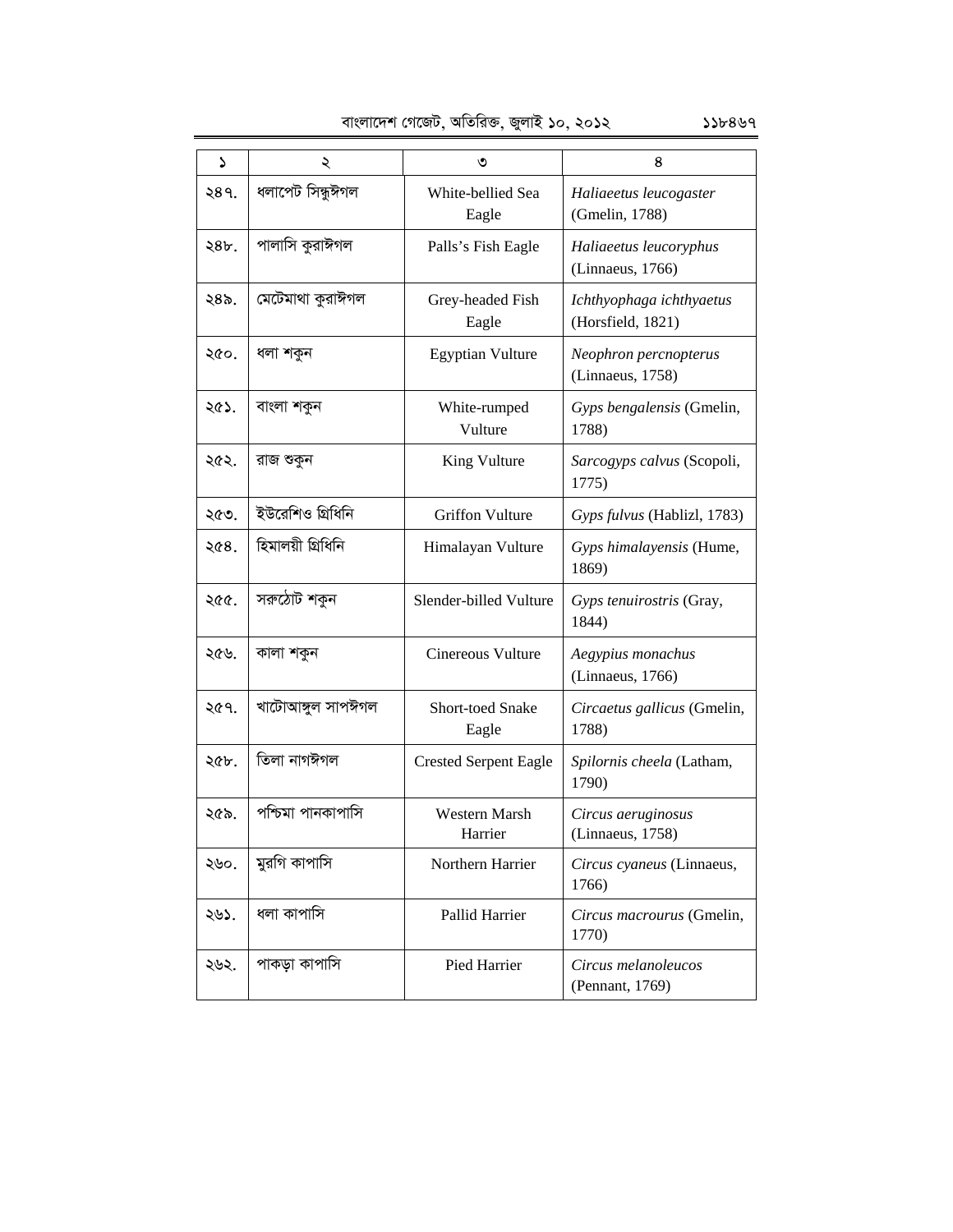| ১ | ২ | ৩ | ৪ |
|---|---|---|---|
| ২৪৭. | ধলাপেট সিন্ধুঈগল | White-bellied Sea Eagle | *Haliaeetus leucogaster* (Gmelin, 1788) |
| ২৪৮. | পালাসি কুরাঈগল | Palls's Fish Eagle | *Haliaeetus leucoryphus* (Linnaeus, 1766) |
| ২৪৯. | মেটেমাথা কুরাঈগল | Grey-headed Fish Eagle | *Ichthyophaga ichthyaetus* (Horsfield, 1821) |
| ২৫০. | ধলা শকুন | Egyptian Vulture | *Neophron percnopterus* (Linnaeus, 1758) |
| ২৫১. | বাংলা শকুন | White-rumped Vulture | *Gyps bengalensis* (Gmelin, 1788) |
| ২৫২. | রাজ শুকুন | King Vulture | *Sarcogyps calvus* (Scopoli, 1775) |
| ২৫৩. | ইউরেশিও গ্রিধিনি | Griffon Vulture | *Gyps fulvus* (Hablizl, 1783) |
| ২৫৪. | হিমালয়ী গ্রিধিনি | Himalayan Vulture | *Gyps himalayensis* (Hume, 1869) |
| ২৫৫. | সরুঠোঁট শকুন | Slender-billed Vulture | *Gyps tenuirostris* (Gray, 1844) |
| ২৫৬. | কালা শকুন | Cinereous Vulture | *Aegypius monachus* (Linnaeus, 1766) |
| ২৫৭. | খাটোআঙ্গুল সাপঈগল | Short-toed Snake Eagle | *Circaetus gallicus* (Gmelin, 1788) |
| ২৫৮. | তিলা নাগঈগল | Crested Serpent Eagle | *Spilornis cheela* (Latham, 1790) |
| ২৫৯. | পশ্চিমা পানকাপাসি | Western Marsh Harrier | *Circus aeruginosus* (Linnaeus, 1758) |
| ২৬০. | মুরগি কাপাসি | Northern Harrier | *Circus cyaneus* (Linnaeus, 1766) |
| ২৬১. | ধলা কাপাসি | Pallid Harrier | *Circus macrourus* (Gmelin, 1770) |
| ২৬২. | পাকড়া কাপাসি | Pied Harrier | *Circus melanoleucos* (Pennant, 1769) |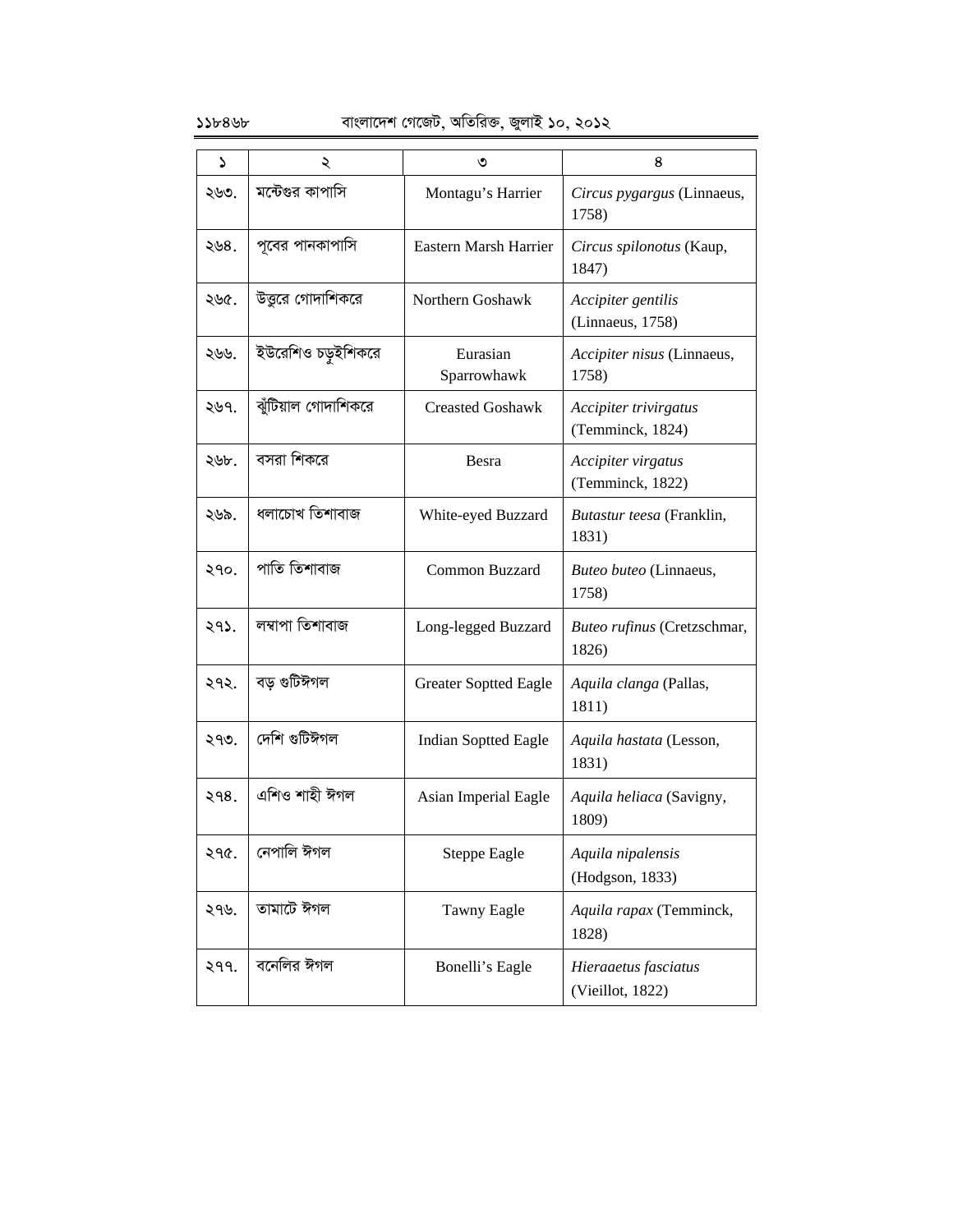| ১ | ২ | ৩ | ৪ |
|---|---|---|---|
| ২৬৩. | মন্টেগুর কাপাসি | Montagu's Harrier | *Circus pygargus* (Linnaeus, 1758) |
| ২৬৪. | পূবের পানকাপাসি | Eastern Marsh Harrier | *Circus spilonotus* (Kaup, 1847) |
| ২৬৫. | উত্তুরে গোদাশিকরে | Northern Goshawk | *Accipiter gentilis* (Linnaeus, 1758) |
| ২৬৬. | ইউরেশিও চড়ুইশিকরে | Eurasian Sparrowhawk | *Accipiter nisus* (Linnaeus, 1758) |
| ২৬৭. | ঝুঁটিয়াল গোদাশিকরে | Creasted Goshawk | *Accipiter trivirgatus* (Temminck, 1824) |
| ২৬৮. | বসরা শিকরে | Besra | *Accipiter virgatus* (Temminck, 1822) |
| ২৬৯. | ধলাচোখ তিশাবাজ | White-eyed Buzzard | *Butastur teesa* (Franklin, 1831) |
| ২৭০. | পাতি তিশাবাজ | Common Buzzard | *Buteo buteo* (Linnaeus, 1758) |
| ২৭১. | লম্বাপা তিশাবাজ | Long-legged Buzzard | *Buteo rufinus* (Cretzschmar, 1826) |
| ২৭২. | বড় গুটিঈগল | Greater Soptted Eagle | *Aquila clanga* (Pallas, 1811) |
| ২৭৩. | দেশি গুটিঈগল | Indian Soptted Eagle | *Aquila hastata* (Lesson, 1831) |
| ২৭৪. | এশিও শাহী ঈগল | Asian Imperial Eagle | *Aquila heliaca* (Savigny, 1809) |
| ২৭৫. | নেপালি ঈগল | Steppe Eagle | *Aquila nipalensis* (Hodgson, 1833) |
| ২৭৬. | তামাটে ঈগল | Tawny Eagle | *Aquila rapax* (Temminck, 1828) |
| ২৭৭. | বনেলির ঈগল | Bonelli's Eagle | *Hieraaetus fasciatus* (Vieillot, 1822) |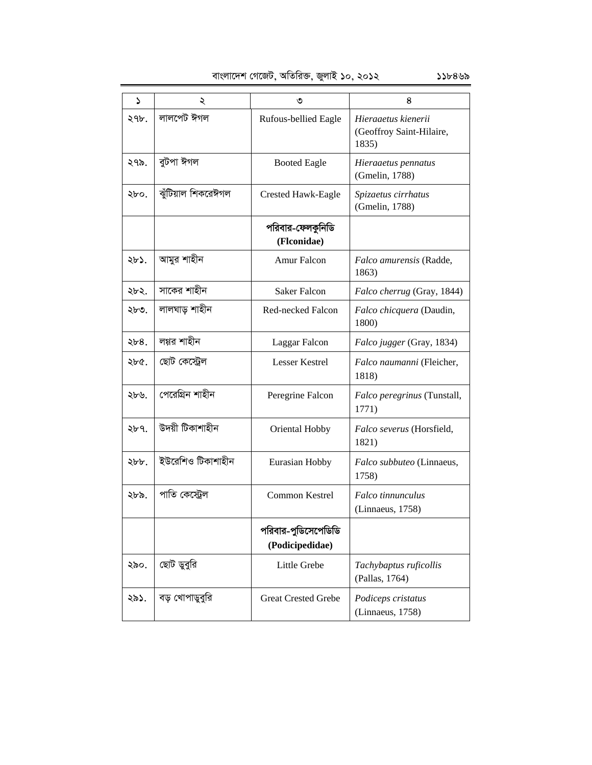| ১ | ২ | ৩ | ৪ |
|---|---|---|---|
| ২৭৮. | লালপেট ঈগল | Rufous-bellied Eagle | *Hieraaetus kienerii* (Geoffroy Saint-Hilaire, 1835) |
| ২৭৯. | বুটপা ঈগল | Booted Eagle | *Hieraaetus pennatus* (Gmelin, 1788) |
| ২৮০. | ঝুঁটিয়াল শিকরেঈগল | Crested Hawk-Eagle | *Spizaetus cirrhatus* (Gmelin, 1788) |
| | | **পরিবার-ফেলকুনিডি (Flconidae)** | |
| ২৮১. | আমুর শাহীন | Amur Falcon | *Falco amurensis* (Radde, 1863) |
| ২৮২. | সাকের শাহীন | Saker Falcon | *Falco cherrug* (Gray, 1844) |
| ২৮৩. | লালঘাড় শাহীন | Red-necked Falcon | *Falco chicquera* (Daudin, 1800) |
| ২৮৪. | লগ্গর শাহীন | Laggar Falcon | *Falco jugger* (Gray, 1834) |
| ২৮৫. | ছোট কেস্ট্রেল | Lesser Kestrel | *Falco naumanni* (Fleicher, 1818) |
| ২৮৬. | পেরেগ্রিন শাহীন | Peregrine Falcon | *Falco peregrinus* (Tunstall, 1771) |
| ২৮৭. | উদয়ী টিকাশাহীন | Oriental Hobby | *Falco severus* (Horsfield, 1821) |
| ২৮৮. | ইউরেশিও টিকাশাহীন | Eurasian Hobby | *Falco subbuteo* (Linnaeus, 1758) |
| ২৮৯. | পাতি কেস্ট্রেল | Common Kestrel | *Falco tinnunculus* (Linnaeus, 1758) |
| | | **পরিবার-পুডিসেপেডিডি (Podicipedidae)** | |
| ২৯০. | ছোট ডুবুরি | Little Grebe | *Tachybaptus ruficollis* (Pallas, 1764) |
| ২৯১. | বড় খোপাডুবুরি | Great Crested Grebe | *Podiceps cristatus* (Linnaeus, 1758) |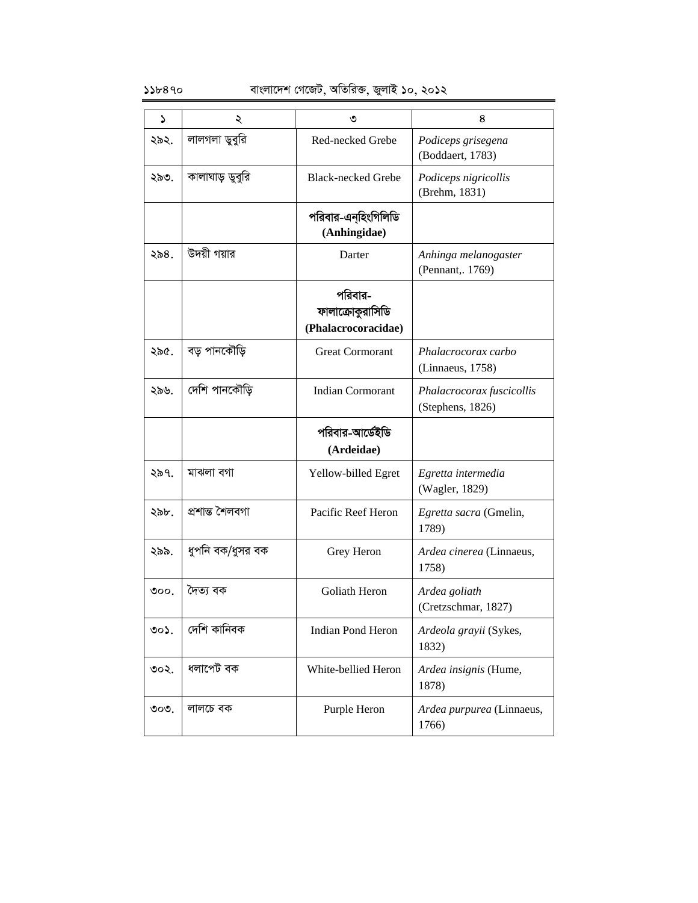| ১ | ২ | ৩ | ৪ |
|---|---|---|---|
| ২৯২. | লালগলা ডুবুরি | Red-necked Grebe | *Podiceps grisegena* (Boddaert, 1783) |
| ২৯৩. | কালাঘাড় ডুবুরি | Black-necked Grebe | *Podiceps nigricollis* (Brehm, 1831) |
| | | **পরিবার-এনহিংগিলিডি (Anhingidae)** | |
| ২৯৪. | উদয়ী গয়ার | Darter | *Anhinga melanogaster* (Pennant,. 1769) |
| | | **পরিবার-ফালাক্রোকুরাসিডি (Phalacrocoracidae)** | |
| ২৯৫. | বড় পানকৌড়ি | Great Cormorant | *Phalacrocorax carbo* (Linnaeus, 1758) |
| ২৯৬. | দেশি পানকৌড়ি | Indian Cormorant | *Phalacrocorax fuscicollis* (Stephens, 1826) |
| | | **পরিবার-আর্ডেইডি (Ardeidae)** | |
| ২৯৭. | মাঝলা বগা | Yellow-billed Egret | *Egretta intermedia* (Wagler, 1829) |
| ২৯৮. | প্রশান্ত শৈলবগা | Pacific Reef Heron | *Egretta sacra* (Gmelin, 1789) |
| ২৯৯. | ধুপনি বক/ধুসর বক | Grey Heron | *Ardea cinerea* (Linnaeus, 1758) |
| ৩০০. | দৈত্য বক | Goliath Heron | *Ardea goliath* (Cretzschmar, 1827) |
| ৩০১. | দেশি কানিবক | Indian Pond Heron | *Ardeola grayii* (Sykes, 1832) |
| ৩০২. | ধলাপেট বক | White-bellied Heron | *Ardea insignis* (Hume, 1878) |
| ৩০৩. | লালচে বক | Purple Heron | *Ardea purpurea* (Linnaeus, 1766) |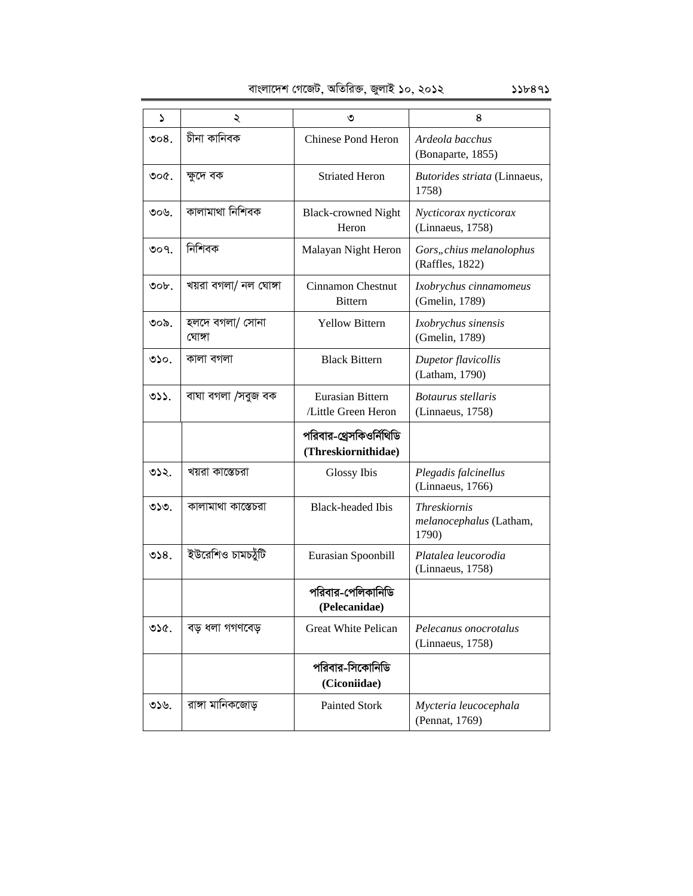| ১ | ২ | ৩ | ৪ |
|---|---|---|---|
| ৩০৪. | চীনা কানিবক | Chinese Pond Heron | *Ardeola bacchus* (Bonaparte, 1855) |
| ৩০৫. | ক্ষুদে বক | Striated Heron | *Butorides striata* (Linnaeus, 1758) |
| ৩০৬. | কালামাথা নিশিবক | Black-crowned Night Heron | *Nycticorax nycticorax* (Linnaeus, 1758) |
| ৩০৭. | নিশিবক | Malayan Night Heron | *Gors„chius melanolophus* (Raffles, 1822) |
| ৩০৮. | খয়রা বগলা/ নল ঘোঙ্গা | Cinnamon Chestnut Bittern | *Ixobrychus cinnamomeus* (Gmelin, 1789) |
| ৩০৯. | হলদে বগলা/ সোনা ঘোঙ্গা | Yellow Bittern | *Ixobrychus sinensis* (Gmelin, 1789) |
| ৩১০. | কালা বগলা | Black Bittern | *Dupetor flavicollis* (Latham, 1790) |
| ৩১১. | বাঘা বগলা /সবুজ বক | Eurasian Bittern /Little Green Heron | *Botaurus stellaris* (Linnaeus, 1758) |
| | | **পরিবার-থ্রেসকিওর্নিথিডি (Threskiornithidae)** | |
| ৩১২. | খয়রা কাস্তেচরা | Glossy Ibis | *Plegadis falcinellus* (Linnaeus, 1766) |
| ৩১৩. | কালামাথা কাস্তেচরা | Black-headed Ibis | *Threskiornis melanocephalus* (Latham, 1790) |
| ৩১৪. | ইউরেশিও চামচঠুঁটি | Eurasian Spoonbill | *Platalea leucorodia* (Linnaeus, 1758) |
| | | **পরিবার-পেলিকানিডি (Pelecanidae)** | |
| ৩১৫. | বড় ধলা গগণবেড় | Great White Pelican | *Pelecanus onocrotalus* (Linnaeus, 1758) |
| | | **পরিবার-সিকোনিডি (Ciconiidae)** | |
| ৩১৬. | রাঙ্গা মানিকজোড় | Painted Stork | *Mycteria leucocephala* (Pennat, 1769) |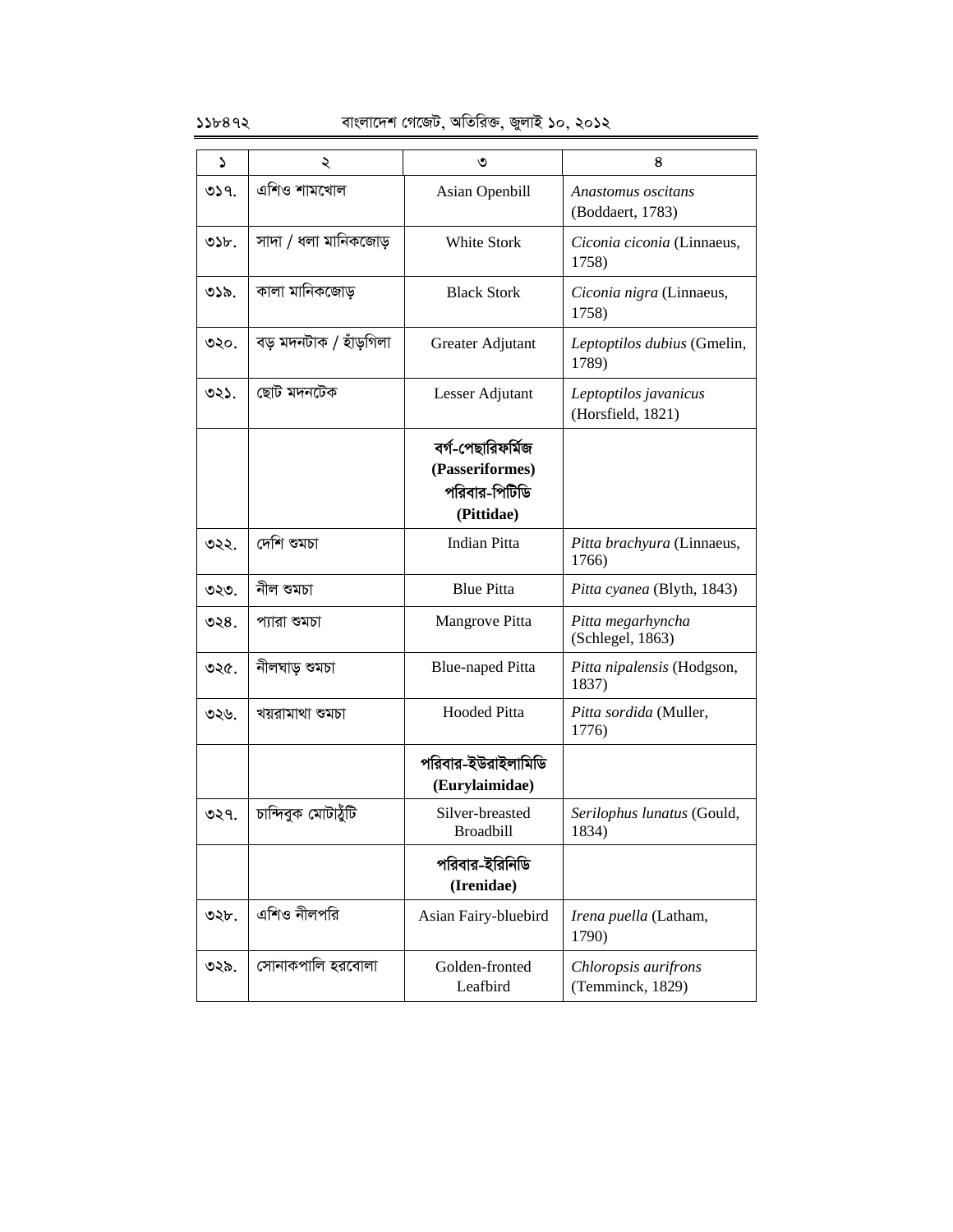| ১ | ২ | ৩ | ৪ |
|---|---|---|---|
| ৩১৭. | এশিও শামখোল | Asian Openbill | *Anastomus oscitans* (Boddaert, 1783) |
| ৩১৮. | সাদা / ধলা মানিকজোড় | White Stork | *Ciconia ciconia* (Linnaeus, 1758) |
| ৩১৯. | কালা মানিকজোড় | Black Stork | *Ciconia nigra* (Linnaeus, 1758) |
| ৩২০. | বড় মদনটাক / হাঁড়গিলা | Greater Adjutant | *Leptoptilos dubius* (Gmelin, 1789) |
| ৩২১. | ছোট মদনটেক | Lesser Adjutant | *Leptoptilos javanicus* (Horsfield, 1821) |
| | | **বর্গ-পেছারিফর্মিজ (Passeriformes) পরিবার-পিটিডি (Pittidae)** | |
| ৩২২. | দেশি শুমচা | Indian Pitta | *Pitta brachyura* (Linnaeus, 1766) |
| ৩২৩. | নীল শুমচা | Blue Pitta | *Pitta cyanea* (Blyth, 1843) |
| ৩২৪. | প্যারা শুমচা | Mangrove Pitta | *Pitta megarhyncha* (Schlegel, 1863) |
| ৩২৫. | নীলঘাড় শুমচা | Blue-naped Pitta | *Pitta nipalensis* (Hodgson, 1837) |
| ৩২৬. | খয়রামাথা শুমচা | Hooded Pitta | *Pitta sordida* (Muller, 1776) |
| | | **পরিবার-ইউরাইলামিডি (Eurylaimidae)** | |
| ৩২৭. | চান্দিবুক মোটাঠুঁটি | Silver-breasted Broadbill | *Serilophus lunatus* (Gould, 1834) |
| | | **পরিবার-ইরিনিডি (Irenidae)** | |
| ৩২৮. | এশিও নীলপরি | Asian Fairy-bluebird | *Irena puella* (Latham, 1790) |
| ৩২৯. | সোনাকপালি হরবোলা | Golden-fronted Leafbird | *Chloropsis aurifrons* (Temminck, 1829) |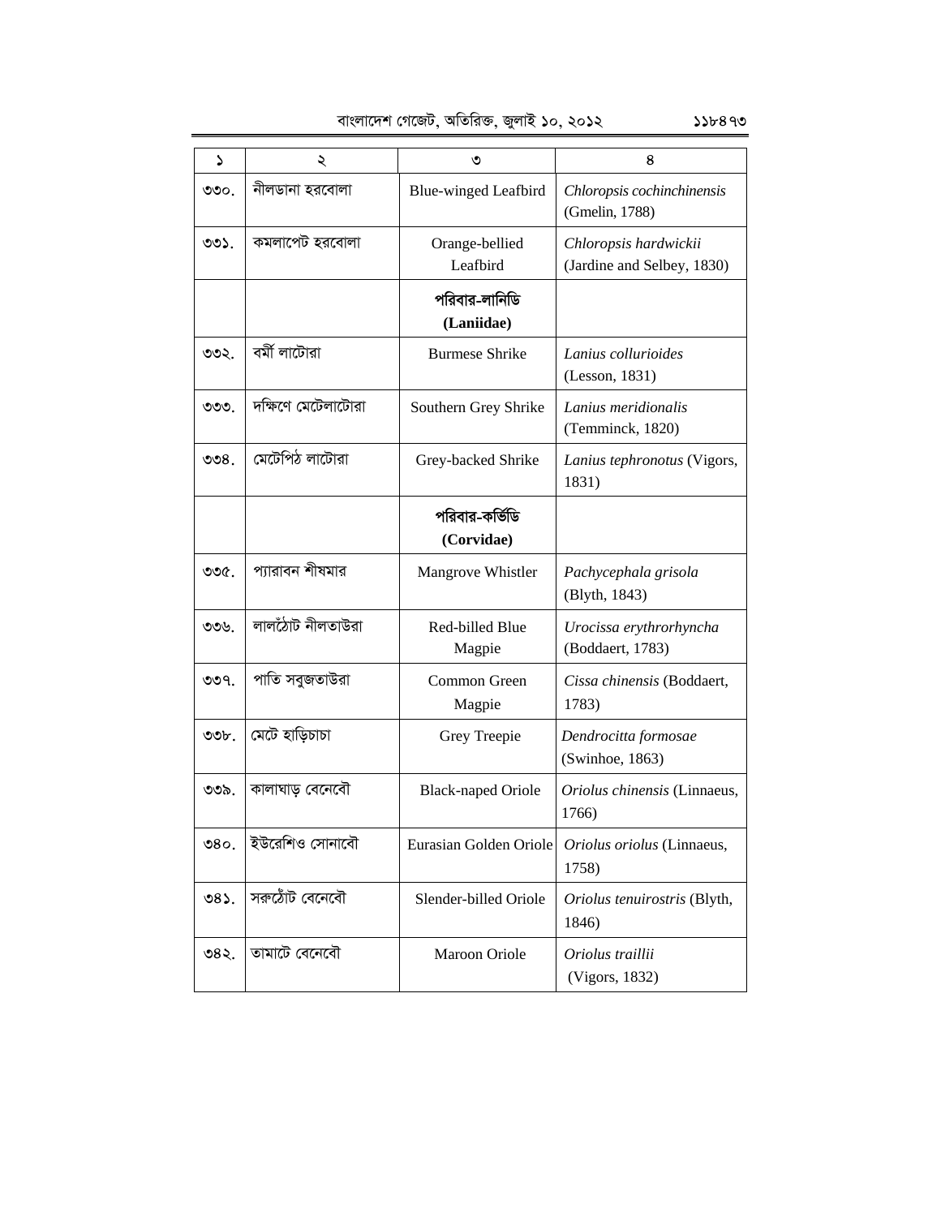| ১ | ২ | ৩ | ৪ |
|---|---|---|---|
| ৩৩০. | নীলডানা হরবোলা | Blue-winged Leafbird | *Chloropsis cochinchinensis* (Gmelin, 1788) |
| ৩৩১. | কমলাপেট হরবোলা | Orange-bellied Leafbird | *Chloropsis hardwickii* (Jardine and Selbey, 1830) |
| | | **পরিবার-লানিডি (Laniidae)** | |
| ৩৩২. | বর্মী লাটোরা | Burmese Shrike | *Lanius collurioides* (Lesson, 1831) |
| ৩৩৩. | দক্ষিণে মেটেলাটোরা | Southern Grey Shrike | *Lanius meridionalis* (Temminck, 1820) |
| ৩৩৪. | মেটেপিঠ লাটোরা | Grey-backed Shrike | *Lanius tephronotus* (Vigors, 1831) |
| | | **পরিবার-কর্ভিডি (Corvidae)** | |
| ৩৩৫. | প্যারাবন শীষমার | Mangrove Whistler | *Pachycephala grisola* (Blyth, 1843) |
| ৩৩৬. | লালঠোঁট নীলতাউরা | Red-billed Blue Magpie | *Urocissa erythrorhyncha* (Boddaert, 1783) |
| ৩৩৭. | পাতি সবুজতাউরা | Common Green Magpie | *Cissa chinensis* (Boddaert, 1783) |
| ৩৩৮. | মেটে হাড়িচাচা | Grey Treepie | *Dendrocitta formosae* (Swinhoe, 1863) |
| ৩৩৯. | কালাঘাড় বেনেবৌ | Black-naped Oriole | *Oriolus chinensis* (Linnaeus, 1766) |
| ৩৪০. | ইউরেশিও সোনাবৌ | Eurasian Golden Oriole | *Oriolus oriolus* (Linnaeus, 1758) |
| ৩৪১. | সরুঠোঁট বেনেবৌ | Slender-billed Oriole | *Oriolus tenuirostris* (Blyth, 1846) |
| ৩৪২. | তামাটে বেনেবৌ | Maroon Oriole | *Oriolus traillii* (Vigors, 1832) |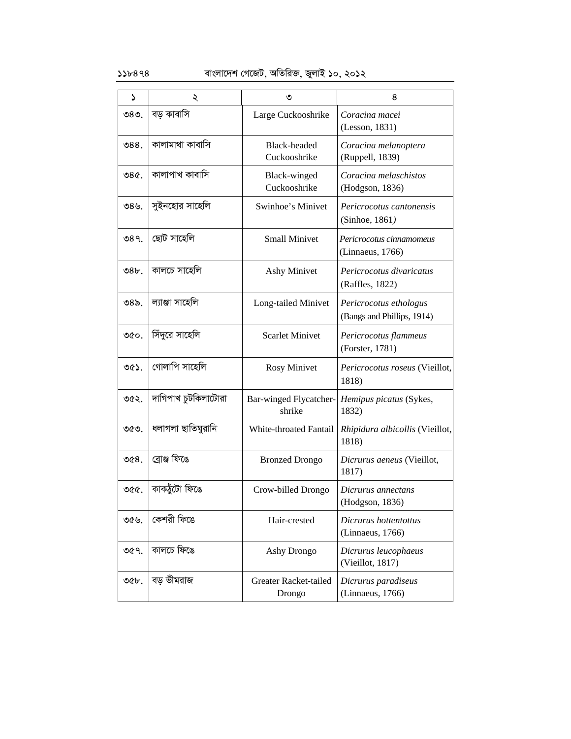| ১ | ২ | ৩ | ৪ |
|---|---|---|---|
| ৩৪৩. | বড় কাবাসি | Large Cuckooshrike | *Coracina macei* (Lesson, 1831) |
| ৩৪৪. | কালামাথা কাবাসি | Black-headed Cuckooshrike | *Coracina melanoptera* (Ruppell, 1839) |
| ৩৪৫. | কালাপাখ কাবাসি | Black-winged Cuckooshrike | *Coracina melaschistos* (Hodgson, 1836) |
| ৩৪৬. | সুইনহোর সাহেলি | Swinhoe's Minivet | *Pericrocotus cantonensis* (Sinhoe, 1861) |
| ৩৪৭. | ছোট সাহেলি | Small Minivet | *Pericrocotus cinnamomeus* (Linnaeus, 1766) |
| ৩৪৮. | কালচে সাহেলি | Ashy Minivet | *Pericrocotus divaricatus* (Raffles, 1822) |
| ৩৪৯. | ল্যাঞ্জা সাহেলি | Long-tailed Minivet | *Pericrocotus ethologus* (Bangs and Phillips, 1914) |
| ৩৫০. | সিঁদুরে সাহেলি | Scarlet Minivet | *Pericrocotus flammeus* (Forster, 1781) |
| ৩৫১. | গোলাপি সাহেলি | Rosy Minivet | *Pericrocotus roseus* (Vieillot, 1818) |
| ৩৫২. | দাগিপাখ চুটকিলাটোরা | Bar-winged Flycatcher-shrike | *Hemipus picatus* (Sykes, 1832) |
| ৩৫৩. | ধলাগলা ছাতিঘুরানি | White-throated Fantail | *Rhipidura albicollis* (Vieillot, 1818) |
| ৩৫৪. | ব্রোঞ্জ ফিঙে | Bronzed Drongo | *Dicrurus aeneus* (Vieillot, 1817) |
| ৩৫৫. | কাকঠুঁটো ফিঙে | Crow-billed Drongo | *Dicrurus annectans* (Hodgson, 1836) |
| ৩৫৬. | কেশরী ফিঙে | Hair-crested | *Dicrurus hottentottus* (Linnaeus, 1766) |
| ৩৫৭. | কালচে ফিঙে | Ashy Drongo | *Dicrurus leucophaeus* (Vieillot, 1817) |
| ৩৫৮. | বড় ভীমরাজ | Greater Racket-tailed Drongo | *Dicrurus paradiseus* (Linnaeus, 1766) |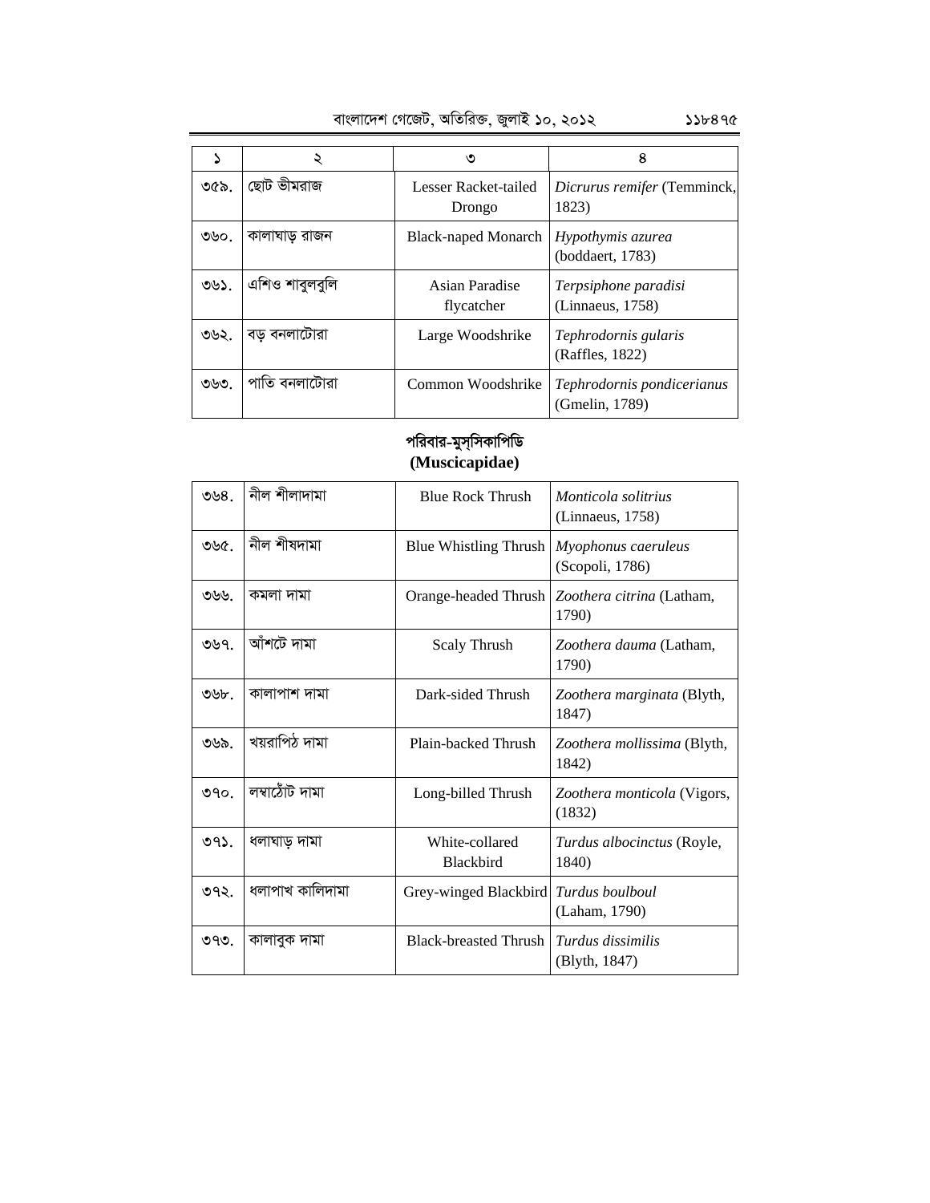| ১ | ২ | ৩ | ৪ |
|---|---|---|---|
| ৩৫৯. | ছোট ভীমরাজ | Lesser Racket-tailed Drongo | *Dicrurus remifer* (Temminck, 1823) |
| ৩৬০. | কালাঘাড় রাজন | Black-naped Monarch | *Hypothymis azurea* (boddaert, 1783) |
| ৩৬১. | এশিও শাবুলবুলি | Asian Paradise flycatcher | *Terpsiphone paradisi* (Linnaeus, 1758) |
| ৩৬২. | বড় বনলাটোরা | Large Woodshrike | *Tephrodornis gularis* (Raffles, 1822) |
| ৩৬৩. | পাতি বনলাটোরা | Common Woodshrike | *Tephrodornis pondicerianus* (Gmelin, 1789) |

## পরিবার-মুস্‌সিকাপিডি
## (Muscicapidae)

| ১ | ২ | ৩ | ৪ |
|---|---|---|---|
| ৩৬৪. | নীল শীলাদামা | Blue Rock Thrush | *Monticola solitrius* (Linnaeus, 1758) |
| ৩৬৫. | নীল শীষদামা | Blue Whistling Thrush | *Myophonus caeruleus* (Scopoli, 1786) |
| ৩৬৬. | কমলা দামা | Orange-headed Thrush | *Zoothera citrina* (Latham, 1790) |
| ৩৬৭. | আঁশটে দামা | Scaly Thrush | *Zoothera dauma* (Latham, 1790) |
| ৩৬৮. | কালাপাশ দামা | Dark-sided Thrush | *Zoothera marginata* (Blyth, 1847) |
| ৩৬৯. | খয়রাপিঠ দামা | Plain-backed Thrush | *Zoothera mollissima* (Blyth, 1842) |
| ৩৭০. | লম্বাঠোঁট দামা | Long-billed Thrush | *Zoothera monticola* (Vigors, (1832) |
| ৩৭১. | ধলাঘাড় দামা | White-collared Blackbird | *Turdus albocinctus* (Royle, 1840) |
| ৩৭২. | ধলাপাখ কালিদামা | Grey-winged Blackbird | *Turdus boulboul* (Laham, 1790) |
| ৩৭৩. | কালাবুক দামা | Black-breasted Thrush | *Turdus dissimilis* (Blyth, 1847) |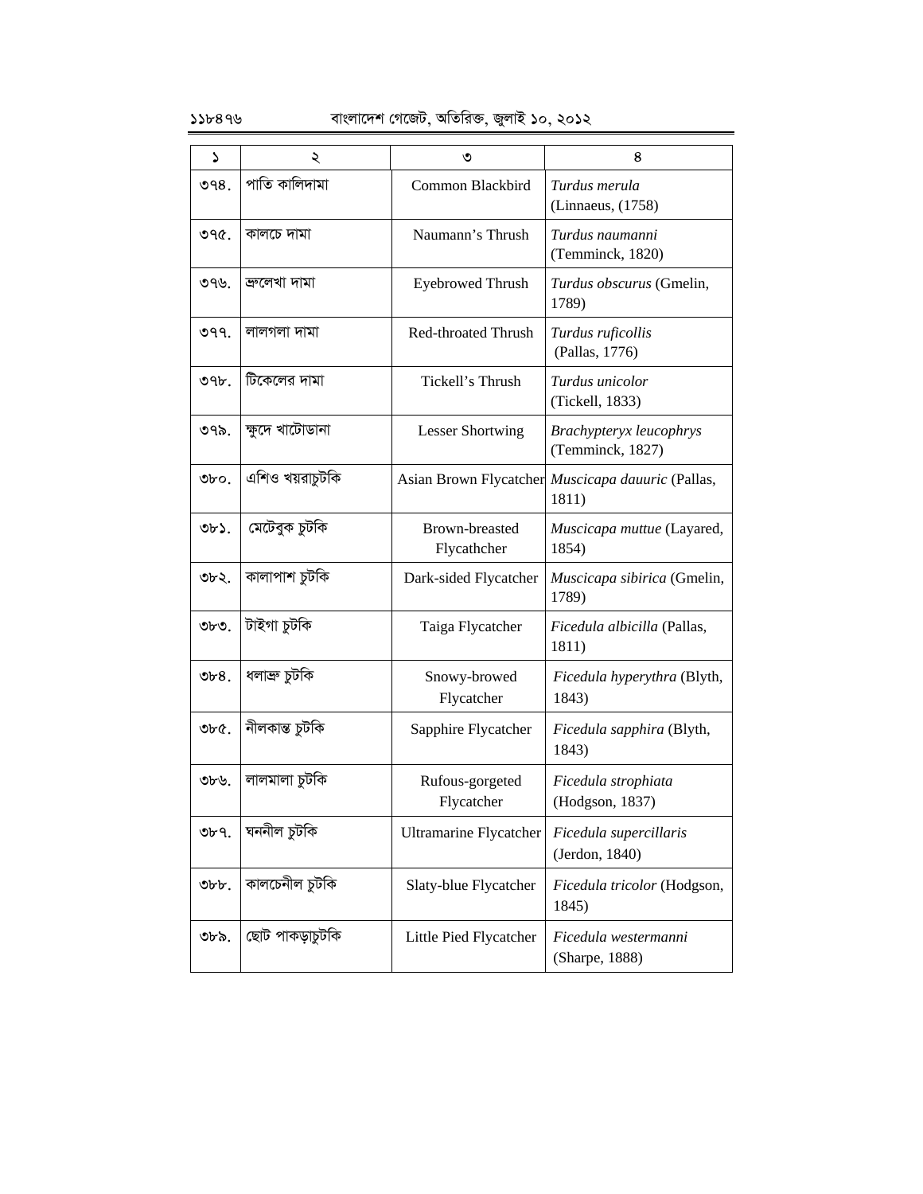| ১ | ২ | ৩ | ৪ |
|---|---|---|---|
| ৩৭৪. | পাতি কালিদামা | Common Blackbird | *Turdus merula* (Linnaeus, (1758) |
| ৩৭৫. | কালচে দামা | Naumann's Thrush | *Turdus naumanni* (Temminck, 1820) |
| ৩৭৬. | ভ্রুলেখা দামা | Eyebrowed Thrush | *Turdus obscurus* (Gmelin, 1789) |
| ৩৭৭. | লালগলা দামা | Red-throated Thrush | *Turdus ruficollis* (Pallas, 1776) |
| ৩৭৮. | টিকেলের দামা | Tickell's Thrush | *Turdus unicolor* (Tickell, 1833) |
| ৩৭৯. | ক্ষুদে খাটোডানা | Lesser Shortwing | *Brachypteryx leucophrys* (Temminck, 1827) |
| ৩৮০. | এশিও খয়রাচুটকি | Asian Brown Flycatcher | *Muscicapa dauuric* (Pallas, 1811) |
| ৩৮১. | মেটেবুক চুটকি | Brown-breasted Flycathcher | *Muscicapa muttue* (Layared, 1854) |
| ৩৮২. | কালাপাশ চুটকি | Dark-sided Flycatcher | *Muscicapa sibirica* (Gmelin, 1789) |
| ৩৮৩. | টাইগা চুটকি | Taiga Flycatcher | *Ficedula albicilla* (Pallas, 1811) |
| ৩৮৪. | ধলাভ্রু চুটকি | Snowy-browed Flycatcher | *Ficedula hyperythra* (Blyth, 1843) |
| ৩৮৫. | নীলকান্ত চুটকি | Sapphire Flycatcher | *Ficedula sapphira* (Blyth, 1843) |
| ৩৮৬. | লালমালা চুটকি | Rufous-gorgeted Flycatcher | *Ficedula strophiata* (Hodgson, 1837) |
| ৩৮৭. | ঘননীল চুটকি | Ultramarine Flycatcher | *Ficedula supercillaris* (Jerdon, 1840) |
| ৩৮৮. | কালচেনীল চুটকি | Slaty-blue Flycatcher | *Ficedula tricolor* (Hodgson, 1845) |
| ৩৮৯. | ছোট পাকড়াচুটকি | Little Pied Flycatcher | *Ficedula westermanni* (Sharpe, 1888) |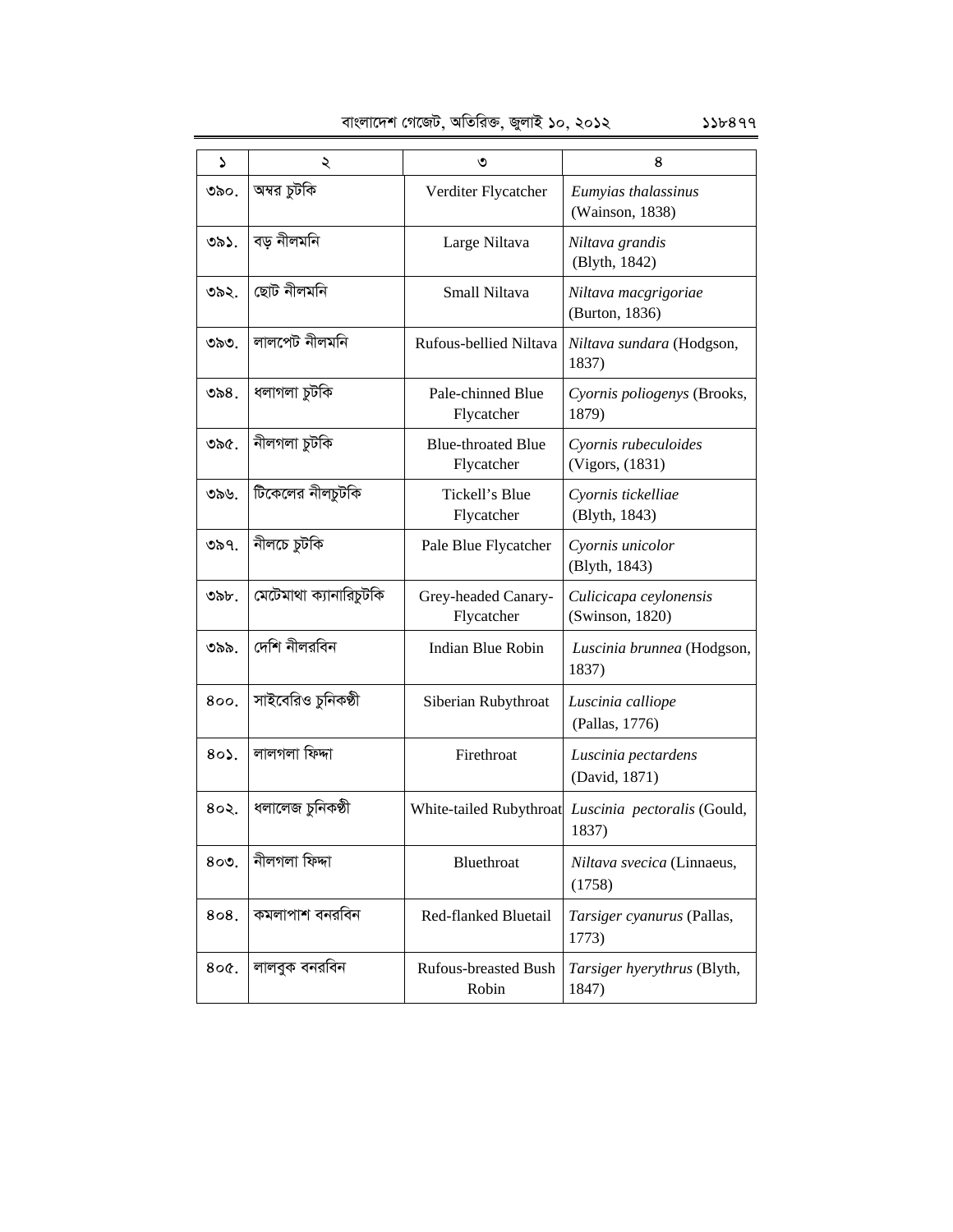| ১ | ২ | ৩ | ৪ |
|---|---|---|---|
| ৩৯০. | অম্বর চুটকি | Verditer Flycatcher | *Eumyias thalassinus* (Wainson, 1838) |
| ৩৯১. | বড় নীলমনি | Large Niltava | *Niltava grandis* (Blyth, 1842) |
| ৩৯২. | ছোট নীলমনি | Small Niltava | *Niltava macgrigoriae* (Burton, 1836) |
| ৩৯৩. | লালপেট নীলমনি | Rufous-bellied Niltava | *Niltava sundara* (Hodgson, 1837) |
| ৩৯৪. | ধলাগলা চুটকি | Pale-chinned Blue Flycatcher | *Cyornis poliogenys* (Brooks, 1879) |
| ৩৯৫. | নীলগলা চুটকি | Blue-throated Blue Flycatcher | *Cyornis rubeculoides* (Vigors, (1831) |
| ৩৯৬. | টিকেলের নীলচুটকি | Tickell's Blue Flycatcher | *Cyornis tickelliae* (Blyth, 1843) |
| ৩৯৭. | নীলচে চুটকি | Pale Blue Flycatcher | *Cyornis unicolor* (Blyth, 1843) |
| ৩৯৮. | মেটেমাথা ক্যানারিচুটকি | Grey-headed Canary-Flycatcher | *Culicicapa ceylonensis* (Swinson, 1820) |
| ৩৯৯. | দেশি নীলরবিন | Indian Blue Robin | *Luscinia brunnea* (Hodgson, 1837) |
| ৪০০. | সাইবেরিও চুনিকণ্ঠী | Siberian Rubythroat | *Luscinia calliope* (Pallas, 1776) |
| ৪০১. | লালগলা ফিদ্দা | Firethroat | *Luscinia pectardens* (David, 1871) |
| ৪০২. | ধলালেজ চুনিকণ্ঠী | White-tailed Rubythroat | *Luscinia pectoralis* (Gould, 1837) |
| ৪০৩. | নীলগলা ফিদ্দা | Bluethroat | *Niltava svecica* (Linnaeus, (1758) |
| ৪০৪. | কমলাপাশ বনরবিন | Red-flanked Bluetail | *Tarsiger cyanurus* (Pallas, 1773) |
| ৪০৫. | লালবুক বনরবিন | Rufous-breasted Bush Robin | *Tarsiger hyerythrus* (Blyth, 1847) |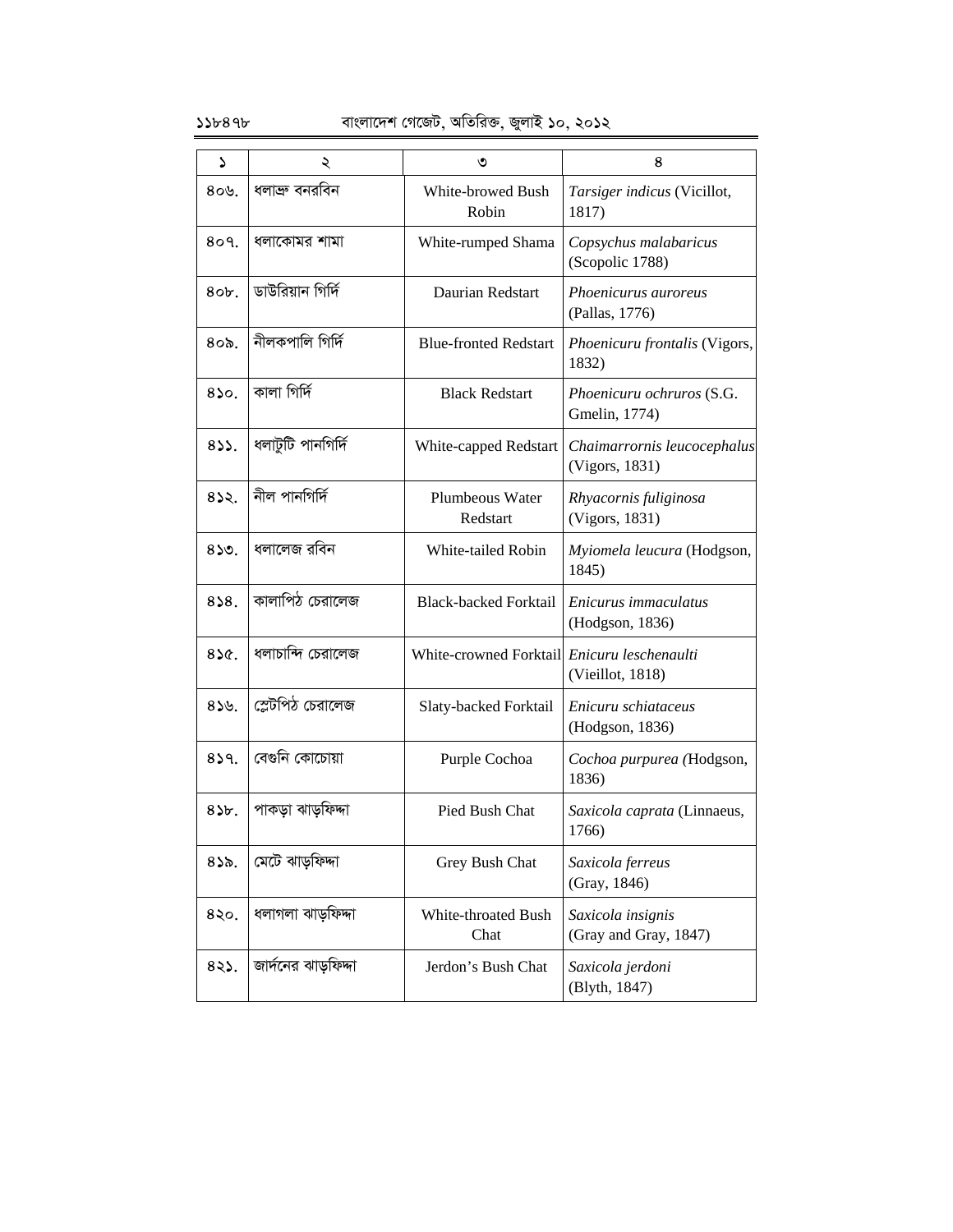| ১ | ২ | ৩ | ৪ |
|---|---|---|---|
| ৪০৬. | ধলাভ্রু বনরবিন | White-browed Bush Robin | *Tarsiger indicus* (Vicillot, 1817) |
| ৪০৭. | ধলাকোমর শামা | White-rumped Shama | *Copsychus malabaricus* (Scopolic 1788) |
| ৪০৮. | ডাউরিয়ান গির্দি | Daurian Redstart | *Phoenicurus auroreus* (Pallas, 1776) |
| ৪০৯. | নীলকপালি গির্দি | Blue-fronted Redstart | *Phoenicuru frontalis* (Vigors, 1832) |
| ৪১০. | কালা গির্দি | Black Redstart | *Phoenicuru ochruros* (S.G. Gmelin, 1774) |
| ৪১১. | ধলাটুটি পানগির্দি | White-capped Redstart | *Chaimarrornis leucocephalus* (Vigors, 1831) |
| ৪১২. | নীল পানগির্দি | Plumbeous Water Redstart | *Rhyacornis fuliginosa* (Vigors, 1831) |
| ৪১৩. | ধলালেজ রবিন | White-tailed Robin | *Myiomela leucura* (Hodgson, 1845) |
| ৪১৪. | কালাপিঠ চেরালেজ | Black-backed Forktail | *Enicurus immaculatus* (Hodgson, 1836) |
| ৪১৫. | ধলাচান্দি চেরালেজ | White-crowned Forktail | *Enicuru leschenaulti* (Vieillot, 1818) |
| ৪১৬. | শ্লেটপিঠ চেরালেজ | Slaty-backed Forktail | *Enicuru schiataceus* (Hodgson, 1836) |
| ৪১৭. | বেগুনি কোচোয়া | Purple Cochoa | *Cochoa purpurea (*Hodgson, 1836) |
| ৪১৮. | পাকড়া ঝাড়ফিদ্দা | Pied Bush Chat | *Saxicola caprata* (Linnaeus, 1766) |
| ৪১৯. | মেটে ঝাড়ফিদ্দা | Grey Bush Chat | *Saxicola ferreus* (Gray, 1846) |
| ৪২০. | ধলাগলা ঝাড়ফিদ্দা | White-throated Bush Chat | *Saxicola insignis* (Gray and Gray, 1847) |
| ৪২১. | জার্দনের ঝাড়ফিদ্দা | Jerdon's Bush Chat | *Saxicola jerdoni* (Blyth, 1847) |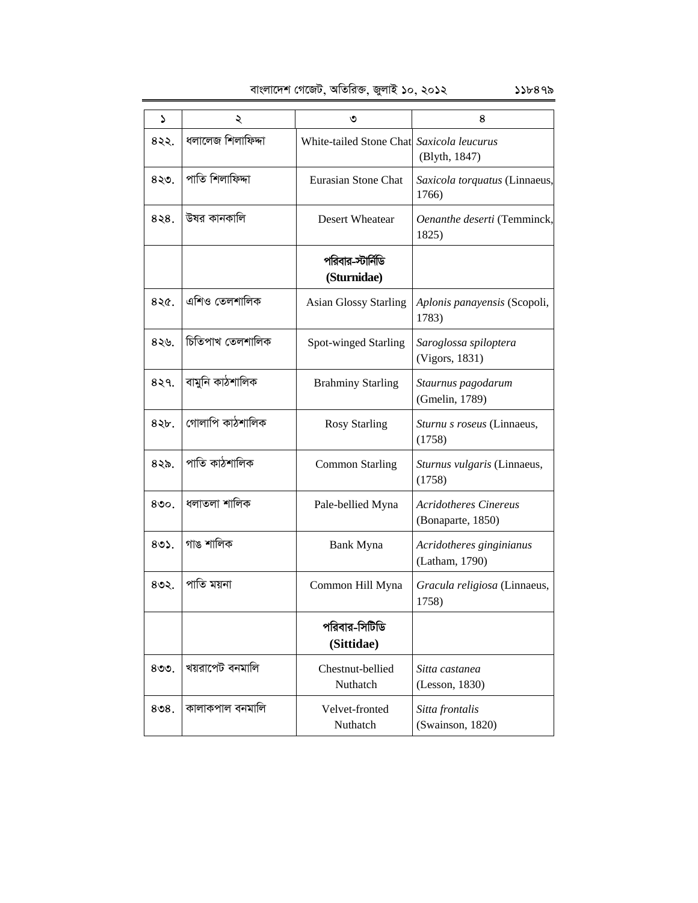| ১ | ২ | ৩ | ৪ |
|---|---|---|---|
| ৪২২. | ধলালেজ শিলাফিদ্দা | White-tailed Stone Chat | *Saxicola leucurus* (Blyth, 1847) |
| ৪২৩. | পাতি শিলাফিদ্দা | Eurasian Stone Chat | *Saxicola torquatus* (Linnaeus, 1766) |
| ৪২৪. | উষর কানকালি | Desert Wheatear | *Oenanthe deserti* (Temminck, 1825) |
| | | **পরিবার-স্টার্নিডি (Sturnidae)** | |
| ৪২৫. | এশিও তেলশালিক | Asian Glossy Starling | *Aplonis panayensis* (Scopoli, 1783) |
| ৪২৬. | চিতিপাখ তেলশালিক | Spot-winged Starling | *Saroglossa spiloptera* (Vigors, 1831) |
| ৪২৭. | বামুনি কাঠশালিক | Brahminy Starling | *Staurnus pagodarum* (Gmelin, 1789) |
| ৪২৮. | গোলাপি কাঠশালিক | Rosy Starling | *Sturnu s roseus* (Linnaeus, (1758) |
| ৪২৯. | পাতি কাঠশালিক | Common Starling | *Sturnus vulgaris* (Linnaeus, (1758) |
| ৪৩০. | ধলাতলা শালিক | Pale-bellied Myna | *Acridotheres Cinereus* (Bonaparte, 1850) |
| ৪৩১. | গাঙ শালিক | Bank Myna | *Acridotheres ginginianus* (Latham, 1790) |
| ৪৩২. | পাতি ময়না | Common Hill Myna | *Gracula religiosa* (Linnaeus, 1758) |
| | | **পরিবার-সিটিডি (Sittidae)** | |
| ৪৩৩. | খয়রাপেট বনমালি | Chestnut-bellied Nuthatch | *Sitta castanea* (Lesson, 1830) |
| ৪৩৪. | কালাকপাল বনমালি | Velvet-fronted Nuthatch | *Sitta frontalis* (Swainson, 1820) |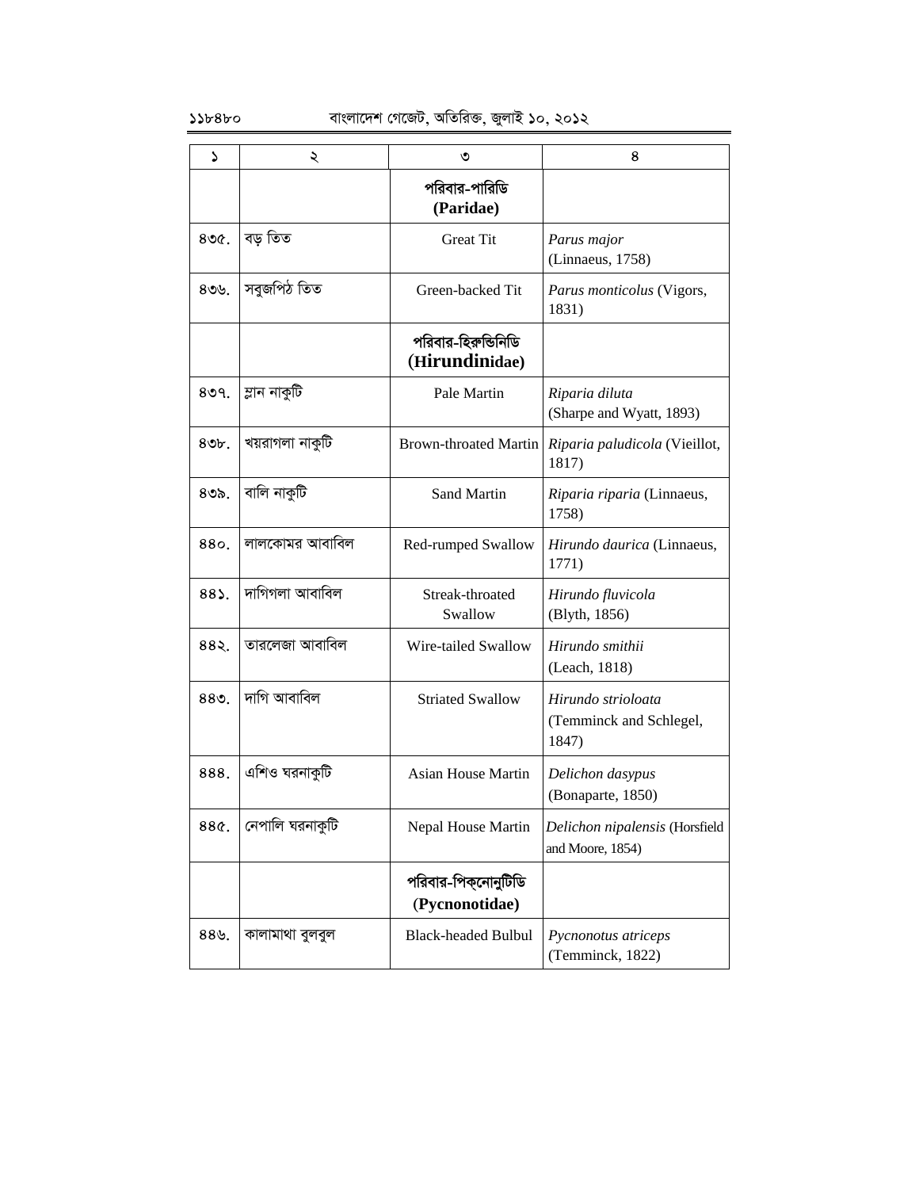| ১ | ২ | ৩ | ৪ |
|---|---|---|---|
| | | **পরিবার-পারিডি (Paridae)** | |
| ৪৩৫. | বড় তিত | Great Tit | *Parus major* (Linnaeus, 1758) |
| ৪৩৬. | সবুজপিঠ তিত | Green-backed Tit | *Parus monticolus* (Vigors, 1831) |
| | | **পরিবার-হিরুন্ডিনিডি (Hirundinidae)** | |
| ৪৩৭. | ম্লান নাকুটি | Pale Martin | *Riparia diluta* (Sharpe and Wyatt, 1893) |
| ৪৩৮. | খয়রাগলা নাকুটি | Brown-throated Martin | *Riparia paludicola* (Vieillot, 1817) |
| ৪৩৯. | বালি নাকুটি | Sand Martin | *Riparia riparia* (Linnaeus, 1758) |
| ৪৪০. | লালকোমর আবাবিল | Red-rumped Swallow | *Hirundo daurica* (Linnaeus, 1771) |
| ৪৪১. | দাগিগলা আবাবিল | Streak-throated Swallow | *Hirundo fluvicola* (Blyth, 1856) |
| ৪৪২. | তারলেজা আবাবিল | Wire-tailed Swallow | *Hirundo smithii* (Leach, 1818) |
| ৪৪৩. | দাগি আবাবিল | Striated Swallow | *Hirundo strioloata* (Temminck and Schlegel, 1847) |
| ৪৪৪. | এশিও ঘরনাকুটি | Asian House Martin | *Delichon dasypus* (Bonaparte, 1850) |
| ৪৪৫. | নেপালি ঘরনাকুটি | Nepal House Martin | *Delichon nipalensis* (Horsfield and Moore, 1854) |
| | | **পরিবার-পিক্নোনুটিডি (Pycnonotidae)** | |
| ৪৪৬. | কালামাথা বুলবুল | Black-headed Bulbul | *Pycnonotus atriceps* (Temminck, 1822) |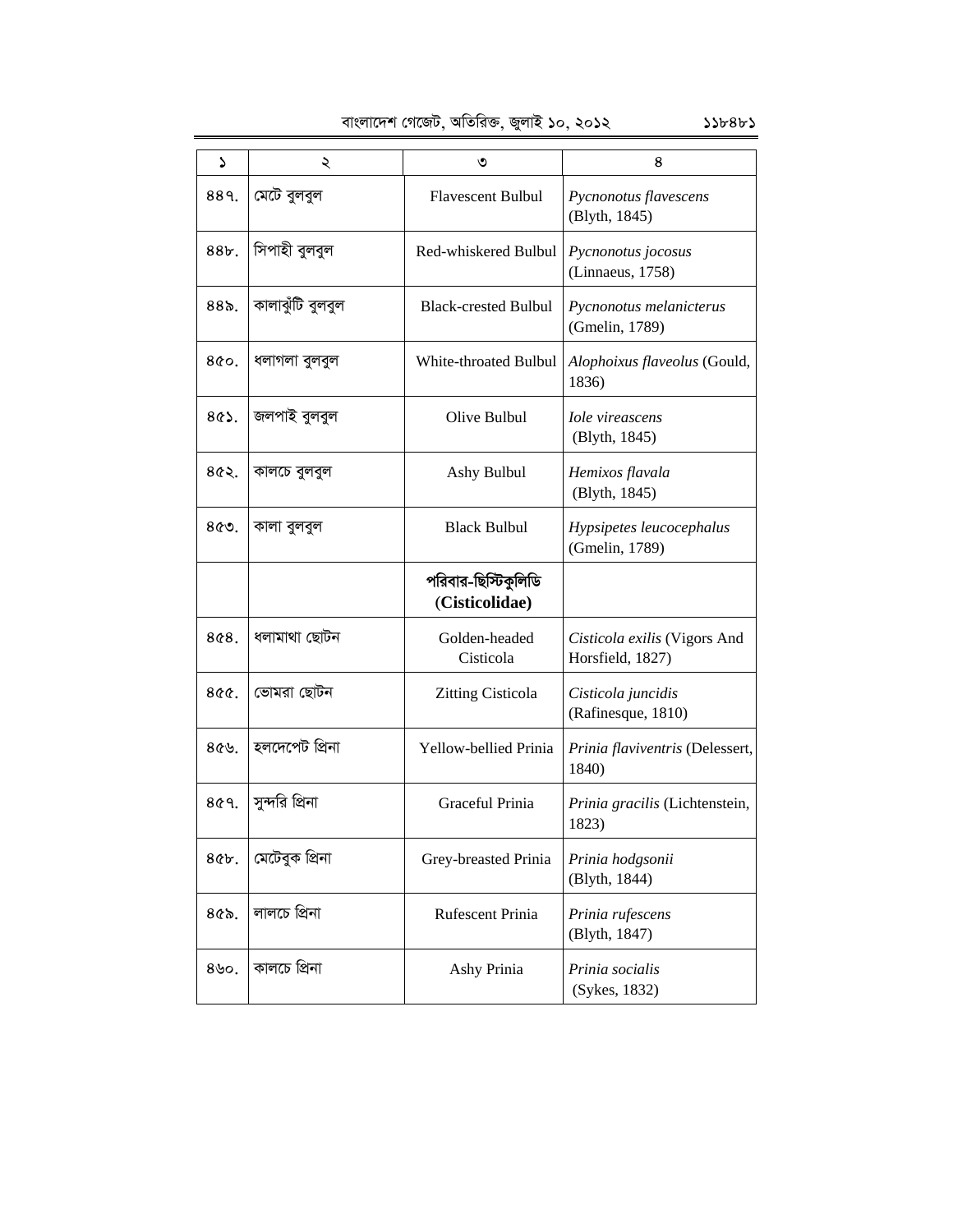| ১ | ২ | ৩ | ৪ |
|---|---|---|---|
| ৪৪৭. | মেটে বুলবুল | Flavescent Bulbul | *Pycnonotus flavescens* (Blyth, 1845) |
| ৪৪৮. | সিপাহী বুলবুল | Red-whiskered Bulbul | *Pycnonotus jocosus* (Linnaeus, 1758) |
| ৪৪৯. | কালাঝুঁটি বুলবুল | Black-crested Bulbul | *Pycnonotus melanicterus* (Gmelin, 1789) |
| ৪৫০. | ধলাগলা বুলবুল | White-throated Bulbul | *Alophoixus flaveolus* (Gould, 1836) |
| ৪৫১. | জলপাই বুলবুল | Olive Bulbul | *Iole vireascens* (Blyth, 1845) |
| ৪৫২. | কালচে বুলবুল | Ashy Bulbul | *Hemixos flavala* (Blyth, 1845) |
| ৪৫৩. | কালা বুলবুল | Black Bulbul | *Hypsipetes leucocephalus* (Gmelin, 1789) |
| | | **পরিবার-ছিস্টিকুলিডি (Cisticolidae)** | |
| ৪৫৪. | ধলামাথা ছোটন | Golden-headed Cisticola | *Cisticola exilis* (Vigors And Horsfield, 1827) |
| ৪৫৫. | ভোমরা ছোটন | Zitting Cisticola | *Cisticola juncidis* (Rafinesque, 1810) |
| ৪৫৬. | হলদেপেট প্রিনা | Yellow-bellied Prinia | *Prinia flaviventris* (Delessert, 1840) |
| ৪৫৭. | সুন্দরি প্রিনা | Graceful Prinia | *Prinia gracilis* (Lichtenstein, 1823) |
| ৪৫৮. | মেটেবুক প্রিনা | Grey-breasted Prinia | *Prinia hodgsonii* (Blyth, 1844) |
| ৪৫৯. | লালচে প্রিনা | Rufescent Prinia | *Prinia rufescens* (Blyth, 1847) |
| ৪৬০. | কালচে প্রিনা | Ashy Prinia | *Prinia socialis* (Sykes, 1832) |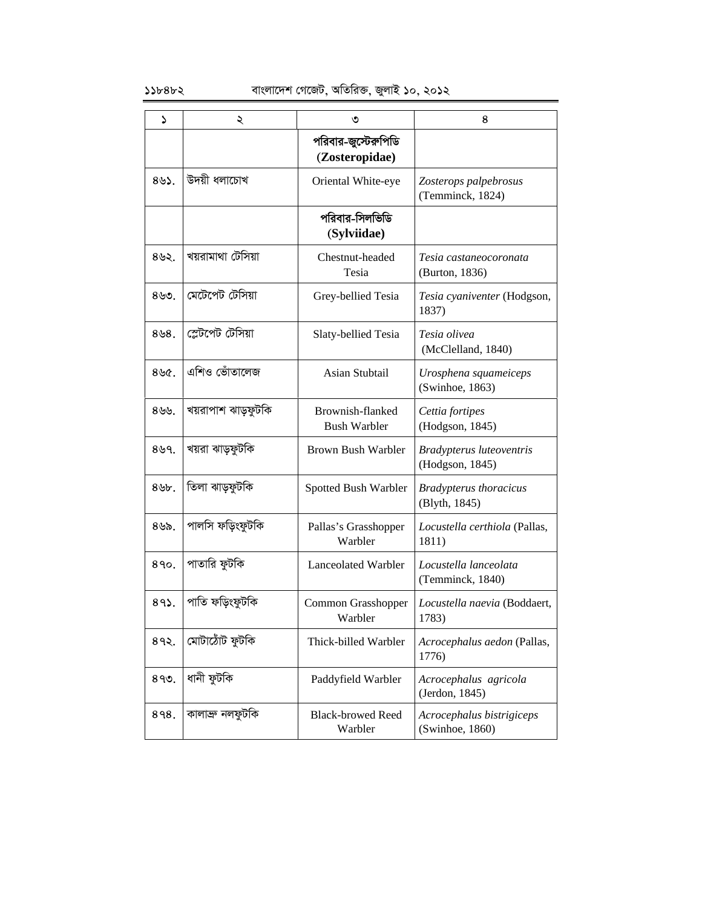| ১ | ২ | ৩ | ৪ |
|---|---|---|---|
| | | **পরিবার-জুস্টেরুপিডি (Zosteropidae)** | |
| ৪৬১. | উদয়ী ধলাচোখ | Oriental White-eye | *Zosterops palpebrosus* (Temminck, 1824) |
| | | **পরিবার-সিলভিডি (Sylviidae)** | |
| ৪৬২. | খয়রামাথা টেসিয়া | Chestnut-headed Tesia | *Tesia castaneocoronata* (Burton, 1836) |
| ৪৬৩. | মেটেপেট টেসিয়া | Grey-bellied Tesia | *Tesia cyaniventer* (Hodgson, 1837) |
| ৪৬৪. | শ্লেটপেট টেসিয়া | Slaty-bellied Tesia | *Tesia olivea* (McClelland, 1840) |
| ৪৬৫. | এশিও ভোঁতালেজ | Asian Stubtail | *Urosphena squameiceps* (Swinhoe, 1863) |
| ৪৬৬. | খয়রাপাশ ঝাড়ফুটকি | Brownish-flanked Bush Warbler | *Cettia fortipes* (Hodgson, 1845) |
| ৪৬৭. | খয়রা ঝাড়ফুটকি | Brown Bush Warbler | *Bradypterus luteoventris* (Hodgson, 1845) |
| ৪৬৮. | তিলা ঝাড়ফুটকি | Spotted Bush Warbler | *Bradypterus thoracicus* (Blyth, 1845) |
| ৪৬৯. | পালসি ফড়িংফুটকি | Pallas's Grasshopper Warbler | *Locustella certhiola* (Pallas, 1811) |
| ৪৭০. | পাতারি ফুটকি | Lanceolated Warbler | *Locustella lanceolata* (Temminck, 1840) |
| ৪৭১. | পাতি ফড়িংফুটকি | Common Grasshopper Warbler | *Locustella naevia* (Boddaert, 1783) |
| ৪৭২. | মোটাঠোঁট ফুটকি | Thick-billed Warbler | *Acrocephalus aedon* (Pallas, 1776) |
| ৪৭৩. | ধানী ফুটকি | Paddyfield Warbler | *Acrocephalus agricola* (Jerdon, 1845) |
| ৪৭৪. | কালাভ্রু নলফুটকি | Black-browed Reed Warbler | *Acrocephalus bistrigiceps* (Swinhoe, 1860) |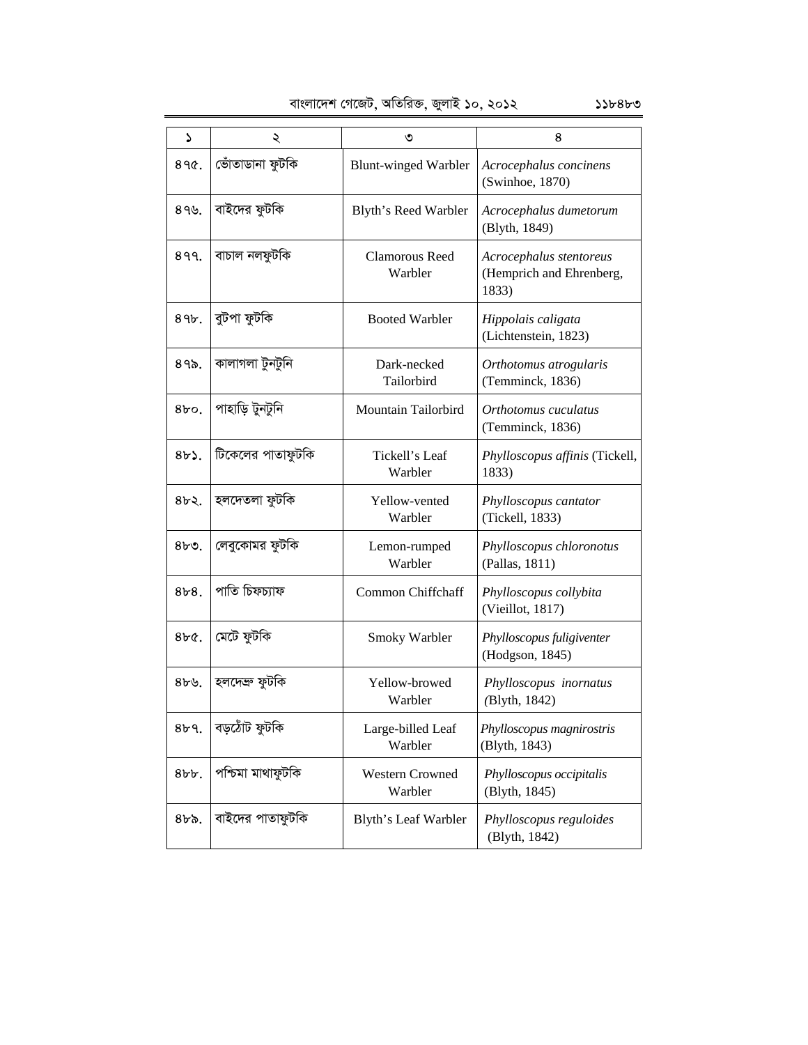| ১ | ২ | ৩ | ৪ |
|---|---|---|---|
| ৪৭৫. | ভোঁতাডানা ফুটকি | Blunt-winged Warbler | *Acrocephalus concinens* (Swinhoe, 1870) |
| ৪৭৬. | বাইদের ফুটকি | Blyth's Reed Warbler | *Acrocephalus dumetorum* (Blyth, 1849) |
| ৪৭৭. | বাচাল নলফুটকি | Clamorous Reed Warbler | *Acrocephalus stentoreus* (Hemprich and Ehrenberg, 1833) |
| ৪৭৮. | বুটপা ফুটকি | Booted Warbler | *Hippolais caligata* (Lichtenstein, 1823) |
| ৪৭৯. | কালাগলা টুনটুনি | Dark-necked Tailorbird | *Orthotomus atrogularis* (Temminck, 1836) |
| ৪৮০. | পাহাড়ি টুনটুনি | Mountain Tailorbird | *Orthotomus cuculatus* (Temminck, 1836) |
| ৪৮১. | টিকেলের পাতাফুটকি | Tickell's Leaf Warbler | *Phylloscopus affinis* (Tickell, 1833) |
| ৪৮২. | হলদেতলা ফুটকি | Yellow-vented Warbler | *Phylloscopus cantator* (Tickell, 1833) |
| ৪৮৩. | লেবুকোমর ফুটকি | Lemon-rumped Warbler | *Phylloscopus chloronotus* (Pallas, 1811) |
| ৪৮৪. | পাতি চিফচ্যাফ | Common Chiffchaff | *Phylloscopus collybita* (Vieillot, 1817) |
| ৪৮৫. | মেটে ফুটকি | Smoky Warbler | *Phylloscopus fuligiventer* (Hodgson, 1845) |
| ৪৮৬. | হলদেভ্রু ফুটকি | Yellow-browed Warbler | *Phylloscopus inornatus* (Blyth, 1842) |
| ৪৮৭. | বড়ঠোঁট ফুটকি | Large-billed Leaf Warbler | *Phylloscopus magnirostris* (Blyth, 1843) |
| ৪৮৮. | পশ্চিমা মাথাফুটকি | Western Crowned Warbler | *Phylloscopus occipitalis* (Blyth, 1845) |
| ৪৮৯. | বাইদের পাতাফুটকি | Blyth's Leaf Warbler | *Phylloscopus reguloides* (Blyth, 1842) |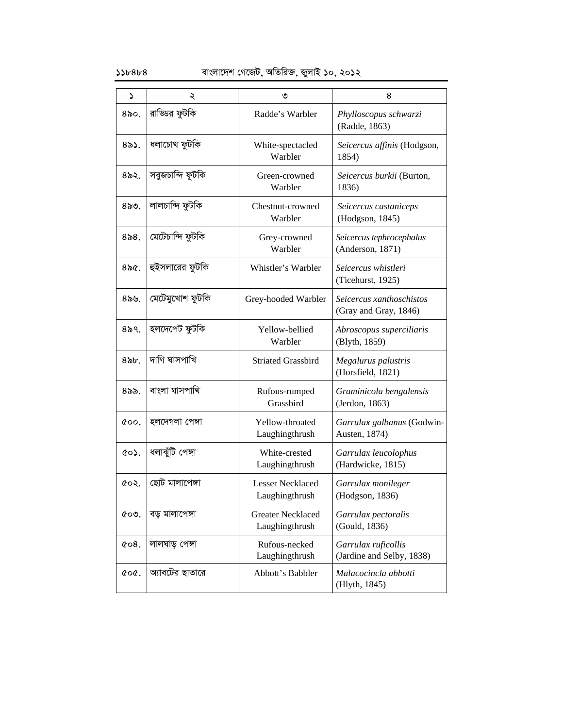| ১ | ২ | ৩ | ৪ |
|---|---|---|---|
| ৪৯০. | রাড্ডির ফুটকি | Radde’s Warbler | *Phylloscopus schwarzi* (Radde, 1863) |
| ৪৯১. | ধলাচোখ ফুটকি | White-spectacled Warbler | *Seicercus affinis* (Hodgson, 1854) |
| ৪৯২. | সবুজচান্দি ফুটকি | Green-crowned Warbler | *Seicercus burkii* (Burton, 1836) |
| ৪৯৩. | লালচান্দি ফুটকি | Chestnut-crowned Warbler | *Seicercus castaniceps* (Hodgson, 1845) |
| ৪৯৪. | মেটেচান্দি ফুটকি | Grey-crowned Warbler | *Seicercus tephrocephalus* (Anderson, 1871) |
| ৪৯৫. | হুইসলারের ফুটকি | Whistler’s Warbler | *Seicercus whistleri* (Ticehurst, 1925) |
| ৪৯৬. | মেটেমুখোশ ফুটকি | Grey-hooded Warbler | *Seicercus xanthoschistos* (Gray and Gray, 1846) |
| ৪৯৭. | হলদেপেট ফুটকি | Yellow-bellied Warbler | *Abroscopus superciliaris* (Blyth, 1859) |
| ৪৯৮. | দাগি ঘাসপাখি | Striated Grassbird | *Megalurus palustris* (Horsfield, 1821) |
| ৪৯৯. | বাংলা ঘাসপাখি | Rufous-rumped Grassbird | *Graminicola bengalensis* (Jerdon, 1863) |
| ৫০০. | হলদেগলা পেঙ্গা | Yellow-throated Laughingthrush | *Garrulax galbanus* (Godwin-Austen, 1874) |
| ৫০১. | ধলাঝুঁটি পেঙ্গা | White-crested Laughingthrush | *Garrulax leucolophus* (Hardwicke, 1815) |
| ৫০২. | ছোট মালাপেঙ্গা | Lesser Necklaced Laughingthrush | *Garrulax monileger* (Hodgson, 1836) |
| ৫০৩. | বড় মালাপেঙ্গা | Greater Necklaced Laughingthrush | *Garrulax pectoralis* (Gould, 1836) |
| ৫০৪. | লালঘাড় পেঙ্গা | Rufous-necked Laughingthrush | *Garrulax ruficollis* (Jardine and Selby, 1838) |
| ৫০৫. | অ্যাবটের ছাতারে | Abbott’s Babbler | *Malacocincla abbotti* (Hlyth, 1845) |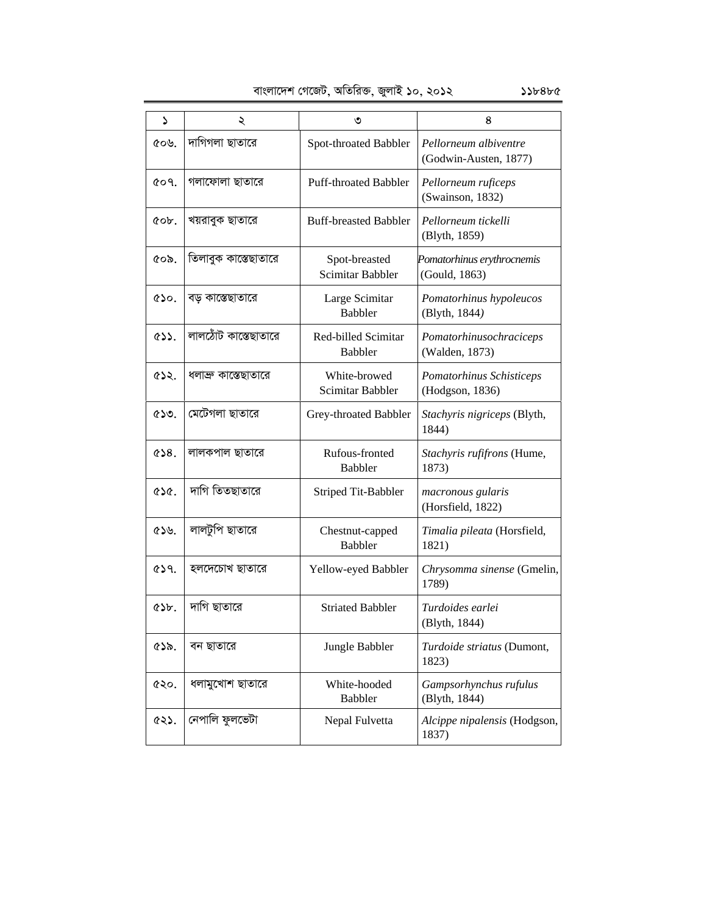| ১ | ২ | ৩ | ৪ |
|---|---|---|---|
| ৫০৬. | দাগিগলা ছাতারে | Spot-throated Babbler | *Pellorneum albiventre* (Godwin-Austen, 1877) |
| ৫০৭. | গলাফোলা ছাতারে | Puff-throated Babbler | *Pellorneum ruficeps* (Swainson, 1832) |
| ৫০৮. | খয়রাবুক ছাতারে | Buff-breasted Babbler | *Pellorneum tickelli* (Blyth, 1859) |
| ৫০৯. | তিলাবুক কাস্তেছাতারে | Spot-breasted Scimitar Babbler | *Pomatorhinus erythrocnemis* (Gould, 1863) |
| ৫১০. | বড় কাস্তেছাতারে | Large Scimitar Babbler | *Pomatorhinus hypoleucos* (Blyth, 1844*)* |
| ৫১১. | লালঠোঁট কাস্তেছাতারে | Red-billed Scimitar Babbler | *Pomatorhinusochraciceps* (Walden, 1873) |
| ৫১২. | ধলাভ্রু কাস্তেছাতারে | White-browed Scimitar Babbler | *Pomatorhinus Schisticeps* (Hodgson, 1836) |
| ৫১৩. | মেটেগলা ছাতারে | Grey-throated Babbler | *Stachyris nigriceps* (Blyth, 1844) |
| ৫১৪. | লালকপাল ছাতারে | Rufous-fronted Babbler | *Stachyris rufifrons* (Hume, 1873) |
| ৫১৫. | দাগি তিতছাতারে | Striped Tit-Babbler | *macronous gularis* (Horsfield, 1822) |
| ৫১৬. | লালটুপি ছাতারে | Chestnut-capped Babbler | *Timalia pileata* (Horsfield, 1821) |
| ৫১৭. | হলদেচোখ ছাতারে | Yellow-eyed Babbler | *Chrysomma sinense* (Gmelin, 1789) |
| ৫১৮. | দাগি ছাতারে | Striated Babbler | *Turdoides earlei* (Blyth, 1844) |
| ৫১৯. | বন ছাতারে | Jungle Babbler | *Turdoide striatus* (Dumont, 1823) |
| ৫২০. | ধলামুখোশ ছাতারে | White-hooded Babbler | *Gampsorhynchus rufulus* (Blyth, 1844) |
| ৫২১. | নেপালি ফুলভেটা | Nepal Fulvetta | *Alcippe nipalensis* (Hodgson, 1837) |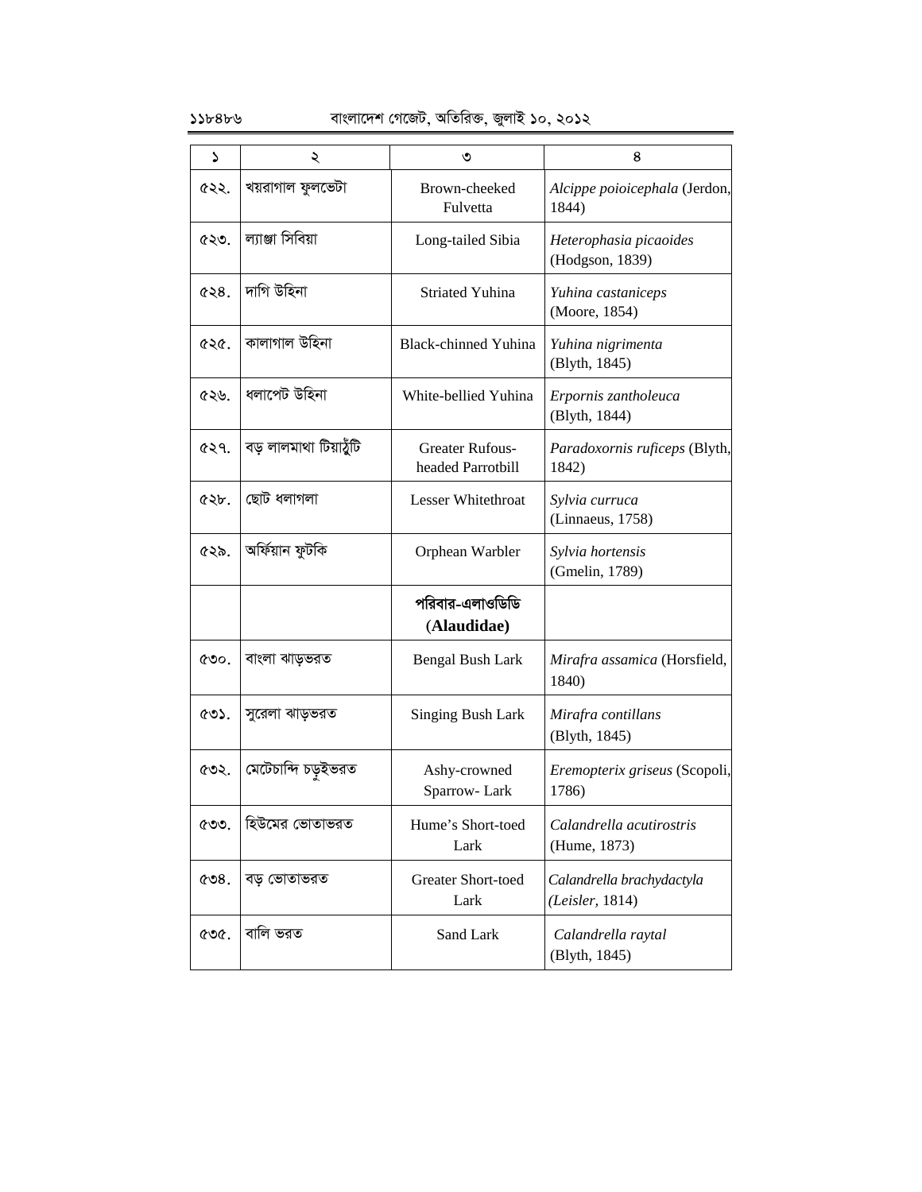| ১ | ২ | ৩ | ৪ |
|---|---|---|---|
| ৫২২. | খয়রাগাল ফুলভেটা | Brown-cheeked Fulvetta | *Alcippe poioicephala* (Jerdon, 1844) |
| ৫২৩. | ল্যাঞ্জা সিবিয়া | Long-tailed Sibia | *Heterophasia picaoides* (Hodgson, 1839) |
| ৫২৪. | দাগি উহিনা | Striated Yuhina | *Yuhina castaniceps* (Moore, 1854) |
| ৫২৫. | কালাগাল উহিনা | Black-chinned Yuhina | *Yuhina nigrimenta* (Blyth, 1845) |
| ৫২৬. | ধলাপেট উহিনা | White-bellied Yuhina | *Erpornis zantholeuca* (Blyth, 1844) |
| ৫২৭. | বড় লালমাথা টিয়াঠুঁটি | Greater Rufous-headed Parrotbill | *Paradoxornis ruficeps* (Blyth, 1842) |
| ৫২৮. | ছোট ধলাগলা | Lesser Whitethroat | *Sylvia curruca* (Linnaeus, 1758) |
| ৫২৯. | অর্ফিয়ান ফুটকি | Orphean Warbler | *Sylvia hortensis* (Gmelin, 1789) |
| | | **পরিবার-এলাওডিডি (Alaudidae)** | |
| ৫৩০. | বাংলা ঝাড়ভরত | Bengal Bush Lark | *Mirafra assamica* (Horsfield, 1840) |
| ৫৩১. | সুরেলা ঝাড়ভরত | Singing Bush Lark | *Mirafra contillans* (Blyth, 1845) |
| ৫৩২. | মেটেচান্দি চড়ুইভরত | Ashy-crowned Sparrow- Lark | *Eremopterix griseus* (Scopoli, 1786) |
| ৫৩৩. | হিউমের ভোতাভরত | Hume's Short-toed Lark | *Calandrella acutirostris* (Hume, 1873) |
| ৫৩৪. | বড় ভোতাভরত | Greater Short-toed Lark | *Calandrella brachydactyla (Leisler,* 1814) |
| ৫৩৫. | বালি ভরত | Sand Lark | *Calandrella raytal* (Blyth, 1845) |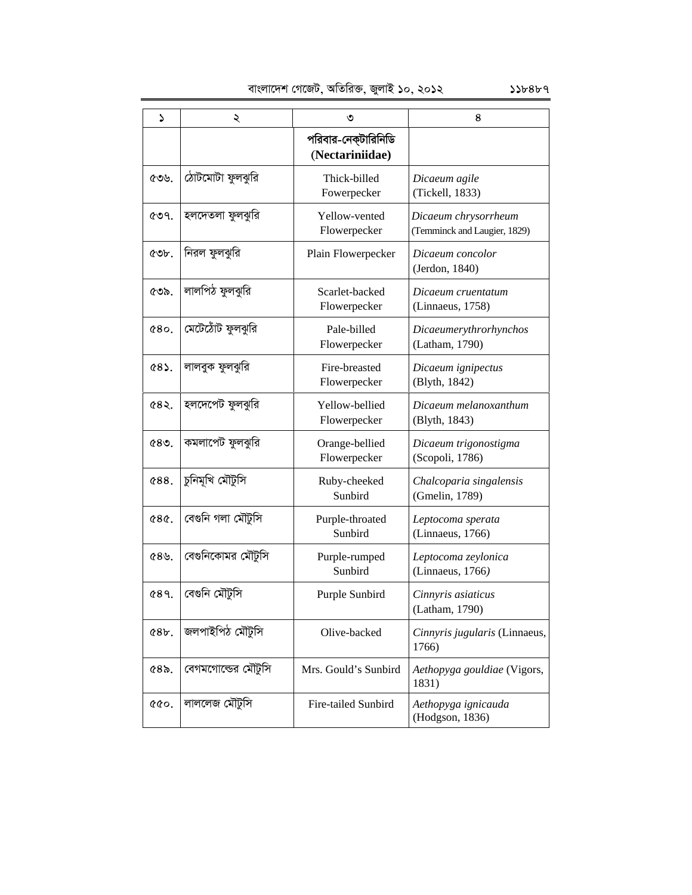| ১ | ২ | ৩ | ৪ |
|---|---|---|---|
| | | **পরিবার-নেক্টারিনিডি (Nectariniidae)** | |
| ৫৩৬. | ঠোটমোটা ফুলঝুরি | Thick-billed Fowerpecker | *Dicaeum agile* (Tickell, 1833) |
| ৫৩৭. | হলদেতলা ফুলঝুরি | Yellow-vented Flowerpecker | *Dicaeum chrysorrheum* (Temminck and Laugier, 1829) |
| ৫৩৮. | নিরল ফুলঝুরি | Plain Flowerpecker | *Dicaeum concolor* (Jerdon, 1840) |
| ৫৩৯. | লালপিঠ ফুলঝুরি | Scarlet-backed Flowerpecker | *Dicaeum cruentatum* (Linnaeus, 1758) |
| ৫৪০. | মেটেঠোঁট ফুলঝুরি | Pale-billed Flowerpecker | *Dicaeumerythrorhynchos* (Latham, 1790) |
| ৫৪১. | লালবুক ফুলঝুরি | Fire-breasted Flowerpecker | *Dicaeum ignipectus* (Blyth, 1842) |
| ৫৪২. | হলদেপেট ফুলঝুরি | Yellow-bellied Flowerpecker | *Dicaeum melanoxanthum* (Blyth, 1843) |
| ৫৪৩. | কমলাপেট ফুলঝুরি | Orange-bellied Flowerpecker | *Dicaeum trigonostigma* (Scopoli, 1786) |
| ৫৪৪. | চুনিমুখি মৌটুসি | Ruby-cheeked Sunbird | *Chalcoparia singalensis* (Gmelin, 1789) |
| ৫৪৫. | বেগুনি গলা মৌটুসি | Purple-throated Sunbird | *Leptocoma sperata* (Linnaeus, 1766) |
| ৫৪৬. | বেগুনিকোমর মৌটুসি | Purple-rumped Sunbird | *Leptocoma zeylonica* (Linnaeus, 1766) |
| ৫৪৭. | বেগুনি মৌটুসি | Purple Sunbird | *Cinnyris asiaticus* (Latham, 1790) |
| ৫৪৮. | জলপাইপিঠ মৌটুসি | Olive-backed | *Cinnyris jugularis* (Linnaeus, 1766) |
| ৫৪৯. | বেগমগোল্ডের মৌটুসি | Mrs. Gould's Sunbird | *Aethopyga gouldiae* (Vigors, 1831) |
| ৫৫০. | লাললেজ মৌটুসি | Fire-tailed Sunbird | *Aethopyga ignicauda* (Hodgson, 1836) |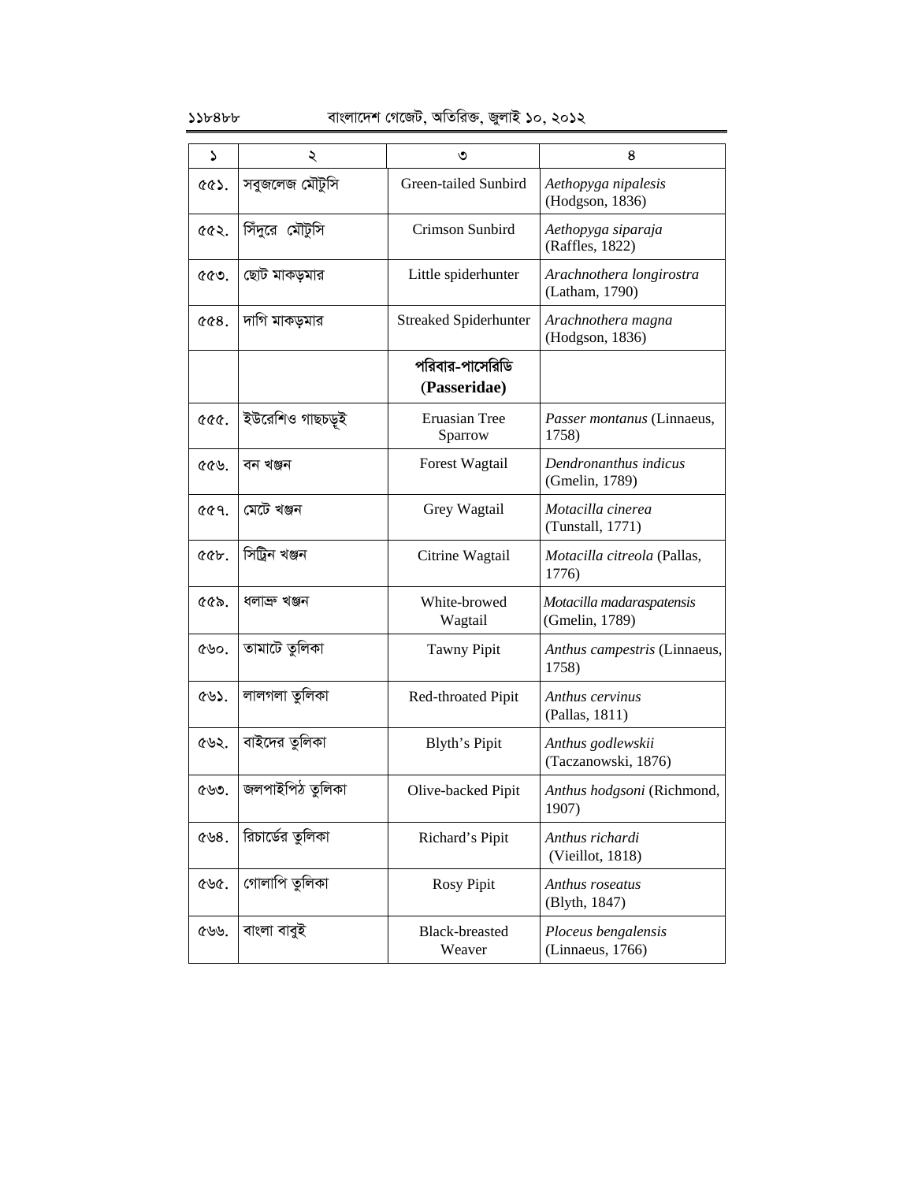| ১ | ২ | ৩ | ৪ |
|---|---|---|---|
| ৫৫১. | সবুজলেজ মৌটুসি | Green-tailed Sunbird | *Aethopyga nipalesis* (Hodgson, 1836) |
| ৫৫২. | সিঁদুরে মৌটুসি | Crimson Sunbird | *Aethopyga siparaja* (Raffles, 1822) |
| ৫৫৩. | ছোট মাকড়মার | Little spiderhunter | *Arachnothera longirostra* (Latham, 1790) |
| ৫৫৪. | দাগি মাকড়মার | Streaked Spiderhunter | *Arachnothera magna* (Hodgson, 1836) |
| | | **পরিবার-পাসেরিডি (Passeridae)** | |
| ৫৫৫. | ইউরেশিও গাছচড়ুই | Eruasian Tree Sparrow | *Passer montanus* (Linnaeus, 1758) |
| ৫৫৬. | বন খঞ্জন | Forest Wagtail | *Dendronanthus indicus* (Gmelin, 1789) |
| ৫৫৭. | মেটে খঞ্জন | Grey Wagtail | *Motacilla cinerea* (Tunstall, 1771) |
| ৫৫৮. | সিট্রিন খঞ্জন | Citrine Wagtail | *Motacilla citreola* (Pallas, 1776) |
| ৫৫৯. | ধলাভ্রু খঞ্জন | White-browed Wagtail | *Motacilla madaraspatensis* (Gmelin, 1789) |
| ৫৬০. | তামাটে তুলিকা | Tawny Pipit | *Anthus campestris* (Linnaeus, 1758) |
| ৫৬১. | লালগলা তুলিকা | Red-throated Pipit | *Anthus cervinus* (Pallas, 1811) |
| ৫৬২. | বাইদের তুলিকা | Blyth's Pipit | *Anthus godlewskii* (Taczanowski, 1876) |
| ৫৬৩. | জলপাইপিঠ তুলিকা | Olive-backed Pipit | *Anthus hodgsoni* (Richmond, 1907) |
| ৫৬৪. | রিচার্ডের তুলিকা | Richard's Pipit | *Anthus richardi* (Vieillot, 1818) |
| ৫৬৫. | গোলাপি তুলিকা | Rosy Pipit | *Anthus roseatus* (Blyth, 1847) |
| ৫৬৬. | বাংলা বাবুই | Black-breasted Weaver | *Ploceus bengalensis* (Linnaeus, 1766) |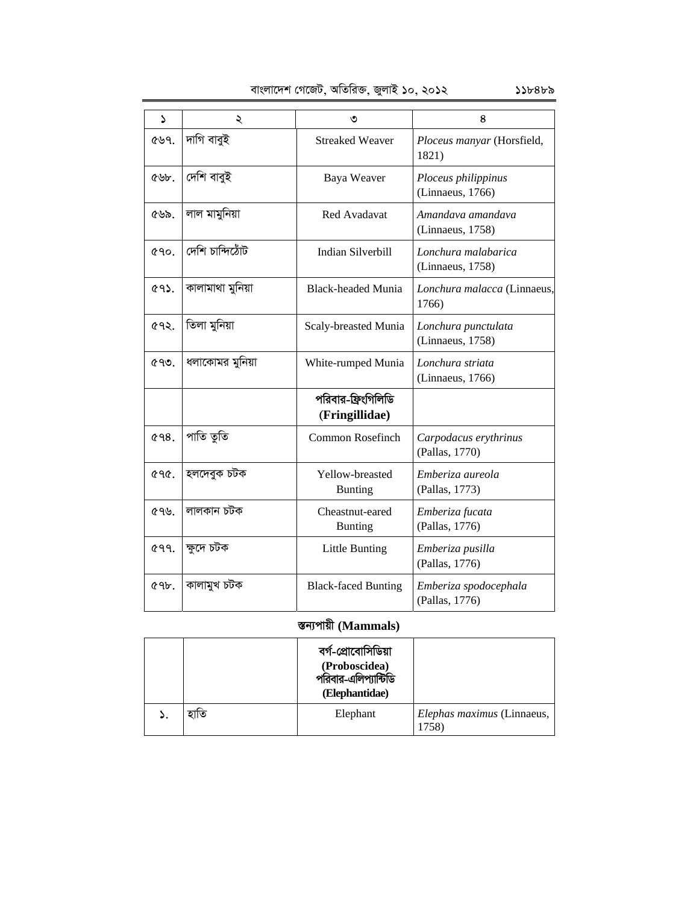| ১ | ২ | ৩ | ৪ |
|---|---|---|---|
| ৫৬৭. | দাগি বাবুই | Streaked Weaver | *Ploceus manyar* (Horsfield, 1821) |
| ৫৬৮. | দেশি বাবুই | Baya Weaver | *Ploceus philippinus* (Linnaeus, 1766) |
| ৫৬৯. | লাল মামুনিয়া | Red Avadavat | *Amandava amandava* (Linnaeus, 1758) |
| ৫৭০. | দেশি চান্দিঠোঁট | Indian Silverbill | *Lonchura malabarica* (Linnaeus, 1758) |
| ৫৭১. | কালামাথা মুনিয়া | Black-headed Munia | *Lonchura malacca* (Linnaeus, 1766) |
| ৫৭২. | তিলা মুনিয়া | Scaly-breasted Munia | *Lonchura punctulata* (Linnaeus, 1758) |
| ৫৭৩. | ধলাকোমর মুনিয়া | White-rumped Munia | *Lonchura striata* (Linnaeus, 1766) |
| | | **পরিবার-ফ্রিংগিলিডি (Fringillidae)** | |
| ৫৭৪. | পাতি তুতি | Common Rosefinch | *Carpodacus erythrinus* (Pallas, 1770) |
| ৫৭৫. | হলদেবুক চটক | Yellow-breasted Bunting | *Emberiza aureola* (Pallas, 1773) |
| ৫৭৬. | লালকান চটক | Cheastnut-eared Bunting | *Emberiza fucata* (Pallas, 1776) |
| ৫৭৭. | ক্ষুদে চটক | Little Bunting | *Emberiza pusilla* (Pallas, 1776) |
| ৫৭৮. | কালামুখ চটক | Black-faced Bunting | *Emberiza spodocephala* (Pallas, 1776) |

## স্তন্যপায়ী (Mammals)

| | | | |
|---|---|---|---|
| | | **বর্গ-প্রোবোসিডিয়া (Proboscidea) পরিবার-এলিপ্যান্টিডি (Elephantidae)** | |
| ১. | হাতি | Elephant | *Elephas maximus* (Linnaeus, 1758) |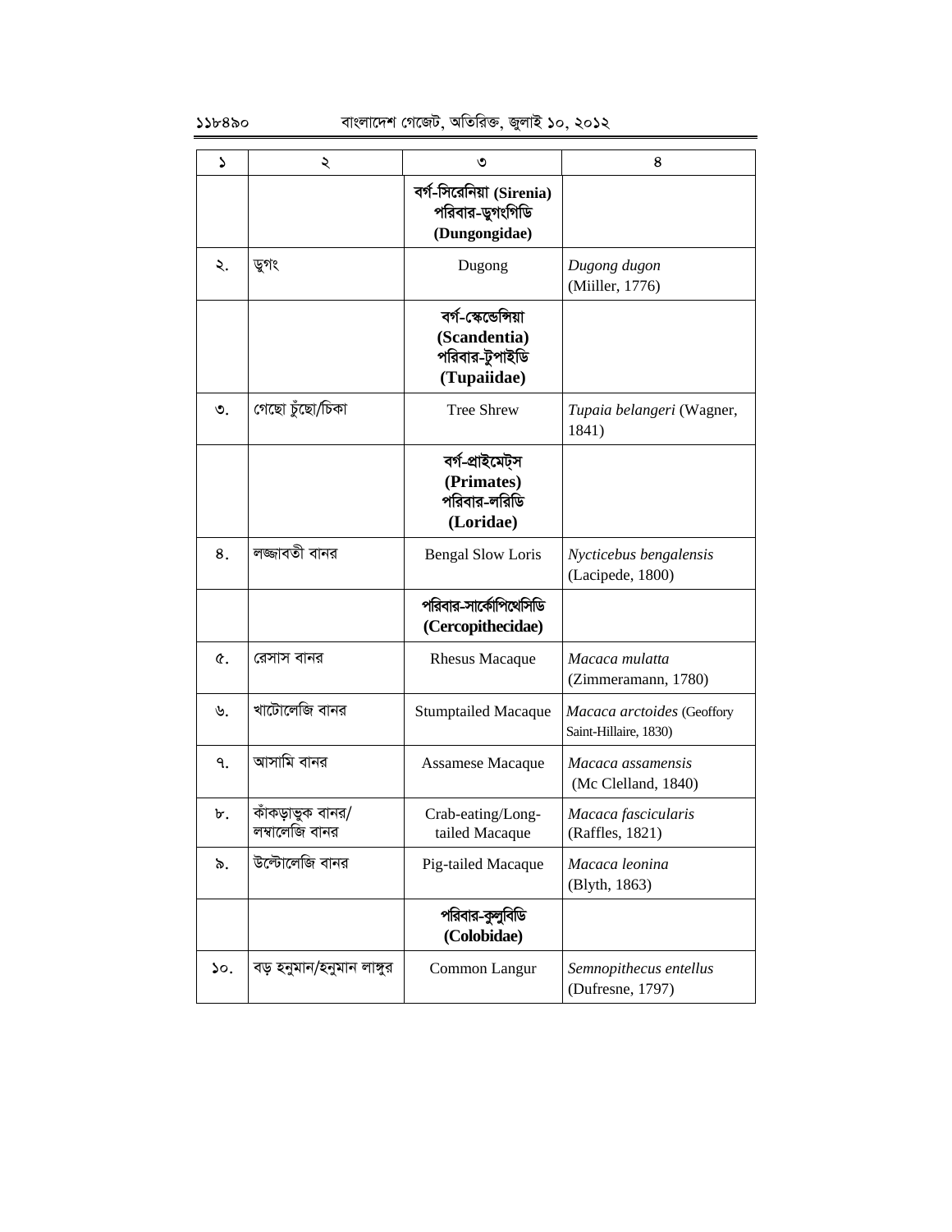| ১ | ২ | ৩ | ৪ |
|---|---|---|---|
| | | **বর্গ-সিরেনিয়া (Sirenia) পরিবার-ডুগংগিডি (Dungongidae)** | |
| ২. | ডুগং | Dugong | *Dugong dugon* (Miiller, 1776) |
| | | **বর্গ-স্কেন্ডেন্সিয়া (Scandentia) পরিবার-টুপাইডি (Tupaiidae)** | |
| ৩. | গেছো চুঁছো/চিকা | Tree Shrew | *Tupaia belangeri* (Wagner, 1841) |
| | | **বর্গ-প্রাইমেট্স (Primates) পরিবার-লরিডি (Loridae)** | |
| ৪. | লজ্জাবতী বানর | Bengal Slow Loris | *Nycticebus bengalensis* (Lacipede, 1800) |
| | | **পরিবার-সার্কোপিথেসিডি (Cercopithecidae)** | |
| ৫. | রেসাস বানর | Rhesus Macaque | *Macaca mulatta* (Zimmeramann, 1780) |
| ৬. | খাটোলেজি বানর | Stumptailed Macaque | *Macaca arctoides* (Geoffory Saint-Hillaire, 1830) |
| ৭. | আসামি বানর | Assamese Macaque | *Macaca assamensis* (Mc Clelland, 1840) |
| ৮. | কাঁকড়াভুক বানর/ লম্বালেজি বানর | Crab-eating/Long-tailed Macaque | *Macaca fascicularis* (Raffles, 1821) |
| ৯. | উল্টোলেজি বানর | Pig-tailed Macaque | *Macaca leonina* (Blyth, 1863) |
| | | **পরিবার-কুলুবিডি (Colobidae)** | |
| ১০. | বড় হনুমান/হনুমান লাঙ্গুর | Common Langur | *Semnopithecus entellus* (Dufresne, 1797) |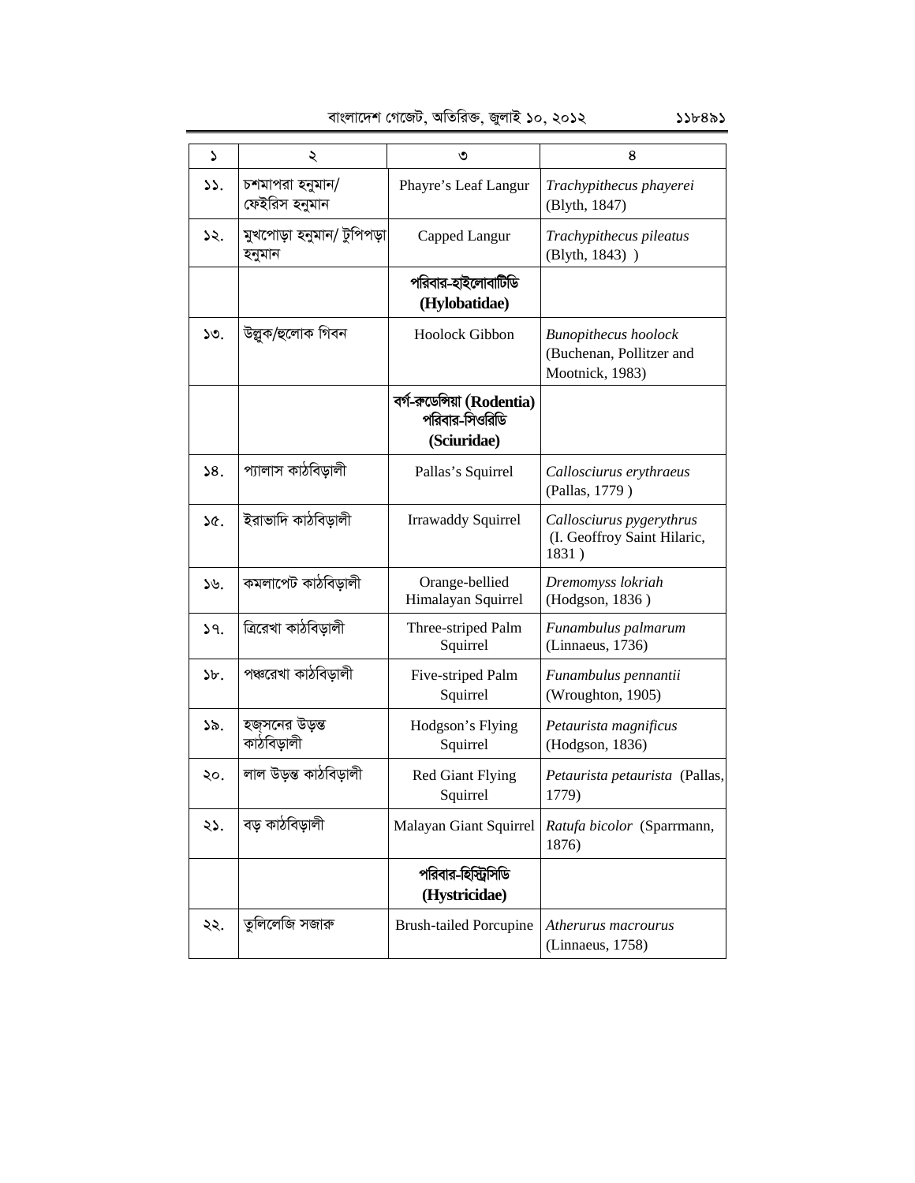| ১ | ২ | ৩ | ৪ |
|---|---|---|---|
| ১১. | চশমাপরা হনুমান/ ফেইরিস হনুমান | Phayre's Leaf Langur | *Trachypithecus phayerei* (Blyth, 1847) |
| ১২. | মুখপোড়া হনুমান/ টুপিপড়া হনুমান | Capped Langur | *Trachypithecus pileatus* (Blyth, 1843) ) |
| | | **পরিবার-হাইলোবাটিডি (Hylobatidae)** | |
| ১৩. | উল্লুক/হুলোক গিবন | Hoolock Gibbon | *Bunopithecus hoolock* (Buchenan, Pollitzer and Mootnick, 1983) |
| | | **বর্গ-রুডেন্সিয়া (Rodentia) পরিবার-সিওরিডি (Sciuridae)** | |
| ১৪. | প্যালাস কাঠবিড়ালী | Pallas's Squirrel | *Callosciurus erythraeus* (Pallas, 1779 ) |
| ১৫. | ইরাভাদি কাঠবিড়ালী | Irrawaddy Squirrel | *Callosciurus pygerythrus* (I. Geoffroy Saint Hilaric, 1831 ) |
| ১৬. | কমলাপেট কাঠবিড়ালী | Orange-bellied Himalayan Squirrel | *Dremomyss lokriah* (Hodgson, 1836 ) |
| ১৭. | ত্রিরেখা কাঠবিড়ালী | Three-striped Palm Squirrel | *Funambulus palmarum* (Linnaeus, 1736) |
| ১৮. | পঞ্চরেখা কাঠবিড়ালী | Five-striped Palm Squirrel | *Funambulus pennantii* (Wroughton, 1905) |
| ১৯. | হজসনের উড়ন্ত কাঠবিড়ালী | Hodgson's Flying Squirrel | *Petaurista magnificus* (Hodgson, 1836) |
| ২০. | লাল উড়ন্ত কাঠবিড়ালী | Red Giant Flying Squirrel | *Petaurista petaurista* (Pallas, 1779) |
| ২১. | বড় কাঠবিড়ালী | Malayan Giant Squirrel | *Ratufa bicolor* (Sparrmann, 1876) |
| | | **পরিবার-হিস্ট্রিসিডি (Hystricidae)** | |
| ২২. | তুলিলেজি সজারু | Brush-tailed Porcupine | *Atherurus macrourus* (Linnaeus, 1758) |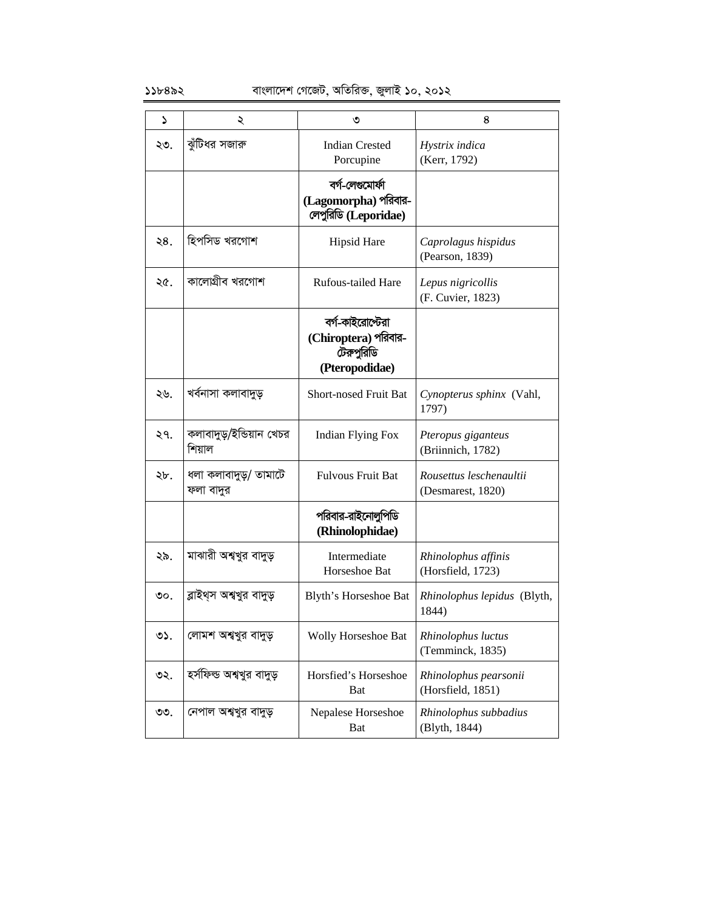| ১ | ২ | ৩ | ৪ |
|---|---|---|---|
| ২৩. | ঝুঁটিধর সজারু | Indian Crested Porcupine | *Hystrix indica* (Kerr, 1792) |
| | | **বর্গ-লেগুমোর্ফা (Lagomorpha) পরিবার-লেপুরিডি (Leporidae)** | |
| ২৪. | হিপসিড খরগোশ | Hipsid Hare | *Caprolagus hispidus* (Pearson, 1839) |
| ২৫. | কালোগ্রীব খরগোশ | Rufous-tailed Hare | *Lepus nigricollis* (F. Cuvier, 1823) |
| | | **বর্গ-কাইরোপ্টেরা (Chiroptera) পরিবার-টেরুপুরিডি (Pteropodidae)** | |
| ২৬. | খর্বনাসা কলাবাদুড় | Short-nosed Fruit Bat | *Cynopterus sphinx* (Vahl, 1797) |
| ২৭. | কলাবাদুড়/ইন্ডিয়ান খেচর শিয়াল | Indian Flying Fox | *Pteropus giganteus* (Briinnich, 1782) |
| ২৮. | ধলা কলাবাদুড়/ তামাটে ফলা বাদুর | Fulvous Fruit Bat | *Rousettus leschenaultii* (Desmarest, 1820) |
| | | **পরিবার-রাইনোলুপিডি (Rhinolophidae)** | |
| ২৯. | মাঝারী অশ্বখুর বাদুড় | Intermediate Horseshoe Bat | *Rhinolophus affinis* (Horsfield, 1723) |
| ৩০. | ব্লাইথ্স অশ্বখুর বাদুড় | Blyth's Horseshoe Bat | *Rhinolophus lepidus* (Blyth, 1844) |
| ৩১. | লোমশ অশ্বখুর বাদুড় | Wolly Horseshoe Bat | *Rhinolophus luctus* (Temminck, 1835) |
| ৩২. | হর্সফিল্ড অশ্বখুর বাদুড় | Horsfied's Horseshoe Bat | *Rhinolophus pearsonii* (Horsfield, 1851) |
| ৩৩. | নেপাল অশ্বখুর বাদুড় | Nepalese Horseshoe Bat | *Rhinolophus subbadius* (Blyth, 1844) |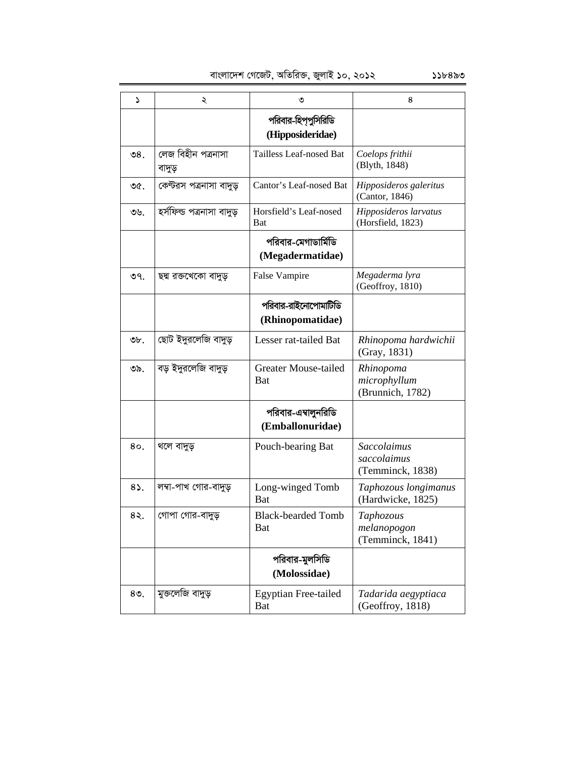| ১ | ২ | ৩ | ৪ |
|---|---|---|---|
| | | **পরিবার-হিপ্‌পুসিরিডি (Hipposideridae)** | |
| ৩৪. | লেজ বিহীন পত্রনাসা বাদুড় | Tailless Leaf-nosed Bat | *Coelops frithii* (Blyth, 1848) |
| ৩৫. | কেন্টরস পত্রনাসা বাদুড় | Cantor's Leaf-nosed Bat | *Hipposideros galeritus* (Cantor, 1846) |
| ৩৬. | হর্সফিল্ড পত্রনাসা বাদুড় | Horsfield's Leaf-nosed Bat | *Hipposideros larvatus* (Horsfield, 1823) |
| | | **পরিবার-মেগাডার্মিডি (Megadermatidae)** | |
| ৩৭. | ছদ্ম রক্তখেকো বাদুড় | False Vampire | *Megaderma lyra* (Geoffroy, 1810) |
| | | **পরিবার-রাইনোপোমাটিডি (Rhinopomatidae)** | |
| ৩৮. | ছোট ইদুরলেজি বাদুড় | Lesser rat-tailed Bat | *Rhinopoma hardwichii* (Gray, 1831) |
| ৩৯. | বড় ইদুরলেজি বাদুড় | Greater Mouse-tailed Bat | *Rhinopoma microphyllum* (Brunnich, 1782) |
| | | **পরিবার-এম্বালুনরিডি (Emballonuridae)** | |
| ৪০. | থলে বাদুড় | Pouch-bearing Bat | *Saccolaimus saccolaimus* (Temminck, 1838) |
| ৪১. | লম্বা-পাখ গোর-বাদুড় | Long-winged Tomb Bat | *Taphozous longimanus* (Hardwicke, 1825) |
| ৪২. | গোপা গোর-বাদুড় | Black-bearded Tomb Bat | *Taphozous melanopogon* (Temminck, 1841) |
| | | **পরিবার-মুলসিডি (Molossidae)** | |
| ৪৩. | মুক্তলেজি বাদুড় | Egyptian Free-tailed Bat | *Tadarida aegyptiaca* (Geoffroy, 1818) |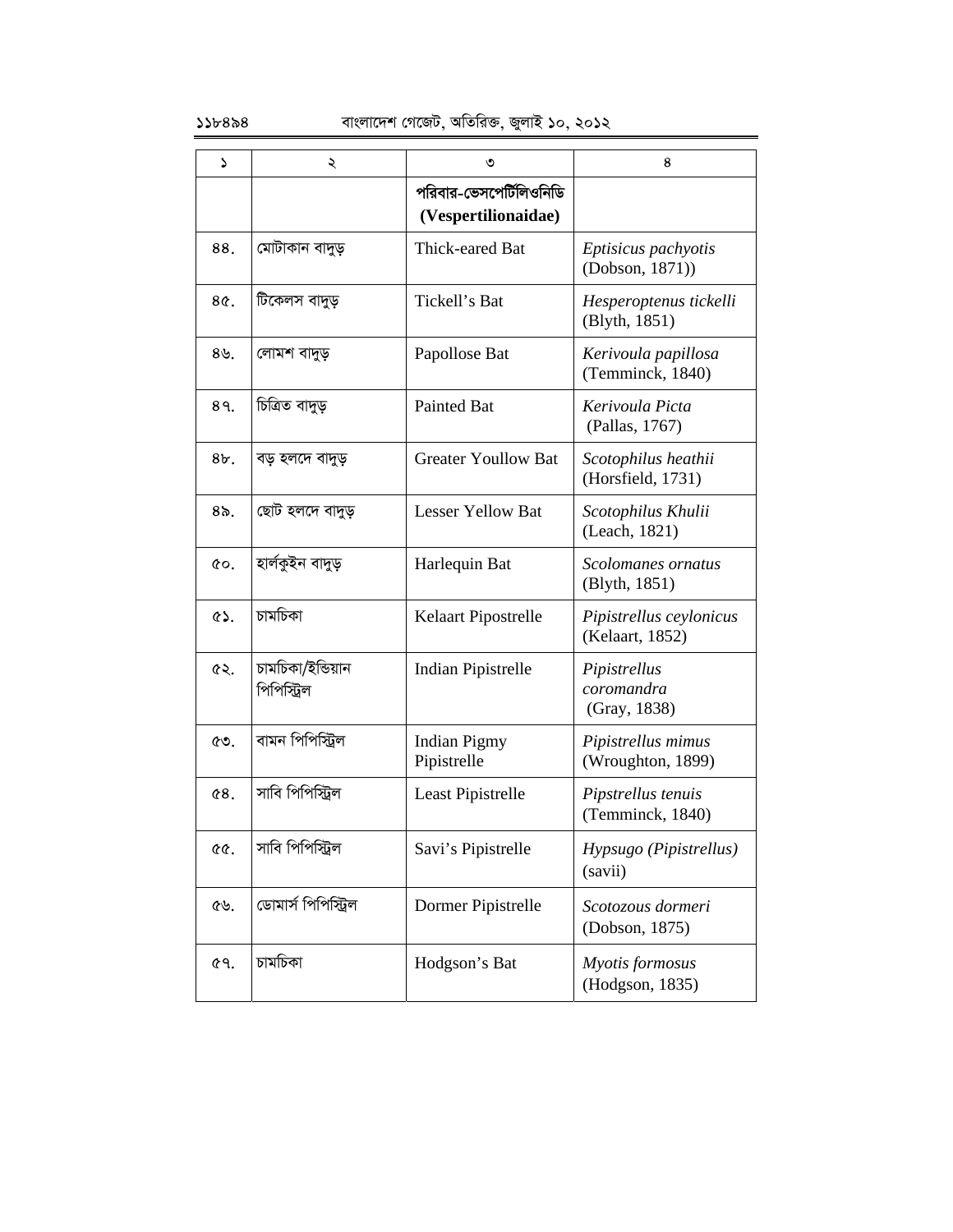| ১ | ২ | ৩ | ৪ |
|---|---|---|---|
| | | **পরিবার-ভেসপের্টিলিওনিডি (Vespertilionaidae)** | |
| ৪৪. | মোটাকান বাদুড় | Thick-eared Bat | *Eptisicus pachyotis* (Dobson, 1871)) |
| ৪৫. | টিকেলস বাদুড় | Tickell's Bat | *Hesperoptenus tickelli* (Blyth, 1851) |
| ৪৬. | লোমশ বাদুড় | Papollose Bat | *Kerivoula papillosa* (Temminck, 1840) |
| ৪৭. | চিত্রিত বাদুড় | Painted Bat | *Kerivoula Picta* (Pallas, 1767) |
| ৪৮. | বড় হলদে বাদুড় | Greater Youllow Bat | *Scotophilus heathii* (Horsfield, 1731) |
| ৪৯. | ছোট হলদে বাদুড় | Lesser Yellow Bat | *Scotophilus Khulii* (Leach, 1821) |
| ৫০. | হার্লকুইন বাদুড় | Harlequin Bat | *Scolomanes ornatus* (Blyth, 1851) |
| ৫১. | চামচিকা | Kelaart Pipostrelle | *Pipistrellus ceylonicus* (Kelaart, 1852) |
| ৫২. | চামচিকা/ইন্ডিয়ান পিপিস্ট্রিল | Indian Pipistrelle | *Pipistrellus coromandra* (Gray, 1838) |
| ৫৩. | বামন পিপিস্ট্রিল | Indian Pigmy Pipistrelle | *Pipistrellus mimus* (Wroughton, 1899) |
| ৫৪. | সাবি পিপিস্ট্রিল | Least Pipistrelle | *Pipstrellus tenuis* (Temminck, 1840) |
| ৫৫. | সাবি পিপিস্ট্রিল | Savi's Pipistrelle | *Hypsugo (Pipistrellus)* (savii) |
| ৫৬. | ডোমার্স পিপিস্ট্রিল | Dormer Pipistrelle | *Scotozous dormeri* (Dobson, 1875) |
| ৫৭. | চামচিকা | Hodgson's Bat | *Myotis formosus* (Hodgson, 1835) |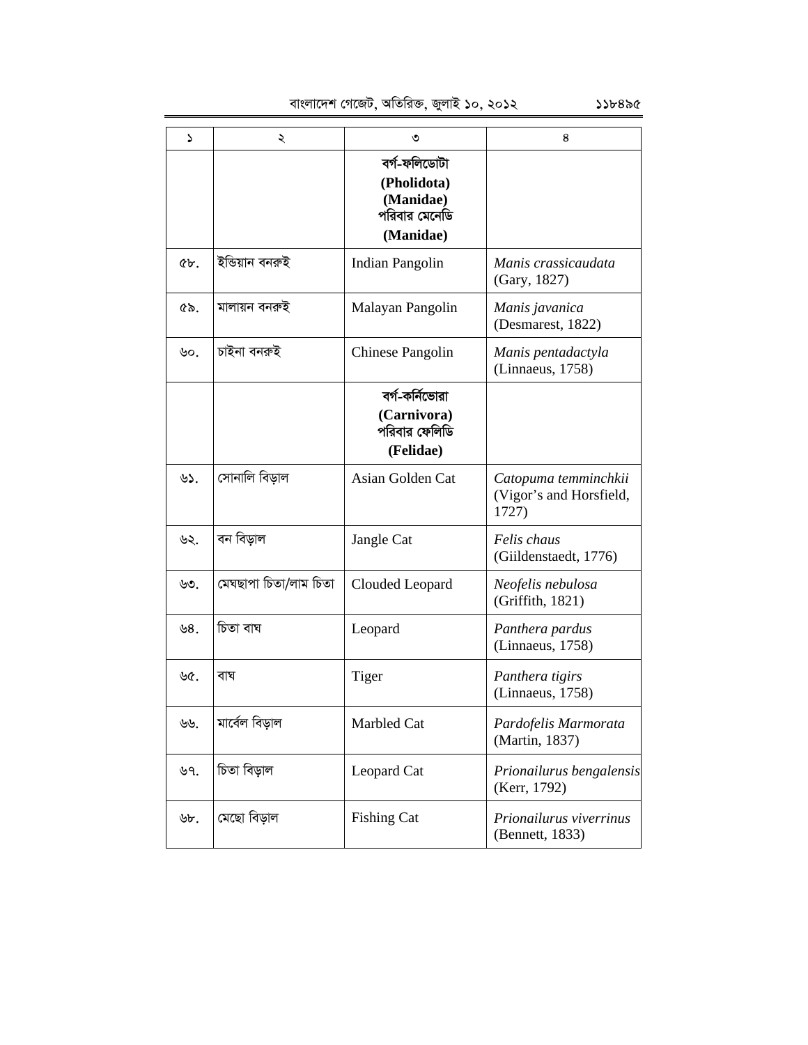| ১ | ২ | ৩ | ৪ |
|---|---|---|---|
| | | **বর্গ-ফলিডোটা (Pholidota) (Manidae) পরিবার মেনেডি (Manidae)** | |
| ৫৮. | ইন্ডিয়ান বনরুই | Indian Pangolin | *Manis crassicaudata* (Gary, 1827) |
| ৫৯. | মালায়ন বনরুই | Malayan Pangolin | *Manis javanica* (Desmarest, 1822) |
| ৬০. | চাইনা বনরুই | Chinese Pangolin | *Manis pentadactyla* (Linnaeus, 1758) |
| | | **বর্গ-কর্নিভোরা (Carnivora) পরিবার ফেলিডি (Felidae)** | |
| ৬১. | সোনালি বিড়াল | Asian Golden Cat | *Catopuma temminchkii* (Vigor's and Horsfield, 1727) |
| ৬২. | বন বিড়াল | Jangle Cat | *Felis chaus* (Giildenstaedt, 1776) |
| ৬৩. | মেঘছাপা চিতা/লাম চিতা | Clouded Leopard | *Neofelis nebulosa* (Griffith, 1821) |
| ৬৪. | চিতা বাঘ | Leopard | *Panthera pardus* (Linnaeus, 1758) |
| ৬৫. | বাঘ | Tiger | *Panthera tigirs* (Linnaeus, 1758) |
| ৬৬. | মার্বেল বিড়াল | Marbled Cat | *Pardofelis Marmorata* (Martin, 1837) |
| ৬৭. | চিতা বিড়াল | Leopard Cat | *Prionailurus bengalensis* (Kerr, 1792) |
| ৬৮. | মেছো বিড়াল | Fishing Cat | *Prionailurus viverrinus* (Bennett, 1833) |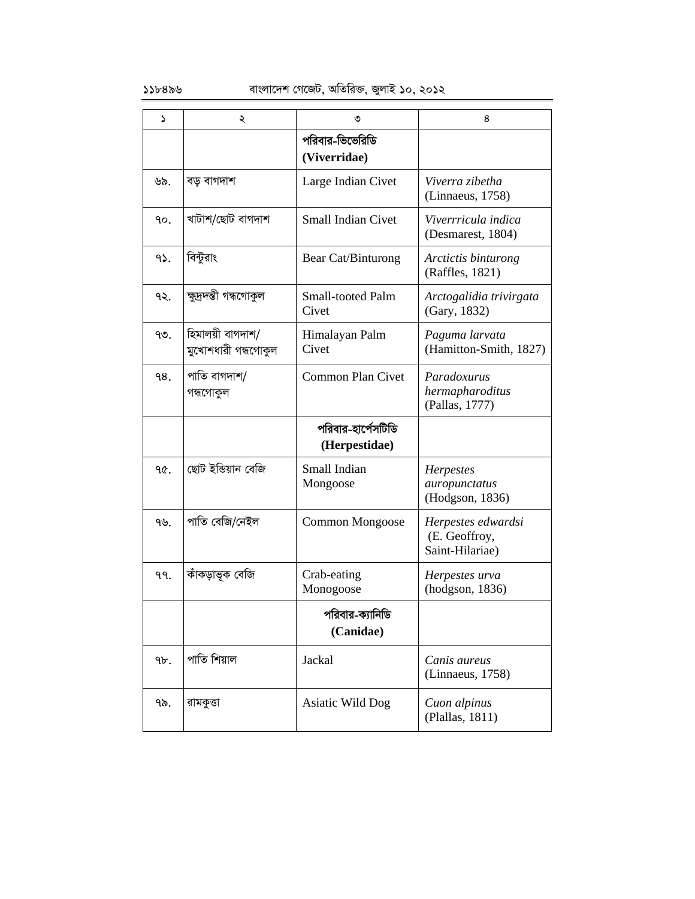| ১ | ২ | ৩ | ৪ |
|---|---|---|---|
| | | **পরিবার-ভিভেরিডি (Viverridae)** | |
| ৬৯. | বড় বাগদাশ | Large Indian Civet | *Viverra zibetha* (Linnaeus, 1758) |
| ৭০. | খাটাশ/ছোট বাগদাশ | Small Indian Civet | *Viverrricula indica* (Desmarest, 1804) |
| ৭১. | বিন্টুরাং | Bear Cat/Binturong | *Arctictis binturong* (Raffles, 1821) |
| ৭২. | ক্ষুদ্রদন্তী গন্ধগোকুল | Small-tooted Palm Civet | *Arctogalidia trivirgata* (Gary, 1832) |
| ৭৩. | হিমালয়ী বাগদাশ/ মুখোশধারী গন্ধগোকুল | Himalayan Palm Civet | *Paguma larvata* (Hamitton-Smith, 1827) |
| ৭৪. | পাতি বাগদাশ/ গন্ধগোকুল | Common Plan Civet | *Paradoxurus hermapharoditus* (Pallas, 1777) |
| | | **পরিবার-হার্পেসটিডি (Herpestidae)** | |
| ৭৫. | ছোট ইন্ডিয়ান বেজি | Small Indian Mongoose | *Herpestes auropunctatus* (Hodgson, 1836) |
| ৭৬. | পাতি বেজি/নেইল | Common Mongoose | *Herpestes edwardsi* (E. Geoffroy, Saint-Hilariae) |
| ৭৭. | কাঁকড়াভূক বেজি | Crab-eating Monogoose | *Herpestes urva* (hodgson, 1836) |
| | | **পরিবার-ক্যানিডি (Canidae)** | |
| ৭৮. | পাতি শিয়াল | Jackal | *Canis aureus* (Linnaeus, 1758) |
| ৭৯. | রামকুত্তা | Asiatic Wild Dog | *Cuon alpinus* (Plallas, 1811) |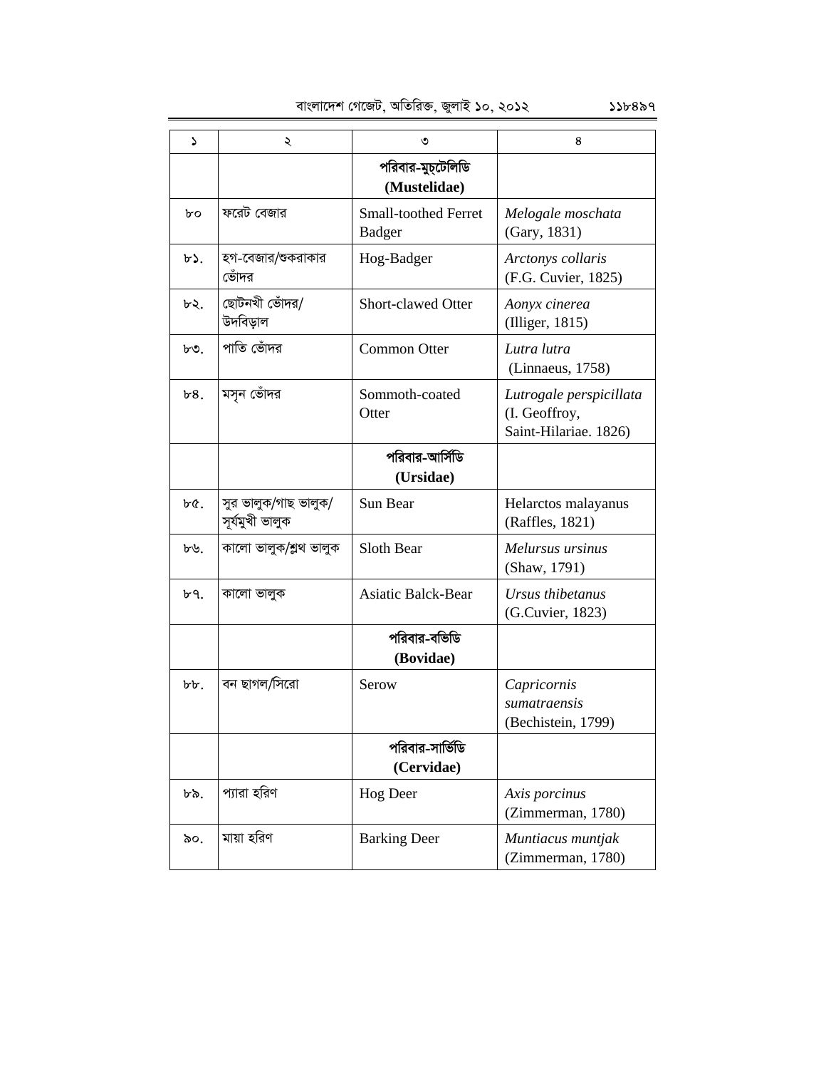| ১ | ২ | ৩ | ৪ |
|---|---|---|---|
| | | **পরিবার-মুস্টেলিডি (Mustelidae)** | |
| ৮০ | ফরেট বেজার | Small-toothed Ferret Badger | *Melogale moschata* (Gary, 1831) |
| ৮১. | হগ-বেজার/শুকরাকার ভোঁদর | Hog-Badger | *Arctonys collaris* (F.G. Cuvier, 1825) |
| ৮২. | ছোটনখী ভোঁদর/ উদবিড়াল | Short-clawed Otter | *Aonyx cinerea* (Illiger, 1815) |
| ৮৩. | পাতি ভোঁদর | Common Otter | *Lutra lutra* (Linnaeus, 1758) |
| ৮৪. | মসৃন ভোঁদর | Sommoth-coated Otter | *Lutrogale perspicillata* (I. Geoffroy, Saint-Hilariae. 1826) |
| | | **পরিবার-আর্সিডি (Ursidae)** | |
| ৮৫. | সুর ভালুক/গাছ ভালুক/ সূর্যমুখী ভালুক | Sun Bear | Helarctos malayanus (Raffles, 1821) |
| ৮৬. | কালো ভালুক/শ্লথ ভালুক | Sloth Bear | *Melursus ursinus* (Shaw, 1791) |
| ৮৭. | কালো ভালুক | Asiatic Balck-Bear | *Ursus thibetanus* (G.Cuvier, 1823) |
| | | **পরিবার-বভিডি (Bovidae)** | |
| ৮৮. | বন ছাগল/সিরো | Serow | *Capricornis sumatraensis* (Bechistein, 1799) |
| | | **পরিবার-সার্ভিডি (Cervidae)** | |
| ৮৯. | প্যারা হরিণ | Hog Deer | *Axis porcinus* (Zimmerman, 1780) |
| ৯০. | মায়া হরিণ | Barking Deer | *Muntiacus muntjak* (Zimmerman, 1780) |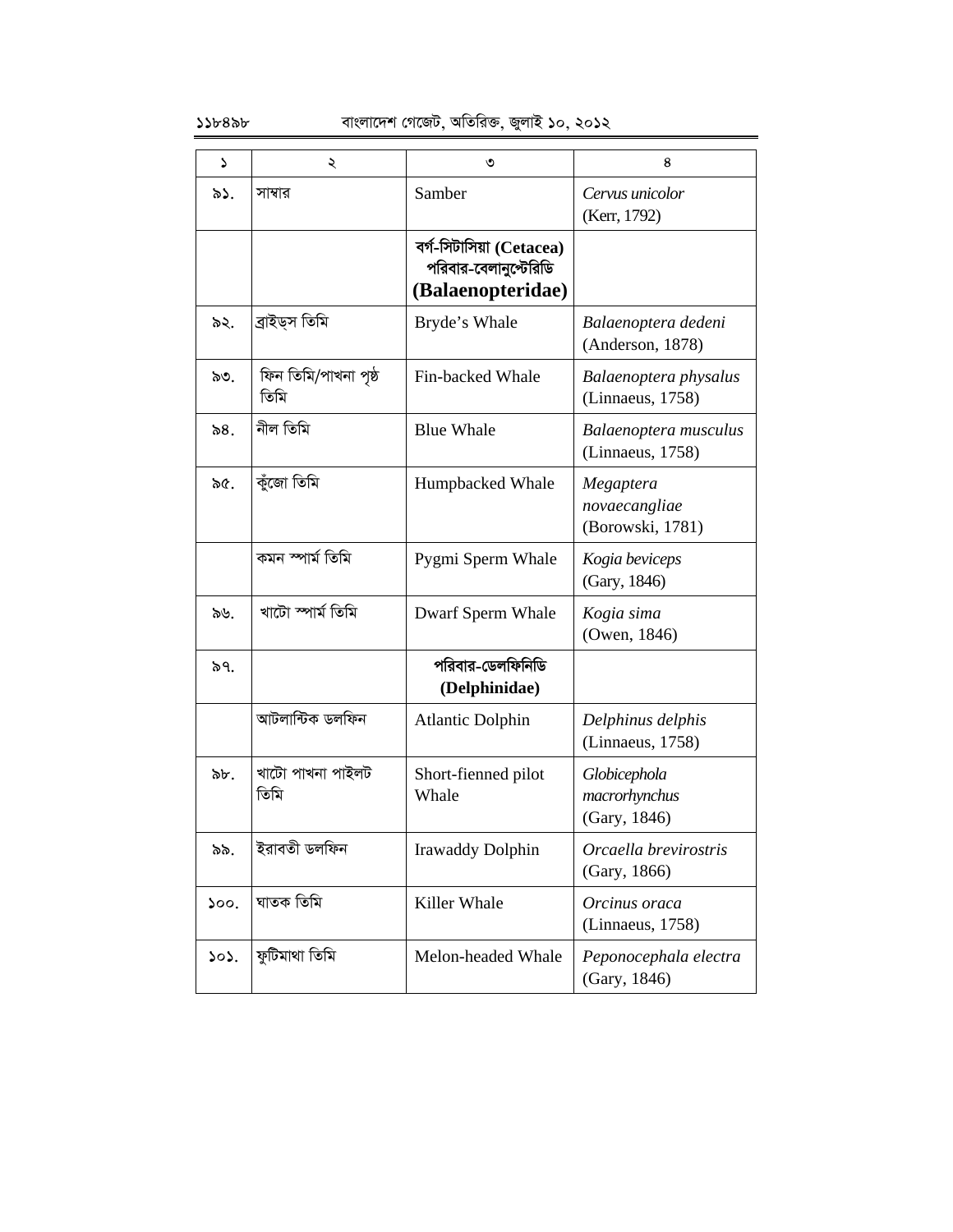| ১ | ২ | ৩ | ৪ |
|---|---|---|---|
| ৯১. | সাম্বার | Samber | *Cervus unicolor* (Kerr, 1792) |
| | | **বর্গ-সিটাসিয়া (Cetacea) পরিবার-বেলানুপ্টেরিডি (Balaenopteridae)** | |
| ৯২. | ব্রাইড্স তিমি | Bryde's Whale | *Balaenoptera dedeni* (Anderson, 1878) |
| ৯৩. | ফিন তিমি/পাখনা পৃষ্ঠ তিমি | Fin-backed Whale | *Balaenoptera physalus* (Linnaeus, 1758) |
| ৯৪. | নীল তিমি | Blue Whale | *Balaenoptera musculus* (Linnaeus, 1758) |
| ৯৫. | কুঁজো তিমি | Humpbacked Whale | *Megaptera novaecangliae* (Borowski, 1781) |
| | কমন স্পার্ম তিমি | Pygmi Sperm Whale | *Kogia beviceps* (Gary, 1846) |
| ৯৬. | খাটো স্পার্ম তিমি | Dwarf Sperm Whale | *Kogia sima* (Owen, 1846) |
| ৯৭. | | **পরিবার-ডেলফিনিডি (Delphinidae)** | |
| | আটলান্টিক ডলফিন | Atlantic Dolphin | *Delphinus delphis* (Linnaeus, 1758) |
| ৯৮. | খাটো পাখনা পাইলট তিমি | Short-fienned pilot Whale | *Globicephola macrorhynchus* (Gary, 1846) |
| ৯৯. | ইরাবতী ডলফিন | Irawaddy Dolphin | *Orcaella brevirostris* (Gary, 1866) |
| ১০০. | ঘাতক তিমি | Killer Whale | *Orcinus oraca* (Linnaeus, 1758) |
| ১০১. | ফুটিমাথা তিমি | Melon-headed Whale | *Peponocephala electra* (Gary, 1846) |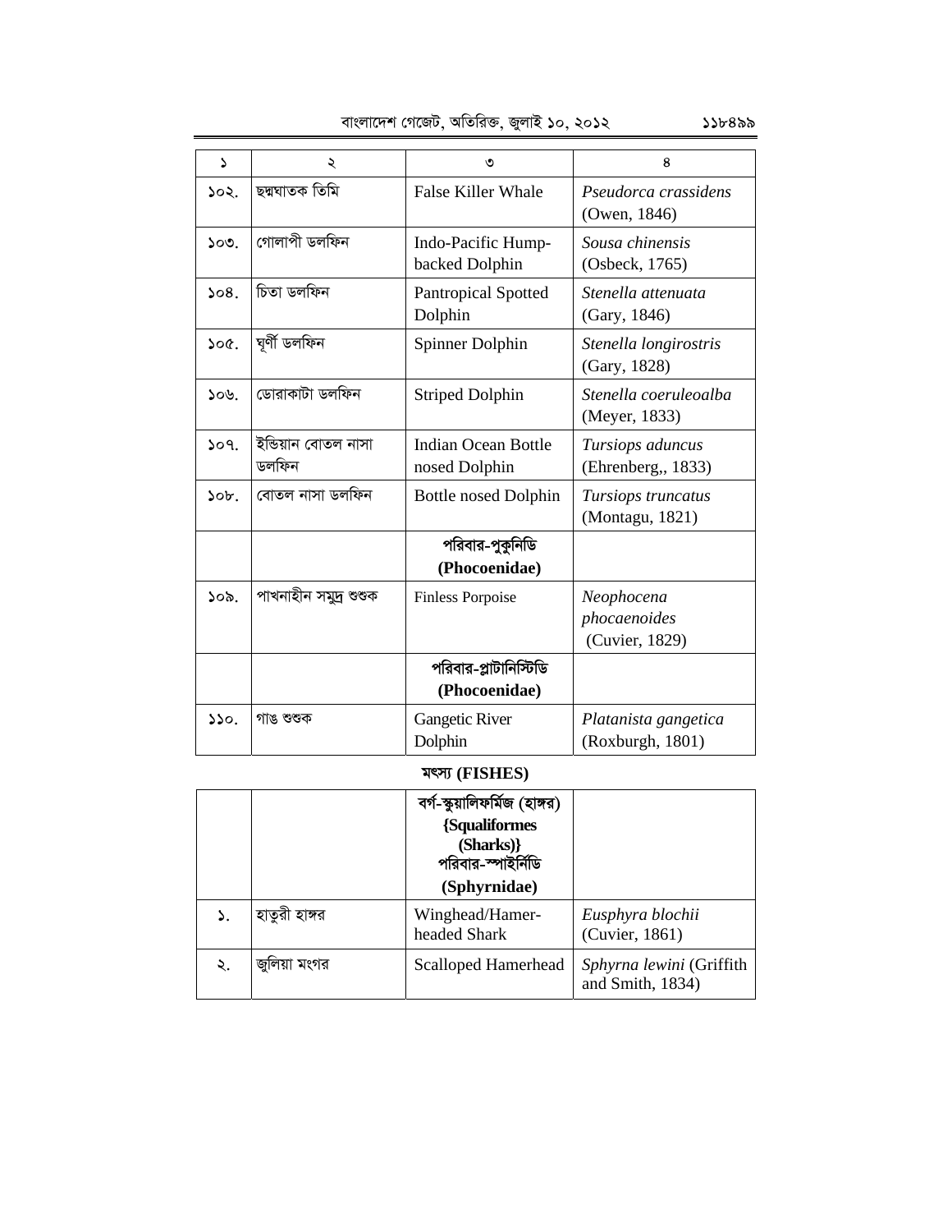| ১ | ২ | ৩ | ৪ |
|---|---|---|---|
| ১০২. | ছদ্মঘাতক তিমি | False Killer Whale | *Pseudorca crassidens* (Owen, 1846) |
| ১০৩. | গোলাপী ডলফিন | Indo-Pacific Hump-backed Dolphin | *Sousa chinensis* (Osbeck, 1765) |
| ১০৪. | চিতা ডলফিন | Pantropical Spotted Dolphin | *Stenella attenuata* (Gary, 1846) |
| ১০৫. | ঘূর্ণী ডলফিন | Spinner Dolphin | *Stenella longirostris* (Gary, 1828) |
| ১০৬. | ডোরাকাটা ডলফিন | Striped Dolphin | *Stenella coeruleoalba* (Meyer, 1833) |
| ১০৭. | ইন্ডিয়ান বোতল নাসা ডলফিন | Indian Ocean Bottle nosed Dolphin | *Tursiops aduncus* (Ehrenberg,, 1833) |
| ১০৮. | বোতল নাসা ডলফিন | Bottle nosed Dolphin | *Tursiops truncatus* (Montagu, 1821) |
| | | **পরিবার-পুকুনিডি (Phocoenidae)** | |
| ১০৯. | পাখনাহীন সমুদ্র শুশুক | Finless Porpoise | *Neophocena phocaenoides* (Cuvier, 1829) |
| | | **পরিবার-প্লাটানিস্টিডি (Phocoenidae)** | |
| ১১০. | গাঙ শুশুক | Gangetic River Dolphin | *Platanista gangetica* (Roxburgh, 1801) |

**মৎস্য (FISHES)**

| | | | |
|---|---|---|---|
| | | **বর্গ-স্কুয়ালিফর্মিজ (হাঙ্গর) {Squaliformes (Sharks)} পরিবার-স্পাইর্নিডি (Sphyrnidae)** | |
| ১. | হাতুরী হাঙ্গর | Winghead/Hamer-headed Shark | *Eusphyra blochii* (Cuvier, 1861) |
| ২. | জুলিয়া মংগর | Scalloped Hamerhead | *Sphyrna lewini* (Griffith and Smith, 1834) |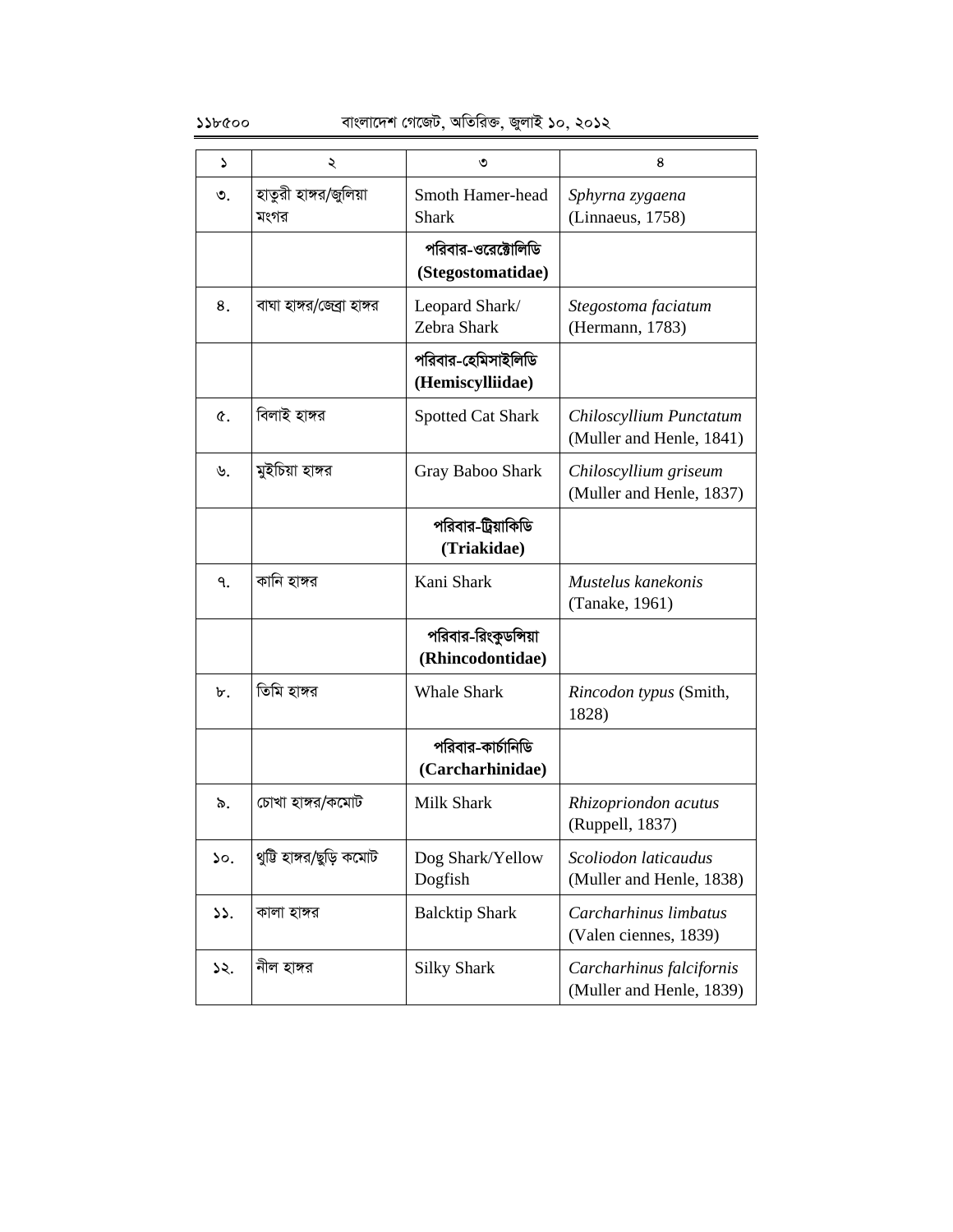| ১ | ২ | ৩ | ৪ |
|---|---|---|---|
| ৩. | হাতুরী হাঙ্গর/জুলিয়া মংগর | Smoth Hamer-head Shark | *Sphyrna zygaena* (Linnaeus, 1758) |
| | | **পরিবার-ওরেষ্টোলিডি (Stegostomatidae)** | |
| ৪. | বাঘা হাঙ্গর/জেব্রা হাঙ্গর | Leopard Shark/ Zebra Shark | *Stegostoma faciatum* (Hermann, 1783) |
| | | **পরিবার-হেমিসাইলিডি (Hemiscylliidae)** | |
| ৫. | বিলাই হাঙ্গর | Spotted Cat Shark | *Chiloscyllium Punctatum* (Muller and Henle, 1841) |
| ৬. | মুইচিয়া হাঙ্গর | Gray Baboo Shark | *Chiloscyllium griseum* (Muller and Henle, 1837) |
| | | **পরিবার-ট্রিয়াকিডি (Triakidae)** | |
| ৭. | কানি হাঙ্গর | Kani Shark | *Mustelus kanekonis* (Tanake, 1961) |
| | | **পরিবার-রিংকুডন্সিয়া (Rhincodontidae)** | |
| ৮. | তিমি হাঙ্গর | Whale Shark | *Rincodon typus* (Smith, 1828) |
| | | **পরিবার-কার্চানিডি (Carcharhinidae)** | |
| ৯. | চোখা হাঙ্গর/কমোট | Milk Shark | *Rhizopriondon acutus* (Ruppell, 1837) |
| ১০. | থুত্তি হাঙ্গর/ছুড়ি কমোট | Dog Shark/Yellow Dogfish | *Scoliodon laticaudus* (Muller and Henle, 1838) |
| ১১. | কালা হাঙ্গর | Balcktip Shark | *Carcharhinus limbatus* (Valen ciennes, 1839) |
| ১২. | নীল হাঙ্গর | Silky Shark | *Carcharhinus falcifornis* (Muller and Henle, 1839) |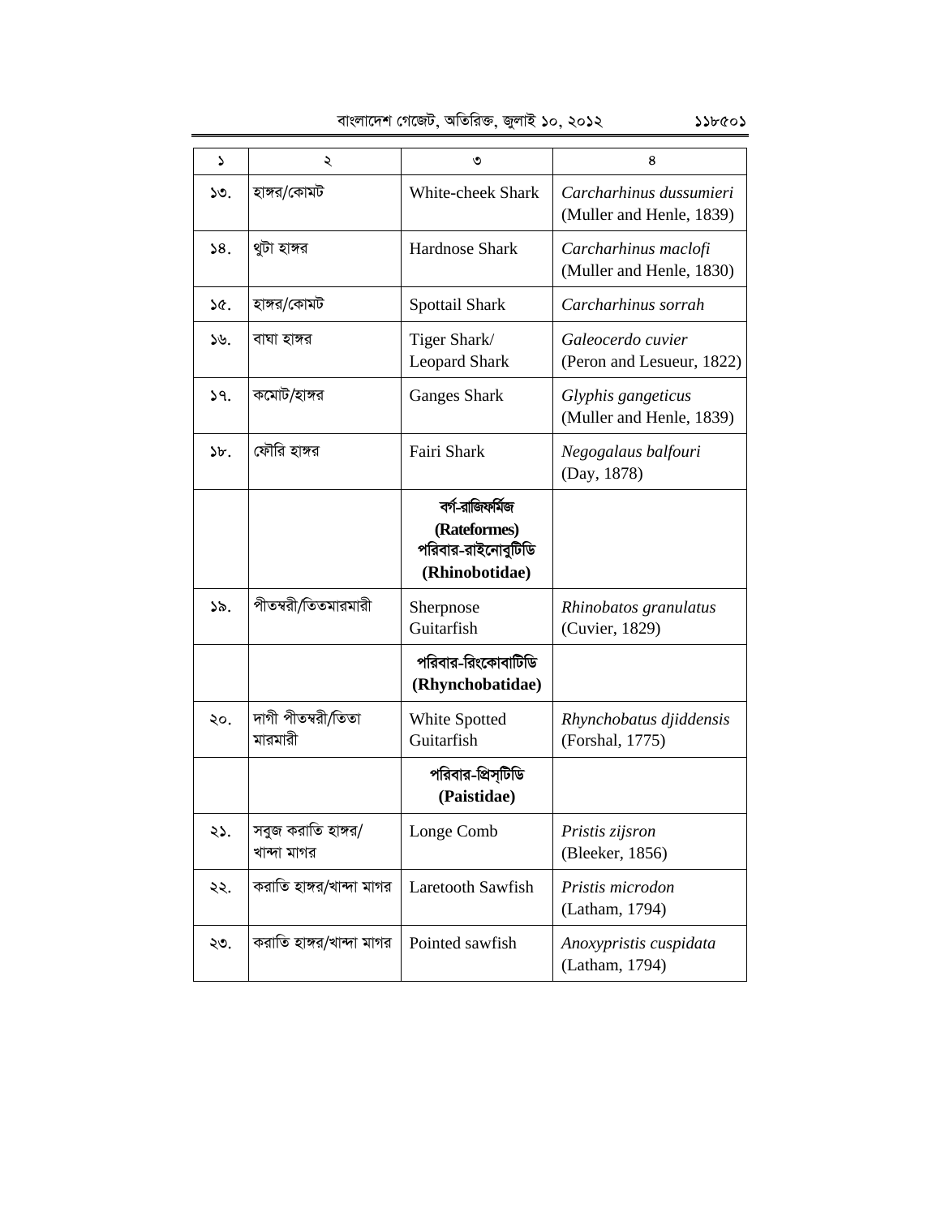| ১ | ২ | ৩ | ৪ |
|---|---|---|---|
| ১৩. | হাঙ্গর/কোমট | White-cheek Shark | *Carcharhinus dussumieri* (Muller and Henle, 1839) |
| ১৪. | থুটা হাঙ্গর | Hardnose Shark | *Carcharhinus maclofi* (Muller and Henle, 1830) |
| ১৫. | হাঙ্গর/কোমট | Spottail Shark | *Carcharhinus sorrah* |
| ১৬. | বাঘা হাঙ্গর | Tiger Shark/ Leopard Shark | *Galeocerdo cuvier* (Peron and Lesueur, 1822) |
| ১৭. | কমোট/হাঙ্গর | Ganges Shark | *Glyphis gangeticus* (Muller and Henle, 1839) |
| ১৮. | ফৌরি হাঙ্গর | Fairi Shark | *Negogalaus balfouri* (Day, 1878) |
| | | **বর্গ-রাজিফর্মিজ (Rateformes) পরিবার-রাইনোবুটিডি (Rhinobotidae)** | |
| ১৯. | পীতম্বরী/তিতমারমারী | Sherpnose Guitarfish | *Rhinobatos granulatus* (Cuvier, 1829) |
| | | **পরিবার-রিংকোবাটিডি (Rhynchobatidae)** | |
| ২০. | দাগী পীতম্বরী/তিতা মারমারী | White Spotted Guitarfish | *Rhynchobatus djiddensis* (Forshal, 1775) |
| | | **পরিবার-প্রিস্টিডি (Paistidae)** | |
| ২১. | সবুজ করাতি হাঙ্গর/ খান্দা মাগর | Longe Comb | *Pristis zijsron* (Bleeker, 1856) |
| ২২. | করাতি হাঙ্গর/খান্দা মাগর | Laretooth Sawfish | *Pristis microdon* (Latham, 1794) |
| ২৩. | করাতি হাঙ্গর/খান্দা মাগর | Pointed sawfish | *Anoxypristis cuspidata* (Latham, 1794) |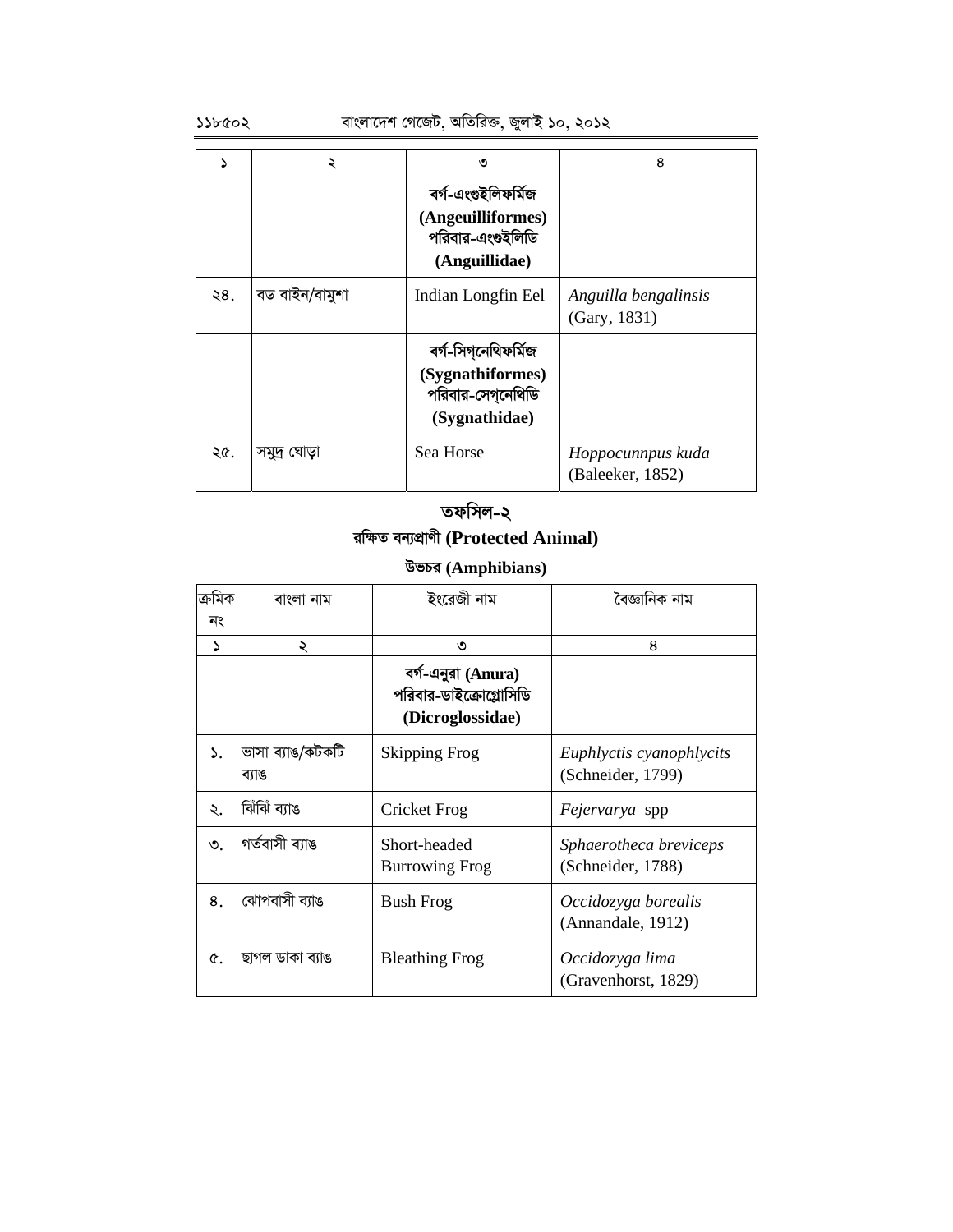| ১ | ২ | ৩ | ৪ |
| --- | --- | --- | --- |
| | | **বর্গ-এংগুইলিফর্মিজ (Angeuilliformes) পরিবার-এংগুইলিডি (Anguillidae)** | |
| ২৪. | বড় বাইন/বামুশা | Indian Longfin Eel | *Anguilla bengalinsis* (Gary, 1831) |
| | | **বর্গ-সিগ্নেথিফর্মিজ (Sygnathiformes) পরিবার-সেগ্নেথিডি (Sygnathidae)** | |
| ২৫. | সমুদ্র ঘোড়া | Sea Horse | *Hoppocunnpus kuda* (Baleeker, 1852) |

## তফসিল-২

### রক্ষিত বন্যপ্রাণী (Protected Animal)

#### উভচর (Amphibians)

| ক্রমিক নং | বাংলা নাম | ইংরেজী নাম | বৈজ্ঞানিক নাম |
| --- | --- | --- | --- |
| ১ | ২ | ৩ | ৪ |
| | | **বর্গ-এনুরা (Anura) পরিবার-ডাইক্রোগ্লোসিডি (Dicroglossidae)** | |
| ১. | ভাসা ব্যাঙ/কটকটি ব্যাঙ | Skipping Frog | *Euphlyctis cyanophlycits* (Schneider, 1799) |
| ২. | ঝিঁঝিঁ ব্যাঙ | Cricket Frog | *Fejervarya* spp |
| ৩. | গর্তবাসী ব্যাঙ | Short-headed Burrowing Frog | *Sphaerotheca breviceps* (Schneider, 1788) |
| ৪. | ঝোপবাসী ব্যাঙ | Bush Frog | *Occidozyga borealis* (Annandale, 1912) |
| ৫. | ছাগল ডাকা ব্যাঙ | Bleathing Frog | *Occidozyga lima* (Gravenhorst, 1829) |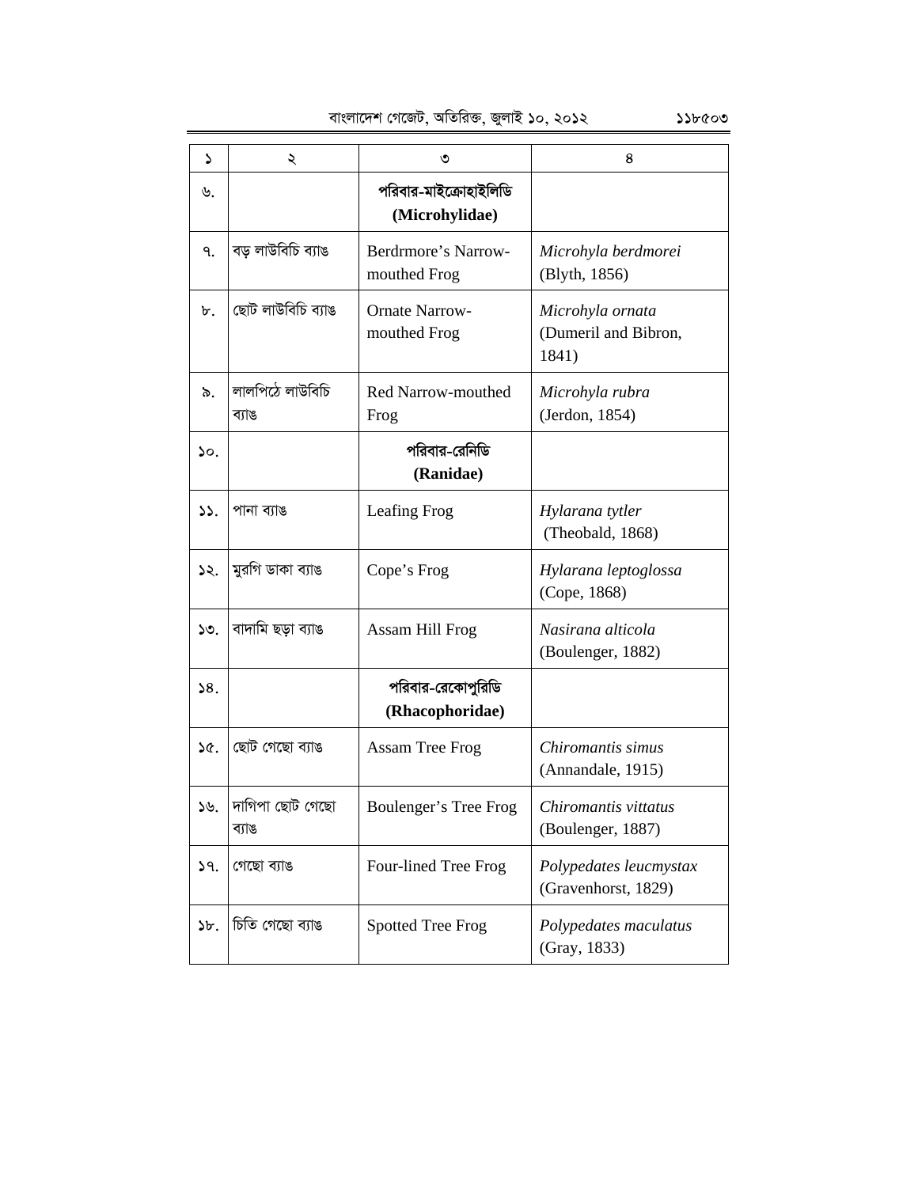| ১ | ২ | ৩ | ৪ |
|---|---|---|---|
| ৬. | | **পরিবার-মাইক্রোহাইলিডি (Microhylidae)** | |
| ৭. | বড় লাউবিচি ব্যাঙ | Berdrmore's Narrow-mouthed Frog | *Microhyla berdmorei* (Blyth, 1856) |
| ৮. | ছোট লাউবিচি ব্যাঙ | Ornate Narrow-mouthed Frog | *Microhyla ornata* (Dumeril and Bibron, 1841) |
| ৯. | লালপিঠে লাউবিচি ব্যাঙ | Red Narrow-mouthed Frog | *Microhyla rubra* (Jerdon, 1854) |
| ১০. | | **পরিবার-রেনিডি (Ranidae)** | |
| ১১. | পানা ব্যাঙ | Leafing Frog | *Hylarana tytler* (Theobald, 1868) |
| ১২. | মুরগি ডাকা ব্যাঙ | Cope's Frog | *Hylarana leptoglossa* (Cope, 1868) |
| ১৩. | বাদামি ছড়া ব্যাঙ | Assam Hill Frog | *Nasirana alticola* (Boulenger, 1882) |
| ১৪. | | **পরিবার-রেকোপুরিডি (Rhacophoridae)** | |
| ১৫. | ছোট গেছো ব্যাঙ | Assam Tree Frog | *Chiromantis simus* (Annandale, 1915) |
| ১৬. | দাগিপা ছোট গেছো ব্যাঙ | Boulenger's Tree Frog | *Chiromantis vittatus* (Boulenger, 1887) |
| ১৭. | গেছো ব্যাঙ | Four-lined Tree Frog | *Polypedates leucmystax* (Gravenhorst, 1829) |
| ১৮. | চিতি গেছো ব্যাঙ | Spotted Tree Frog | *Polypedates maculatus* (Gray, 1833) |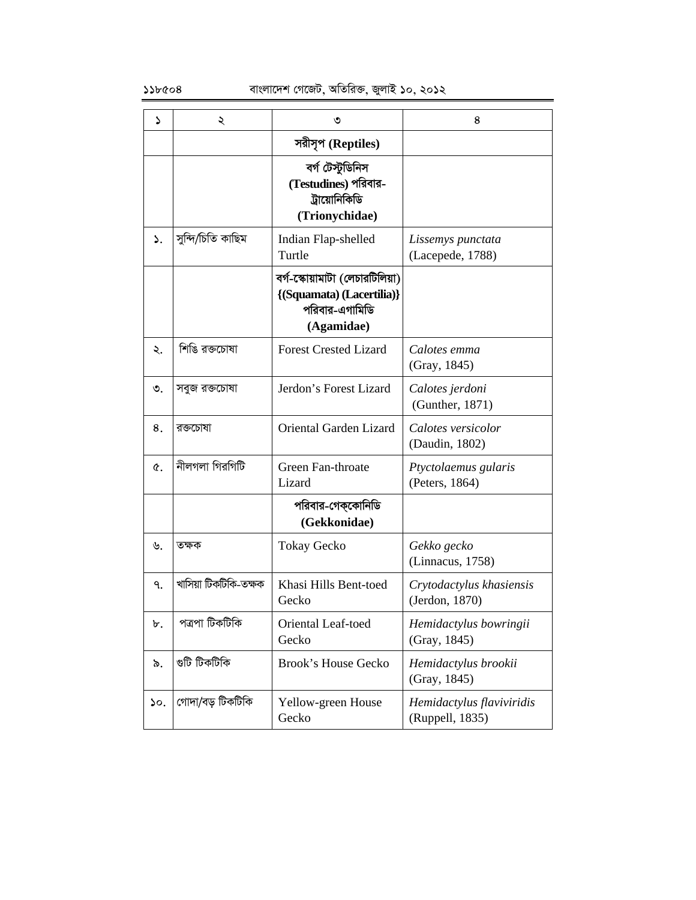| ১ | ২ | ৩ | ৪ |
|---|---|---|---|
| | | **সরীসৃপ (Reptiles)** | |
| | | **বর্গ টেস্টুডিনিস (Testudines) পরিবার-ট্রায়োনিকিডি (Trionychidae)** | |
| ১. | সুন্দি/চিতি কাছিম | Indian Flap-shelled Turtle | *Lissemys punctata* (Lacepede, 1788) |
| | | **বর্গ-স্কোয়ামাটা (লেচারটিলিয়া) {(Squamata) (Lacertilia)} পরিবার-এগামিডি (Agamidae)** | |
| ২. | শিঙি রক্তচোষা | Forest Crested Lizard | *Calotes emma* (Gray, 1845) |
| ৩. | সবুজ রক্তচোষা | Jerdon's Forest Lizard | *Calotes jerdoni* (Gunther, 1871) |
| ৪. | রক্তচোষা | Oriental Garden Lizard | *Calotes versicolor* (Daudin, 1802) |
| ৫. | নীলগলা গিরগিটি | Green Fan-throate Lizard | *Ptyctolaemus gularis* (Peters, 1864) |
| | | **পরিবার-গেক্কোনিডি (Gekkonidae)** | |
| ৬. | তক্ষক | Tokay Gecko | *Gekko gecko* (Linnacus, 1758) |
| ৭. | খাসিয়া টিকটিকি-তক্ষক | Khasi Hills Bent-toed Gecko | *Crytodactylus khasiensis* (Jerdon, 1870) |
| ৮. | পত্রপা টিকটিকি | Oriental Leaf-toed Gecko | *Hemidactylus bowringii* (Gray, 1845) |
| ৯. | গুটি টিকটিকি | Brook's House Gecko | *Hemidactylus brookii* (Gray, 1845) |
| ১০. | গোদা/বড় টিকটিকি | Yellow-green House Gecko | *Hemidactylus flaviviridis* (Ruppell, 1835) |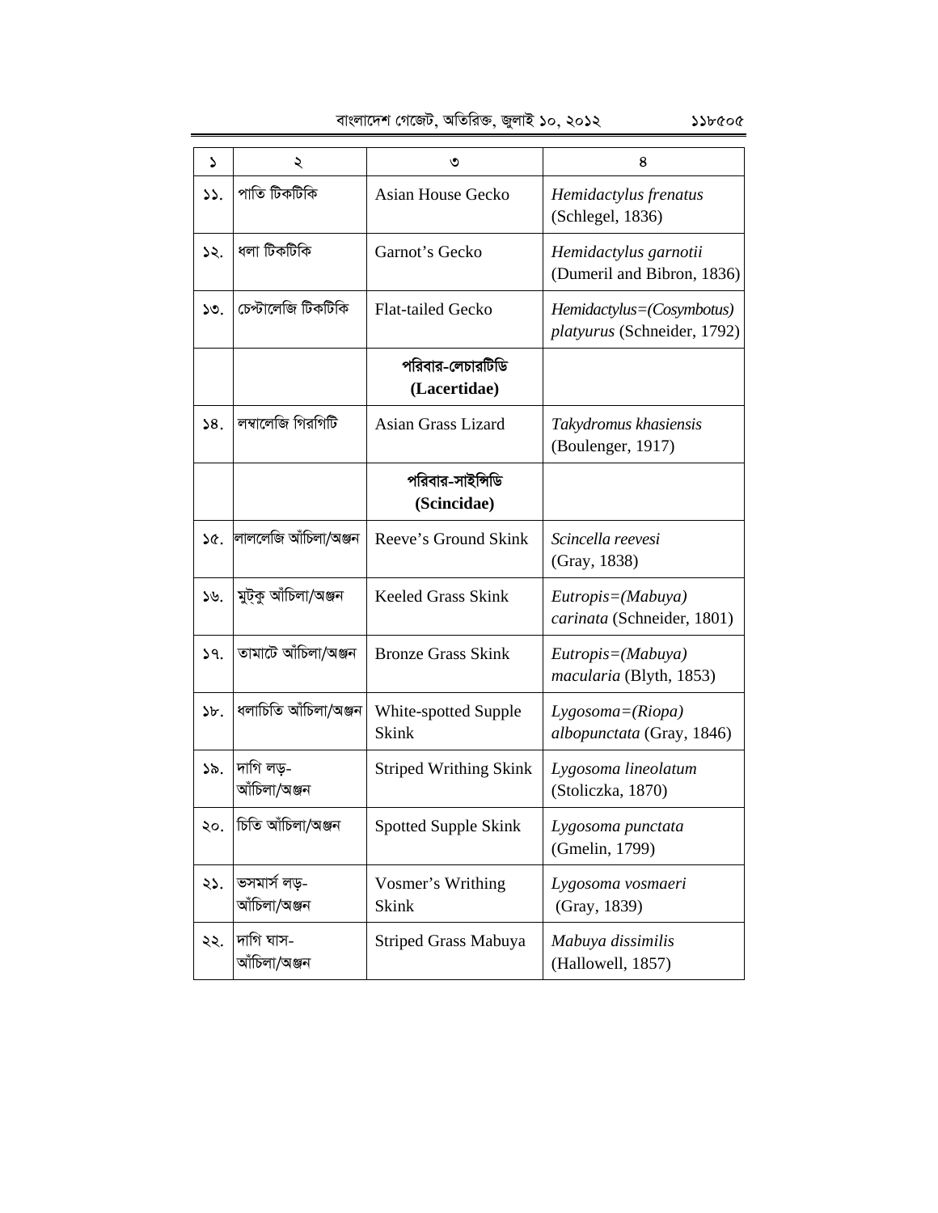| ১ | ২ | ৩ | ৪ |
|---|---|---|---|
| ১১. | পাতি টিকটিকি | Asian House Gecko | *Hemidactylus frenatus* (Schlegel, 1836) |
| ১২. | ধলা টিকটিকি | Garnot's Gecko | *Hemidactylus garnotii* (Dumeril and Bibron, 1836) |
| ১৩. | চেপ্টালেজি টিকটিকি | Flat-tailed Gecko | *Hemidactylus=(Cosymbotus) platyurus* (Schneider, 1792) |
| | | **পরিবার-লেচারটিডি (Lacertidae)** | |
| ১৪. | লম্বালেজি গিরগিটি | Asian Grass Lizard | *Takydromus khasiensis* (Boulenger, 1917) |
| | | **পরিবার-সাইন্সিডি (Scincidae)** | |
| ১৫. | লাললেজি আঁচিলা/অঞ্জন | Reeve's Ground Skink | *Scincella reevesi* (Gray, 1838) |
| ১৬. | মুট্কু আঁচিলা/অঞ্জন | Keeled Grass Skink | *Eutropis=(Mabuya) carinata* (Schneider, 1801) |
| ১৭. | তামাটে আঁচিলা/অঞ্জন | Bronze Grass Skink | *Eutropis=(Mabuya) macularia* (Blyth, 1853) |
| ১৮. | ধলাচিতি আঁচিলা/অঞ্জন | White-spotted Supple Skink | *Lygosoma=(Riopa) albopunctata* (Gray, 1846) |
| ১৯. | দাগি লড়-আঁচিলা/অঞ্জন | Striped Writhing Skink | *Lygosoma lineolatum* (Stoliczka, 1870) |
| ২০. | চিতি আঁচিলা/অঞ্জন | Spotted Supple Skink | *Lygosoma punctata* (Gmelin, 1799) |
| ২১. | ভসমার্স লড়-আঁচিলা/অঞ্জন | Vosmer's Writhing Skink | *Lygosoma vosmaeri* (Gray, 1839) |
| ২২. | দাগি ঘাস-আঁচিলা/অঞ্জন | Striped Grass Mabuya | *Mabuya dissimilis* (Hallowell, 1857) |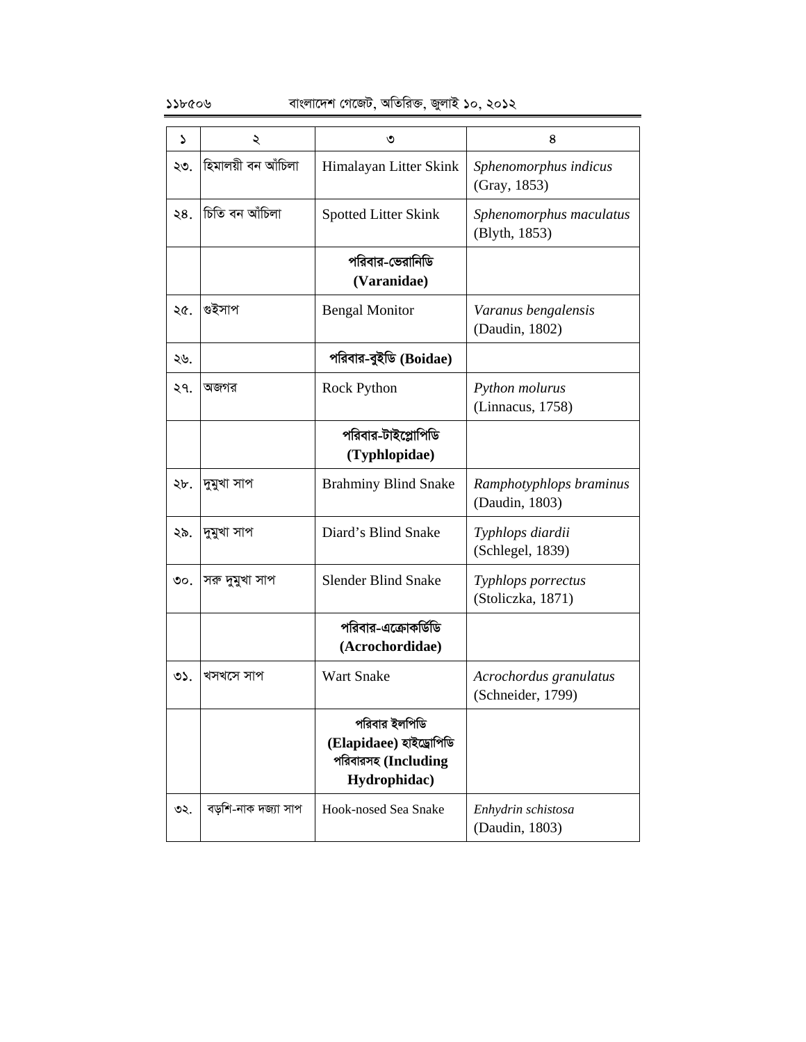| ১ | ২ | ৩ | ৪ |
|---|---|---|---|
| ২৩. | হিমালয়ী বন আঁচিলা | Himalayan Litter Skink | *Sphenomorphus indicus* (Gray, 1853) |
| ২৪. | চিতি বন আঁচিলা | Spotted Litter Skink | *Sphenomorphus maculatus* (Blyth, 1853) |
| | | **পরিবার-ভেরানিডি (Varanidae)** | |
| ২৫. | গুইসাপ | Bengal Monitor | *Varanus bengalensis* (Daudin, 1802) |
| ২৬. | | **পরিবার-বুইডি (Boidae)** | |
| ২৭. | অজগর | Rock Python | *Python molurus* (Linnacus, 1758) |
| | | **পরিবার-টাইপ্লোপিডি (Typhlopidae)** | |
| ২৮. | দুমুখা সাপ | Brahminy Blind Snake | *Ramphotyphlops braminus* (Daudin, 1803) |
| ২৯. | দুমুখা সাপ | Diard's Blind Snake | *Typhlops diardii* (Schlegel, 1839) |
| ৩০. | সরু দুমুখা সাপ | Slender Blind Snake | *Typhlops porrectus* (Stoliczka, 1871) |
| | | **পরিবার-এক্রোকর্ডিডি (Acrochordidae)** | |
| ৩১. | খসখসে সাপ | Wart Snake | *Acrochordus granulatus* (Schneider, 1799) |
| | | **পরিবার ইলপিডি (Elapidaee) হাইড্রোপিডি পরিবারসহ (Including Hydrophidac)** | |
| ৩২. | বড়শি-নাক দজ্যা সাপ | Hook-nosed Sea Snake | *Enhydrin schistosa* (Daudin, 1803) |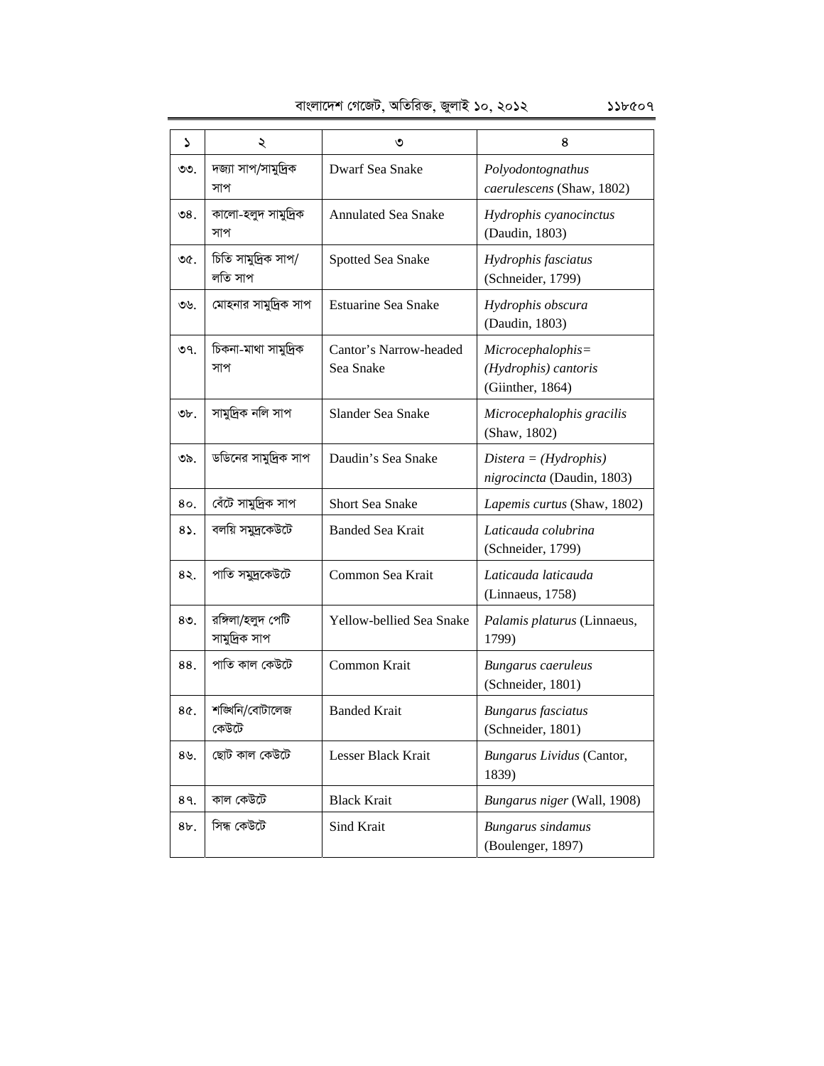| ১ | ২ | ৩ | ৪ |
|---|---|---|---|
| ৩৩. | দজ্যা সাপ/সামুদ্রিক সাপ | Dwarf Sea Snake | *Polyodontognathus caerulescens* (Shaw, 1802) |
| ৩৪. | কালো-হলুদ সামুদ্রিক সাপ | Annulated Sea Snake | *Hydrophis cyanocinctus* (Daudin, 1803) |
| ৩৫. | চিতি সামুদ্রিক সাপ/ লতি সাপ | Spotted Sea Snake | *Hydrophis fasciatus* (Schneider, 1799) |
| ৩৬. | মোহনার সামুদ্রিক সাপ | Estuarine Sea Snake | *Hydrophis obscura* (Daudin, 1803) |
| ৩৭. | চিকনা-মাথা সামুদ্রিক সাপ | Cantor's Narrow-headed Sea Snake | *Microcephalophis= (Hydrophis) cantoris* (Giinther, 1864) |
| ৩৮. | সামুদ্রিক নলি সাপ | Slander Sea Snake | *Microcephalophis gracilis* (Shaw, 1802) |
| ৩৯. | ডডিনের সামুদ্রিক সাপ | Daudin's Sea Snake | *Distera = (Hydrophis) nigrocincta* (Daudin, 1803) |
| ৪০. | বেঁটে সামুদ্রিক সাপ | Short Sea Snake | *Lapemis curtus* (Shaw, 1802) |
| ৪১. | বলয়ি সমুদ্রকেউটে | Banded Sea Krait | *Laticauda colubrina* (Schneider, 1799) |
| ৪২. | পাতি সমুদ্রকেউটে | Common Sea Krait | *Laticauda laticauda* (Linnaeus, 1758) |
| ৪৩. | রঙ্গিলা/হলুদ পেটি সামুদ্রিক সাপ | Yellow-bellied Sea Snake | *Palamis platurus* (Linnaeus, 1799) |
| ৪৪. | পাতি কাল কেউটে | Common Krait | *Bungarus caeruleus* (Schneider, 1801) |
| ৪৫. | শঙ্খিনি/বোটালেজ কেউটে | Banded Krait | *Bungarus fasciatus* (Schneider, 1801) |
| ৪৬. | ছোট কাল কেউটে | Lesser Black Krait | *Bungarus Lividus* (Cantor, 1839) |
| ৪৭. | কাল কেউটে | Black Krait | *Bungarus niger* (Wall, 1908) |
| ৪৮. | সিন্ধ কেউটে | Sind Krait | *Bungarus sindamus* (Boulenger, 1897) |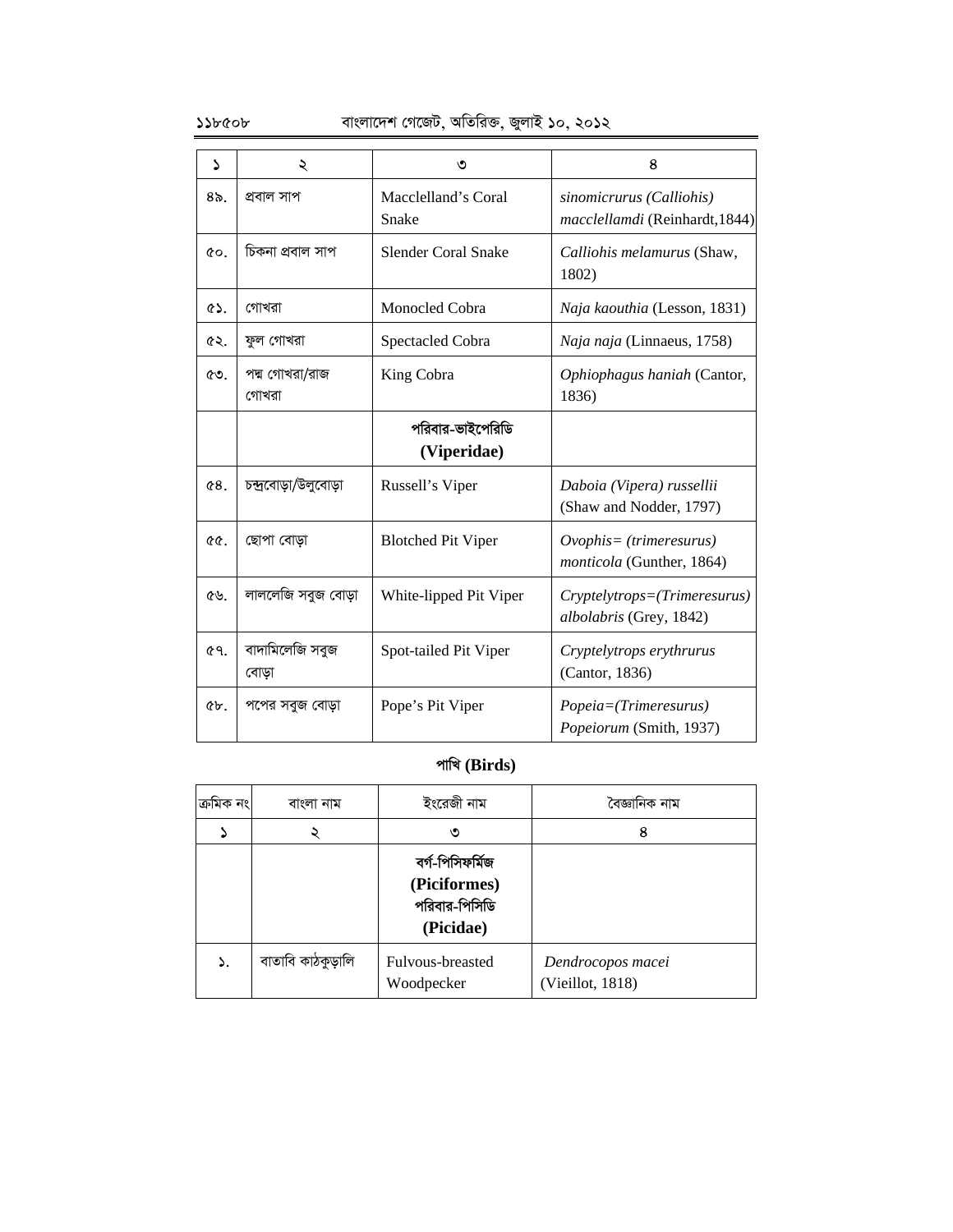| ১ | ২ | ৩ | ৪ |
|---|---|---|---|
| ৪৯. | প্রবাল সাপ | Macclelland's Coral Snake | *sinomicrurus (Calliohis) macclellamdi* (Reinhardt,1844) |
| ৫০. | চিকনা প্রবাল সাপ | Slender Coral Snake | *Calliohis melamurus* (Shaw, 1802) |
| ৫১. | গোখরা | Monocled Cobra | *Naja kaouthia* (Lesson, 1831) |
| ৫২. | ফুল গোখরা | Spectacled Cobra | *Naja naja* (Linnaeus, 1758) |
| ৫৩. | পদ্ম গোখরা/রাজ গোখরা | King Cobra | *Ophiophagus haniah* (Cantor, 1836) |
| | | **পরিবার-ভাইপেরিডি (Viperidae)** | |
| ৫৪. | চন্দ্রবোড়া/উলুবোড়া | Russell's Viper | *Daboia (Vipera) russellii* (Shaw and Nodder, 1797) |
| ৫৫. | ছোপা বোড়া | Blotched Pit Viper | *Ovophis= (trimeresurus) monticola* (Gunther, 1864) |
| ৫৬. | লাললেজি সবুজ বোড়া | White-lipped Pit Viper | *Cryptelytrops=(Trimeresurus) albolabris* (Grey, 1842) |
| ৫৭. | বাদামিলেজি সবুজ বোড়া | Spot-tailed Pit Viper | *Cryptelytrops erythrurus* (Cantor, 1836) |
| ৫৮. | পপের সবুজ বোড়া | Pope's Pit Viper | *Popeia=(Trimeresurus) Popeiorum* (Smith, 1937) |

## পাখি (Birds)

| ক্রমিক নং | বাংলা নাম | ইংরেজী নাম | বৈজ্ঞানিক নাম |
|---|---|---|---|
| ১ | ২ | ৩ | ৪ |
| | | **বর্গ-পিসিফর্মিজ (Piciformes) পরিবার-পিসিডি (Picidae)** | |
| ১. | বাতাবি কাঠকুড়ালি | Fulvous-breasted Woodpecker | *Dendrocopos macei* (Vieillot, 1818) |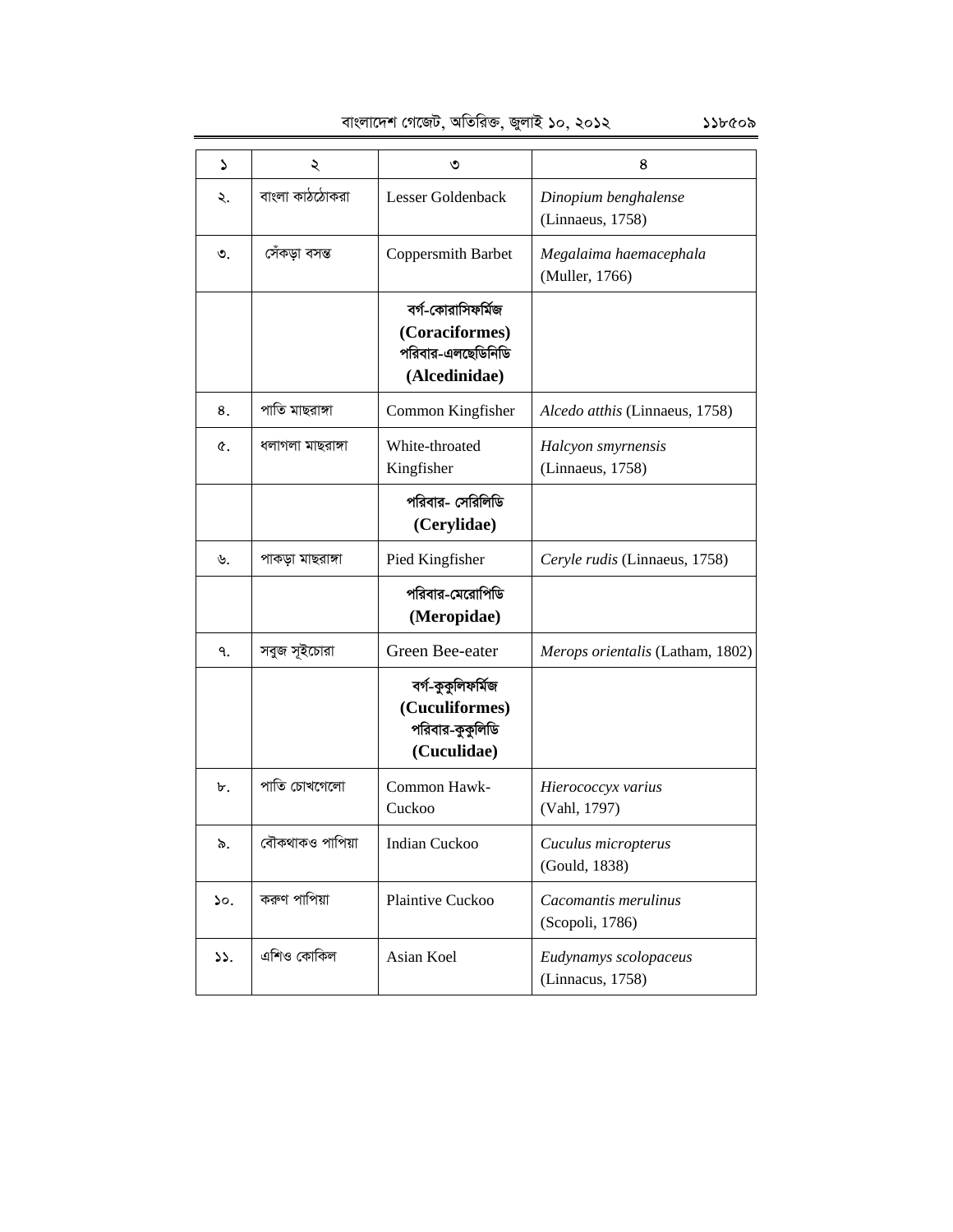| ১ | ২ | ৩ | ৪ |
|---|---|---|---|
| ২. | বাংলা কাঠঠোকরা | Lesser Goldenback | *Dinopium benghalense* (Linnaeus, 1758) |
| ৩. | সেঁকড়া বসন্ত | Coppersmith Barbet | *Megalaima haemacephala* (Muller, 1766) |
| | | **বর্গ-কোরাসিফর্মিজ (Coraciformes) পরিবার-এলছেডিনিডি (Alcedinidae)** | |
| ৪. | পাতি মাছরাঙ্গা | Common Kingfisher | *Alcedo atthis* (Linnaeus, 1758) |
| ৫. | ধলাগলা মাছরাঙ্গা | White-throated Kingfisher | *Halcyon smyrnensis* (Linnaeus, 1758) |
| | | **পরিবার- সেরিলিডি (Cerylidae)** | |
| ৬. | পাকড়া মাছরাঙ্গা | Pied Kingfisher | *Ceryle rudis* (Linnaeus, 1758) |
| | | **পরিবার-মেরোপিডি (Meropidae)** | |
| ৭. | সবুজ সূইচোরা | Green Bee-eater | *Merops orientalis* (Latham, 1802) |
| | | **বর্গ-কুকুলিফর্মিজ (Cuculiformes) পরিবার-কুকুলিডি (Cuculidae)** | |
| ৮. | পাতি চোখগেলো | Common Hawk-Cuckoo | *Hierococcyx varius* (Vahl, 1797) |
| ৯. | বৌকথাকও পাপিয়া | Indian Cuckoo | *Cuculus micropterus* (Gould, 1838) |
| ১০. | করুণ পাপিয়া | Plaintive Cuckoo | *Cacomantis merulinus* (Scopoli, 1786) |
| ১১. | এশিও কোকিল | Asian Koel | *Eudynamys scolopaceus* (Linnacus, 1758) |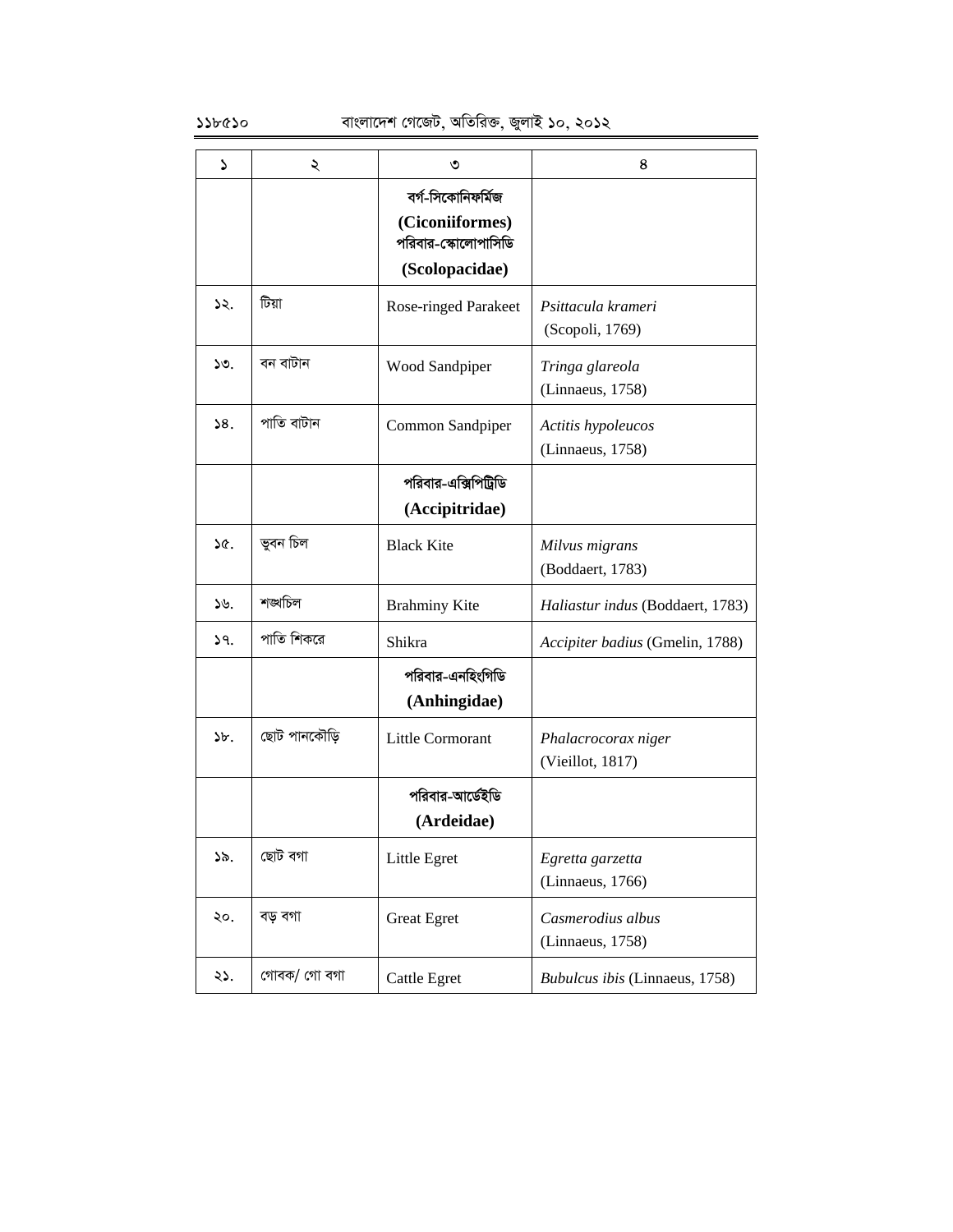| ১ | ২ | ৩ | ৪ |
|---|---|---|---|
| | | **বর্গ-সিকোনিফর্মিজ (Ciconiiformes) পরিবার-স্কোলোপাসিডি (Scolopacidae)** | |
| ১২. | টিয়া | Rose-ringed Parakeet | *Psittacula krameri* (Scopoli, 1769) |
| ১৩. | বন বাটান | Wood Sandpiper | *Tringa glareola* (Linnaeus, 1758) |
| ১৪. | পাতি বাটান | Common Sandpiper | *Actitis hypoleucos* (Linnaeus, 1758) |
| | | **পরিবার-এক্সিপিট্রিডি (Accipitridae)** | |
| ১৫. | ভুবন চিল | Black Kite | *Milvus migrans* (Boddaert, 1783) |
| ১৬. | শঙ্খচিল | Brahminy Kite | *Haliastur indus* (Boddaert, 1783) |
| ১৭. | পাতি শিকরে | Shikra | *Accipiter badius* (Gmelin, 1788) |
| | | **পরিবার-এনহিংগিডি (Anhingidae)** | |
| ১৮. | ছোট পানকৌড়ি | Little Cormorant | *Phalacrocorax niger* (Vieillot, 1817) |
| | | **পরিবার-আর্ডেইডি (Ardeidae)** | |
| ১৯. | ছোট বগা | Little Egret | *Egretta garzetta* (Linnaeus, 1766) |
| ২০. | বড় বগা | Great Egret | *Casmerodius albus* (Linnaeus, 1758) |
| ২১. | গোবক/ গো বগা | Cattle Egret | *Bubulcus ibis* (Linnaeus, 1758) |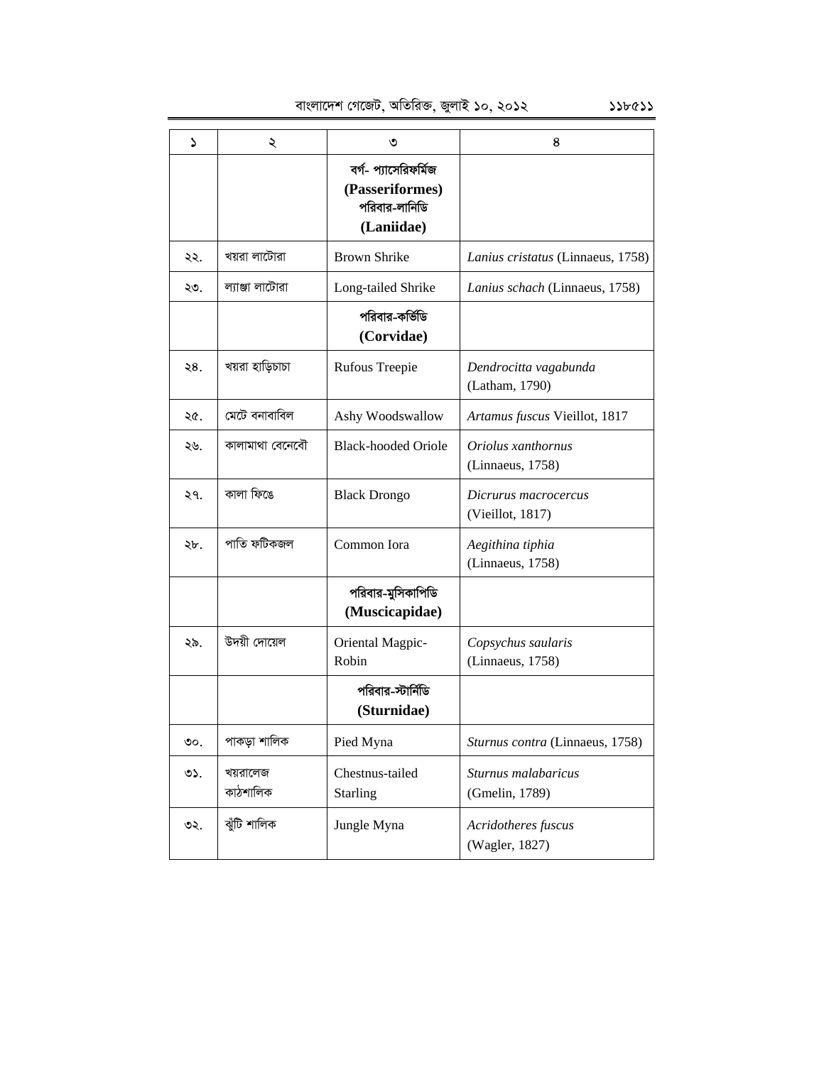| ১ | ২ | ৩ | ৪ |
|---|---|---|---|
| | | **বর্গ- প্যাসেরিফর্মিজ (Passeriformes) পরিবার-লানিডি (Laniidae)** | |
| ২২. | খয়রা লাটোরা | Brown Shrike | *Lanius cristatus* (Linnaeus, 1758) |
| ২৩. | ল্যাঞ্জা লাটোরা | Long-tailed Shrike | *Lanius schach* (Linnaeus, 1758) |
| | | **পরিবার-কর্ভিডি (Corvidae)** | |
| ২৪. | খয়রা হাড়িচাচা | Rufous Treepie | *Dendrocitta vagabunda* (Latham, 1790) |
| ২৫. | মেটে বনাবাবিল | Ashy Woodswallow | *Artamus fuscus* Vieillot, 1817 |
| ২৬. | কালামাথা বেনেবৌ | Black-hooded Oriole | *Oriolus xanthornus* (Linnaeus, 1758) |
| ২৭. | কালা ফিঙে | Black Drongo | *Dicrurus macrocercus* (Vieillot, 1817) |
| ২৮. | পাতি ফটিকজল | Common Iora | *Aegithina tiphia* (Linnaeus, 1758) |
| | | **পরিবার-মুসিকাপিডি (Muscicapidae)** | |
| ২৯. | উদয়ী দোয়েল | Oriental Magpic-Robin | *Copsychus saularis* (Linnaeus, 1758) |
| | | **পরিবার-স্টার্নিডি (Sturnidae)** | |
| ৩০. | পাকড়া শালিক | Pied Myna | *Sturnus contra* (Linnaeus, 1758) |
| ৩১. | খয়রালেজ কাঠশালিক | Chestnus-tailed Starling | *Sturnus malabaricus* (Gmelin, 1789) |
| ৩২. | ঝুঁটি শালিক | Jungle Myna | *Acridotheres fuscus* (Wagler, 1827) |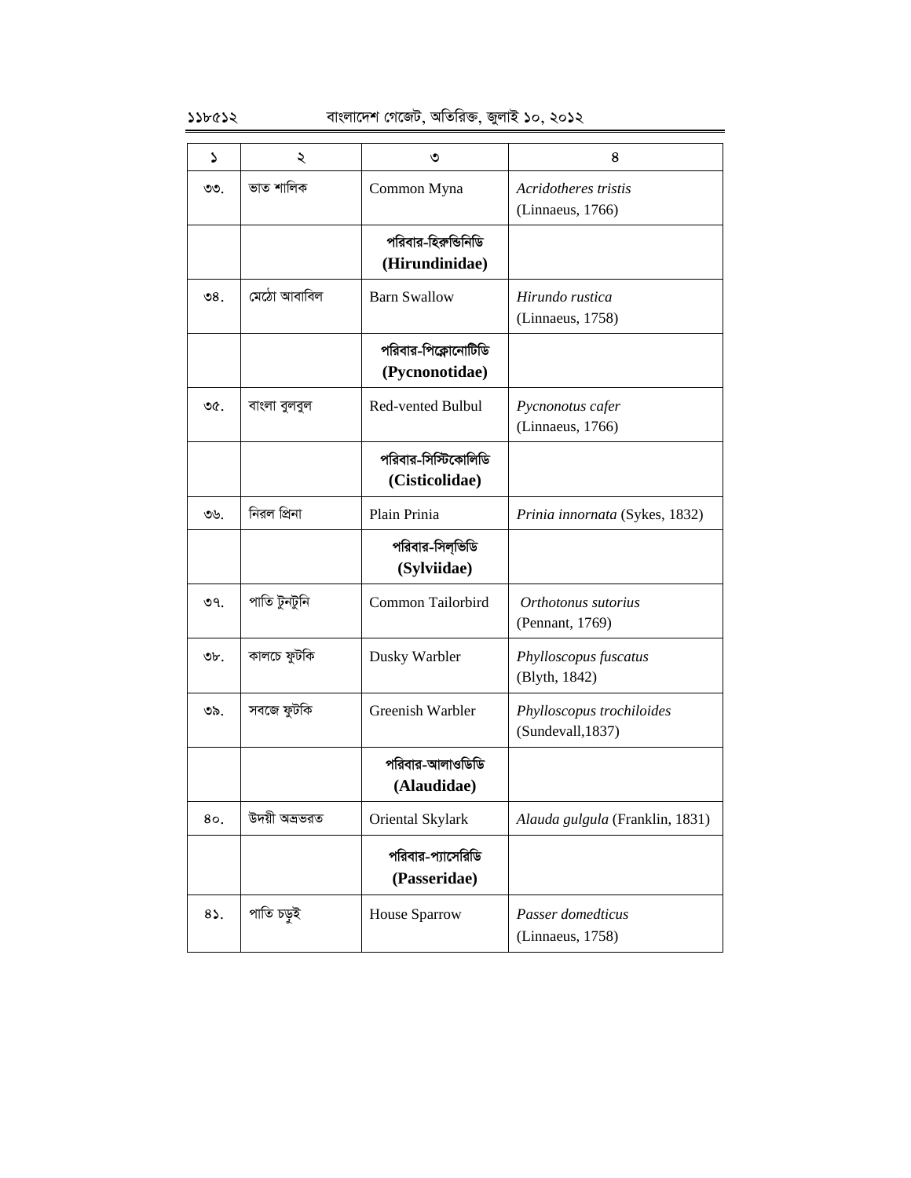| ১ | ২ | ৩ | ৪ |
|---|---|---|---|
| ৩৩. | ভাত শালিক | Common Myna | *Acridotheres tristis* (Linnaeus, 1766) |
| | | **পরিবার-হিরুন্ডিনিডি (Hirundinidae)** | |
| ৩৪. | মেঠো আবাবিল | Barn Swallow | *Hirundo rustica* (Linnaeus, 1758) |
| | | **পরিবার-পিক্নোনোটিডি (Pycnonotidae)** | |
| ৩৫. | বাংলা বুলবুল | Red-vented Bulbul | *Pycnonotus cafer* (Linnaeus, 1766) |
| | | **পরিবার-সিস্টিকোলিডি (Cisticolidae)** | |
| ৩৬. | নিরল প্রিনা | Plain Prinia | *Prinia innornata* (Sykes, 1832) |
| | | **পরিবার-সিল্ভিডি (Sylviidae)** | |
| ৩৭. | পাতি টুনটুনি | Common Tailorbird | *Orthotonus sutorius* (Pennant, 1769) |
| ৩৮. | কালচে ফুটকি | Dusky Warbler | *Phylloscopus fuscatus* (Blyth, 1842) |
| ৩৯. | সবজে ফুটকি | Greenish Warbler | *Phylloscopus trochiloides* (Sundevall,1837) |
| | | **পরিবার-আলাওডিডি (Alaudidae)** | |
| ৪০. | উদয়ী অভ্রভরত | Oriental Skylark | *Alauda gulgula* (Franklin, 1831) |
| | | **পরিবার-প্যাসেরিডি (Passeridae)** | |
| ৪১. | পাতি চড়ুই | House Sparrow | *Passer domedticus* (Linnaeus, 1758) |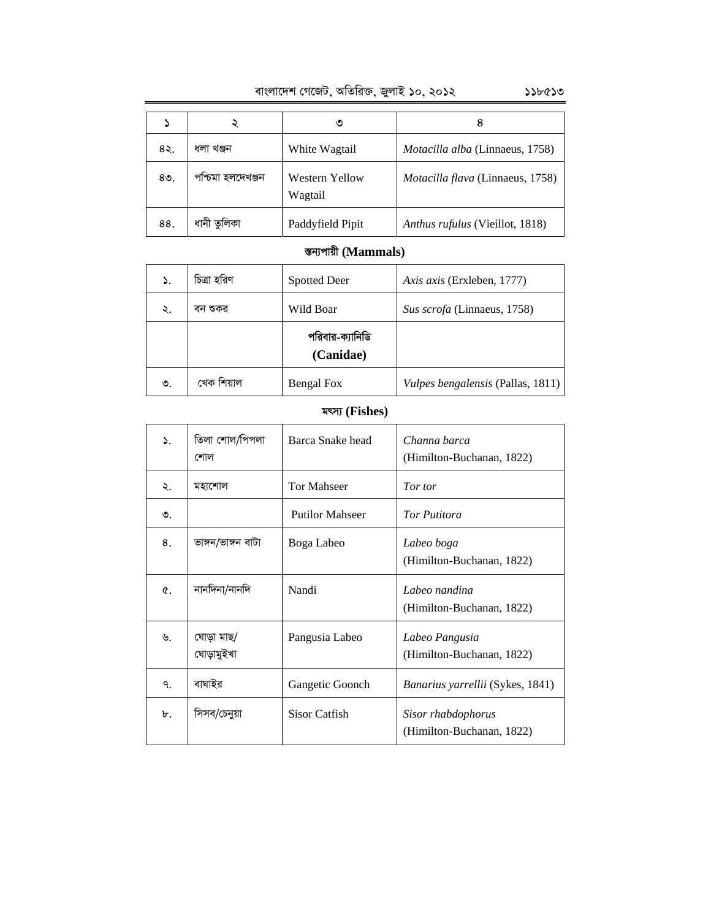| ১ | ২ | ৩ | ৪ |
|---|---|---|---|
| ৪২. | ধলা খঞ্জন | White Wagtail | *Motacilla alba* (Linnaeus, 1758) |
| ৪৩. | পশ্চিমা হলদেখঞ্জন | Western Yellow Wagtail | *Motacilla flava* (Linnaeus, 1758) |
| ৪৪. | ধানী তুলিকা | Paddyfield Pipit | *Anthus rufulus* (Vieillot, 1818) |

## স্তন্যপায়ী (Mammals)

| | | | |
|---|---|---|---|
| ১. | চিত্রা হরিণ | Spotted Deer | *Axis axis* (Erxleben, 1777) |
| ২. | বন শুকর | Wild Boar | *Sus scrofa* (Linnaeus, 1758) |
| | | **পরিবার-ক্যানিডি (Canidae)** | |
| ৩. | খেক শিয়াল | Bengal Fox | *Vulpes bengalensis* (Pallas, 1811) |

## মৎস্য (Fishes)

| | | | |
|---|---|---|---|
| ১. | তিলা শোল/পিপলা শোল | Barca Snake head | *Channa barca* (Himilton-Buchanan, 1822) |
| ২. | মহাশোল | Tor Mahseer | *Tor tor* |
| ৩. | | Putilor Mahseer | *Tor Putitora* |
| ৪. | ভাঙ্গন/ভাঙ্গন বাটা | Boga Labeo | *Labeo boga* (Himilton-Buchanan, 1822) |
| ৫. | নানদিনা/নানদি | Nandi | *Labeo nandina* (Himilton-Buchanan, 1822) |
| ৬. | ঘোড়া মাছ/ ঘোড়ামুইখা | Pangusia Labeo | *Labeo Pangusia* (Himilton-Buchanan, 1822) |
| ৭. | বাঘাইর | Gangetic Goonch | *Banarius yarrellii* (Sykes, 1841) |
| ৮. | সিসব/চেনুয়া | Sisor Catfish | *Sisor rhabdophorus* (Himilton-Buchanan, 1822) |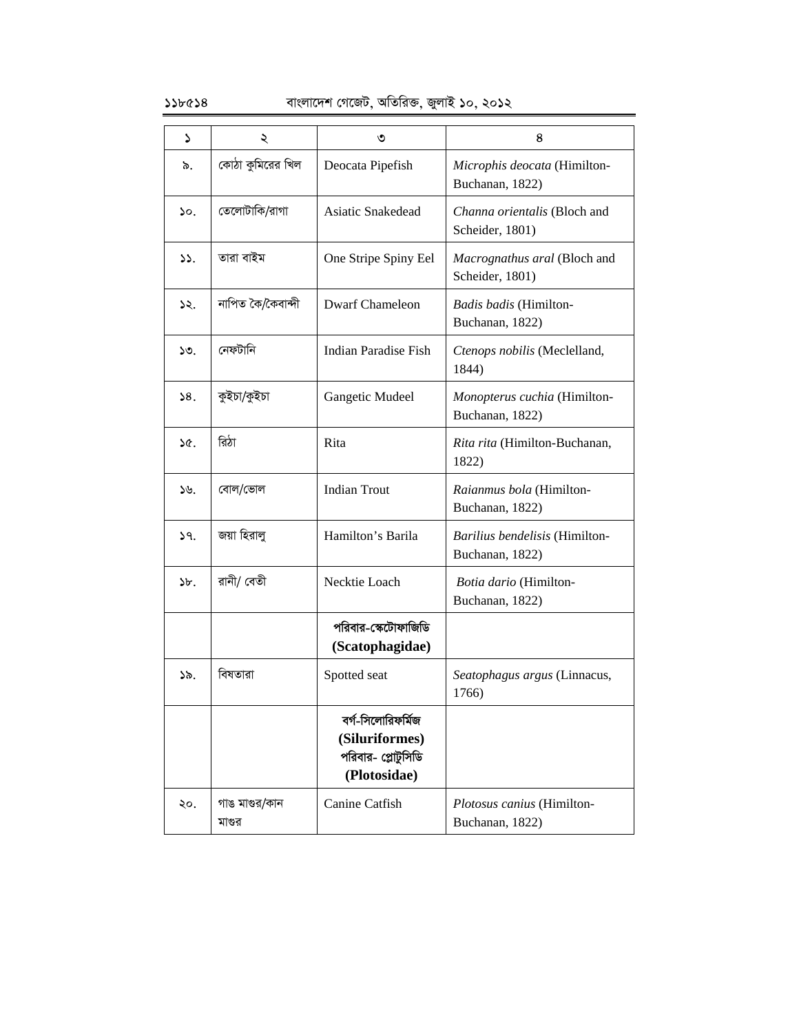| ১ | ২ | ৩ | ৪ |
|---|---|---|---|
| ৯. | কোঠা কুমিরের খিল | Deocata Pipefish | *Microphis deocata* (Himilton-Buchanan, 1822) |
| ১০. | তেলোটাকি/রাগা | Asiatic Snakedead | *Channa orientalis* (Bloch and Scheider, 1801) |
| ১১. | তারা বাইম | One Stripe Spiny Eel | *Macrognathus aral* (Bloch and Scheider, 1801) |
| ১২. | নাপিত কৈ/কৈবান্দী | Dwarf Chameleon | *Badis badis* (Himilton-Buchanan, 1822) |
| ১৩. | নেফটানি | Indian Paradise Fish | *Ctenops nobilis* (Meclelland, 1844) |
| ১৪. | কুইচা/কুইচা | Gangetic Mudeel | *Monopterus cuchia* (Himilton-Buchanan, 1822) |
| ১৫. | রিঠা | Rita | *Rita rita* (Himilton-Buchanan, 1822) |
| ১৬. | বোল/ভোল | Indian Trout | *Raianmus bola* (Himilton-Buchanan, 1822) |
| ১৭. | জয়া হিরালু | Hamilton's Barila | *Barilius bendelisis* (Himilton-Buchanan, 1822) |
| ১৮. | রানী/ বেতী | Necktie Loach | *Botia dario* (Himilton-Buchanan, 1822) |
| | | **পরিবার-স্কেটোফাজিডি (Scatophagidae)** | |
| ১৯. | বিষতারা | Spotted seat | *Seatophagus argus* (Linnacus, 1766) |
| | | **বর্গ-সিলোরিফর্মিজ (Siluriformes) পরিবার- প্লোটুসিডি (Plotosidae)** | |
| ২০. | গাঙ মাগুর/কান মাগুর | Canine Catfish | *Plotosus canius* (Himilton-Buchanan, 1822) |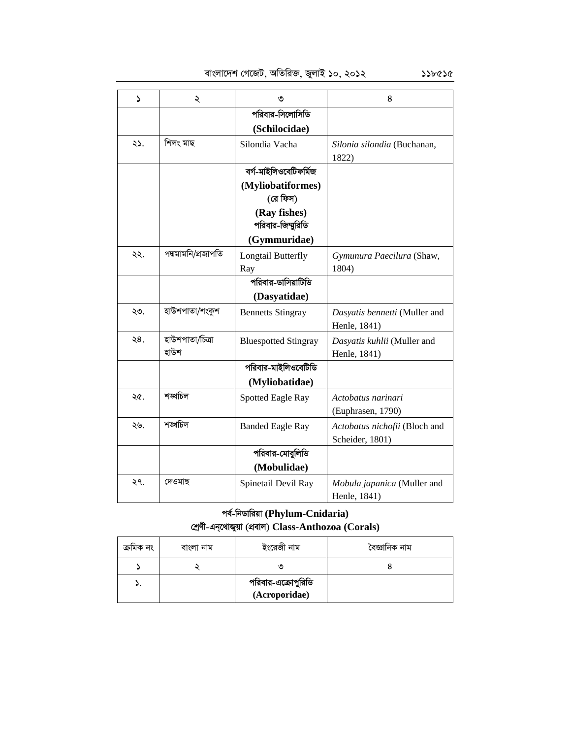| ১ | ২ | ৩ | ৪ |
|---|---|---|---|
| | | **পরিবার-সিলোসিডি (Schilocidae)** | |
| ২১. | শিলং মাছ | Silondia Vacha | *Silonia silondia* (Buchanan, 1822) |
| | | **বর্গ-মাইলিওবেটিফর্মিজ (Myliobatiformes) (রে ফিস) (Ray fishes) পরিবার-জিম্মুরিডি (Gymmuridae)** | |
| ২২. | পদ্মমামনি/প্রজাপতি | Longtail Butterfly Ray | *Gymunura Paecilura* (Shaw, 1804) |
| | | **পরিবার-ডাসিয়াটিডি (Dasyatidae)** | |
| ২৩. | হাউশপাতা/শংকুশ | Bennetts Stingray | *Dasyatis bennetti* (Muller and Henle, 1841) |
| ২৪. | হাউশপাতা/চিত্রা হাউশ | Bluespotted Stingray | *Dasyatis kuhlii* (Muller and Henle, 1841) |
| | | **পরিবার-মাইলিওবেটিডি (Myliobatidae)** | |
| ২৫. | শঙ্খচিল | Spotted Eagle Ray | *Actobatus narinari* (Euphrasen, 1790) |
| ২৬. | শঙ্খচিল | Banded Eagle Ray | *Actobatus nichofii* (Bloch and Scheider, 1801) |
| | | **পরিবার-মোবুলিডি (Mobulidae)** | |
| ২৭. | দেওমাছ | Spinetail Devil Ray | *Mobula japanica* (Muller and Henle, 1841) |

**পর্ব-নিডারিয়া (Phylum-Cnidaria)**

**শ্রেণী-এন্থোজুয়া (প্রবাল) Class-Anthozoa (Corals)**

| ক্রমিক নং | বাংলা নাম | ইংরেজী নাম | বৈজ্ঞানিক নাম |
|---|---|---|---|
| ১ | ২ | ৩ | ৪ |
| ১. | | **পরিবার-এক্রোপুরিডি (Acroporidae)** | |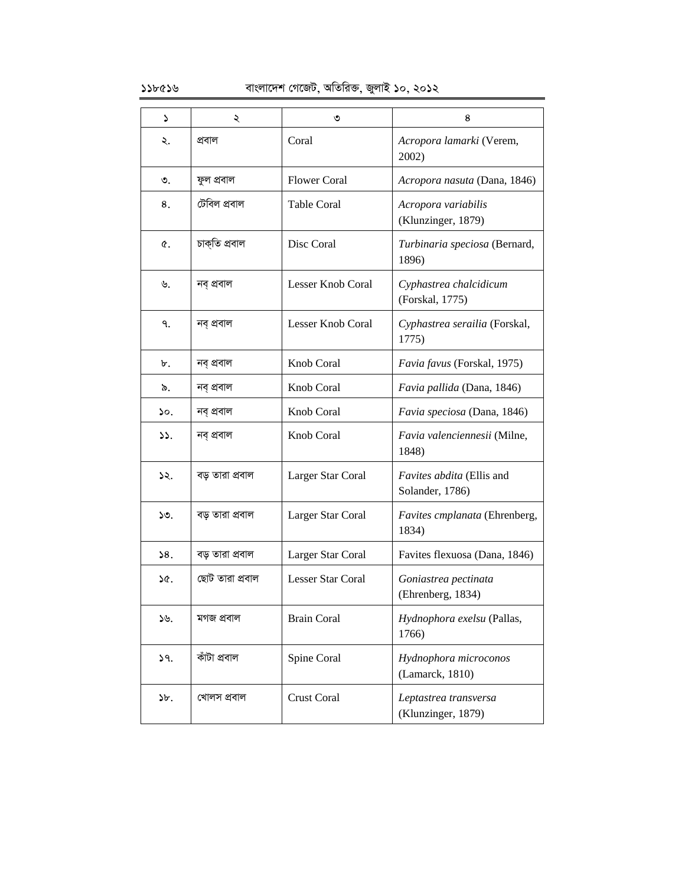| ১ | ২ | ৩ | ৪ |
|---|---|---|---|
| ২. | প্রবাল | Coral | *Acropora lamarki* (Verem, 2002) |
| ৩. | ফুল প্রবাল | Flower Coral | *Acropora nasuta* (Dana, 1846) |
| ৪. | টেবিল প্রবাল | Table Coral | *Acropora variabilis* (Klunzinger, 1879) |
| ৫. | চাক্‌তি প্রবাল | Disc Coral | *Turbinaria speciosa* (Bernard, 1896) |
| ৬. | নব্‌ প্রবাল | Lesser Knob Coral | *Cyphastrea chalcidicum* (Forskal, 1775) |
| ৭. | নব্‌ প্রবাল | Lesser Knob Coral | *Cyphastrea serailia* (Forskal, 1775) |
| ৮. | নব্‌ প্রবাল | Knob Coral | *Favia favus* (Forskal, 1975) |
| ৯. | নব্‌ প্রবাল | Knob Coral | *Favia pallida* (Dana, 1846) |
| ১০. | নব্‌ প্রবাল | Knob Coral | *Favia speciosa* (Dana, 1846) |
| ১১. | নব্‌ প্রবাল | Knob Coral | *Favia valenciennesii* (Milne, 1848) |
| ১২. | বড় তারা প্রবাল | Larger Star Coral | *Favites abdita* (Ellis and Solander, 1786) |
| ১৩. | বড় তারা প্রবাল | Larger Star Coral | *Favites cmplanata* (Ehrenberg, 1834) |
| ১৪. | বড় তারা প্রবাল | Larger Star Coral | Favites flexuosa (Dana, 1846) |
| ১৫. | ছোট তারা প্রবাল | Lesser Star Coral | *Goniastrea pectinata* (Ehrenberg, 1834) |
| ১৬. | মগজ প্রবাল | Brain Coral | *Hydnophora exelsu* (Pallas, 1766) |
| ১৭. | কাঁটা প্রবাল | Spine Coral | *Hydnophora microconos* (Lamarck, 1810) |
| ১৮. | খোলস প্রবাল | Crust Coral | *Leptastrea transversa* (Klunzinger, 1879) |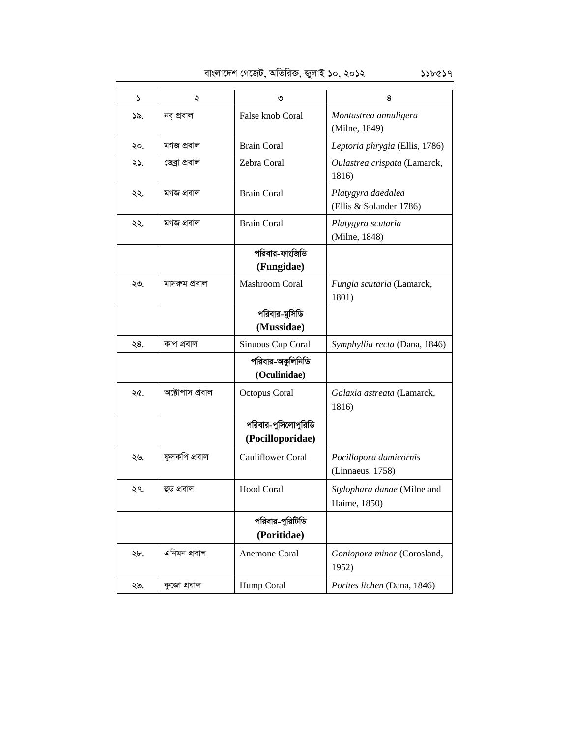| ১ | ২ | ৩ | ৪ |
|---|---|---|---|
| ১৯. | নব্ প্রবাল | False knob Coral | *Montastrea annuligera* (Milne, 1849) |
| ২০. | মগজ প্রবাল | Brain Coral | *Leptoria phrygia* (Ellis, 1786) |
| ২১. | জেব্রা প্রবাল | Zebra Coral | *Oulastrea crispata* (Lamarck, 1816) |
| ২২. | মগজ প্রবাল | Brain Coral | *Platygyra daedalea* (Ellis & Solander 1786) |
| ২২. | মগজ প্রবাল | Brain Coral | *Platygyra scutaria* (Milne, 1848) |
| | | **পরিবার-ফাংজিডি (Fungidae)** | |
| ২৩. | মাসরুম প্রবাল | Mashroom Coral | *Fungia scutaria* (Lamarck, 1801) |
| | | **পরিবার-মুসিডি (Mussidae)** | |
| ২৪. | কাপ প্রবাল | Sinuous Cup Coral | *Symphyllia recta* (Dana, 1846) |
| | | **পরিবার-অকুলিনিডি (Oculinidae)** | |
| ২৫. | অক্টোপাস প্রবাল | Octopus Coral | *Galaxia astreata* (Lamarck, 1816) |
| | | **পরিবার-পুসিলোপুরিডি (Pocilloporidae)** | |
| ২৬. | ফুলকপি প্রবাল | Cauliflower Coral | *Pocillopora damicornis* (Linnaeus, 1758) |
| ২৭. | হুড প্রবাল | Hood Coral | *Stylophara danae* (Milne and Haime, 1850) |
| | | **পরিবার-পুরিটিডি (Poritidae)** | |
| ২৮. | এনিমন প্রবাল | Anemone Coral | *Goniopora minor* (Corosland, 1952) |
| ২৯. | কুজো প্রবাল | Hump Coral | *Porites lichen* (Dana, 1846) |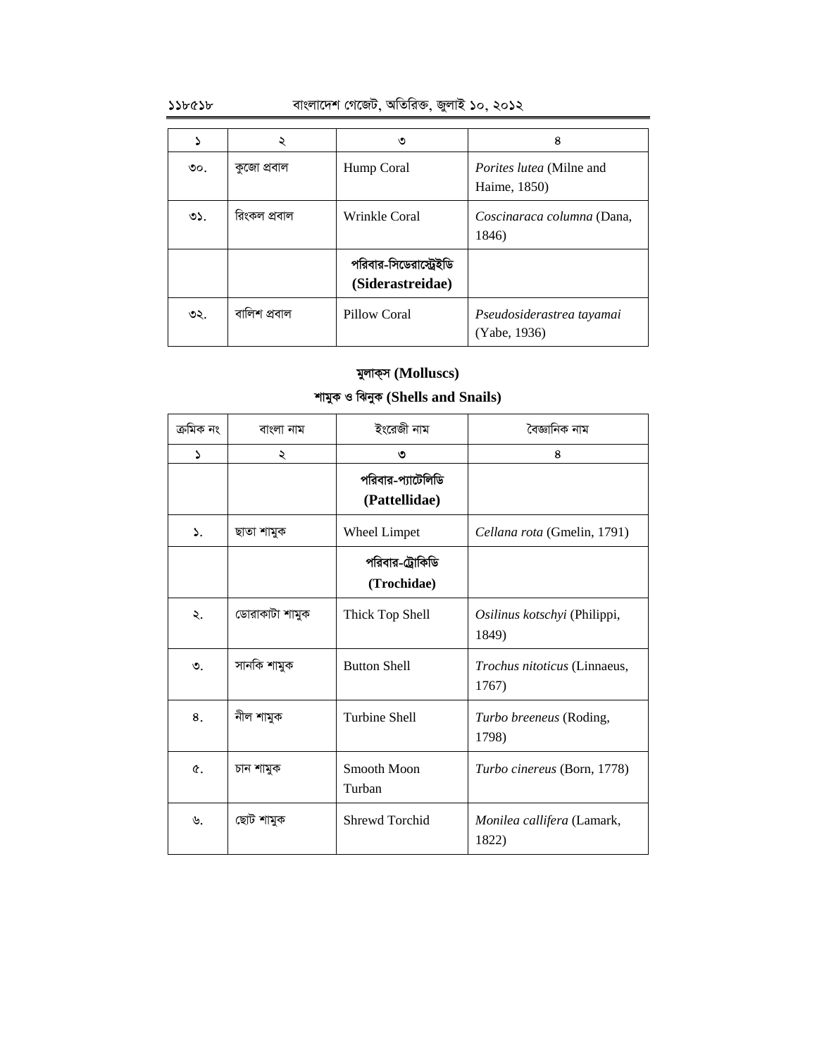| ১ | ২ | ৩ | ৪ |
|---|---|---|---|
| ৩০. | কুজো প্রবাল | Hump Coral | *Porites lutea* (Milne and Haime, 1850) |
| ৩১. | রিংকল প্রবাল | Wrinkle Coral | *Coscinaraca columna* (Dana, 1846) |
| | | **পরিবার-সিডেরাস্ট্রেইডি (Siderastreidae)** | |
| ৩২. | বালিশ প্রবাল | Pillow Coral | *Pseudosiderastrea tayamai* (Yabe, 1936) |

## মুলাক্স (Molluscs)

## শামুক ও ঝিনুক (Shells and Snails)

| ক্রমিক নং | বাংলা নাম | ইংরেজী নাম | বৈজ্ঞানিক নাম |
|---|---|---|---|
| ১ | ২ | ৩ | ৪ |
| | | **পরিবার-প্যাটেলিডি (Pattellidae)** | |
| ১. | ছাতা শামুক | Wheel Limpet | *Cellana rota* (Gmelin, 1791) |
| | | **পরিবার-ট্রোকিডি (Trochidae)** | |
| ২. | ডোরাকাটা শামুক | Thick Top Shell | *Osilinus kotschyi* (Philippi, 1849) |
| ৩. | সানকি শামুক | Button Shell | *Trochus nitoticus* (Linnaeus, 1767) |
| ৪. | নীল শামুক | Turbine Shell | *Turbo breeneus* (Roding, 1798) |
| ৫. | চান শামুক | Smooth Moon Turban | *Turbo cinereus* (Born, 1778) |
| ৬. | ছোট শামুক | Shrewd Torchid | *Monilea callifera* (Lamark, 1822) |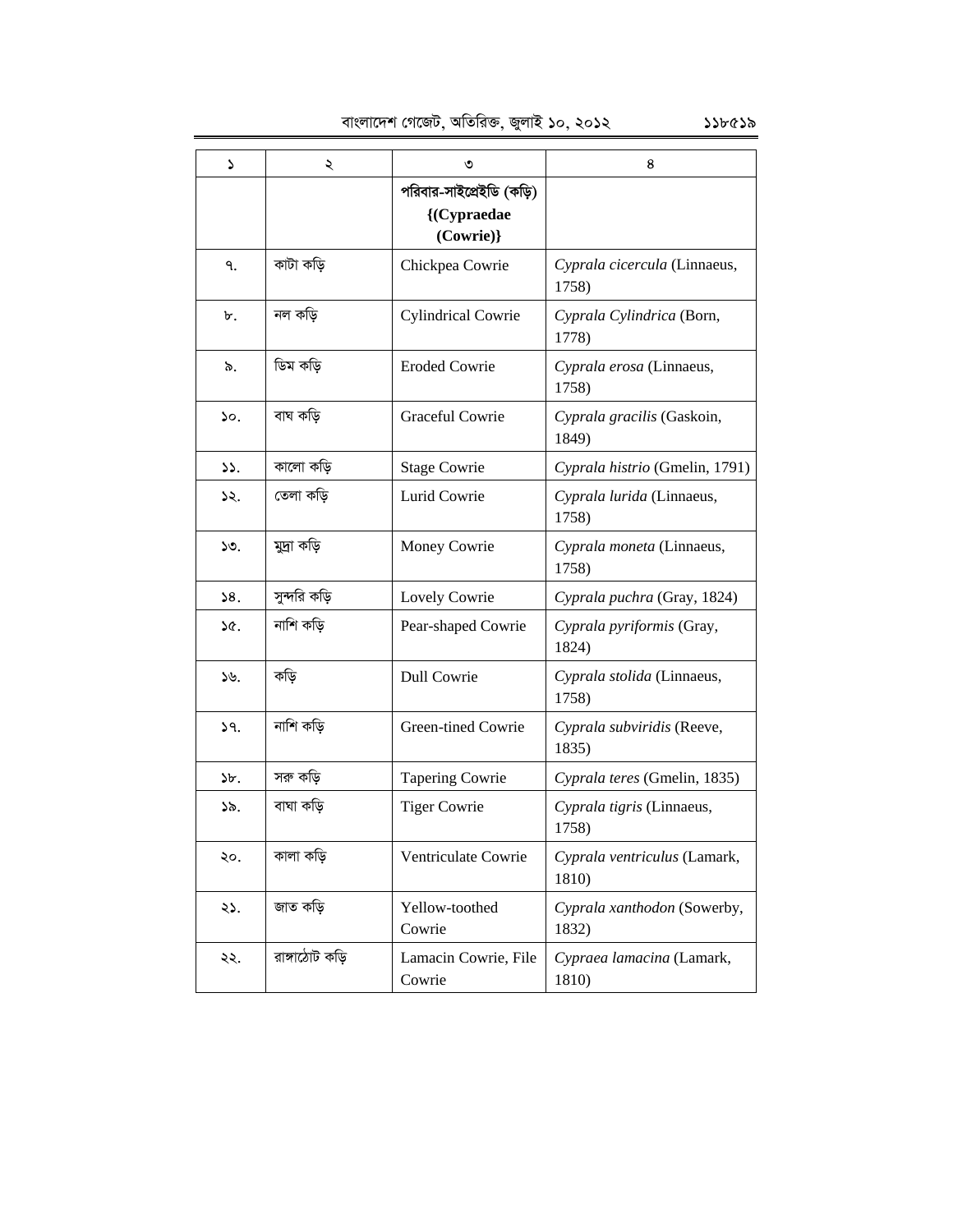| ১ | ২ | ৩ | ৪ |
|---|---|---|---|
| | | **পরিবার-সাইপ্রেইডি (কড়ি) {(Cypraedae (Cowrie)}** | |
| ৭. | কাটা কড়ি | Chickpea Cowrie | *Cyprala cicercula* (Linnaeus, 1758) |
| ৮. | নল কড়ি | Cylindrical Cowrie | *Cyprala Cylindrica* (Born, 1778) |
| ৯. | ডিম কড়ি | Eroded Cowrie | *Cyprala erosa* (Linnaeus, 1758) |
| ১০. | বাঘ কড়ি | Graceful Cowrie | *Cyprala gracilis* (Gaskoin, 1849) |
| ১১. | কালো কড়ি | Stage Cowrie | *Cyprala histrio* (Gmelin, 1791) |
| ১২. | তেলা কড়ি | Lurid Cowrie | *Cyprala lurida* (Linnaeus, 1758) |
| ১৩. | মুদ্রা কড়ি | Money Cowrie | *Cyprala moneta* (Linnaeus, 1758) |
| ১৪. | সুন্দরি কড়ি | Lovely Cowrie | *Cyprala puchra* (Gray, 1824) |
| ১৫. | নাশি কড়ি | Pear-shaped Cowrie | *Cyprala pyriformis* (Gray, 1824) |
| ১৬. | কড়ি | Dull Cowrie | *Cyprala stolida* (Linnaeus, 1758) |
| ১৭. | নাশি কড়ি | Green-tined Cowrie | *Cyprala subviridis* (Reeve, 1835) |
| ১৮. | সরু কড়ি | Tapering Cowrie | *Cyprala teres* (Gmelin, 1835) |
| ১৯. | বাঘা কড়ি | Tiger Cowrie | *Cyprala tigris* (Linnaeus, 1758) |
| ২০. | কালা কড়ি | Ventriculate Cowrie | *Cyprala ventriculus* (Lamark, 1810) |
| ২১. | জাত কড়ি | Yellow-toothed Cowrie | *Cyprala xanthodon* (Sowerby, 1832) |
| ২২. | রাঙ্গাঠোট কড়ি | Lamacin Cowrie, File Cowrie | *Cypraea lamacina* (Lamark, 1810) |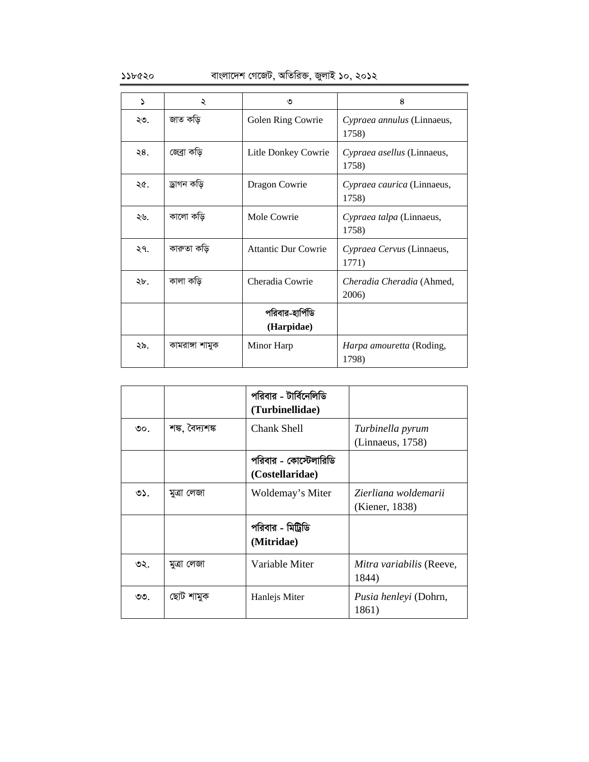| ১ | ২ | ৩ | ৪ |
|---|---|---|---|
| ২৩. | জাত কড়ি | Golen Ring Cowrie | *Cypraea annulus* (Linnaeus, 1758) |
| ২৪. | জেব্রা কড়ি | Litle Donkey Cowrie | *Cypraea asellus* (Linnaeus, 1758) |
| ২৫. | ড্রাগন কড়ি | Dragon Cowrie | *Cypraea caurica* (Linnaeus, 1758) |
| ২৬. | কালো কড়ি | Mole Cowrie | *Cypraea talpa* (Linnaeus, 1758) |
| ২৭. | কারুতা কড়ি | Attantic Dur Cowrie | *Cypraea Cervus* (Linnaeus, 1771) |
| ২৮. | কালা কড়ি | Cheradia Cowrie | *Cheradia Cheradia* (Ahmed, 2006) |
| | | **পরিবার-হার্পিডি (Harpidae)** | |
| ২৯. | কামরাঙ্গা শামুক | Minor Harp | *Harpa amouretta* (Roding, 1798) |
| | | **পরিবার - টার্বিনেলিডি (Turbinellidae)** | |
| ৩০. | শঙ্ক, বৈদ্যশঙ্ক | Chank Shell | *Turbinella pyrum* (Linnaeus, 1758) |
| | | **পরিবার - কোস্টেলারিডি (Costellaridae)** | |
| ৩১. | মুত্রা লেজা | Woldemay's Miter | *Zierliana woldemarii* (Kiener, 1838) |
| | | **পরিবার - মিট্রিডি (Mitridae)** | |
| ৩২. | মুত্রা লেজা | Variable Miter | *Mitra variabilis* (Reeve, 1844) |
| ৩৩. | ছোট শামুক | Hanlejs Miter | *Pusia henleyi* (Dohrn, 1861) |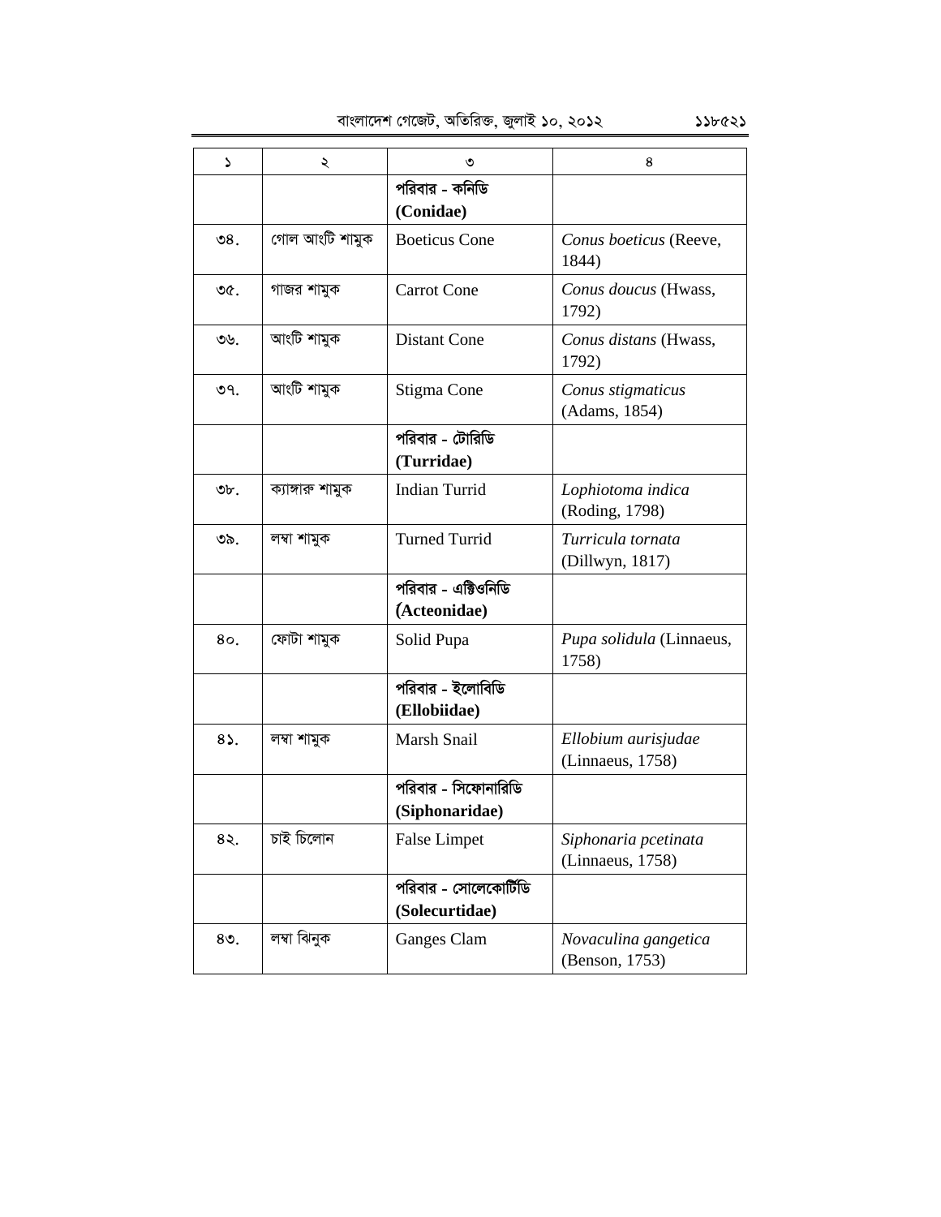| ১ | ২ | ৩ | ৪ |
|---|---|---|---|
| | | **পরিবার - কনিডি (Conidae)** | |
| ৩৪. | গোল আংটি শামুক | Boeticus Cone | *Conus boeticus* (Reeve, 1844) |
| ৩৫. | গাজর শামুক | Carrot Cone | *Conus doucus* (Hwass, 1792) |
| ৩৬. | আংটি শামুক | Distant Cone | *Conus distans* (Hwass, 1792) |
| ৩৭. | আংটি শামুক | Stigma Cone | *Conus stigmaticus* (Adams, 1854) |
| | | **পরিবার - টোরিডি (Turridae)** | |
| ৩৮. | ক্যাঙ্গারু শামুক | Indian Turrid | *Lophiotoma indica* (Roding, 1798) |
| ৩৯. | লম্বা শামুক | Turned Turrid | *Turricula tornata* (Dillwyn, 1817) |
| | | **পরিবার - এক্টিওনিডি (Acteonidae)** | |
| ৪০. | ফোটা শামুক | Solid Pupa | *Pupa solidula* (Linnaeus, 1758) |
| | | **পরিবার - ইলোবিডি (Ellobiidae)** | |
| ৪১. | লম্বা শামুক | Marsh Snail | *Ellobium aurisjudae* (Linnaeus, 1758) |
| | | **পরিবার - সিফোনারিডি (Siphonaridae)** | |
| ৪২. | চাই চিলোন | False Limpet | *Siphonaria pcetinata* (Linnaeus, 1758) |
| | | **পরিবার - সোলেকোর্টিডি (Solecurtidae)** | |
| ৪৩. | লম্বা ঝিনুক | Ganges Clam | *Novaculina gangetica* (Benson, 1753) |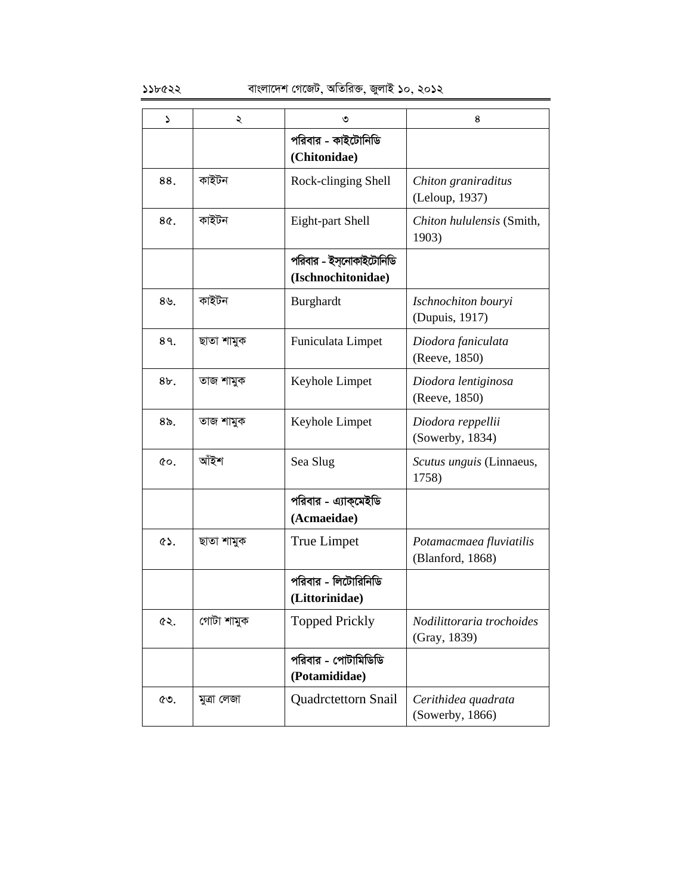| ১ | ২ | ৩ | ৪ |
|---|---|---|---|
| | | **পরিবার - কাইটোনিডি (Chitonidae)** | |
| ৪৪. | কাইটন | Rock-clinging Shell | *Chiton graniraditus* (Leloup, 1937) |
| ৪৫. | কাইটন | Eight-part Shell | *Chiton hululensis* (Smith, 1903) |
| | | **পরিবার - ইস্নোকাইটোনিডি (Ischnochitonidae)** | |
| ৪৬. | কাইটন | Burghardt | *Ischnochiton bouryi* (Dupuis, 1917) |
| ৪৭. | ছাতা শামুক | Funiculata Limpet | *Diodora faniculata* (Reeve, 1850) |
| ৪৮. | তাজ শামুক | Keyhole Limpet | *Diodora lentiginosa* (Reeve, 1850) |
| ৪৯. | তাজ শামুক | Keyhole Limpet | *Diodora reppellii* (Sowerby, 1834) |
| ৫০. | আঁইশ | Sea Slug | *Scutus unguis* (Linnaeus, 1758) |
| | | **পরিবার - এ্যাক্মেইডি (Acmaeidae)** | |
| ৫১. | ছাতা শামুক | True Limpet | *Potamacmaea fluviatilis* (Blanford, 1868) |
| | | **পরিবার - লিটোরিনিডি (Littorinidae)** | |
| ৫২. | গোটা শামুক | Topped Prickly | *Nodilittoraria trochoides* (Gray, 1839) |
| | | **পরিবার - পোটামিডিডি (Potamididae)** | |
| ৫৩. | মুত্রা লেজা | Quadrctettorn Snail | *Cerithidea quadrata* (Sowerby, 1866) |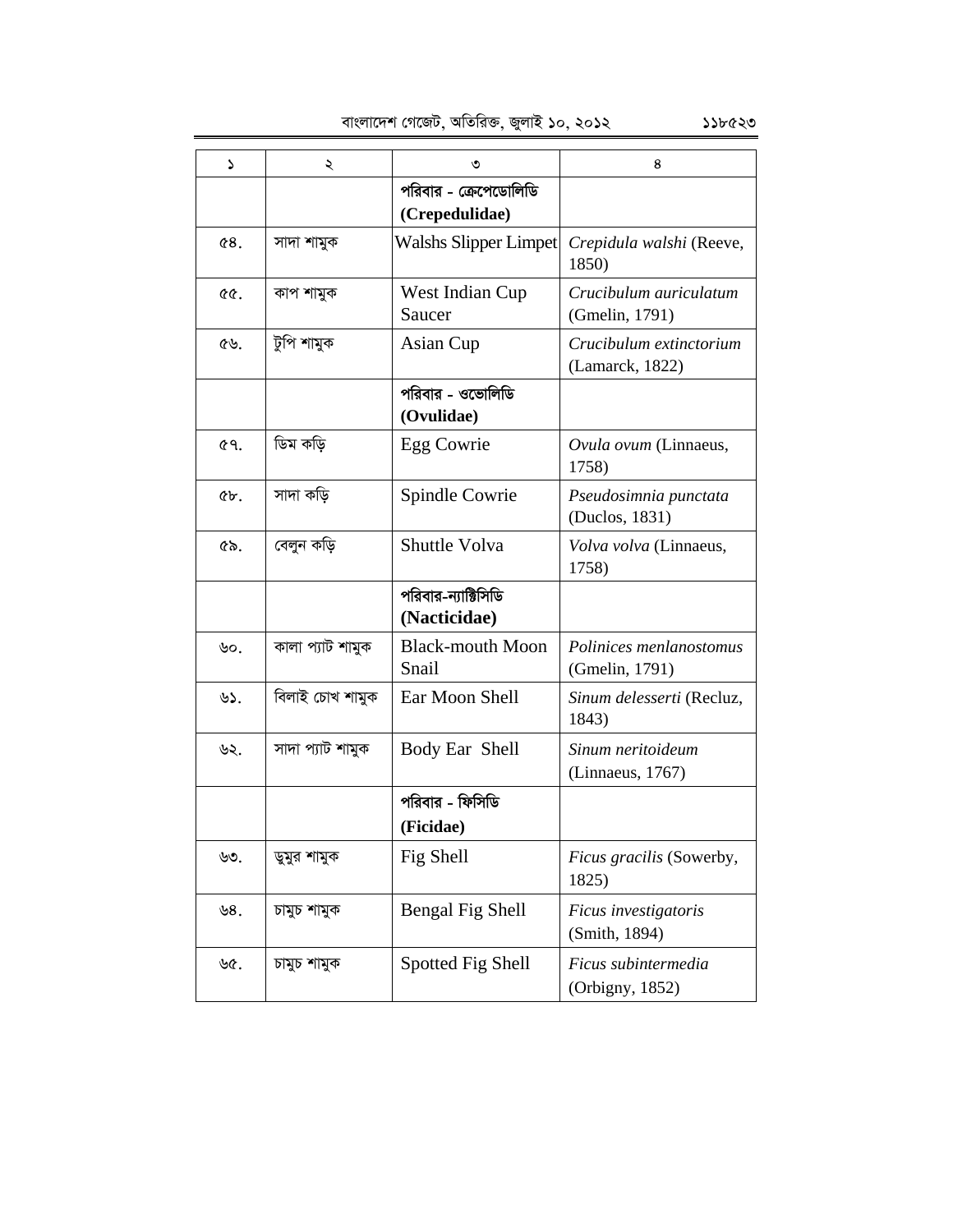| ১ | ২ | ৩ | ৪ |
|---|---|---|---|
| | | **পরিবার - ক্রেপেডোলিডি (Crepedulidae)** | |
| ৫৪. | সাদা শামুক | Walshs Slipper Limpet | *Crepidula walshi* (Reeve, 1850) |
| ৫৫. | কাপ শামুক | West Indian Cup Saucer | *Crucibulum auriculatum* (Gmelin, 1791) |
| ৫৬. | টুপি শামুক | Asian Cup | *Crucibulum extinctorium* (Lamarck, 1822) |
| | | **পরিবার - ওভোলিডি (Ovulidae)** | |
| ৫৭. | ডিম কড়ি | Egg Cowrie | *Ovula ovum* (Linnaeus, 1758) |
| ৫৮. | সাদা কড়ি | Spindle Cowrie | *Pseudosimnia punctata* (Duclos, 1831) |
| ৫৯. | বেলুন কড়ি | Shuttle Volva | *Volva volva* (Linnaeus, 1758) |
| | | **পরিবার-ন্যাক্টিসিডি (Nacticidae)** | |
| ৬০. | কালা প্যাট শামুক | Black-mouth Moon Snail | *Polinices menlanostomus* (Gmelin, 1791) |
| ৬১. | বিলাই চোখ শামুক | Ear Moon Shell | *Sinum delesserti* (Recluz, 1843) |
| ৬২. | সাদা প্যাট শামুক | Body Ear Shell | *Sinum neritoideum* (Linnaeus, 1767) |
| | | **পরিবার - ফিসিডি (Ficidae)** | |
| ৬৩. | ডুমুর শামুক | Fig Shell | *Ficus gracilis* (Sowerby, 1825) |
| ৬৪. | চামুচ শামুক | Bengal Fig Shell | *Ficus investigatoris* (Smith, 1894) |
| ৬৫. | চামুচ শামুক | Spotted Fig Shell | *Ficus subintermedia* (Orbigny, 1852) |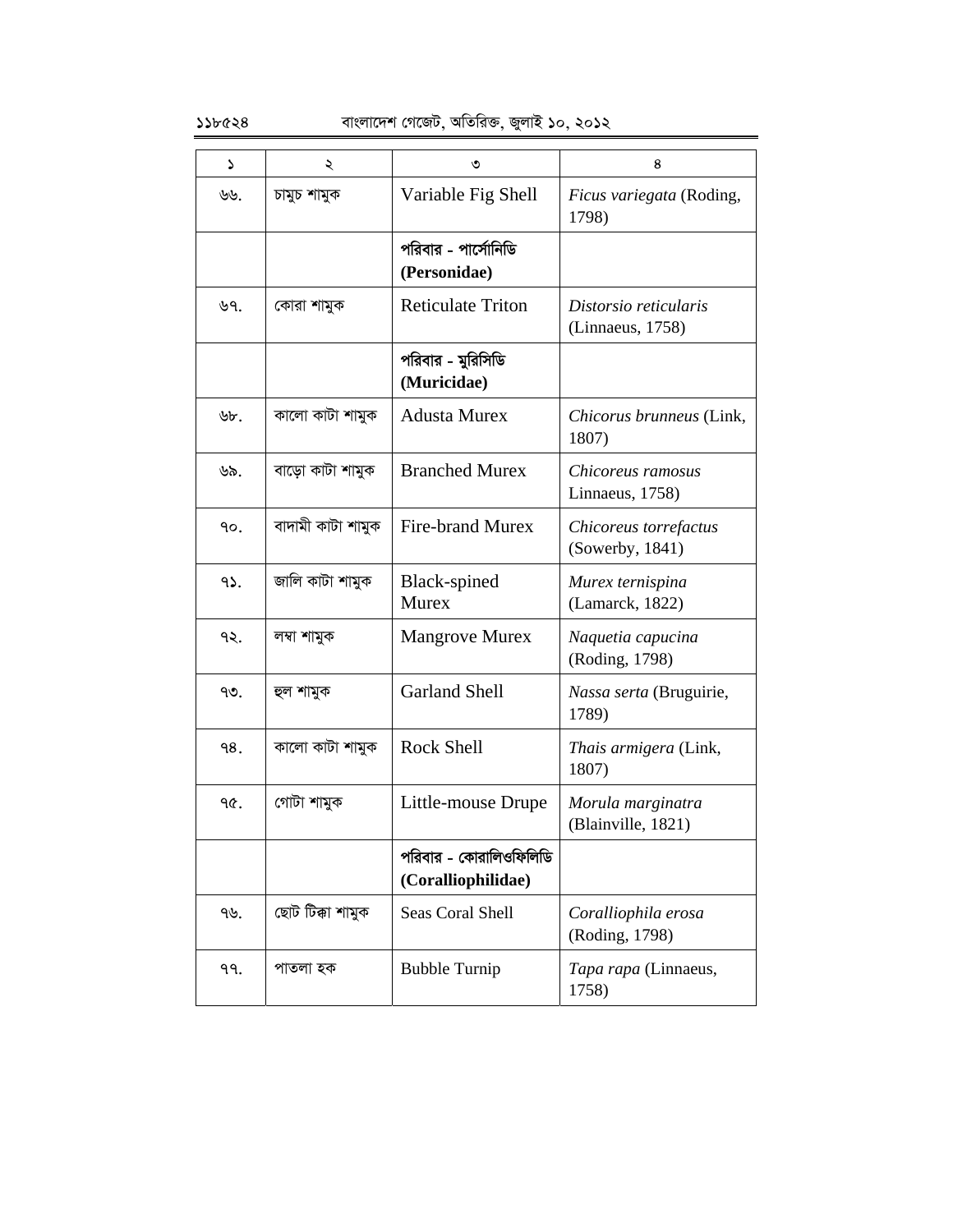| ১ | ২ | ৩ | ৪ |
|---|---|---|---|
| ৬৬. | চামুচ শামুক | Variable Fig Shell | *Ficus variegata* (Roding, 1798) |
| | | **পরিবার - পার্সোনিডি (Personidae)** | |
| ৬৭. | কোরা শামুক | Reticulate Triton | *Distorsio reticularis* (Linnaeus, 1758) |
| | | **পরিবার - মুরিসিডি (Muricidae)** | |
| ৬৮. | কালো কাটা শামুক | Adusta Murex | *Chicorus brunneus* (Link, 1807) |
| ৬৯. | বাড়ো কাটা শামুক | Branched Murex | *Chicoreus ramosus* Linnaeus, 1758) |
| ৭০. | বাদামী কাটা শামুক | Fire-brand Murex | *Chicoreus torrefactus* (Sowerby, 1841) |
| ৭১. | জালি কাটা শামুক | Black-spined Murex | *Murex ternispina* (Lamarck, 1822) |
| ৭২. | লম্বা শামুক | Mangrove Murex | *Naquetia capucina* (Roding, 1798) |
| ৭৩. | হুল শামুক | Garland Shell | *Nassa serta* (Bruguirie, 1789) |
| ৭৪. | কালো কাটা শামুক | Rock Shell | *Thais armigera* (Link, 1807) |
| ৭৫. | গোটা শামুক | Little-mouse Drupe | *Morula marginatra* (Blainville, 1821) |
| | | **পরিবার - কোরালিওফিলিডি (Coralliophilidae)** | |
| ৭৬. | ছোট টিক্কা শামুক | Seas Coral Shell | *Coralliophila erosa* (Roding, 1798) |
| ৭৭. | পাতলা হক | Bubble Turnip | *Tapa rapa* (Linnaeus, 1758) |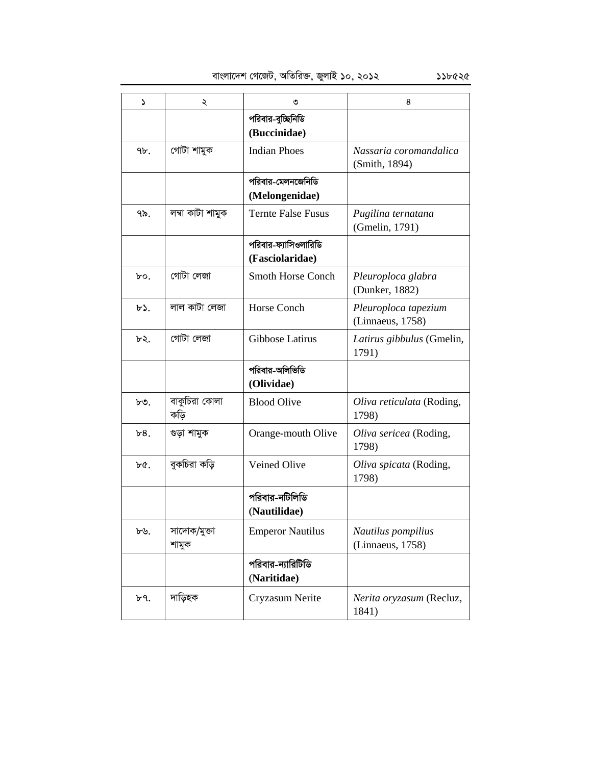| ১ | ২ | ৩ | ৪ |
|---|---|---|---|
| | | **পরিবার-বুচ্চিনিডি (Buccinidae)** | |
| ৭৮. | গোটা শামুক | Indian Phoes | *Nassaria coromandalica* (Smith, 1894) |
| | | **পরিবার-মেলনজেনিডি (Melongenidae)** | |
| ৭৯. | লম্বা কাটা শামুক | Ternte False Fusus | *Pugilina ternatana* (Gmelin, 1791) |
| | | **পরিবার-ফ্যাসিওলারিডি (Fasciolaridae)** | |
| ৮০. | গোটা লেজা | Smoth Horse Conch | *Pleuroploca glabra* (Dunker, 1882) |
| ৮১. | লাল কাটা লেজা | Horse Conch | *Pleuroploca tapezium* (Linnaeus, 1758) |
| ৮২. | গোটা লেজা | Gibbose Latirus | *Latirus gibbulus* (Gmelin, 1791) |
| | | **পরিবার-অলিভিডি (Olividae)** | |
| ৮৩. | বাকুচিরা কোলা কড়ি | Blood Olive | *Oliva reticulata* (Roding, 1798) |
| ৮৪. | গুড়া শামুক | Orange-mouth Olive | *Oliva sericea* (Roding, 1798) |
| ৮৫. | বুকচিরা কড়ি | Veined Olive | *Oliva spicata* (Roding, 1798) |
| | | **পরিবার-নটিলিডি (Nautilidae)** | |
| ৮৬. | সাদোক/মুক্তা শামুক | Emperor Nautilus | *Nautilus pompilius* (Linnaeus, 1758) |
| | | **পরিবার-ন্যারিটিডি (Naritidae)** | |
| ৮৭. | দাড়িহক | Cryzasum Nerite | *Nerita oryzasum* (Recluz, 1841) |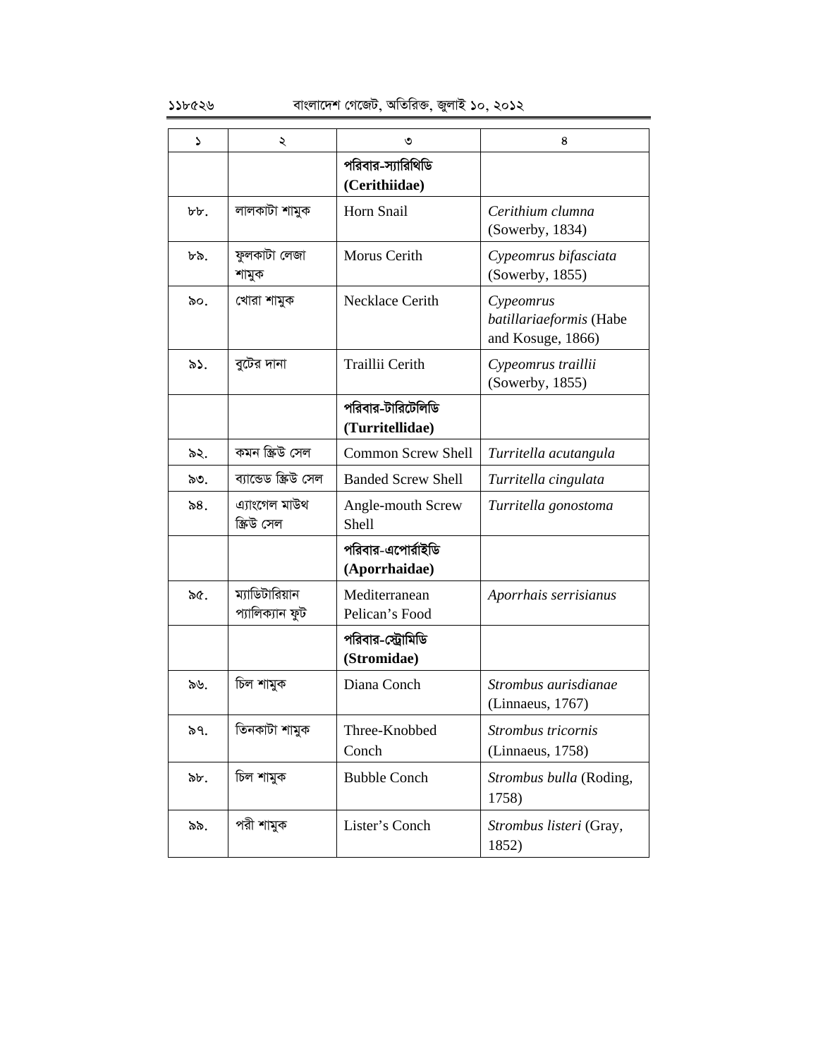| ১ | ২ | ৩ | ৪ |
|---|---|---|---|
| | | **পরিবার-স্যারিথিডি (Cerithiidae)** | |
| ৮৮. | লালকাটা শামুক | Horn Snail | *Cerithium clumna* (Sowerby, 1834) |
| ৮৯. | ফুলকাটা লেজা শামুক | Morus Cerith | *Cypeomrus bifasciata* (Sowerby, 1855) |
| ৯০. | খোরা শামুক | Necklace Cerith | *Cypeomrus batillariaeformis* (Habe and Kosuge, 1866) |
| ৯১. | বুটের দানা | Traillii Cerith | *Cypeomrus traillii* (Sowerby, 1855) |
| | | **পরিবার-টারিটেলিডি (Turritellidae)** | |
| ৯২. | কমন স্ক্রিউ সেল | Common Screw Shell | *Turritella acutangula* |
| ৯৩. | ব্যান্ডেড স্ক্রিউ সেল | Banded Screw Shell | *Turritella cingulata* |
| ৯৪. | এ্যাংগেল মাউথ স্ক্রিউ সেল | Angle-mouth Screw Shell | *Turritella gonostoma* |
| | | **পরিবার-এপোর্রাইডি (Aporrhaidae)** | |
| ৯৫. | ম্যাডিটারিয়ান প্যালিক্যান ফুট | Mediterranean Pelican's Food | *Aporrhais serrisianus* |
| | | **পরিবার-স্ট্রোমিডি (Stromidae)** | |
| ৯৬. | চিল শামুক | Diana Conch | *Strombus aurisdianae* (Linnaeus, 1767) |
| ৯৭. | তিনকাটা শামুক | Three-Knobbed Conch | *Strombus tricornis* (Linnaeus, 1758) |
| ৯৮. | চিল শামুক | Bubble Conch | *Strombus bulla* (Roding, 1758) |
| ৯৯. | পরী শামুক | Lister's Conch | *Strombus listeri* (Gray, 1852) |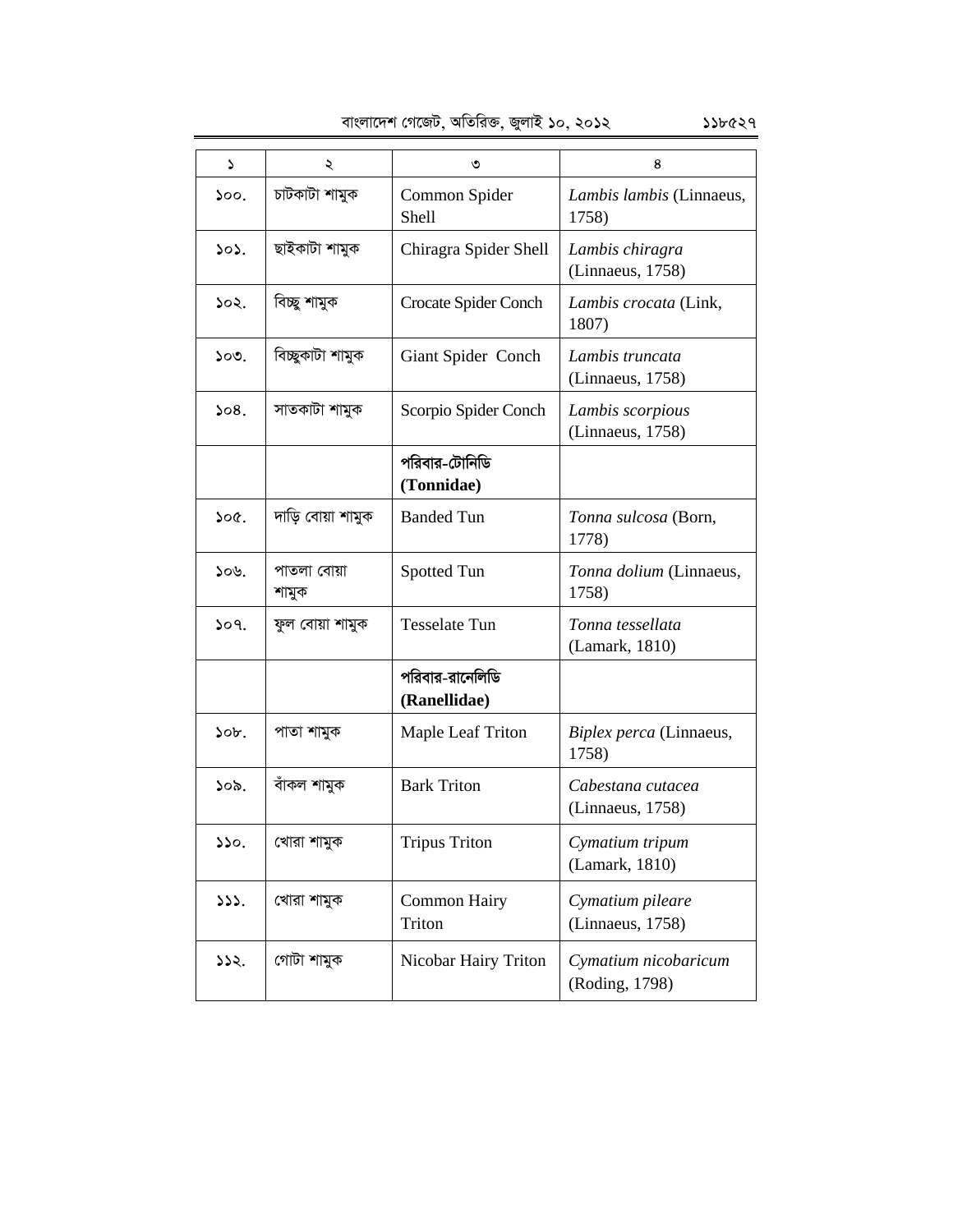| ১ | ২ | ৩ | ৪ |
|---|---|---|---|
| ১০০. | চাটকাটা শামুক | Common Spider Shell | *Lambis lambis* (Linnaeus, 1758) |
| ১০১. | ছাইকাটা শামুক | Chiragra Spider Shell | *Lambis chiragra* (Linnaeus, 1758) |
| ১০২. | বিচ্ছু শামুক | Crocate Spider Conch | *Lambis crocata* (Link, 1807) |
| ১০৩. | বিচ্ছুকাটা শামুক | Giant Spider Conch | *Lambis truncata* (Linnaeus, 1758) |
| ১০৪. | সাতকাটা শামুক | Scorpio Spider Conch | *Lambis scorpious* (Linnaeus, 1758) |
| | | **পরিবার-টোনিডি (Tonnidae)** | |
| ১০৫. | দাড়ি বোয়া শামুক | Banded Tun | *Tonna sulcosa* (Born, 1778) |
| ১০৬. | পাতলা বোয়া শামুক | Spotted Tun | *Tonna dolium* (Linnaeus, 1758) |
| ১০৭. | ফুল বোয়া শামুক | Tesselate Tun | *Tonna tessellata* (Lamark, 1810) |
| | | **পরিবার-রানেলিডি (Ranellidae)** | |
| ১০৮. | পাতা শামুক | Maple Leaf Triton | *Biplex perca* (Linnaeus, 1758) |
| ১০৯. | বাঁকল শামুক | Bark Triton | *Cabestana cutacea* (Linnaeus, 1758) |
| ১১০. | খোরা শামুক | Tripus Triton | *Cymatium tripum* (Lamark, 1810) |
| ১১১. | খোরা শামুক | Common Hairy Triton | *Cymatium pileare* (Linnaeus, 1758) |
| ১১২. | গোটা শামুক | Nicobar Hairy Triton | *Cymatium nicobaricum* (Roding, 1798) |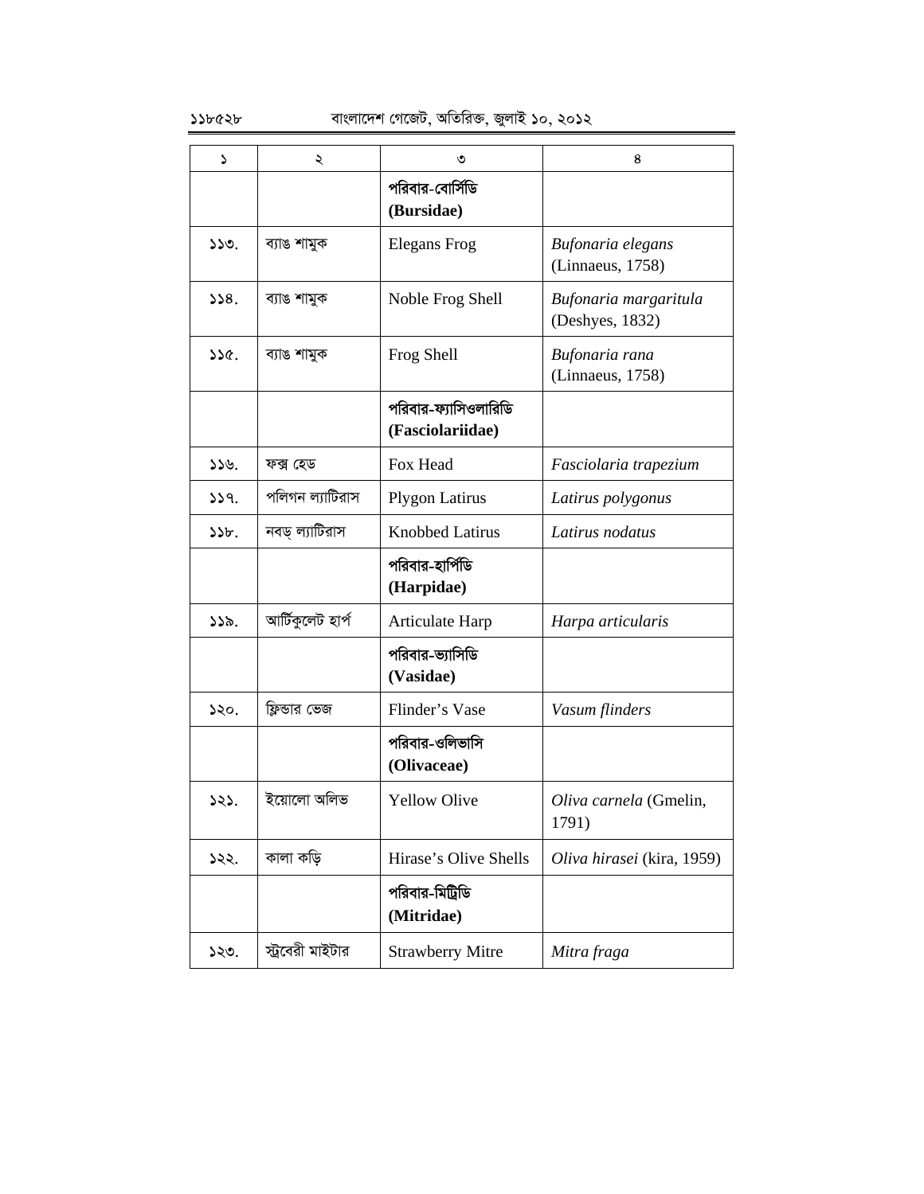| ১ | ২ | ৩ | ৪ |
|---|---|---|---|
| | | **পরিবার-বোর্সিডি (Bursidae)** | |
| ১১৩. | ব্যাঙ শামুক | Elegans Frog | *Bufonaria elegans* (Linnaeus, 1758) |
| ১১৪. | ব্যাঙ শামুক | Noble Frog Shell | *Bufonaria margaritula* (Deshyes, 1832) |
| ১১৫. | ব্যাঙ শামুক | Frog Shell | *Bufonaria rana* (Linnaeus, 1758) |
| | | **পরিবার-ফ্যাসিওলারিডি (Fasciolariidae)** | |
| ১১৬. | ফক্স হেড | Fox Head | *Fasciolaria trapezium* |
| ১১৭. | পলিগন ল্যাটিরাস | Plygon Latirus | *Latirus polygonus* |
| ১১৮. | নবড্ ল্যাটিরাস | Knobbed Latirus | *Latirus nodatus* |
| | | **পরিবার-হার্পিডি (Harpidae)** | |
| ১১৯. | আর্টিকুলেট হার্প | Articulate Harp | *Harpa articularis* |
| | | **পরিবার-ভ্যাসিডি (Vasidae)** | |
| ১২০. | ফ্লিন্ডার ভেজ | Flinder's Vase | *Vasum flinders* |
| | | **পরিবার-ওলিভাসি (Olivaceae)** | |
| ১২১. | ইয়োলো অলিভ | Yellow Olive | *Oliva carnela* (Gmelin, 1791) |
| ১২২. | কালা কড়ি | Hirase's Olive Shells | *Oliva hirasei* (kira, 1959) |
| | | **পরিবার-মিট্রিডি (Mitridae)** | |
| ১২৩. | স্ট্রবেরী মাইটার | Strawberry Mitre | *Mitra fraga* |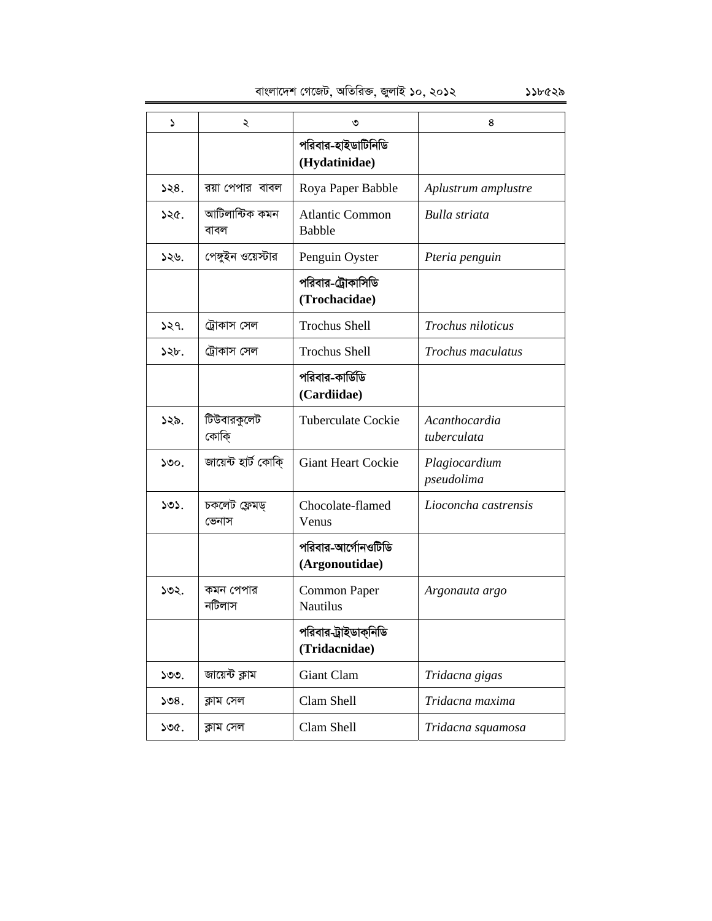| ১ | ২ | ৩ | ৪ |
|---|---|---|---|
| | | **পরিবার-হাইডাটিনিডি (Hydatinidae)** | |
| ১২৪. | রয়া পেপার  বাবল | Roya Paper Babble | *Aplustrum amplustre* |
| ১২৫. | আটিলান্টিক কমন বাবল | Atlantic Common Babble | *Bulla striata* |
| ১২৬. | পেঙ্গুইন ওয়েস্টার | Penguin Oyster | *Pteria penguin* |
| | | **পরিবার-ট্রোকাসিডি (Trochacidae)** | |
| ১২৭. | ট্রোকাস সেল | Trochus Shell | *Trochus niloticus* |
| ১২৮. | ট্রোকাস সেল | Trochus Shell | *Trochus maculatus* |
| | | **পরিবার-কার্ডিডি (Cardiidae)** | |
| ১২৯. | টিউবারকুলেট কোকি্ | Tuberculate Cockie | *Acanthocardia tuberculata* |
| ১৩০. | জায়েন্ট হার্ট কোকি্ | Giant Heart Cockie | *Plagiocardium pseudolima* |
| ১৩১. | চকলেট ফ্লেমড্ ভেনাস | Chocolate-flamed Venus | *Lioconcha castrensis* |
| | | **পরিবার-আর্গোনওটিডি (Argonoutidae)** | |
| ১৩২. | কমন পেপার নটিলাস | Common Paper Nautilus | *Argonauta argo* |
| | | **পরিবার-ট্রাইডাক্নিডি (Tridacnidae)** | |
| ১৩৩. | জায়েন্ট ক্লাম | Giant Clam | *Tridacna gigas* |
| ১৩৪. | ক্লাম সেল | Clam Shell | *Tridacna maxima* |
| ১৩৫. | ক্লাম সেল | Clam Shell | *Tridacna squamosa* |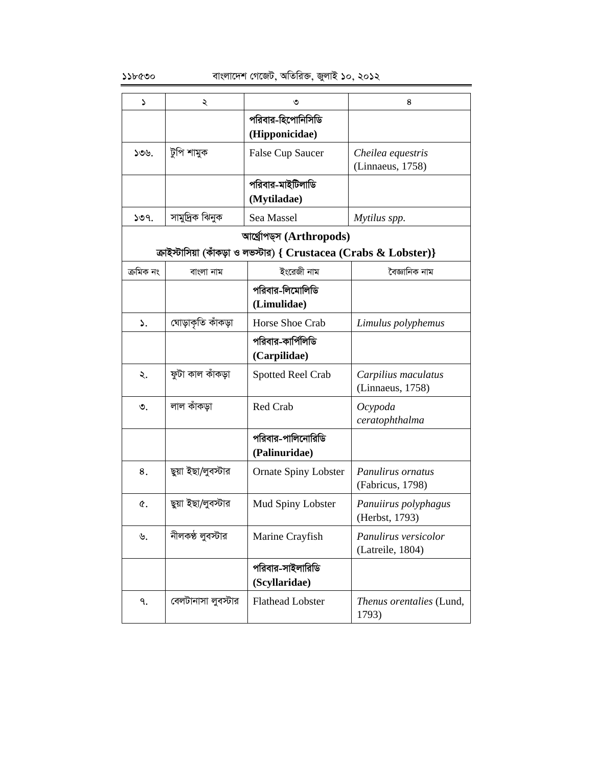| ১ | ২ | ৩ | ৪ |
|---|---|---|---|
| | | **পরিবার-হিপোনিসিডি (Hipponicidae)** | |
| ১৩৬. | টুপি শামুক | False Cup Saucer | *Cheilea equestris* (Linnaeus, 1758) |
| | | **পরিবার-মাইটিলাডি (Mytiladae)** | |
| ১৩৭. | সামুদ্রিক ঝিনুক | Sea Massel | *Mytilus spp.* |

**আর্থ্রোপড্‌স (Arthropods)**

**ক্রাইস্টাসিয়া (কাঁকড়া ও লভস্টার) { Crustacea (Crabs & Lobster)}**

| ক্রমিক নং | বাংলা নাম | ইংরেজী নাম | বৈজ্ঞানিক নাম |
|---|---|---|---|
| | | **পরিবার-লিমোলিডি (Limulidae)** | |
| ১. | ঘোড়াকৃতি কাঁকড়া | Horse Shoe Crab | *Limulus polyphemus* |
| | | **পরিবার-কার্পিলিডি (Carpilidae)** | |
| ২. | ফুটা কাল কাঁকড়া | Spotted Reel Crab | *Carpilius maculatus* (Linnaeus, 1758) |
| ৩. | লাল কাঁকড়া | Red Crab | *Ocypoda ceratophthalma* |
| | | **পরিবার-পালিনোরিডি (Palinuridae)** | |
| ৪. | ছুয়া ইছা/লুবস্টার | Ornate Spiny Lobster | *Panulirus ornatus* (Fabricus, 1798) |
| ৫. | ছুয়া ইছা/লুবস্টার | Mud Spiny Lobster | *Panuiirus polyphagus* (Herbst, 1793) |
| ৬. | নীলকণ্ঠ লুবস্টার | Marine Crayfish | *Panulirus versicolor* (Latreile, 1804) |
| | | **পরিবার-সাইলারিডি (Scyllaridae)** | |
| ৭. | বেলটানাসা লুবস্টার | Flathead Lobster | *Thenus orentalies* (Lund, 1793) |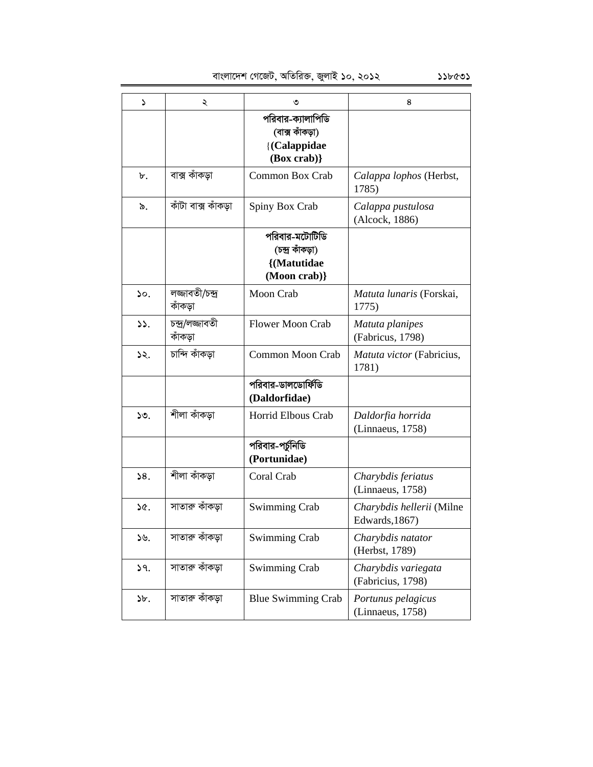| ১ | ২ | ৩ | ৪ |
|---|---|---|---|
| | | **পরিবার-ক্যালাপিডি (বাক্স কাঁকড়া) {(Calappidae (Box crab)}** | |
| ৮. | বাক্স কাঁকড়া | Common Box Crab | *Calappa lophos* (Herbst, 1785) |
| ৯. | কাঁটা বাক্স কাঁকড়া | Spiny Box Crab | *Calappa pustulosa* (Alcock, 1886) |
| | | **পরিবার-মটোটিডি (চন্দ্র কাঁকড়া) {(Matutidae (Moon crab)}** | |
| ১০. | লজ্জাবতী/চন্দ্র কাঁকড়া | Moon Crab | *Matuta lunaris* (Forskai, 1775) |
| ১১. | চন্দ্র/লজ্জাবতী কাঁকড়া | Flower Moon Crab | *Matuta planipes* (Fabricus, 1798) |
| ১২. | চান্দি কাঁকড়া | Common Moon Crab | *Matuta victor* (Fabricius, 1781) |
| | | **পরিবার-ডালডোর্ফিডি (Daldorfidae)** | |
| ১৩. | শীলা কাঁকড়া | Horrid Elbous Crab | *Daldorfia horrida* (Linnaeus, 1758) |
| | | **পরিবার-পর্চুনিডি (Portunidae)** | |
| ১৪. | শীলা কাঁকড়া | Coral Crab | *Charybdis feriatus* (Linnaeus, 1758) |
| ১৫. | সাতারু কাঁকড়া | Swimming Crab | *Charybdis hellerii* (Milne Edwards,1867) |
| ১৬. | সাতারু কাঁকড়া | Swimming Crab | *Charybdis natator* (Herbst, 1789) |
| ১৭. | সাতারু কাঁকড়া | Swimming Crab | *Charybdis variegata* (Fabricius, 1798) |
| ১৮. | সাতারু কাঁকড়া | Blue Swimming Crab | *Portunus pelagicus* (Linnaeus, 1758) |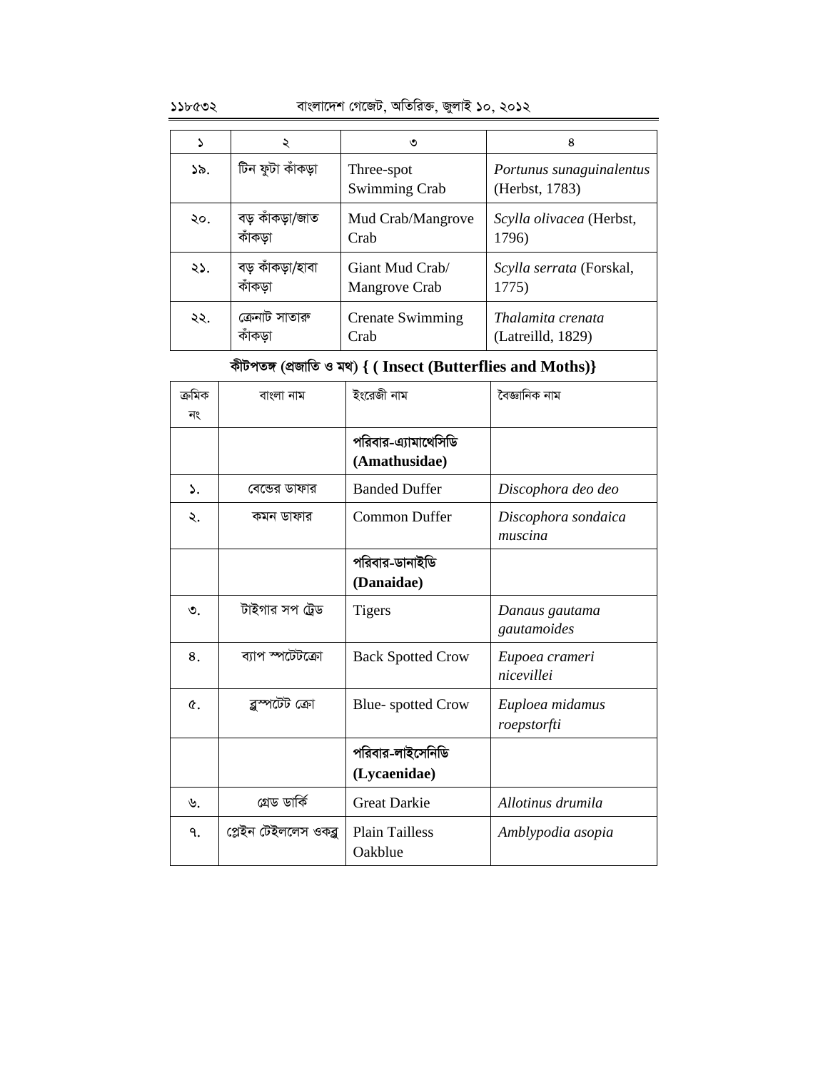| ১ | ২ | ৩ | ৪ |
|---|---|---|---|
| ১৯. | টিন ফুটা কাঁকড়া | Three-spot Swimming Crab | *Portunus sunaguinalentus* (Herbst, 1783) |
| ২০. | বড় কাঁকড়া/জাত কাঁকড়া | Mud Crab/Mangrove Crab | *Scylla olivacea* (Herbst, 1796) |
| ২১. | বড় কাঁকড়া/হাবা কাঁকড়া | Giant Mud Crab/ Mangrove Crab | *Scylla serrata* (Forskal, 1775) |
| ২২. | ক্রেনাট সাতারু কাঁকড়া | Crenate Swimming Crab | *Thalamita crenata* (Latreilld, 1829) |

### কীটপতঙ্গ (প্রজাতি ও মথ) { ( Insect (Butterflies and Moths)}

| ক্রমিক নং | বাংলা নাম | ইংরেজী নাম | বৈজ্ঞানিক নাম |
|---|---|---|---|
| | | **পরিবার-এ্যামাথেসিডি (Amathusidae)** | |
| ১. | বেন্ডের ডাফার | Banded Duffer | *Discophora deo deo* |
| ২. | কমন ডাফার | Common Duffer | *Discophora sondaica muscina* |
| | | **পরিবার-ডানাইডি (Danaidae)** | |
| ৩. | টাইগার সপ ট্রেড | Tigers | *Danaus gautama gautamoides* |
| ৪. | ব্যাপ স্পটেটক্রো | Back Spotted Crow | *Eupoea crameri nicevillei* |
| ৫. | ব্লুস্পটেট ক্রো | Blue- spotted Crow | *Euploea midamus roepstorfti* |
| | | **পরিবার-লাইসেনিডি (Lycaenidae)** | |
| ৬. | গ্রেড ডার্কি | Great Darkie | *Allotinus drumila* |
| ৭. | প্লেইন টেইললেস ওকব্লু | Plain Tailless Oakblue | *Amblypodia asopia* |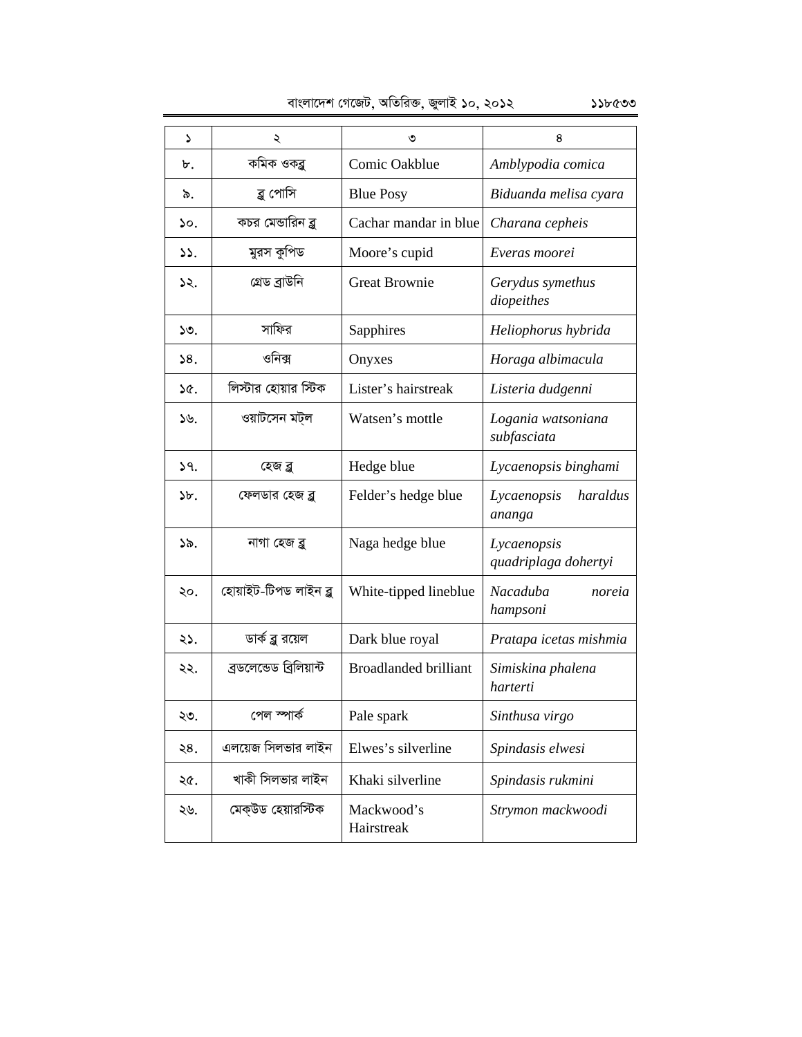| ১ | ২ | ৩ | ৪ |
|---|---|---|---|
| ৮. | কমিক ওকব্লু | Comic Oakblue | *Amblypodia comica* |
| ৯. | ব্লু পোসি | Blue Posy | *Biduanda melisa cyara* |
| ১০. | কচর মেন্ডারিন ব্লু | Cachar mandar in blue | *Charana cepheis* |
| ১১. | মুরস কুপিড | Moore’s cupid | *Everas moorei* |
| ১২. | গ্রেড ব্রাউনি | Great Brownie | *Gerydus symethus diopeithes* |
| ১৩. | সাফির | Sapphires | *Heliophorus hybrida* |
| ১৪. | ওনিক্স | Onyxes | *Horaga albimacula* |
| ১৫. | লিস্টার হোয়ার স্টিক | Lister’s hairstreak | *Listeria dudgenni* |
| ১৬. | ওয়াটসেন মট্‌ল | Watsen’s mottle | *Logania watsoniana subfasciata* |
| ১৭. | হেজ ব্লু | Hedge blue | *Lycaenopsis binghami* |
| ১৮. | ফেলডার হেজ ব্লু | Felder’s hedge blue | *Lycaenopsis haraldus ananga* |
| ১৯. | নাগা হেজ ব্লু | Naga hedge blue | *Lycaenopsis quadriplaga dohertyi* |
| ২০. | হোয়াইট-টিপড লাইন ব্লু | White-tipped lineblue | *Nacaduba noreia hampsoni* |
| ২১. | ডার্ক ব্লু রয়েল | Dark blue royal | *Pratapa icetas mishmia* |
| ২২. | ব্রডলেন্ডেড ব্রিলিয়ান্ট | Broadlanded brilliant | *Simiskina phalena harterti* |
| ২৩. | পেল স্পার্ক | Pale spark | *Sinthusa virgo* |
| ২৪. | এলয়েজ সিলভার লাইন | Elwes’s silverline | *Spindasis elwesi* |
| ২৫. | খাকী সিলভার লাইন | Khaki silverline | *Spindasis rukmini* |
| ২৬. | মেক্‌উড হেয়ারস্টিক | Mackwood’s Hairstreak | *Strymon mackwoodi* |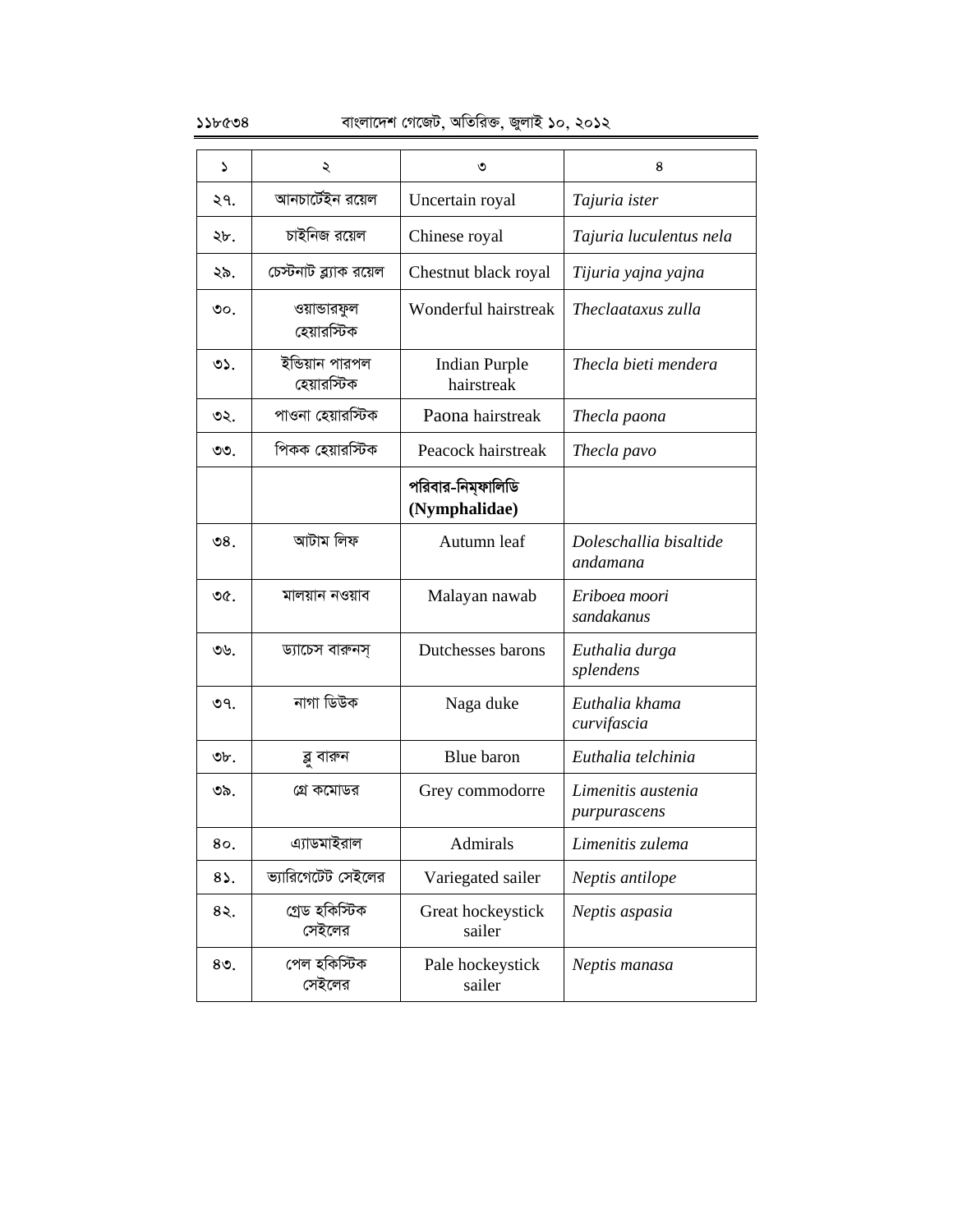| ১ | ২ | ৩ | ৪ |
|---|---|---|---|
| ২৭. | আনচার্টেইন রয়েল | Uncertain royal | *Tajuria ister* |
| ২৮. | চাইনিজ রয়েল | Chinese royal | *Tajuria luculentus nela* |
| ২৯. | চেস্টনাট ব্ল্যাক রয়েল | Chestnut black royal | *Tijuria yajna yajna* |
| ৩০. | ওয়ান্ডারফুল হেয়ারস্টিক | Wonderful hairstreak | *Theclaataxus zulla* |
| ৩১. | ইন্ডিয়ান পারপল হেয়ারস্টিক | Indian Purple hairstreak | *Thecla bieti mendera* |
| ৩২. | পাওনা হেয়ারস্টিক | Paona hairstreak | *Thecla paona* |
| ৩৩. | পিকক হেয়ারস্টিক | Peacock hairstreak | *Thecla pavo* |
| | | **পরিবার-নিম্ফালিডি (Nymphalidae)** | |
| ৩৪. | আটাম লিফ | Autumn leaf | *Doleschallia bisaltide andamana* |
| ৩৫. | মালয়ান নওয়াব | Malayan nawab | *Eriboea moori sandakanus* |
| ৩৬. | ড্যাচেস বারুনস্ | Dutchesses barons | *Euthalia durga splendens* |
| ৩৭. | নাগা ডিউক | Naga duke | *Euthalia khama curvifascia* |
| ৩৮. | ব্লু বারুন | Blue baron | *Euthalia telchinia* |
| ৩৯. | গ্রে কমোডর | Grey commodorre | *Limenitis austenia purpurascens* |
| ৪০. | এ্যাডমাইরাল | Admirals | *Limenitis zulema* |
| ৪১. | ভ্যারিগেটেট সেইলের | Variegated sailer | *Neptis antilope* |
| ৪২. | গ্রেড হকিস্টিক সেইলের | Great hockeystick sailer | *Neptis aspasia* |
| ৪৩. | পেল হকিস্টিক সেইলের | Pale hockeystick sailer | *Neptis manasa* |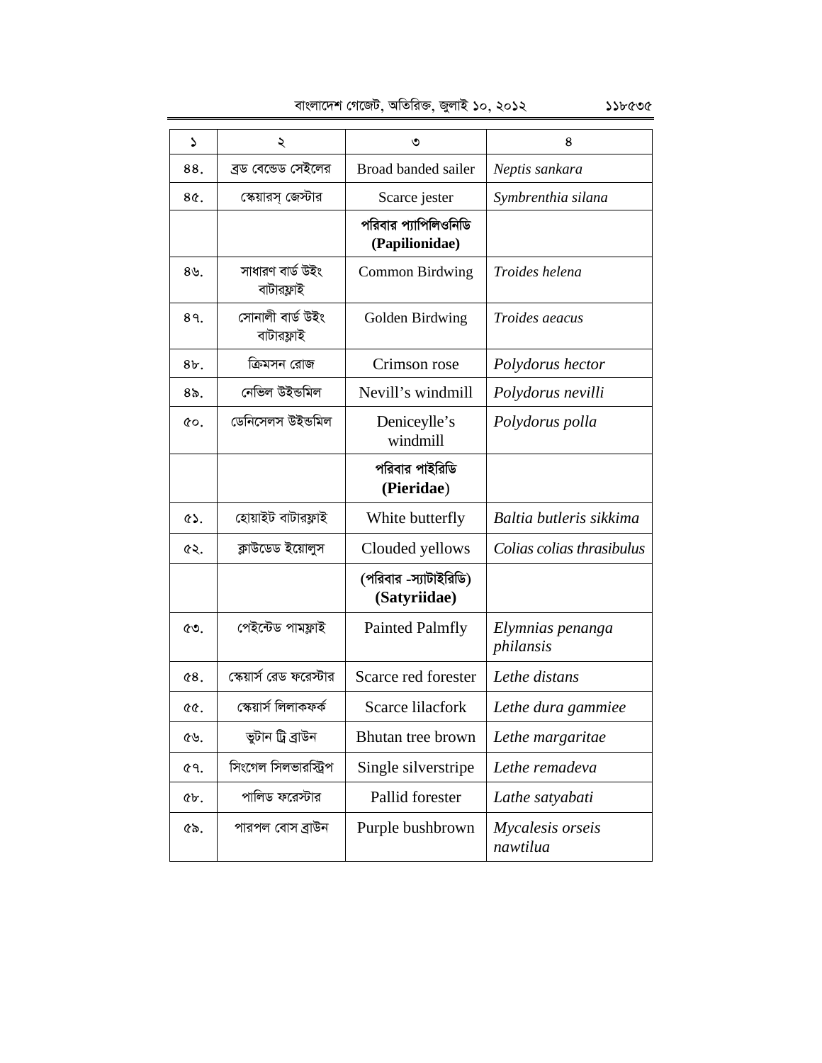| ১ | ২ | ৩ | ৪ |
|---|---|---|---|
| ৪৪. | ব্রড বেন্ডেড সেইলের | Broad banded sailer | *Neptis sankara* |
| ৪৫. | স্কেয়ারস্ জেস্টার | Scarce jester | *Symbrenthia silana* |
| | | **পরিবার প্যাপিলিওনিডি (Papilionidae)** | |
| ৪৬. | সাধারণ বার্ড উইং বাটারফ্লাই | Common Birdwing | *Troides helena* |
| ৪৭. | সোনালী বার্ড উইং বাটারফ্লাই | Golden Birdwing | *Troides aeacus* |
| ৪৮. | ক্রিমসন রোজ | Crimson rose | *Polydorus hector* |
| ৪৯. | নেভিল উইন্ডমিল | Nevill's windmill | *Polydorus nevilli* |
| ৫০. | ডেনিসেলস উইন্ডমিল | Deniceylle's windmill | *Polydorus polla* |
| | | **পরিবার পাইরিডি (Pieridae)** | |
| ৫১. | হোয়াইট বাটারফ্লাই | White butterfly | *Baltia butleris sikkima* |
| ৫২. | ক্লাউডেড ইয়োলুস | Clouded yellows | *Colias colias thrasibulus* |
| | | **(পরিবার -স্যাটাইরিডি) (Satyriidae)** | |
| ৫৩. | পেইন্টেড পামফ্লাই | Painted Palmfly | *Elymnias penanga philansis* |
| ৫৪. | স্কেয়ার্স রেড ফরেস্টার | Scarce red forester | *Lethe distans* |
| ৫৫. | স্কেয়ার্স লিলাকফর্ক | Scarce lilacfork | *Lethe dura gammiee* |
| ৫৬. | ভুটান ট্রি ব্রাউন | Bhutan tree brown | *Lethe margaritae* |
| ৫৭. | সিংগেল সিলভারস্ট্রিপ | Single silverstripe | *Lethe remadeva* |
| ৫৮. | পালিড ফরেস্টার | Pallid forester | *Lathe satyabati* |
| ৫৯. | পারপল বোস ব্রাউন | Purple bushbrown | *Mycalesis orseis nawtilua* |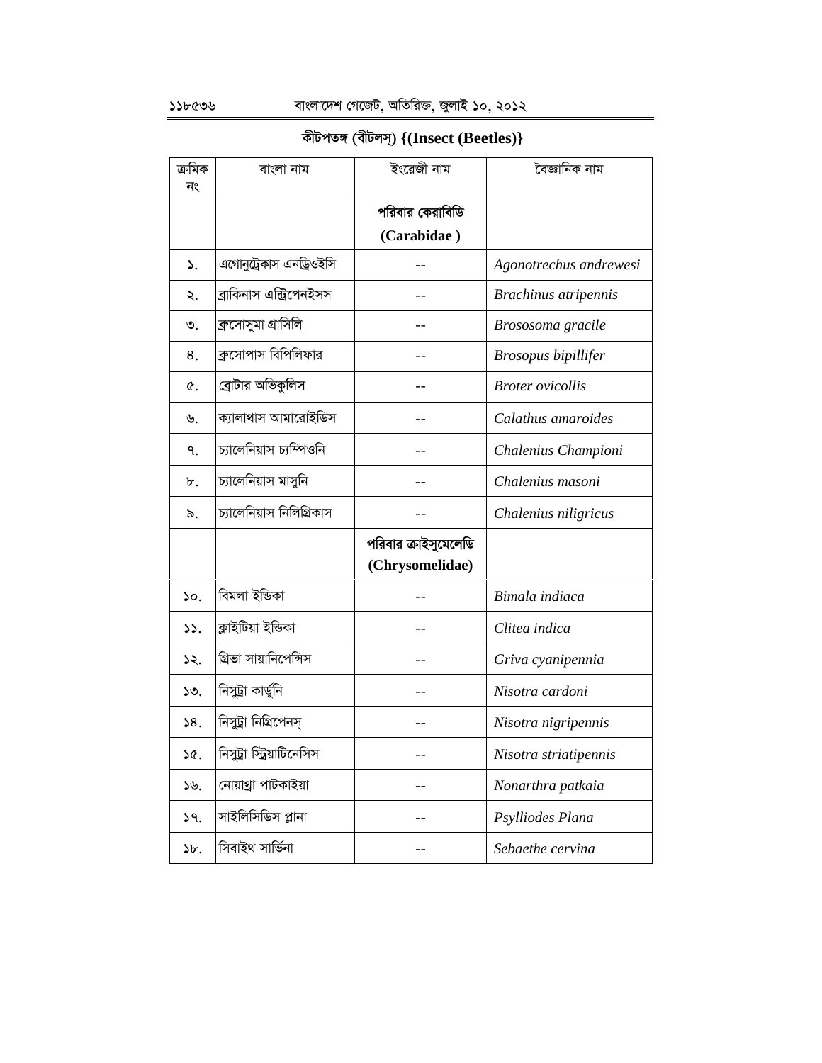## কীটপতঙ্গ (বীটলস্) {(Insect (Beetles)}

| ক্রমিক নং | বাংলা নাম | ইংরেজী নাম | বৈজ্ঞানিক নাম |
|---|---|---|---|
| | | **পরিবার কেরাবিডি (Carabidae )** | |
| ১. | এগোনুট্রেকাস এনড্রিওইসি | -- | *Agonotrechus andrewesi* |
| ২. | ব্রাকিনাস এন্ট্রিপেনইসস | -- | *Brachinus atripennis* |
| ৩. | ব্রুসোসুমা গ্রাসিলি | -- | *Brososoma gracile* |
| ৪. | ব্রুসোপাস বিপিলিফার | -- | *Brosopus bipillifer* |
| ৫. | ব্রোটার অভিকুলিস | -- | *Broter ovicollis* |
| ৬. | ক্যালাথাস আমারোইডিস | -- | *Calathus amaroides* |
| ৭. | চ্যালেনিয়াস চ্যম্পিওনি | -- | *Chalenius Championi* |
| ৮. | চ্যালেনিয়াস মাসুনি | -- | *Chalenius masoni* |
| ৯. | চ্যালেনিয়াস নিলিগ্রিকাস | -- | *Chalenius niligricus* |
| | | **পরিবার ক্রাইসুমেলেডি (Chrysomelidae)** | |
| ১০. | বিমলা ইন্ডিকা | -- | *Bimala indiaca* |
| ১১. | ক্লাইটিয়া ইন্ডিকা | -- | *Clitea indica* |
| ১২. | গ্রিভা সায়ানিপেন্সিস | -- | *Griva cyanipennia* |
| ১৩. | নিসুট্রা কার্ডুনি | -- | *Nisotra cardoni* |
| ১৪. | নিসুট্রা নিগ্রিপেনস্ | -- | *Nisotra nigripennis* |
| ১৫. | নিসুট্রা স্ট্রিয়াটিনেসিস | -- | *Nisotra striatipennis* |
| ১৬. | নোয়াথ্রা পাটকাইয়া | -- | *Nonarthra patkaia* |
| ১৭. | সাইলিসিডিস প্লানা | -- | *Psylliodes Plana* |
| ১৮. | সিবাইথ সার্ভিনা | -- | *Sebaethe cervina* |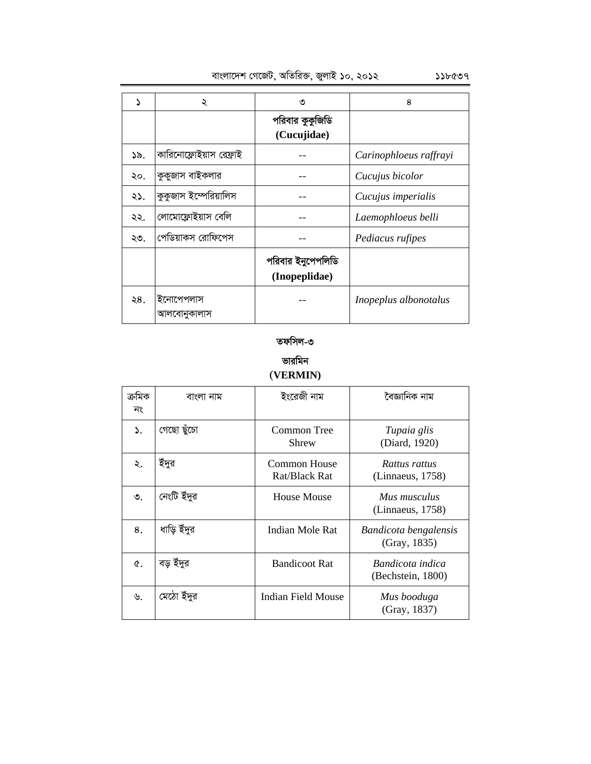| ১ | ২ | ৩ | ৪ |
|---|---|---|---|
| | | **পরিবার কুকুজিডি (Cucujidae)** | |
| ১৯. | কারিনোফ্লোইয়াস রেফ্রাই | -- | *Carinophloeus raffrayi* |
| ২০. | কুকুজাস বাইকলার | -- | *Cucujus bicolor* |
| ২১. | কুকুজাস ইম্পেরিয়ালিস | -- | *Cucujus imperialis* |
| ২২. | লোমোফ্লোইয়াস বেলি | -- | *Laemophloeus belli* |
| ২৩. | পেডিয়াকস রোফিপেস | -- | *Pediacus rufipes* |
| | | **পরিবার ইনুপেপলিডি (Inopeplidae)** | |
| ২৪. | ইনোপেপলাস আলবোনুকালাস | -- | *Inopeplus albonotalus* |

## তফসিল-৩

### ভারমিন
### (VERMIN)

| ক্রমিক নং | বাংলা নাম | ইংরেজী নাম | বৈজ্ঞানিক নাম |
|---|---|---|---|
| ১. | গেছো ছুঁচো | Common Tree Shrew | *Tupaia glis* (Diard, 1920) |
| ২. | ইঁদুর | Common House Rat/Black Rat | *Rattus rattus* (Linnaeus, 1758) |
| ৩. | নেংটি ইঁদুর | House Mouse | *Mus musculus* (Linnaeus, 1758) |
| ৪. | ধাড়ি ইঁদুর | Indian Mole Rat | *Bandicota bengalensis* (Gray, 1835) |
| ৫. | বড় ইঁদুর | Bandicoot Rat | *Bandicota indica* (Bechstein, 1800) |
| ৬. | মেঠো ইঁদুর | Indian Field Mouse | *Mus booduga* (Gray, 1837) |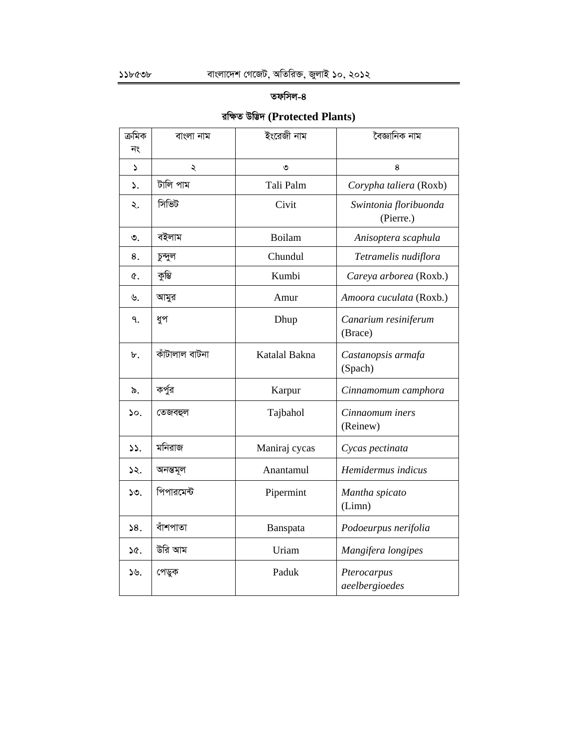**তফসিল-৪**

**রক্ষিত উদ্ভিদ (Protected Plants)**

| ক্রমিক নং | বাংলা নাম | ইংরেজী নাম | বৈজ্ঞানিক নাম |
|---|---|---|---|
| ১ | ২ | ৩ | ৪ |
| ১. | টালি পাম | Tali Palm | *Corypha taliera* (Roxb) |
| ২. | সিভিট | Civit | *Swintonia floribuonda* (Pierre.) |
| ৩. | বইলাম | Boilam | *Anisoptera scaphula* |
| ৪. | চুন্দুল | Chundul | *Tetramelis nudiflora* |
| ৫. | কুম্ভি | Kumbi | *Careya arborea* (Roxb.) |
| ৬. | আমুর | Amur | *Amoora cuculata* (Roxb.) |
| ৭. | ধুপ | Dhup | *Canarium resiniferum* (Brace) |
| ৮. | কাঁটালাল বাটনা | Katalal Bakna | *Castanopsis armafa* (Spach) |
| ৯. | কর্পুর | Karpur | *Cinnamomum camphora* |
| ১০. | তেজবহুল | Tajbahol | *Cinnaomum iners* (Reinew) |
| ১১. | মনিরাজ | Maniraj cycas | *Cycas pectinata* |
| ১২. | অনন্তমূল | Anantamul | *Hemidermus indicus* |
| ১৩. | পিপারমেন্ট | Pipermint | *Mantha spicato* (Limn) |
| ১৪. | বাঁশপাতা | Banspata | *Podoeurpus nerifolia* |
| ১৫. | উরি আম | Uriam | *Mangifera longipes* |
| ১৬. | পেড়ুক | Paduk | *Pterocarpus aeelbergioedes* |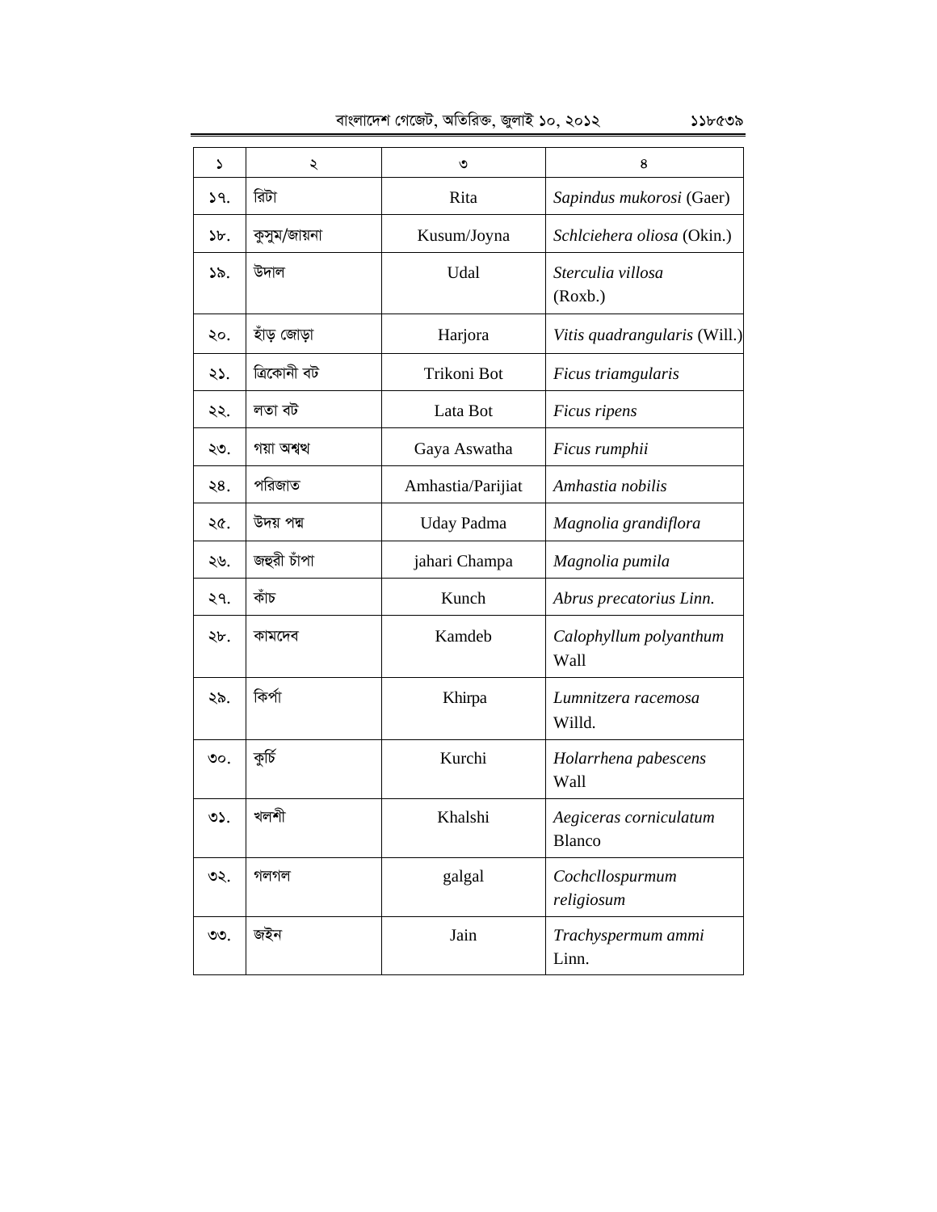| ১ | ২ | ৩ | ৪ |
|---|---|---|---|
| ১৭. | রিটা | Rita | *Sapindus mukorosi* (Gaer) |
| ১৮. | কুসুম/জায়না | Kusum/Joyna | *Schlciehera oliosa* (Okin.) |
| ১৯. | উদাল | Udal | *Sterculia villosa* (Roxb.) |
| ২০. | হাঁড় জোড়া | Harjora | *Vitis quadrangularis* (Will.) |
| ২১. | ত্রিকোনী বট | Trikoni Bot | *Ficus triamgularis* |
| ২২. | লতা বট | Lata Bot | *Ficus ripens* |
| ২৩. | গয়া অশ্বথ | Gaya Aswatha | *Ficus rumphii* |
| ২৪. | পরিজাত | Amhastia/Parijiat | *Amhastia nobilis* |
| ২৫. | উদয় পদ্ম | Uday Padma | *Magnolia grandiflora* |
| ২৬. | জহুরী চাঁপা | jahari Champa | *Magnolia pumila* |
| ২৭. | কাঁচ | Kunch | *Abrus precatorius Linn.* |
| ২৮. | কামদেব | Kamdeb | *Calophyllum polyanthum* Wall |
| ২৯. | কির্পা | Khirpa | *Lumnitzera racemosa* Willd. |
| ৩০. | কুর্চি | Kurchi | *Holarrhena pabescens* Wall |
| ৩১. | খলশী | Khalshi | *Aegiceras corniculatum* Blanco |
| ৩২. | গলগল | galgal | *Cochcllospurmum religiosum* |
| ৩৩. | জইন | Jain | *Trachyspermum ammi* Linn. |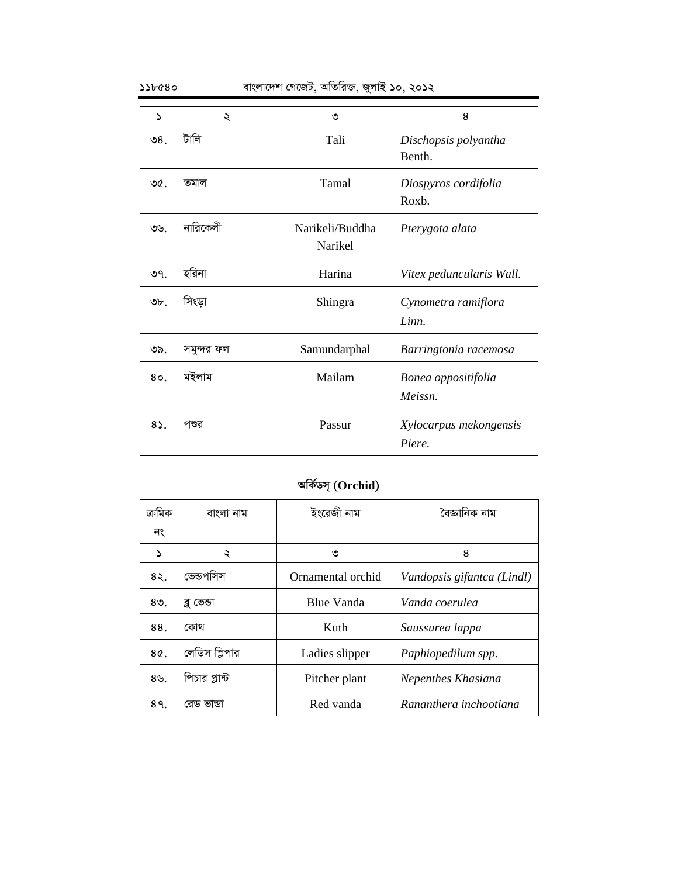| ১ | ২ | ৩ | ৪ |
|---|---|---|---|
| ৩৪. | টালি | Tali | *Dischopsis polyantha* Benth. |
| ৩৫. | তমাল | Tamal | *Diospyros cordifolia* Roxb. |
| ৩৬. | নারিকেলী | Narikeli/Buddha Narikel | *Pterygota alata* |
| ৩৭. | হরিনা | Harina | *Vitex peduncularis Wall.* |
| ৩৮. | সিংড়া | Shingra | *Cynometra ramiflora Linn.* |
| ৩৯. | সমুন্দর ফল | Samundarphal | *Barringtonia racemosa* |
| ৪০. | মইলাম | Mailam | *Bonea oppositifolia Meissn.* |
| ৪১. | পশুর | Passur | *Xylocarpus mekongensis Piere.* |

**অর্কিডস্ (Orchid)**

| ক্রমিক নং | বাংলা নাম | ইংরেজী নাম | বৈজ্ঞানিক নাম |
|---|---|---|---|
| ১ | ২ | ৩ | ৪ |
| ৪২. | ভেন্ডপসিস | Ornamental orchid | *Vandopsis gifantca (Lindl)* |
| ৪৩. | ব্লু ভেন্ডা | Blue Vanda | *Vanda coerulea* |
| ৪৪. | কোথ | Kuth | *Saussurea lappa* |
| ৪৫. | লেডিস স্লিপার | Ladies slipper | *Paphiopedilum spp.* |
| ৪৬. | পিচার প্লান্ট | Pitcher plant | *Nepenthes Khasiana* |
| ৪৭. | রেড ভান্ডা | Red vanda | *Renanthera inchootiana* |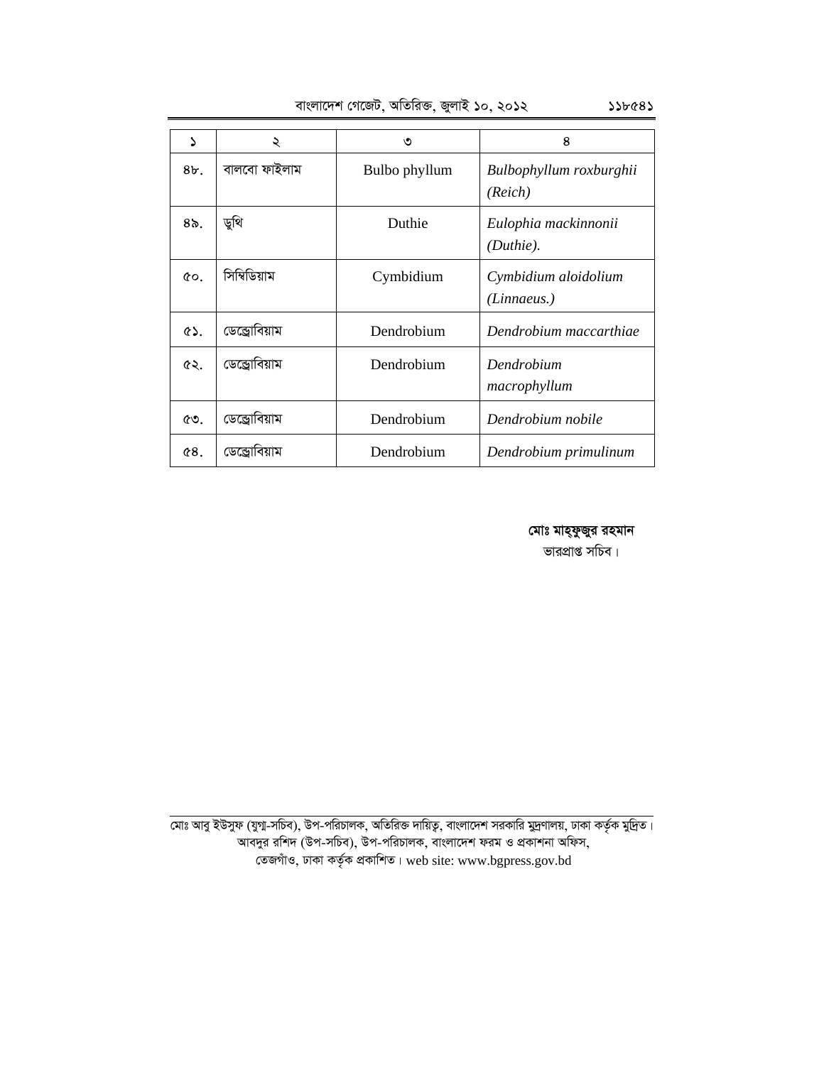| ১ | ২ | ৩ | ৪ |
|---|---|---|---|
| ৪৮. | বালবো ফাইলাম | Bulbo phyllum | *Bulbophyllum roxburghii (Reich)* |
| ৪৯. | ডুথি | Duthie | *Eulophia mackinnonii (Duthie).* |
| ৫০. | সিম্বিডিয়াম | Cymbidium | *Cymbidium aloidolium (Linnaeus.)* |
| ৫১. | ডেন্ড্রোবিয়াম | Dendrobium | *Dendrobium maccarthiae* |
| ৫২. | ডেন্ড্রোবিয়াম | Dendrobium | *Dendrobium macrophyllum* |
| ৫৩. | ডেন্ড্রোবিয়াম | Dendrobium | *Dendrobium nobile* |
| ৫৪. | ডেন্ড্রোবিয়াম | Dendrobium | *Dendrobium primulinum* |

**মোঃ মাহ্ফুজুর রহমান**
ভারপ্রাপ্ত সচিব।

মোঃ আবু ইউসুফ (যুগ্ম-সচিব), উপ-পরিচালক, অতিরিক্ত দায়িত্ব, বাংলাদেশ সরকারি মুদ্রণালয়, ঢাকা কর্তৃক মুদ্রিত।
আবদুর রশিদ (উপ-সচিব), উপ-পরিচালক, বাংলাদেশ ফরম ও প্রকাশনা অফিস,
তেজগাঁও, ঢাকা কর্তৃক প্রকাশিত। web site: www.bgpress.gov.bd